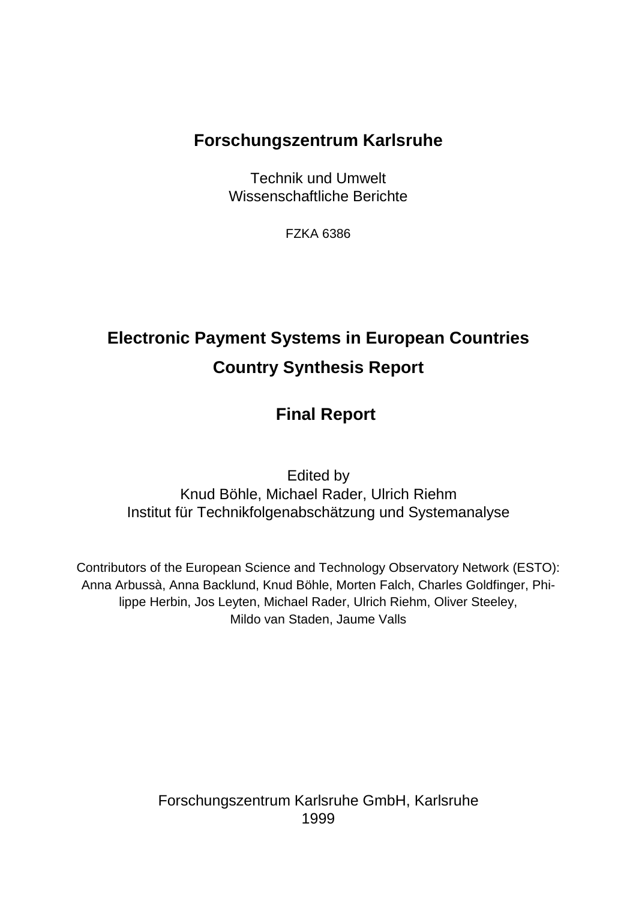**Forschungszentrum Karlsruhe**

Technik und Umwelt
Wissenschaftliche Berichte

FZKA 6386

# Electronic Payment Systems in European Countries

# Country Synthesis Report

## Final Report

Edited by
Knud Böhle, Michael Rader, Ulrich Riehm
Institut für Technikfolgenabschätzung und Systemanalyse

Contributors of the European Science and Technology Observatory Network (ESTO):
Anna Arbussà, Anna Backlund, Knud Böhle, Morten Falch, Charles Goldfinger, Philippe Herbin, Jos Leyten, Michael Rader, Ulrich Riehm, Oliver Steeley,
Mildo van Staden, Jaume Valls

Forschungszentrum Karlsruhe GmbH, Karlsruhe
1999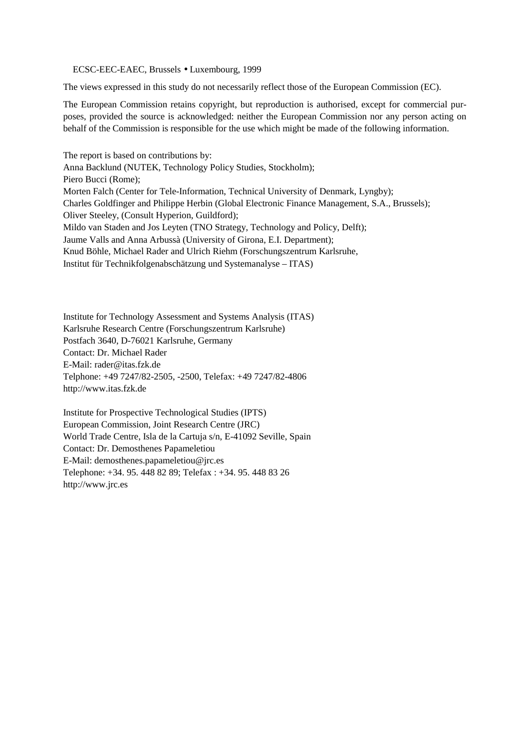ECSC-EEC-EAEC, Brussels • Luxembourg, 1999

The views expressed in this study do not necessarily reflect those of the European Commission (EC).

The European Commission retains copyright, but reproduction is authorised, except for commercial purposes, provided the source is acknowledged: neither the European Commission nor any person acting on behalf of the Commission is responsible for the use which might be made of the following information.

The report is based on contributions by:
Anna Backlund (NUTEK, Technology Policy Studies, Stockholm);
Piero Bucci (Rome);
Morten Falch (Center for Tele-Information, Technical University of Denmark, Lyngby);
Charles Goldfinger and Philippe Herbin (Global Electronic Finance Management, S.A., Brussels);
Oliver Steeley, (Consult Hyperion, Guildford);
Mildo van Staden and Jos Leyten (TNO Strategy, Technology and Policy, Delft);
Jaume Valls and Anna Arbussà (University of Girona, E.I. Department);
Knud Böhle, Michael Rader and Ulrich Riehm (Forschungszentrum Karlsruhe,
Institut für Technikfolgenabschätzung und Systemanalyse – ITAS)

Institute for Technology Assessment and Systems Analysis (ITAS)
Karlsruhe Research Centre (Forschungszentrum Karlsruhe)
Postfach 3640, D-76021 Karlsruhe, Germany
Contact: Dr. Michael Rader
E-Mail: rader@itas.fzk.de
Telphone: +49 7247/82-2505, -2500, Telefax: +49 7247/82-4806
http://www.itas.fzk.de

Institute for Prospective Technological Studies (IPTS)
European Commission, Joint Research Centre (JRC)
World Trade Centre, Isla de la Cartuja s/n, E-41092 Seville, Spain
Contact: Dr. Demosthenes Papameletiou
E-Mail: demosthenes.papameletiou@jrc.es
Telephone: +34. 95. 448 82 89; Telefax : +34. 95. 448 83 26
http://www.jrc.es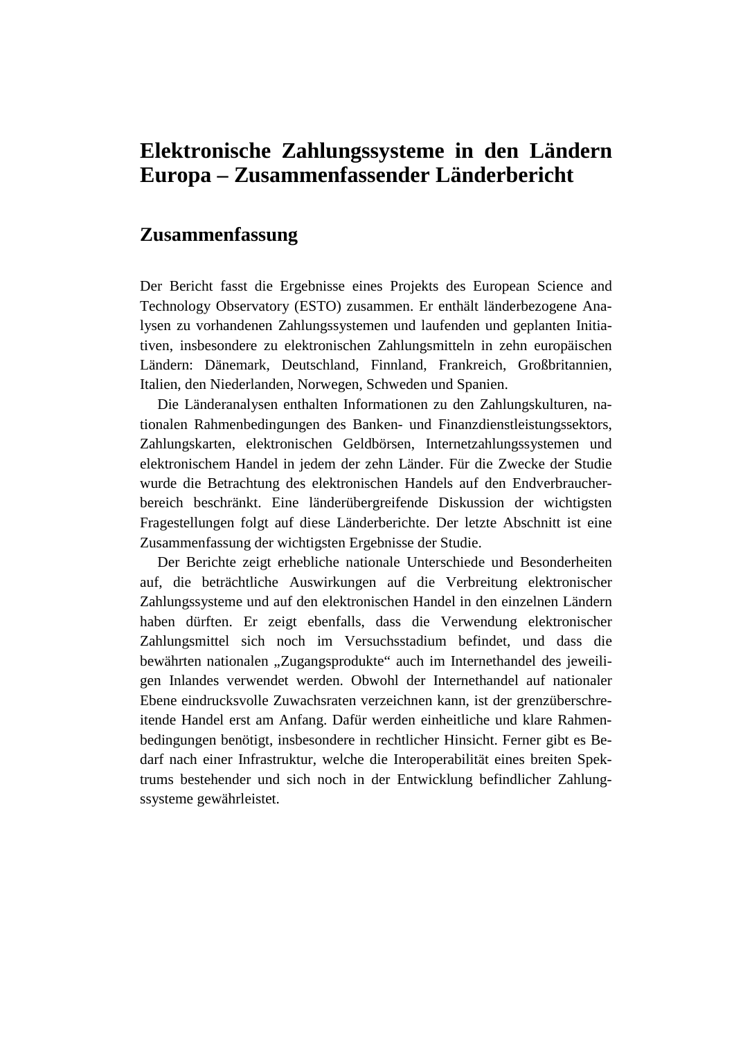# Elektronische Zahlungssysteme in den Ländern Europa – Zusammenfassender Länderbericht

## Zusammenfassung

Der Bericht fasst die Ergebnisse eines Projekts des European Science and Technology Observatory (ESTO) zusammen. Er enthält länderbezogene Analysen zu vorhandenen Zahlungssystemen und laufenden und geplanten Initiativen, insbesondere zu elektronischen Zahlungsmitteln in zehn europäischen Ländern: Dänemark, Deutschland, Finnland, Frankreich, Großbritannien, Italien, den Niederlanden, Norwegen, Schweden und Spanien.

Die Länderanalysen enthalten Informationen zu den Zahlungskulturen, nationalen Rahmenbedingungen des Banken- und Finanzdienstleistungssektors, Zahlungskarten, elektronischen Geldbörsen, Internetzahlungssystemen und elektronischem Handel in jedem der zehn Länder. Für die Zwecke der Studie wurde die Betrachtung des elektronischen Handels auf den Endverbraucherbereich beschränkt. Eine länderübergreifende Diskussion der wichtigsten Fragestellungen folgt auf diese Länderberichte. Der letzte Abschnitt ist eine Zusammenfassung der wichtigsten Ergebnisse der Studie.

Der Berichte zeigt erhebliche nationale Unterschiede und Besonderheiten auf, die beträchtliche Auswirkungen auf die Verbreitung elektronischer Zahlungssysteme und auf den elektronischen Handel in den einzelnen Ländern haben dürften. Er zeigt ebenfalls, dass die Verwendung elektronischer Zahlungsmittel sich noch im Versuchsstadium befindet, und dass die bewährten nationalen „Zugangsprodukte" auch im Internethandel des jeweiligen Inlandes verwendet werden. Obwohl der Internethandel auf nationaler Ebene eindrucksvolle Zuwachsraten verzeichnen kann, ist der grenzüberschreitende Handel erst am Anfang. Dafür werden einheitliche und klare Rahmenbedingungen benötigt, insbesondere in rechtlicher Hinsicht. Ferner gibt es Bedarf nach einer Infrastruktur, welche die Interoperabilität eines breiten Spektrums bestehender und sich noch in der Entwicklung befindlicher Zahlungssysteme gewährleistet.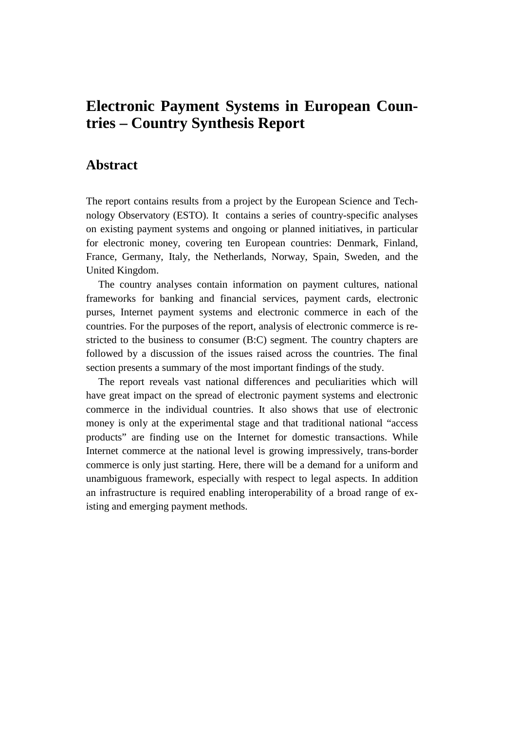# Electronic Payment Systems in European Countries – Country Synthesis Report

## Abstract

The report contains results from a project by the European Science and Technology Observatory (ESTO). It contains a series of country-specific analyses on existing payment systems and ongoing or planned initiatives, in particular for electronic money, covering ten European countries: Denmark, Finland, France, Germany, Italy, the Netherlands, Norway, Spain, Sweden, and the United Kingdom.

The country analyses contain information on payment cultures, national frameworks for banking and financial services, payment cards, electronic purses, Internet payment systems and electronic commerce in each of the countries. For the purposes of the report, analysis of electronic commerce is restricted to the business to consumer (B:C) segment. The country chapters are followed by a discussion of the issues raised across the countries. The final section presents a summary of the most important findings of the study.

The report reveals vast national differences and peculiarities which will have great impact on the spread of electronic payment systems and electronic commerce in the individual countries. It also shows that use of electronic money is only at the experimental stage and that traditional national "access products" are finding use on the Internet for domestic transactions. While Internet commerce at the national level is growing impressively, trans-border commerce is only just starting. Here, there will be a demand for a uniform and unambiguous framework, especially with respect to legal aspects. In addition an infrastructure is required enabling interoperability of a broad range of existing and emerging payment methods.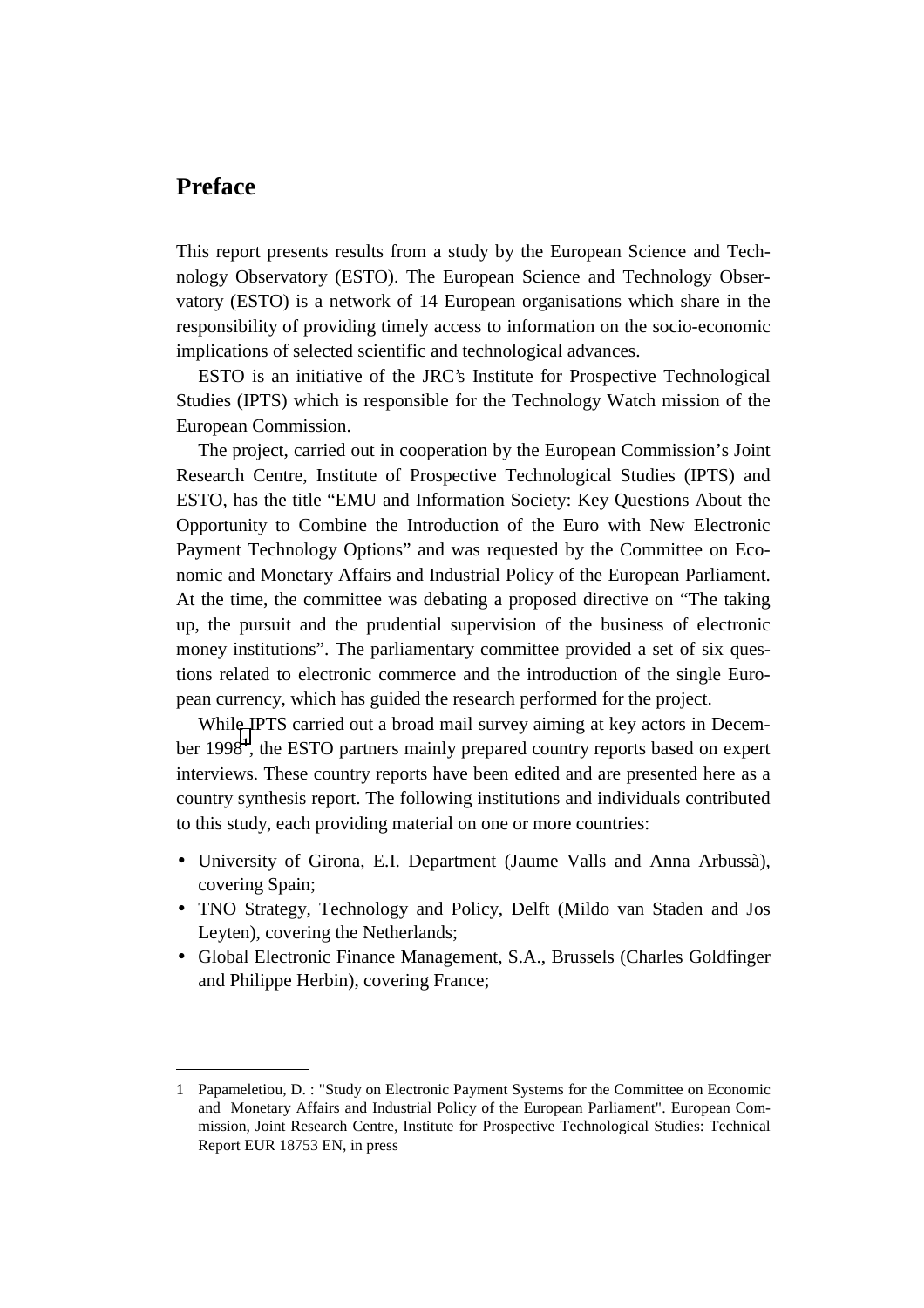# Preface

This report presents results from a study by the European Science and Technology Observatory (ESTO). The European Science and Technology Observatory (ESTO) is a network of 14 European organisations which share in the responsibility of providing timely access to information on the socio-economic implications of selected scientific and technological advances.

ESTO is an initiative of the JRC's Institute for Prospective Technological Studies (IPTS) which is responsible for the Technology Watch mission of the European Commission.

The project, carried out in cooperation by the European Commission's Joint Research Centre, Institute of Prospective Technological Studies (IPTS) and ESTO, has the title "EMU and Information Society: Key Questions About the Opportunity to Combine the Introduction of the Euro with New Electronic Payment Technology Options" and was requested by the Committee on Economic and Monetary Affairs and Industrial Policy of the European Parliament. At the time, the committee was debating a proposed directive on "The taking up, the pursuit and the prudential supervision of the business of electronic money institutions". The parliamentary committee provided a set of six questions related to electronic commerce and the introduction of the single European currency, which has guided the research performed for the project.

While IPTS carried out a broad mail survey aiming at key actors in December 1998[1], the ESTO partners mainly prepared country reports based on expert interviews. These country reports have been edited and are presented here as a country synthesis report. The following institutions and individuals contributed to this study, each providing material on one or more countries:

- University of Girona, E.I. Department (Jaume Valls and Anna Arbussà), covering Spain;
- TNO Strategy, Technology and Policy, Delft (Mildo van Staden and Jos Leyten), covering the Netherlands;
- Global Electronic Finance Management, S.A., Brussels (Charles Goldfinger and Philippe Herbin), covering France;

---

1 Papameletiou, D. : "Study on Electronic Payment Systems for the Committee on Economic and Monetary Affairs and Industrial Policy of the European Parliament". European Commission, Joint Research Centre, Institute for Prospective Technological Studies: Technical Report EUR 18753 EN, in press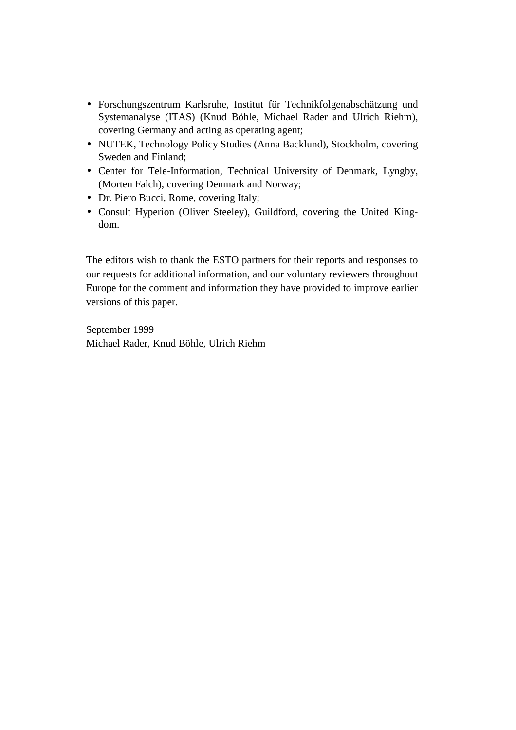- Forschungszentrum Karlsruhe, Institut für Technikfolgenabschätzung und Systemanalyse (ITAS) (Knud Böhle, Michael Rader and Ulrich Riehm), covering Germany and acting as operating agent;
- NUTEK, Technology Policy Studies (Anna Backlund), Stockholm, covering Sweden and Finland;
- Center for Tele-Information, Technical University of Denmark, Lyngby, (Morten Falch), covering Denmark and Norway;
- Dr. Piero Bucci, Rome, covering Italy;
- Consult Hyperion (Oliver Steeley), Guildford, covering the United Kingdom.

The editors wish to thank the ESTO partners for their reports and responses to our requests for additional information, and our voluntary reviewers throughout Europe for the comment and information they have provided to improve earlier versions of this paper.

September 1999
Michael Rader, Knud Böhle, Ulrich Riehm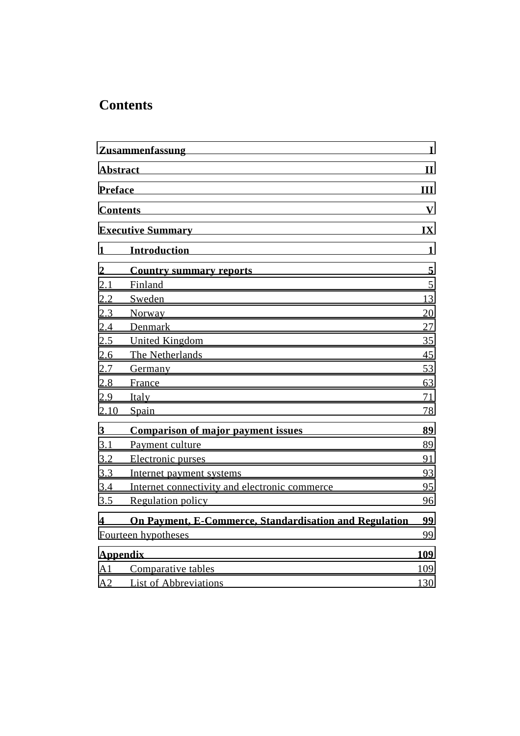# Contents

| | | |
|---|---|---|
| **Zusammenfassung** | | **I** |
| **Abstract** | | **II** |
| **Preface** | | **III** |
| **Contents** | | **V** |
| **Executive Summary** | | **IX** |
| **1** | **Introduction** | **1** |
| **2** | **Country summary reports** | **5** |
| 2.1 | Finland | 5 |
| 2.2 | Sweden | 13 |
| 2.3 | Norway | 20 |
| 2.4 | Denmark | 27 |
| 2.5 | United Kingdom | 35 |
| 2.6 | The Netherlands | 45 |
| 2.7 | Germany | 53 |
| 2.8 | France | 63 |
| 2.9 | Italy | 71 |
| 2.10 | Spain | 78 |
| **3** | **Comparison of major payment issues** | **89** |
| 3.1 | Payment culture | 89 |
| 3.2 | Electronic purses | 91 |
| 3.3 | Internet payment systems | 93 |
| 3.4 | Internet connectivity and electronic commerce | 95 |
| 3.5 | Regulation policy | 96 |
| **4** | **On Payment, E-Commerce, Standardisation and Regulation** | **99** |
| Fourteen hypotheses | | 99 |
| **Appendix** | | **109** |
| A1 | Comparative tables | 109 |
| A2 | List of Abbreviations | 130 |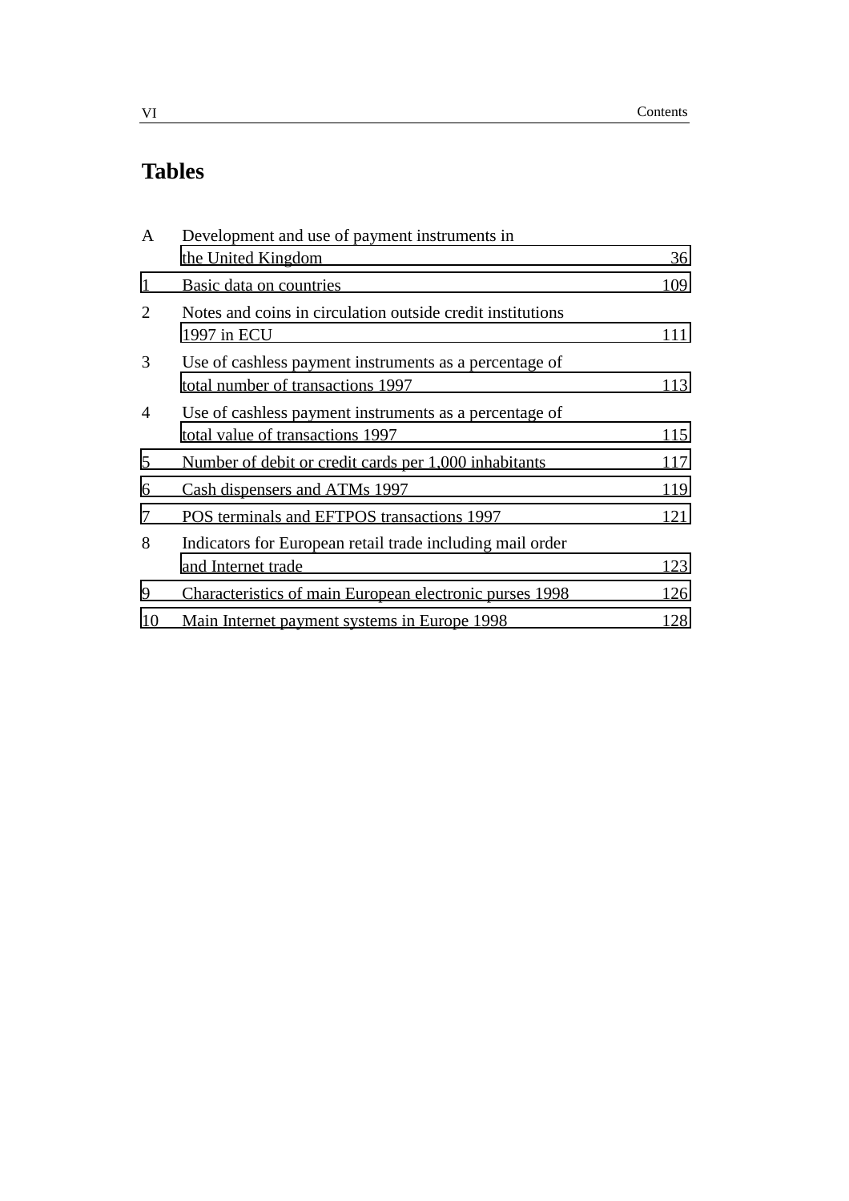# Tables

| | | |
|---|---|---|
| A | Development and use of payment instruments in the United Kingdom | 36 |
| 1 | Basic data on countries | 109 |
| 2 | Notes and coins in circulation outside credit institutions 1997 in ECU | 111 |
| 3 | Use of cashless payment instruments as a percentage of total number of transactions 1997 | 113 |
| 4 | Use of cashless payment instruments as a percentage of total value of transactions 1997 | 115 |
| 5 | Number of debit or credit cards per 1,000 inhabitants | 117 |
| 6 | Cash dispensers and ATMs 1997 | 119 |
| 7 | POS terminals and EFTPOS transactions 1997 | 121 |
| 8 | Indicators for European retail trade including mail order and Internet trade | 123 |
| 9 | Characteristics of main European electronic purses 1998 | 126 |
| 10 | Main Internet payment systems in Europe 1998 | 128 |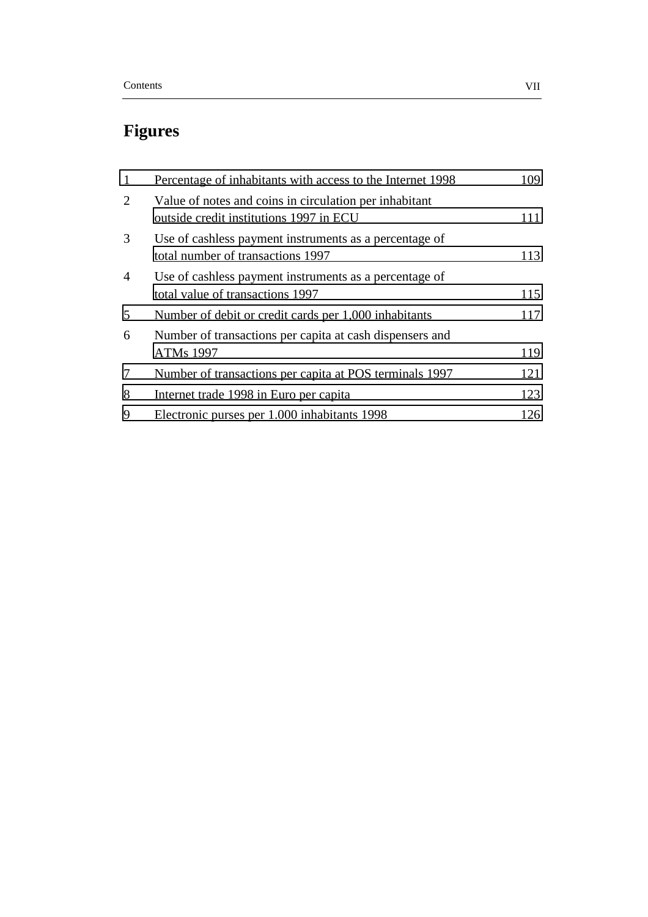# Figures

| | | |
|---|---|---|
| 1 | Percentage of inhabitants with access to the Internet 1998 | 109 |
| 2 | Value of notes and coins in circulation per inhabitant outside credit institutions 1997 in ECU | 111 |
| 3 | Use of cashless payment instruments as a percentage of total number of transactions 1997 | 113 |
| 4 | Use of cashless payment instruments as a percentage of total value of transactions 1997 | 115 |
| 5 | Number of debit or credit cards per 1,000 inhabitants | 117 |
| 6 | Number of transactions per capita at cash dispensers and ATMs 1997 | 119 |
| 7 | Number of transactions per capita at POS terminals 1997 | 121 |
| 8 | Internet trade 1998 in Euro per capita | 123 |
| 9 | Electronic purses per 1.000 inhabitants 1998 | 126 |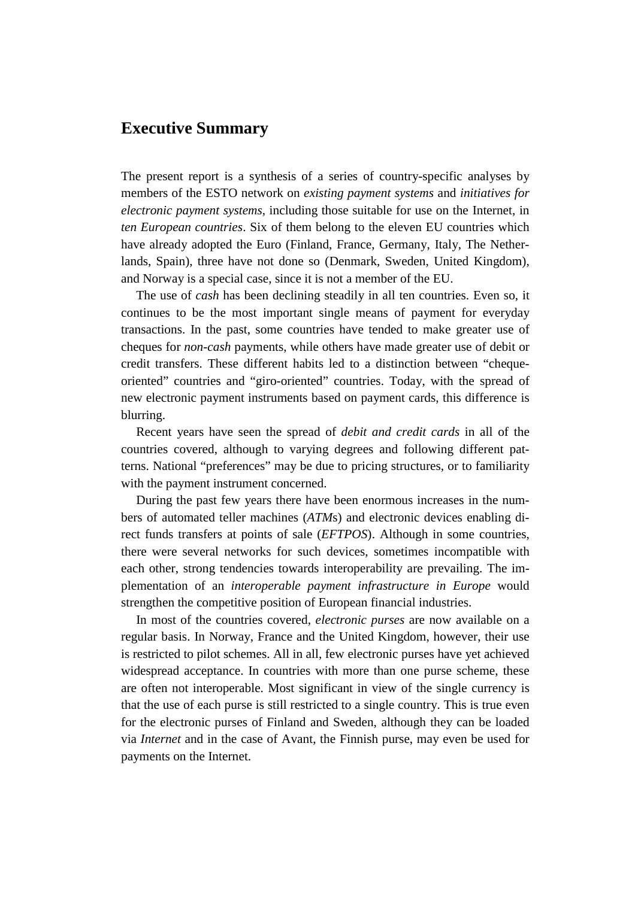# Executive Summary

The present report is a synthesis of a series of country-specific analyses by members of the ESTO network on *existing payment systems* and *initiatives for electronic payment systems*, including those suitable for use on the Internet, in *ten European countries*. Six of them belong to the eleven EU countries which have already adopted the Euro (Finland, France, Germany, Italy, The Netherlands, Spain), three have not done so (Denmark, Sweden, United Kingdom), and Norway is a special case, since it is not a member of the EU.

The use of *cash* has been declining steadily in all ten countries. Even so, it continues to be the most important single means of payment for everyday transactions. In the past, some countries have tended to make greater use of cheques for *non-cash* payments, while others have made greater use of debit or credit transfers. These different habits led to a distinction between "cheque-oriented" countries and "giro-oriented" countries. Today, with the spread of new electronic payment instruments based on payment cards, this difference is blurring.

Recent years have seen the spread of *debit and credit cards* in all of the countries covered, although to varying degrees and following different patterns. National "preferences" may be due to pricing structures, or to familiarity with the payment instrument concerned.

During the past few years there have been enormous increases in the numbers of automated teller machines (*ATM*s) and electronic devices enabling direct funds transfers at points of sale (*EFTPOS*). Although in some countries, there were several networks for such devices, sometimes incompatible with each other, strong tendencies towards interoperability are prevailing. The implementation of an *interoperable payment infrastructure in Europe* would strengthen the competitive position of European financial industries.

In most of the countries covered, *electronic purses* are now available on a regular basis. In Norway, France and the United Kingdom, however, their use is restricted to pilot schemes. All in all, few electronic purses have yet achieved widespread acceptance. In countries with more than one purse scheme, these are often not interoperable. Most significant in view of the single currency is that the use of each purse is still restricted to a single country. This is true even for the electronic purses of Finland and Sweden, although they can be loaded via *Internet* and in the case of Avant, the Finnish purse, may even be used for payments on the Internet.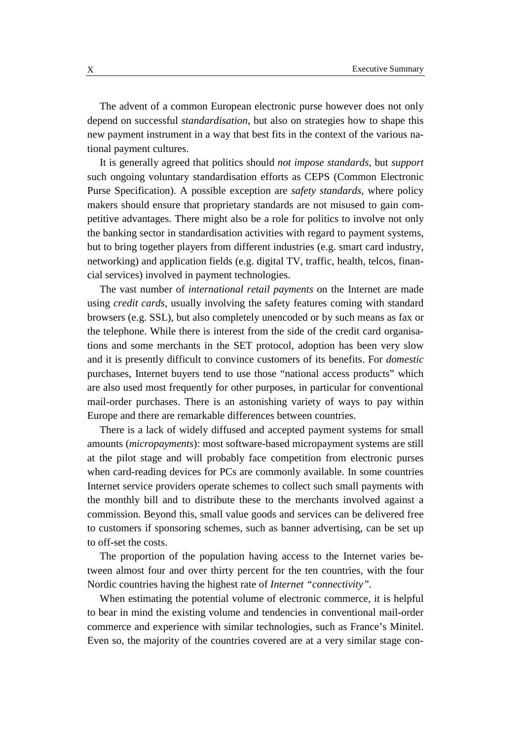The advent of a common European electronic purse however does not only depend on successful *standardisation*, but also on strategies how to shape this new payment instrument in a way that best fits in the context of the various national payment cultures.

It is generally agreed that politics should *not impose standards*, but *support* such ongoing voluntary standardisation efforts as CEPS (Common Electronic Purse Specification). A possible exception are *safety standards*, where policy makers should ensure that proprietary standards are not misused to gain competitive advantages. There might also be a role for politics to involve not only the banking sector in standardisation activities with regard to payment systems, but to bring together players from different industries (e.g. smart card industry, networking) and application fields (e.g. digital TV, traffic, health, telcos, financial services) involved in payment technologies.

The vast number of *international retail payments* on the Internet are made using *credit cards*, usually involving the safety features coming with standard browsers (e.g. SSL), but also completely unencoded or by such means as fax or the telephone. While there is interest from the side of the credit card organisations and some merchants in the SET protocol, adoption has been very slow and it is presently difficult to convince customers of its benefits. For *domestic* purchases, Internet buyers tend to use those "national access products" which are also used most frequently for other purposes, in particular for conventional mail-order purchases. There is an astonishing variety of ways to pay within Europe and there are remarkable differences between countries.

There is a lack of widely diffused and accepted payment systems for small amounts (*micropayments*): most software-based micropayment systems are still at the pilot stage and will probably face competition from electronic purses when card-reading devices for PCs are commonly available. In some countries Internet service providers operate schemes to collect such small payments with the monthly bill and to distribute these to the merchants involved against a commission. Beyond this, small value goods and services can be delivered free to customers if sponsoring schemes, such as banner advertising, can be set up to off-set the costs.

The proportion of the population having access to the Internet varies between almost four and over thirty percent for the ten countries, with the four Nordic countries having the highest rate of *Internet "connectivity"*.

When estimating the potential volume of electronic commerce, it is helpful to bear in mind the existing volume and tendencies in conventional mail-order commerce and experience with similar technologies, such as France's Minitel. Even so, the majority of the countries covered are at a very similar stage con-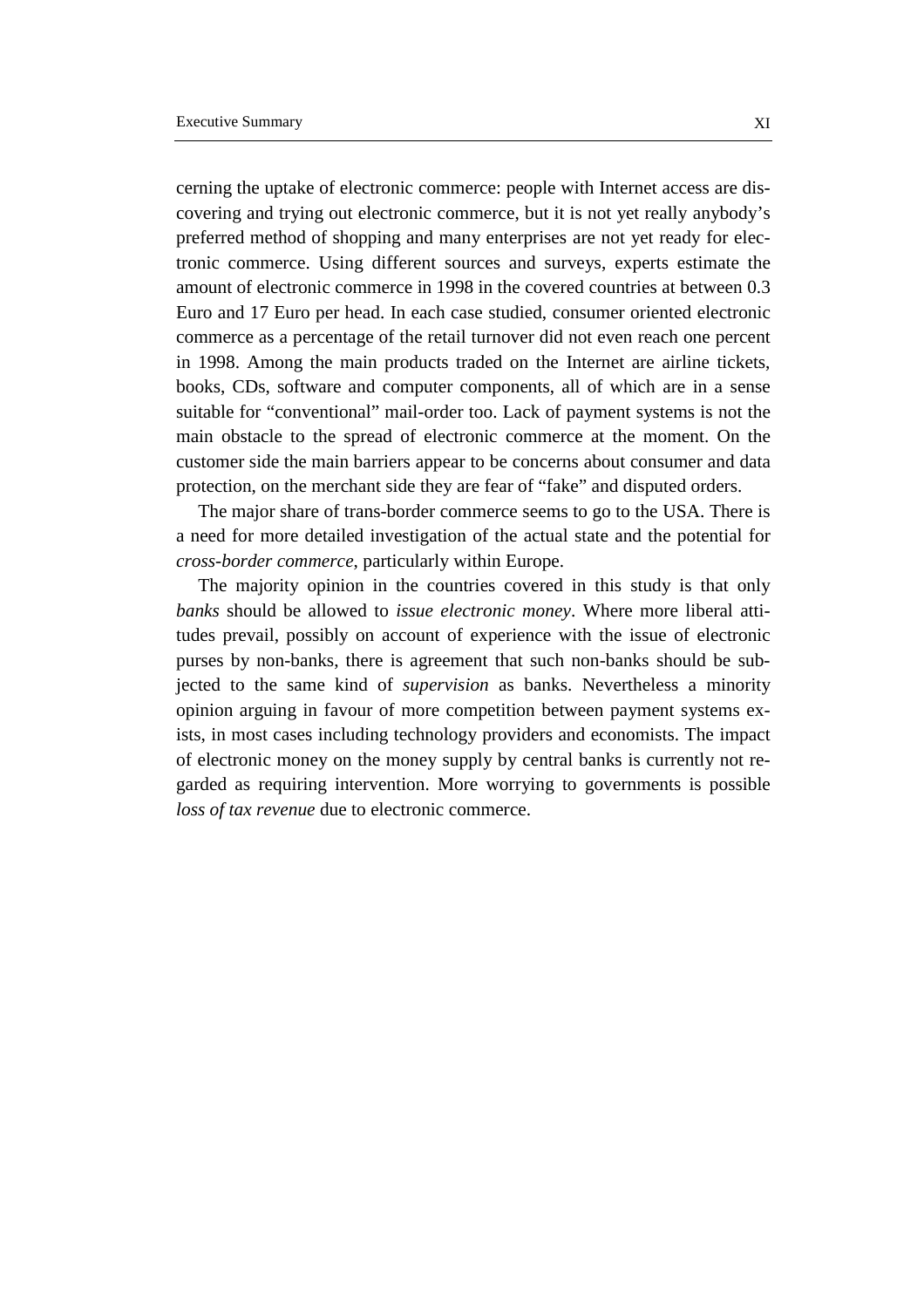cerning the uptake of electronic commerce: people with Internet access are discovering and trying out electronic commerce, but it is not yet really anybody's preferred method of shopping and many enterprises are not yet ready for electronic commerce. Using different sources and surveys, experts estimate the amount of electronic commerce in 1998 in the covered countries at between 0.3 Euro and 17 Euro per head. In each case studied, consumer oriented electronic commerce as a percentage of the retail turnover did not even reach one percent in 1998. Among the main products traded on the Internet are airline tickets, books, CDs, software and computer components, all of which are in a sense suitable for "conventional" mail-order too. Lack of payment systems is not the main obstacle to the spread of electronic commerce at the moment. On the customer side the main barriers appear to be concerns about consumer and data protection, on the merchant side they are fear of "fake" and disputed orders.

The major share of trans-border commerce seems to go to the USA. There is a need for more detailed investigation of the actual state and the potential for *cross-border commerce*, particularly within Europe.

The majority opinion in the countries covered in this study is that only *banks* should be allowed to *issue electronic money*. Where more liberal attitudes prevail, possibly on account of experience with the issue of electronic purses by non-banks, there is agreement that such non-banks should be subjected to the same kind of *supervision* as banks. Nevertheless a minority opinion arguing in favour of more competition between payment systems exists, in most cases including technology providers and economists. The impact of electronic money on the money supply by central banks is currently not regarded as requiring intervention. More worrying to governments is possible *loss of tax revenue* due to electronic commerce.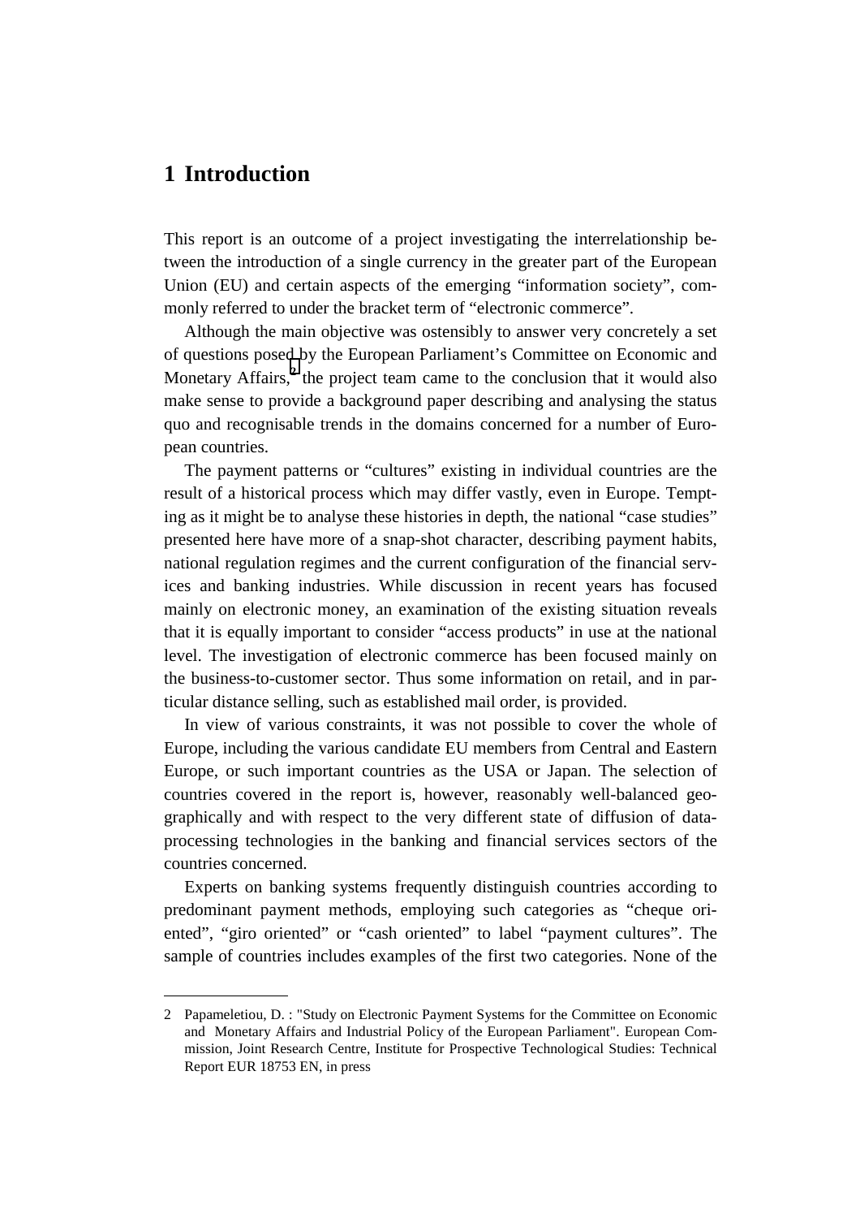# 1 Introduction

This report is an outcome of a project investigating the interrelationship between the introduction of a single currency in the greater part of the European Union (EU) and certain aspects of the emerging "information society", commonly referred to under the bracket term of "electronic commerce".

Although the main objective was ostensibly to answer very concretely a set of questions posed by the European Parliament's Committee on Economic and Monetary Affairs,[2] the project team came to the conclusion that it would also make sense to provide a background paper describing and analysing the status quo and recognisable trends in the domains concerned for a number of European countries.

The payment patterns or "cultures" existing in individual countries are the result of a historical process which may differ vastly, even in Europe. Tempting as it might be to analyse these histories in depth, the national "case studies" presented here have more of a snap-shot character, describing payment habits, national regulation regimes and the current configuration of the financial services and banking industries. While discussion in recent years has focused mainly on electronic money, an examination of the existing situation reveals that it is equally important to consider "access products" in use at the national level. The investigation of electronic commerce has been focused mainly on the business-to-customer sector. Thus some information on retail, and in particular distance selling, such as established mail order, is provided.

In view of various constraints, it was not possible to cover the whole of Europe, including the various candidate EU members from Central and Eastern Europe, or such important countries as the USA or Japan. The selection of countries covered in the report is, however, reasonably well-balanced geographically and with respect to the very different state of diffusion of data-processing technologies in the banking and financial services sectors of the countries concerned.

Experts on banking systems frequently distinguish countries according to predominant payment methods, employing such categories as "cheque oriented", "giro oriented" or "cash oriented" to label "payment cultures". The sample of countries includes examples of the first two categories. None of the

---

2 Papameletiou, D. : "Study on Electronic Payment Systems for the Committee on Economic and Monetary Affairs and Industrial Policy of the European Parliament". European Commission, Joint Research Centre, Institute for Prospective Technological Studies: Technical Report EUR 18753 EN, in press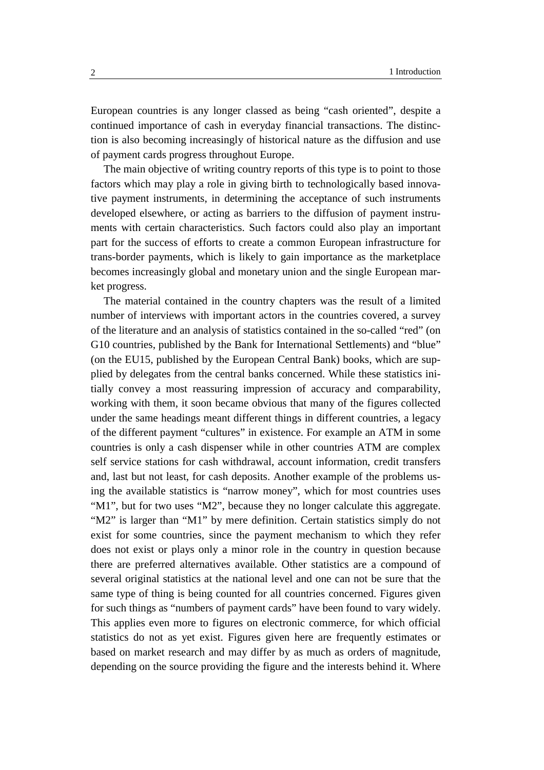European countries is any longer classed as being "cash oriented", despite a continued importance of cash in everyday financial transactions. The distinction is also becoming increasingly of historical nature as the diffusion and use of payment cards progress throughout Europe.

The main objective of writing country reports of this type is to point to those factors which may play a role in giving birth to technologically based innovative payment instruments, in determining the acceptance of such instruments developed elsewhere, or acting as barriers to the diffusion of payment instruments with certain characteristics. Such factors could also play an important part for the success of efforts to create a common European infrastructure for trans-border payments, which is likely to gain importance as the marketplace becomes increasingly global and monetary union and the single European market progress.

The material contained in the country chapters was the result of a limited number of interviews with important actors in the countries covered, a survey of the literature and an analysis of statistics contained in the so-called "red" (on G10 countries, published by the Bank for International Settlements) and "blue" (on the EU15, published by the European Central Bank) books, which are supplied by delegates from the central banks concerned. While these statistics initially convey a most reassuring impression of accuracy and comparability, working with them, it soon became obvious that many of the figures collected under the same headings meant different things in different countries, a legacy of the different payment "cultures" in existence. For example an ATM in some countries is only a cash dispenser while in other countries ATM are complex self service stations for cash withdrawal, account information, credit transfers and, last but not least, for cash deposits. Another example of the problems using the available statistics is "narrow money", which for most countries uses "M1", but for two uses "M2", because they no longer calculate this aggregate. "M2" is larger than "M1" by mere definition. Certain statistics simply do not exist for some countries, since the payment mechanism to which they refer does not exist or plays only a minor role in the country in question because there are preferred alternatives available. Other statistics are a compound of several original statistics at the national level and one can not be sure that the same type of thing is being counted for all countries concerned. Figures given for such things as "numbers of payment cards" have been found to vary widely. This applies even more to figures on electronic commerce, for which official statistics do not as yet exist. Figures given here are frequently estimates or based on market research and may differ by as much as orders of magnitude, depending on the source providing the figure and the interests behind it. Where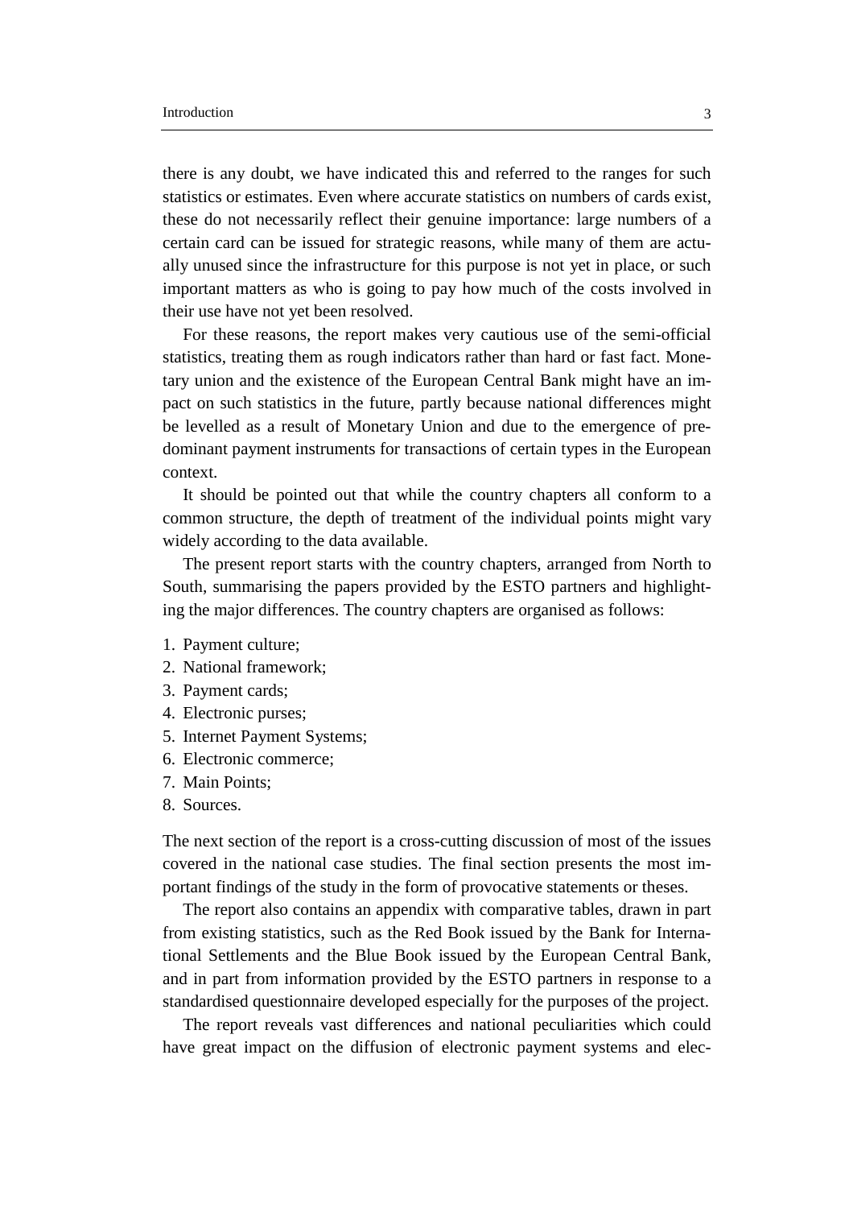there is any doubt, we have indicated this and referred to the ranges for such statistics or estimates. Even where accurate statistics on numbers of cards exist, these do not necessarily reflect their genuine importance: large numbers of a certain card can be issued for strategic reasons, while many of them are actually unused since the infrastructure for this purpose is not yet in place, or such important matters as who is going to pay how much of the costs involved in their use have not yet been resolved.

For these reasons, the report makes very cautious use of the semi-official statistics, treating them as rough indicators rather than hard or fast fact. Monetary union and the existence of the European Central Bank might have an impact on such statistics in the future, partly because national differences might be levelled as a result of Monetary Union and due to the emergence of predominant payment instruments for transactions of certain types in the European context.

It should be pointed out that while the country chapters all conform to a common structure, the depth of treatment of the individual points might vary widely according to the data available.

The present report starts with the country chapters, arranged from North to South, summarising the papers provided by the ESTO partners and highlighting the major differences. The country chapters are organised as follows:

1. Payment culture;
2. National framework;
3. Payment cards;
4. Electronic purses;
5. Internet Payment Systems;
6. Electronic commerce;
7. Main Points;
8. Sources.

The next section of the report is a cross-cutting discussion of most of the issues covered in the national case studies. The final section presents the most important findings of the study in the form of provocative statements or theses.

The report also contains an appendix with comparative tables, drawn in part from existing statistics, such as the Red Book issued by the Bank for International Settlements and the Blue Book issued by the European Central Bank, and in part from information provided by the ESTO partners in response to a standardised questionnaire developed especially for the purposes of the project.

The report reveals vast differences and national peculiarities which could have great impact on the diffusion of electronic payment systems and elec-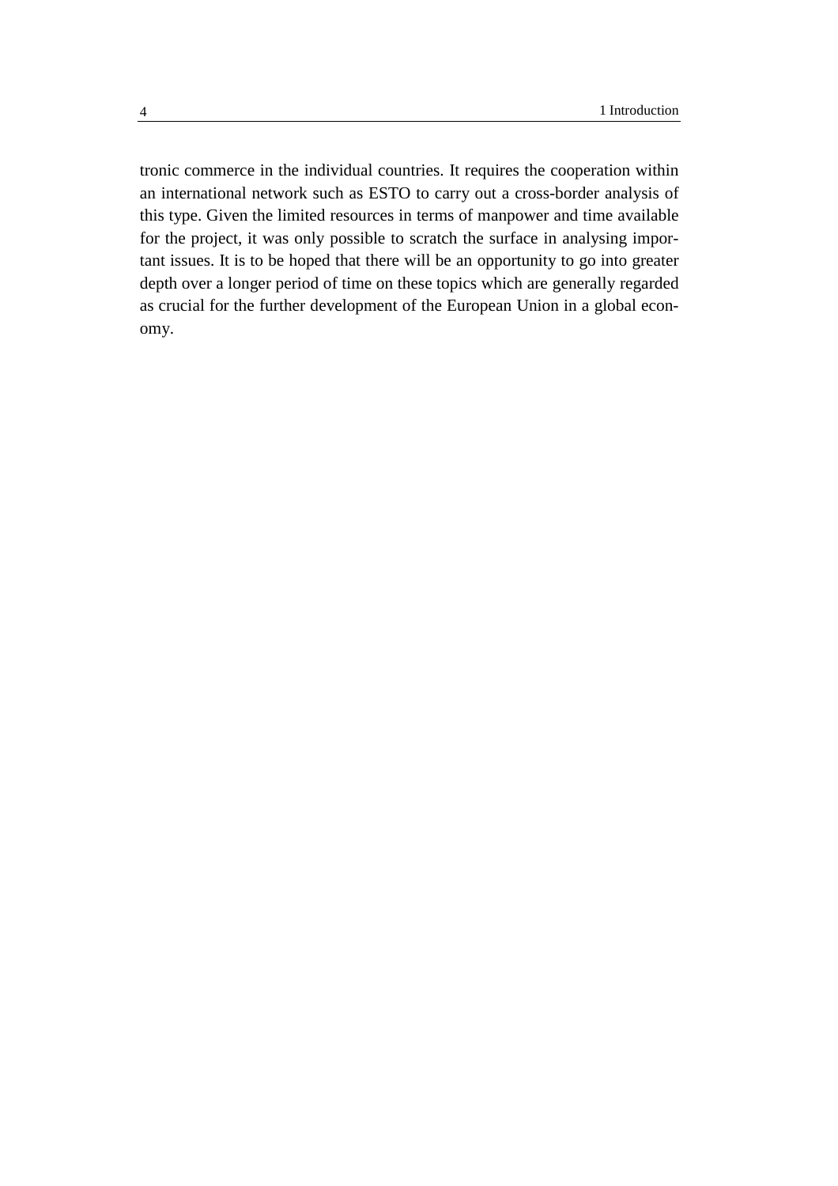tronic commerce in the individual countries. It requires the cooperation within an international network such as ESTO to carry out a cross-border analysis of this type. Given the limited resources in terms of manpower and time available for the project, it was only possible to scratch the surface in analysing important issues. It is to be hoped that there will be an opportunity to go into greater depth over a longer period of time on these topics which are generally regarded as crucial for the further development of the European Union in a global economy.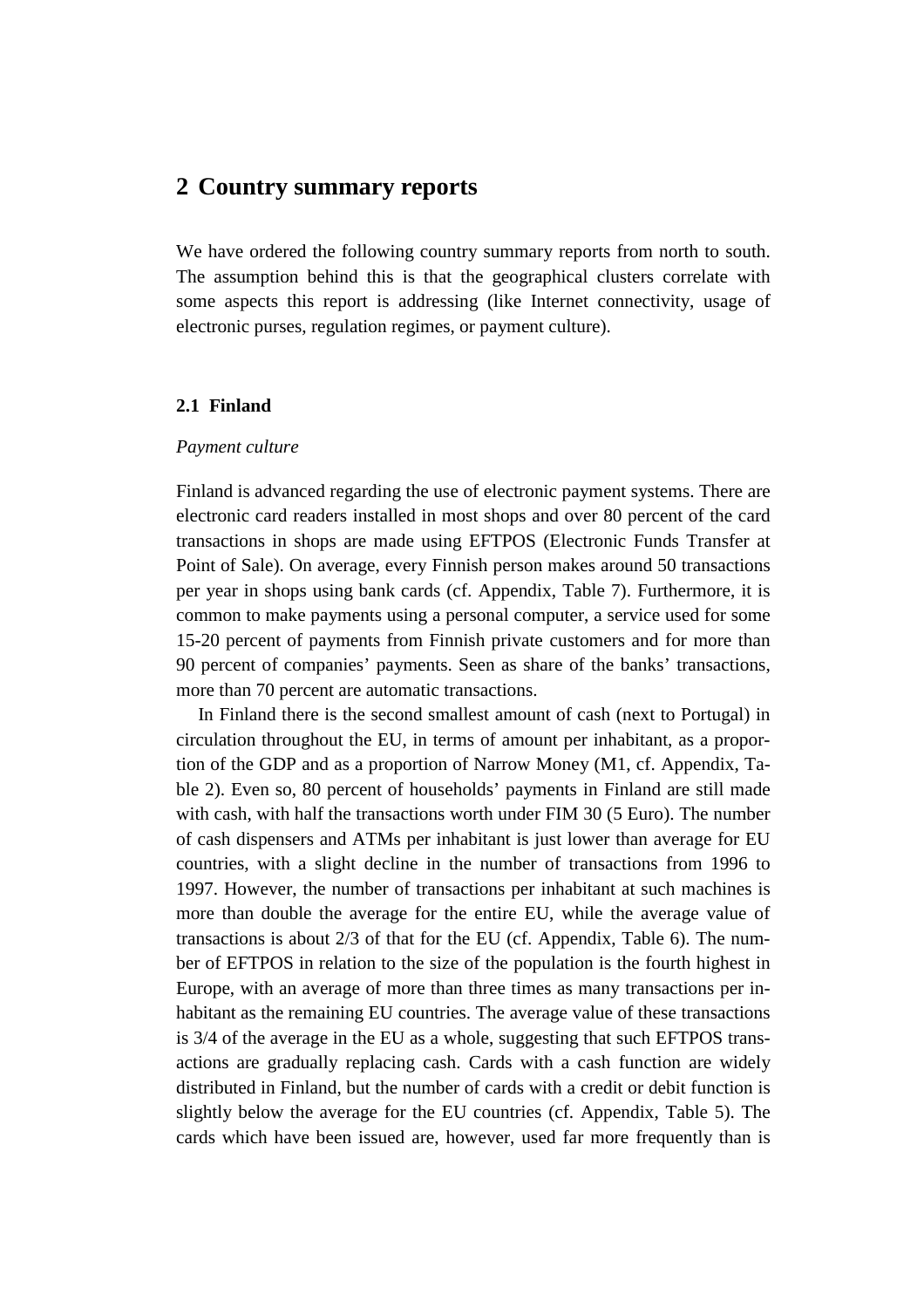# 2 Country summary reports

We have ordered the following country summary reports from north to south. The assumption behind this is that the geographical clusters correlate with some aspects this report is addressing (like Internet connectivity, usage of electronic purses, regulation regimes, or payment culture).

## 2.1 Finland

*Payment culture*

Finland is advanced regarding the use of electronic payment systems. There are electronic card readers installed in most shops and over 80 percent of the card transactions in shops are made using EFTPOS (Electronic Funds Transfer at Point of Sale). On average, every Finnish person makes around 50 transactions per year in shops using bank cards (cf. Appendix, Table 7). Furthermore, it is common to make payments using a personal computer, a service used for some 15-20 percent of payments from Finnish private customers and for more than 90 percent of companies' payments. Seen as share of the banks' transactions, more than 70 percent are automatic transactions.

In Finland there is the second smallest amount of cash (next to Portugal) in circulation throughout the EU, in terms of amount per inhabitant, as a proportion of the GDP and as a proportion of Narrow Money (M1, cf. Appendix, Table 2). Even so, 80 percent of households' payments in Finland are still made with cash, with half the transactions worth under FIM 30 (5 Euro). The number of cash dispensers and ATMs per inhabitant is just lower than average for EU countries, with a slight decline in the number of transactions from 1996 to 1997. However, the number of transactions per inhabitant at such machines is more than double the average for the entire EU, while the average value of transactions is about 2/3 of that for the EU (cf. Appendix, Table 6). The number of EFTPOS in relation to the size of the population is the fourth highest in Europe, with an average of more than three times as many transactions per inhabitant as the remaining EU countries. The average value of these transactions is 3/4 of the average in the EU as a whole, suggesting that such EFTPOS transactions are gradually replacing cash. Cards with a cash function are widely distributed in Finland, but the number of cards with a credit or debit function is slightly below the average for the EU countries (cf. Appendix, Table 5). The cards which have been issued are, however, used far more frequently than is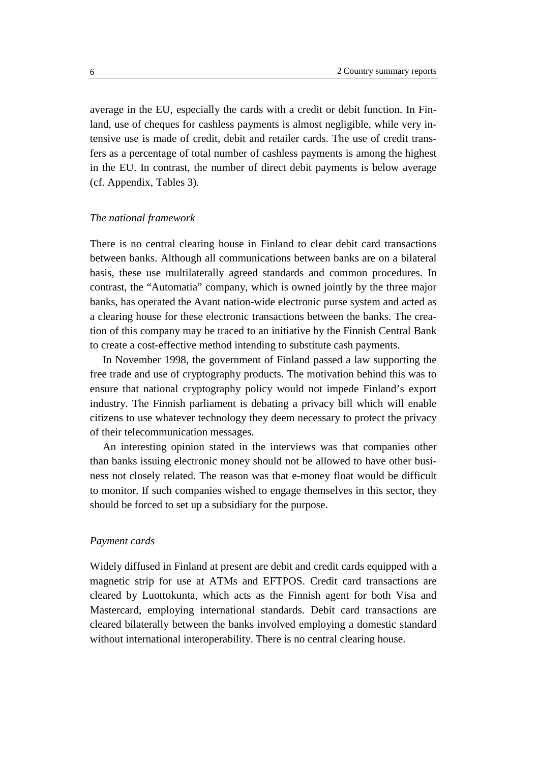average in the EU, especially the cards with a credit or debit function. In Finland, use of cheques for cashless payments is almost negligible, while very intensive use is made of credit, debit and retailer cards. The use of credit transfers as a percentage of total number of cashless payments is among the highest in the EU. In contrast, the number of direct debit payments is below average (cf. Appendix, Tables 3).

*The national framework*

There is no central clearing house in Finland to clear debit card transactions between banks. Although all communications between banks are on a bilateral basis, these use multilaterally agreed standards and common procedures. In contrast, the "Automatia" company, which is owned jointly by the three major banks, has operated the Avant nation-wide electronic purse system and acted as a clearing house for these electronic transactions between the banks. The creation of this company may be traced to an initiative by the Finnish Central Bank to create a cost-effective method intending to substitute cash payments.

In November 1998, the government of Finland passed a law supporting the free trade and use of cryptography products. The motivation behind this was to ensure that national cryptography policy would not impede Finland's export industry. The Finnish parliament is debating a privacy bill which will enable citizens to use whatever technology they deem necessary to protect the privacy of their telecommunication messages.

An interesting opinion stated in the interviews was that companies other than banks issuing electronic money should not be allowed to have other business not closely related. The reason was that e-money float would be difficult to monitor. If such companies wished to engage themselves in this sector, they should be forced to set up a subsidiary for the purpose.

*Payment cards*

Widely diffused in Finland at present are debit and credit cards equipped with a magnetic strip for use at ATMs and EFTPOS. Credit card transactions are cleared by Luottokunta, which acts as the Finnish agent for both Visa and Mastercard, employing international standards. Debit card transactions are cleared bilaterally between the banks involved employing a domestic standard without international interoperability. There is no central clearing house.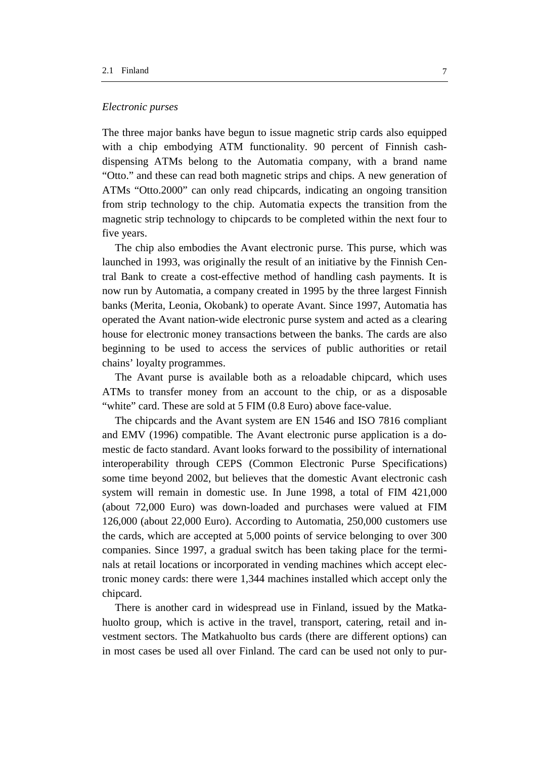*Electronic purses*

The three major banks have begun to issue magnetic strip cards also equipped with a chip embodying ATM functionality. 90 percent of Finnish cash-dispensing ATMs belong to the Automatia company, with a brand name "Otto." and these can read both magnetic strips and chips. A new generation of ATMs "Otto.2000" can only read chipcards, indicating an ongoing transition from strip technology to the chip. Automatia expects the transition from the magnetic strip technology to chipcards to be completed within the next four to five years.

The chip also embodies the Avant electronic purse. This purse, which was launched in 1993, was originally the result of an initiative by the Finnish Central Bank to create a cost-effective method of handling cash payments. It is now run by Automatia, a company created in 1995 by the three largest Finnish banks (Merita, Leonia, Okobank) to operate Avant. Since 1997, Automatia has operated the Avant nation-wide electronic purse system and acted as a clearing house for electronic money transactions between the banks. The cards are also beginning to be used to access the services of public authorities or retail chains' loyalty programmes.

The Avant purse is available both as a reloadable chipcard, which uses ATMs to transfer money from an account to the chip, or as a disposable "white" card. These are sold at 5 FIM (0.8 Euro) above face-value.

The chipcards and the Avant system are EN 1546 and ISO 7816 compliant and EMV (1996) compatible. The Avant electronic purse application is a domestic de facto standard. Avant looks forward to the possibility of international interoperability through CEPS (Common Electronic Purse Specifications) some time beyond 2002, but believes that the domestic Avant electronic cash system will remain in domestic use. In June 1998, a total of FIM 421,000 (about 72,000 Euro) was down-loaded and purchases were valued at FIM 126,000 (about 22,000 Euro). According to Automatia, 250,000 customers use the cards, which are accepted at 5,000 points of service belonging to over 300 companies. Since 1997, a gradual switch has been taking place for the terminals at retail locations or incorporated in vending machines which accept electronic money cards: there were 1,344 machines installed which accept only the chipcard.

There is another card in widespread use in Finland, issued by the Matkahuolto group, which is active in the travel, transport, catering, retail and investment sectors. The Matkahuolto bus cards (there are different options) can in most cases be used all over Finland. The card can be used not only to pur-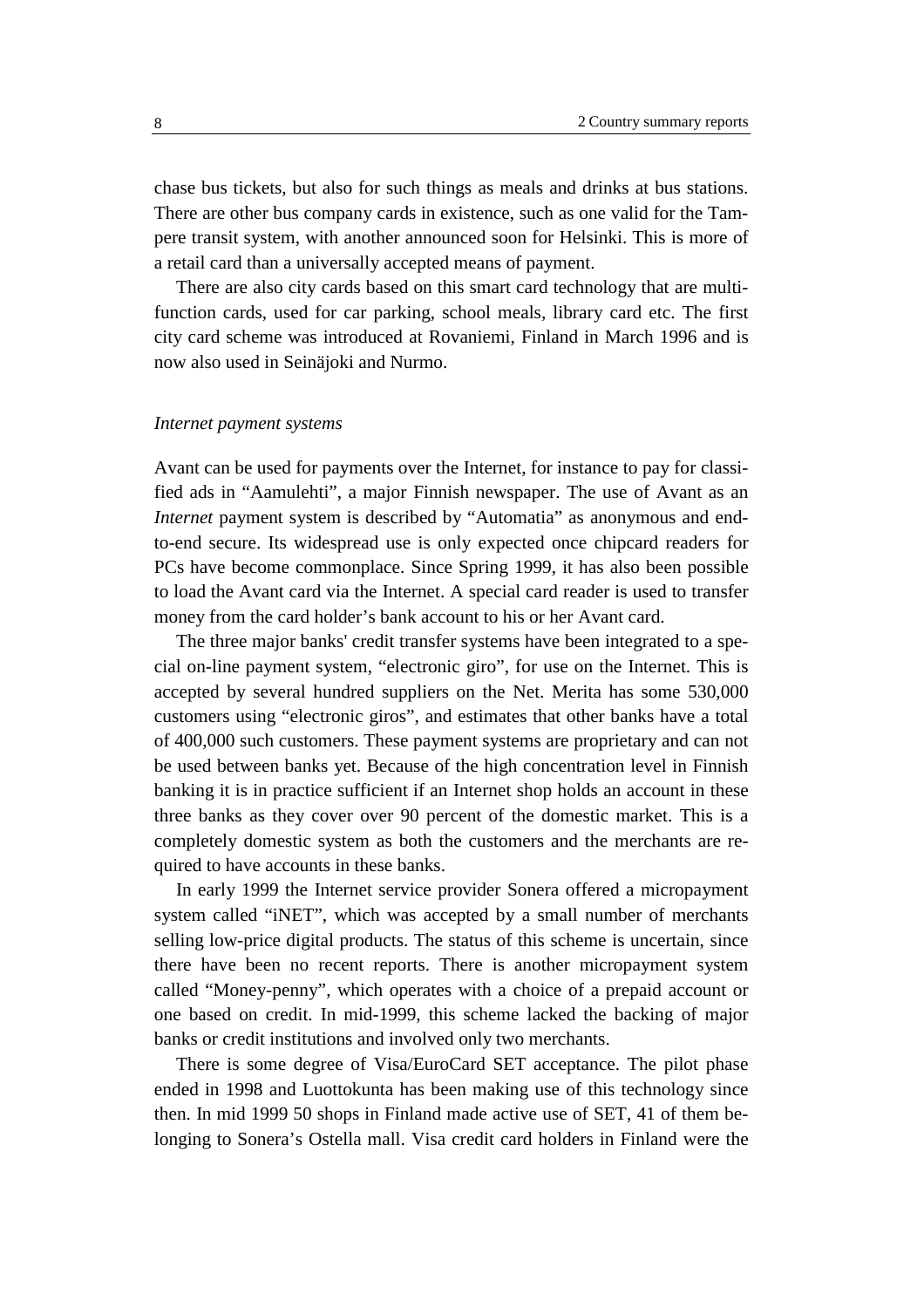chase bus tickets, but also for such things as meals and drinks at bus stations. There are other bus company cards in existence, such as one valid for the Tampere transit system, with another announced soon for Helsinki. This is more of a retail card than a universally accepted means of payment.

There are also city cards based on this smart card technology that are multifunction cards, used for car parking, school meals, library card etc. The first city card scheme was introduced at Rovaniemi, Finland in March 1996 and is now also used in Seinäjoki and Nurmo.

*Internet payment systems*

Avant can be used for payments over the Internet, for instance to pay for classified ads in "Aamulehti", a major Finnish newspaper. The use of Avant as an *Internet* payment system is described by "Automatia" as anonymous and end-to-end secure. Its widespread use is only expected once chipcard readers for PCs have become commonplace. Since Spring 1999, it has also been possible to load the Avant card via the Internet. A special card reader is used to transfer money from the card holder's bank account to his or her Avant card.

The three major banks' credit transfer systems have been integrated to a special on-line payment system, "electronic giro", for use on the Internet. This is accepted by several hundred suppliers on the Net. Merita has some 530,000 customers using "electronic giros", and estimates that other banks have a total of 400,000 such customers. These payment systems are proprietary and can not be used between banks yet. Because of the high concentration level in Finnish banking it is in practice sufficient if an Internet shop holds an account in these three banks as they cover over 90 percent of the domestic market. This is a completely domestic system as both the customers and the merchants are required to have accounts in these banks.

In early 1999 the Internet service provider Sonera offered a micropayment system called "iNET", which was accepted by a small number of merchants selling low-price digital products. The status of this scheme is uncertain, since there have been no recent reports. There is another micropayment system called "Money-penny", which operates with a choice of a prepaid account or one based on credit. In mid-1999, this scheme lacked the backing of major banks or credit institutions and involved only two merchants.

There is some degree of Visa/EuroCard SET acceptance. The pilot phase ended in 1998 and Luottokunta has been making use of this technology since then. In mid 1999 50 shops in Finland made active use of SET, 41 of them belonging to Sonera's Ostella mall. Visa credit card holders in Finland were the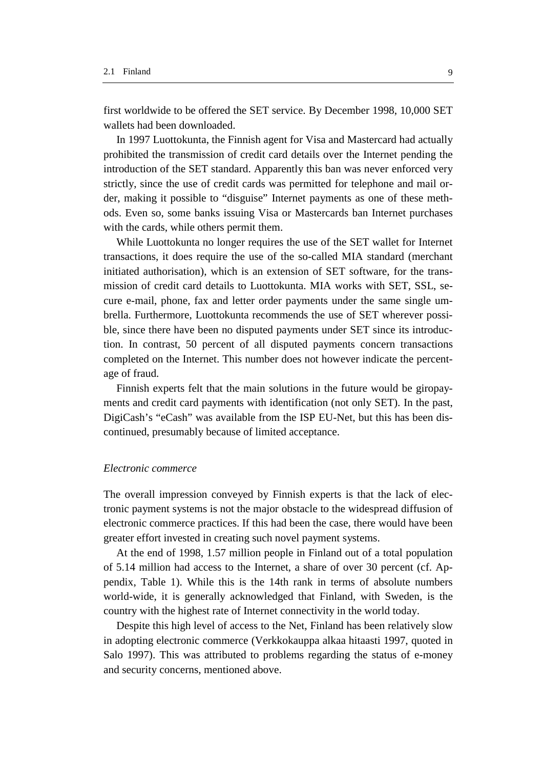first worldwide to be offered the SET service. By December 1998, 10,000 SET wallets had been downloaded.

In 1997 Luottokunta, the Finnish agent for Visa and Mastercard had actually prohibited the transmission of credit card details over the Internet pending the introduction of the SET standard. Apparently this ban was never enforced very strictly, since the use of credit cards was permitted for telephone and mail order, making it possible to "disguise" Internet payments as one of these methods. Even so, some banks issuing Visa or Mastercards ban Internet purchases with the cards, while others permit them.

While Luottokunta no longer requires the use of the SET wallet for Internet transactions, it does require the use of the so-called MIA standard (merchant initiated authorisation), which is an extension of SET software, for the transmission of credit card details to Luottokunta. MIA works with SET, SSL, secure e-mail, phone, fax and letter order payments under the same single umbrella. Furthermore, Luottokunta recommends the use of SET wherever possible, since there have been no disputed payments under SET since its introduction. In contrast, 50 percent of all disputed payments concern transactions completed on the Internet. This number does not however indicate the percentage of fraud.

Finnish experts felt that the main solutions in the future would be giropayments and credit card payments with identification (not only SET). In the past, DigiCash's "eCash" was available from the ISP EU-Net, but this has been discontinued, presumably because of limited acceptance.

### *Electronic commerce*

The overall impression conveyed by Finnish experts is that the lack of electronic payment systems is not the major obstacle to the widespread diffusion of electronic commerce practices. If this had been the case, there would have been greater effort invested in creating such novel payment systems.

At the end of 1998, 1.57 million people in Finland out of a total population of 5.14 million had access to the Internet, a share of over 30 percent (cf. Appendix, Table 1). While this is the 14th rank in terms of absolute numbers world-wide, it is generally acknowledged that Finland, with Sweden, is the country with the highest rate of Internet connectivity in the world today.

Despite this high level of access to the Net, Finland has been relatively slow in adopting electronic commerce (Verkkokauppa alkaa hitaasti 1997, quoted in Salo 1997). This was attributed to problems regarding the status of e-money and security concerns, mentioned above.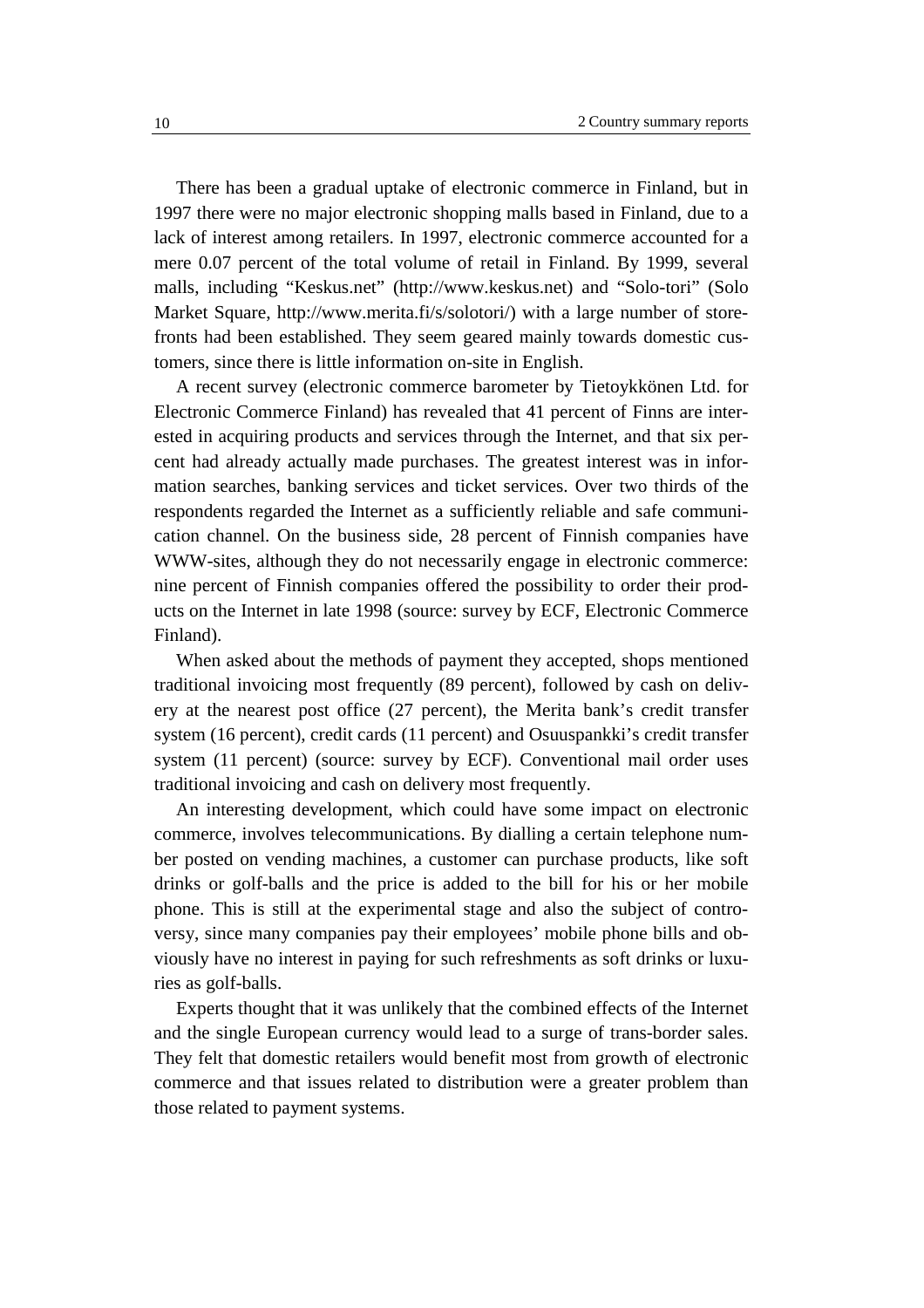There has been a gradual uptake of electronic commerce in Finland, but in 1997 there were no major electronic shopping malls based in Finland, due to a lack of interest among retailers. In 1997, electronic commerce accounted for a mere 0.07 percent of the total volume of retail in Finland. By 1999, several malls, including "Keskus.net" (http://www.keskus.net) and "Solo-tori" (Solo Market Square, http://www.merita.fi/s/solotori/) with a large number of storefronts had been established. They seem geared mainly towards domestic customers, since there is little information on-site in English.

A recent survey (electronic commerce barometer by Tietoykkönen Ltd. for Electronic Commerce Finland) has revealed that 41 percent of Finns are interested in acquiring products and services through the Internet, and that six percent had already actually made purchases. The greatest interest was in information searches, banking services and ticket services. Over two thirds of the respondents regarded the Internet as a sufficiently reliable and safe communication channel. On the business side, 28 percent of Finnish companies have WWW-sites, although they do not necessarily engage in electronic commerce: nine percent of Finnish companies offered the possibility to order their products on the Internet in late 1998 (source: survey by ECF, Electronic Commerce Finland).

When asked about the methods of payment they accepted, shops mentioned traditional invoicing most frequently (89 percent), followed by cash on delivery at the nearest post office (27 percent), the Merita bank's credit transfer system (16 percent), credit cards (11 percent) and Osuuspankki's credit transfer system (11 percent) (source: survey by ECF). Conventional mail order uses traditional invoicing and cash on delivery most frequently.

An interesting development, which could have some impact on electronic commerce, involves telecommunications. By dialling a certain telephone number posted on vending machines, a customer can purchase products, like soft drinks or golf-balls and the price is added to the bill for his or her mobile phone. This is still at the experimental stage and also the subject of controversy, since many companies pay their employees' mobile phone bills and obviously have no interest in paying for such refreshments as soft drinks or luxuries as golf-balls.

Experts thought that it was unlikely that the combined effects of the Internet and the single European currency would lead to a surge of trans-border sales. They felt that domestic retailers would benefit most from growth of electronic commerce and that issues related to distribution were a greater problem than those related to payment systems.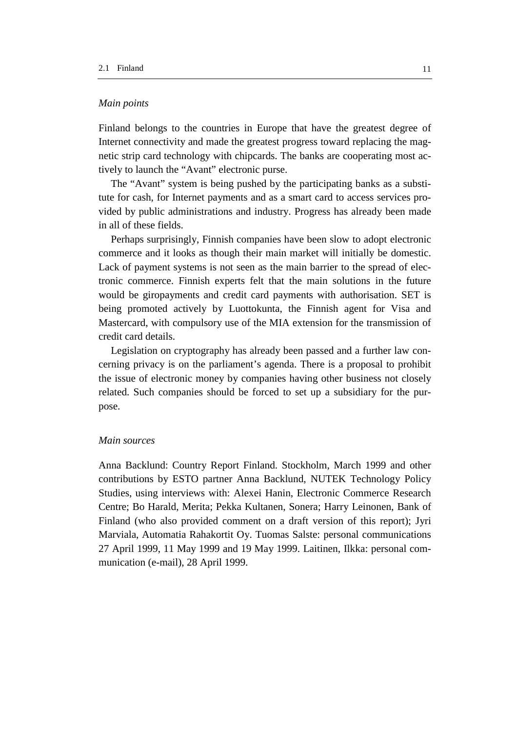*Main points*

Finland belongs to the countries in Europe that have the greatest degree of Internet connectivity and made the greatest progress toward replacing the magnetic strip card technology with chipcards. The banks are cooperating most actively to launch the "Avant" electronic purse.

The "Avant" system is being pushed by the participating banks as a substitute for cash, for Internet payments and as a smart card to access services provided by public administrations and industry. Progress has already been made in all of these fields.

Perhaps surprisingly, Finnish companies have been slow to adopt electronic commerce and it looks as though their main market will initially be domestic. Lack of payment systems is not seen as the main barrier to the spread of electronic commerce. Finnish experts felt that the main solutions in the future would be giropayments and credit card payments with authorisation. SET is being promoted actively by Luottokunta, the Finnish agent for Visa and Mastercard, with compulsory use of the MIA extension for the transmission of credit card details.

Legislation on cryptography has already been passed and a further law concerning privacy is on the parliament's agenda. There is a proposal to prohibit the issue of electronic money by companies having other business not closely related. Such companies should be forced to set up a subsidiary for the purpose.

*Main sources*

Anna Backlund: Country Report Finland. Stockholm, March 1999 and other contributions by ESTO partner Anna Backlund, NUTEK Technology Policy Studies, using interviews with: Alexei Hanin, Electronic Commerce Research Centre; Bo Harald, Merita; Pekka Kultanen, Sonera; Harry Leinonen, Bank of Finland (who also provided comment on a draft version of this report); Jyri Marviala, Automatia Rahakortit Oy. Tuomas Salste: personal communications 27 April 1999, 11 May 1999 and 19 May 1999. Laitinen, Ilkka: personal communication (e-mail), 28 April 1999.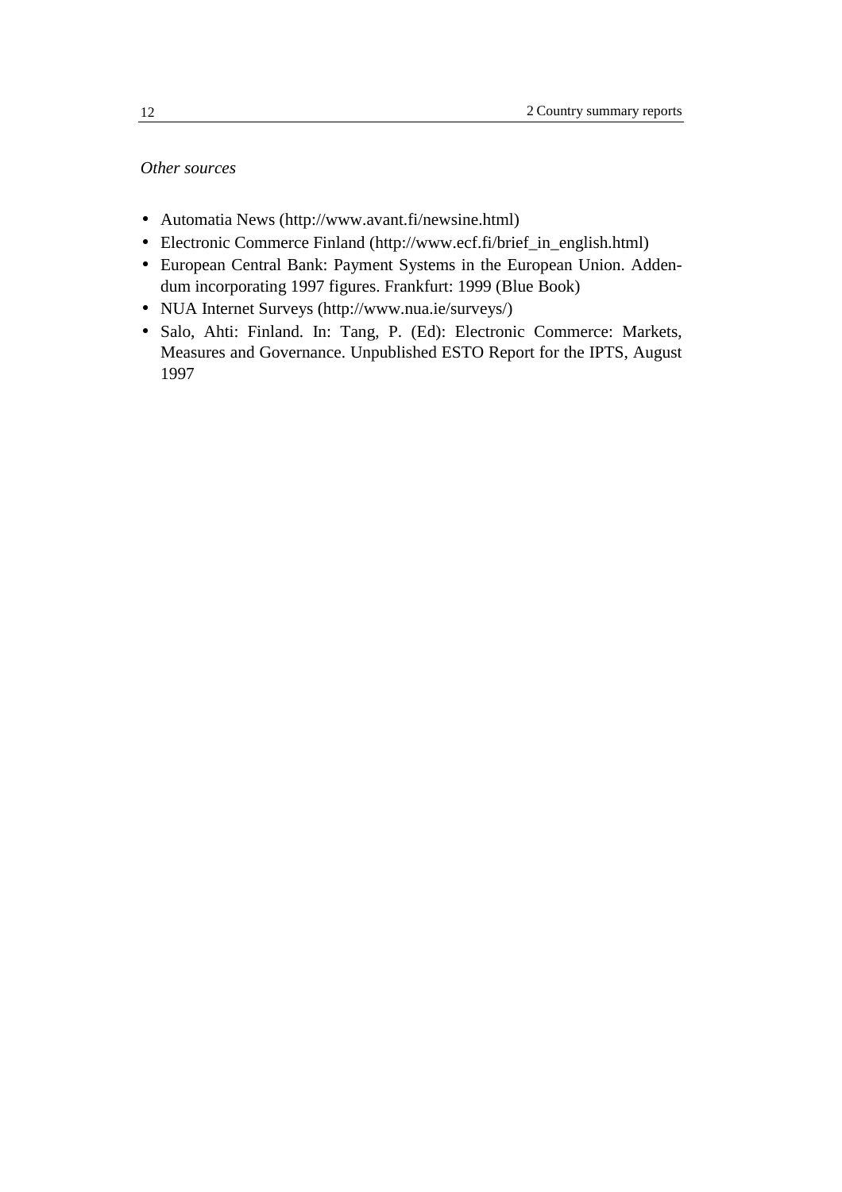*Other sources*

- Automatia News (http://www.avant.fi/newsine.html)
- Electronic Commerce Finland (http://www.ecf.fi/brief_in_english.html)
- European Central Bank: Payment Systems in the European Union. Addendum incorporating 1997 figures. Frankfurt: 1999 (Blue Book)
- NUA Internet Surveys (http://www.nua.ie/surveys/)
- Salo, Ahti: Finland. In: Tang, P. (Ed): Electronic Commerce: Markets, Measures and Governance. Unpublished ESTO Report for the IPTS, August 1997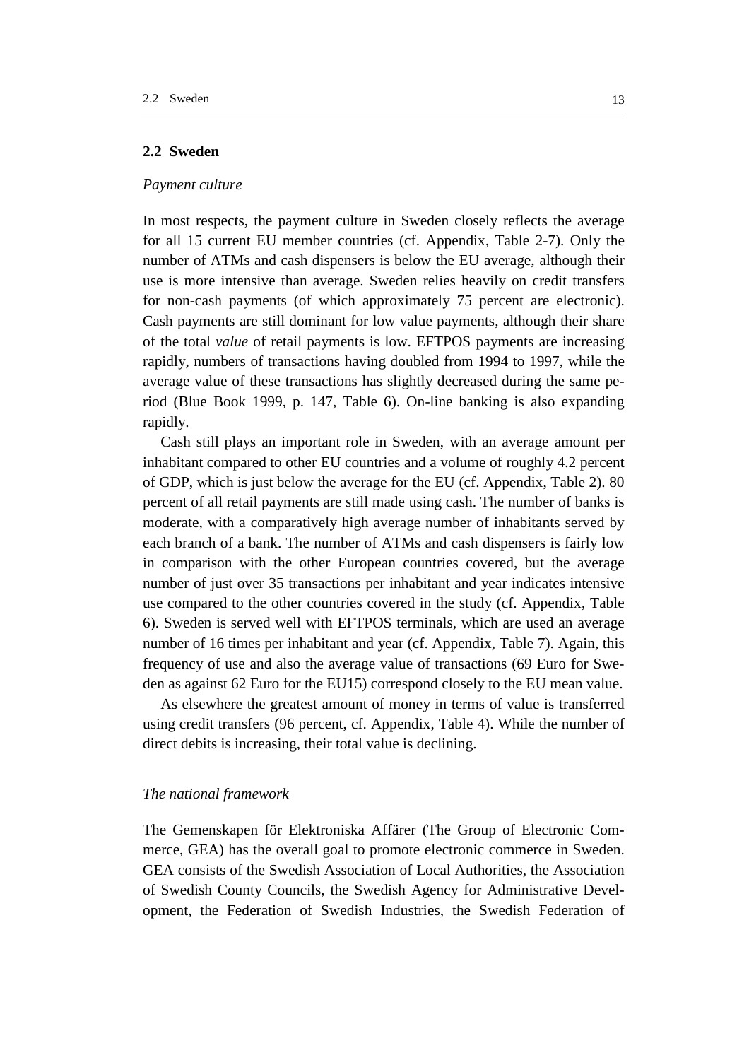## 2.2 Sweden

*Payment culture*

In most respects, the payment culture in Sweden closely reflects the average for all 15 current EU member countries (cf. Appendix, Table 2-7). Only the number of ATMs and cash dispensers is below the EU average, although their use is more intensive than average. Sweden relies heavily on credit transfers for non-cash payments (of which approximately 75 percent are electronic). Cash payments are still dominant for low value payments, although their share of the total *value* of retail payments is low. EFTPOS payments are increasing rapidly, numbers of transactions having doubled from 1994 to 1997, while the average value of these transactions has slightly decreased during the same period (Blue Book 1999, p. 147, Table 6). On-line banking is also expanding rapidly.

Cash still plays an important role in Sweden, with an average amount per inhabitant compared to other EU countries and a volume of roughly 4.2 percent of GDP, which is just below the average for the EU (cf. Appendix, Table 2). 80 percent of all retail payments are still made using cash. The number of banks is moderate, with a comparatively high average number of inhabitants served by each branch of a bank. The number of ATMs and cash dispensers is fairly low in comparison with the other European countries covered, but the average number of just over 35 transactions per inhabitant and year indicates intensive use compared to the other countries covered in the study (cf. Appendix, Table 6). Sweden is served well with EFTPOS terminals, which are used an average number of 16 times per inhabitant and year (cf. Appendix, Table 7). Again, this frequency of use and also the average value of transactions (69 Euro for Sweden as against 62 Euro for the EU15) correspond closely to the EU mean value.

As elsewhere the greatest amount of money in terms of value is transferred using credit transfers (96 percent, cf. Appendix, Table 4). While the number of direct debits is increasing, their total value is declining.

*The national framework*

The Gemenskapen för Elektroniska Affärer (The Group of Electronic Commerce, GEA) has the overall goal to promote electronic commerce in Sweden. GEA consists of the Swedish Association of Local Authorities, the Association of Swedish County Councils, the Swedish Agency for Administrative Development, the Federation of Swedish Industries, the Swedish Federation of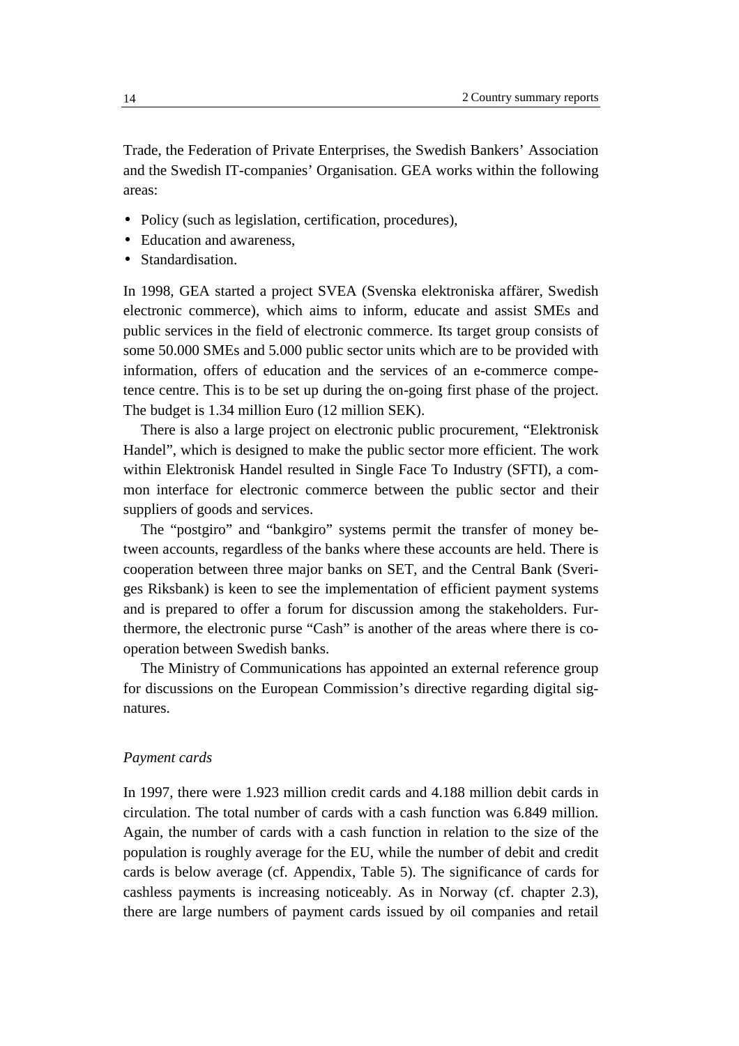Trade, the Federation of Private Enterprises, the Swedish Bankers' Association and the Swedish IT-companies' Organisation. GEA works within the following areas:

- Policy (such as legislation, certification, procedures),
- Education and awareness,
- Standardisation.

In 1998, GEA started a project SVEA (Svenska elektroniska affärer, Swedish electronic commerce), which aims to inform, educate and assist SMEs and public services in the field of electronic commerce. Its target group consists of some 50.000 SMEs and 5.000 public sector units which are to be provided with information, offers of education and the services of an e-commerce competence centre. This is to be set up during the on-going first phase of the project. The budget is 1.34 million Euro (12 million SEK).

There is also a large project on electronic public procurement, "Elektronisk Handel", which is designed to make the public sector more efficient. The work within Elektronisk Handel resulted in Single Face To Industry (SFTI), a common interface for electronic commerce between the public sector and their suppliers of goods and services.

The "postgiro" and "bankgiro" systems permit the transfer of money between accounts, regardless of the banks where these accounts are held. There is cooperation between three major banks on SET, and the Central Bank (Sveriges Riksbank) is keen to see the implementation of efficient payment systems and is prepared to offer a forum for discussion among the stakeholders. Furthermore, the electronic purse "Cash" is another of the areas where there is cooperation between Swedish banks.

The Ministry of Communications has appointed an external reference group for discussions on the European Commission's directive regarding digital signatures.

*Payment cards*

In 1997, there were 1.923 million credit cards and 4.188 million debit cards in circulation. The total number of cards with a cash function was 6.849 million. Again, the number of cards with a cash function in relation to the size of the population is roughly average for the EU, while the number of debit and credit cards is below average (cf. Appendix, Table 5). The significance of cards for cashless payments is increasing noticeably. As in Norway (cf. chapter 2.3), there are large numbers of payment cards issued by oil companies and retail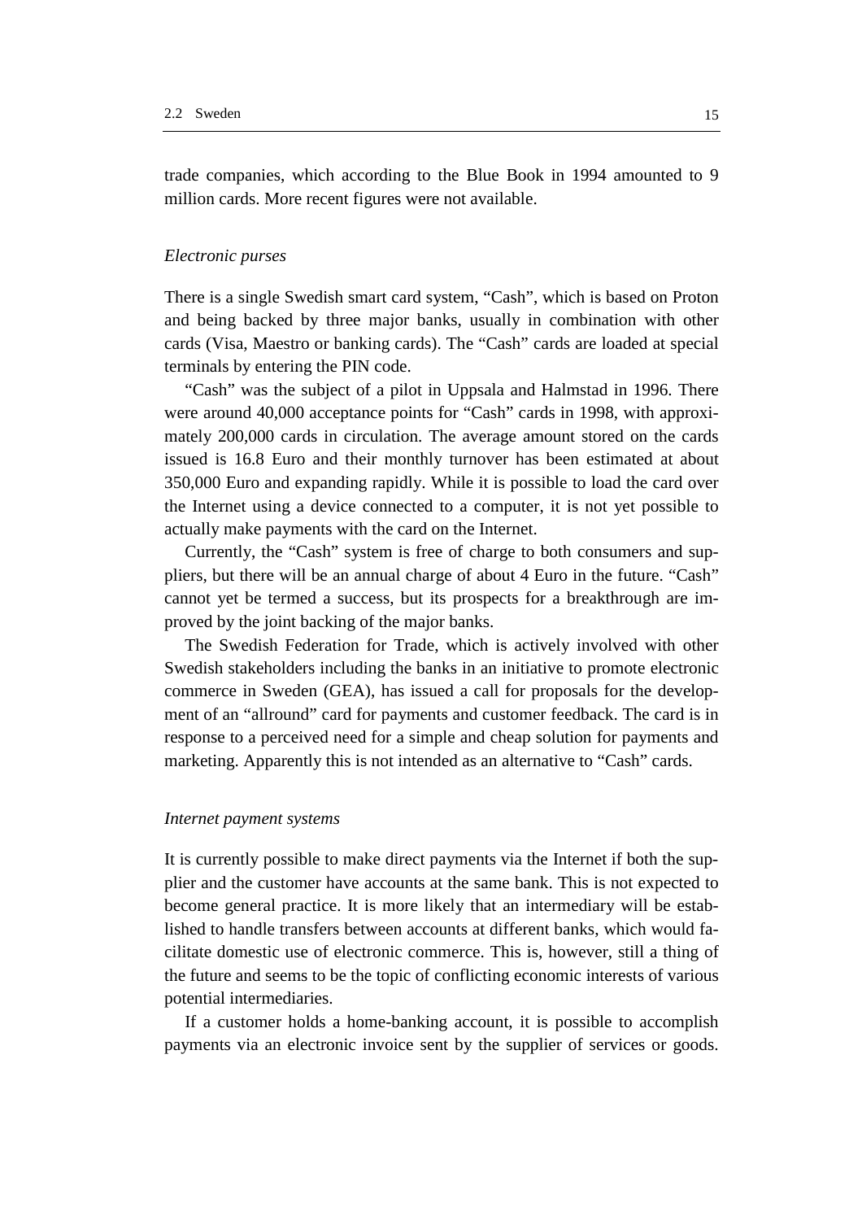trade companies, which according to the Blue Book in 1994 amounted to 9 million cards. More recent figures were not available.

*Electronic purses*

There is a single Swedish smart card system, "Cash", which is based on Proton and being backed by three major banks, usually in combination with other cards (Visa, Maestro or banking cards). The "Cash" cards are loaded at special terminals by entering the PIN code.

"Cash" was the subject of a pilot in Uppsala and Halmstad in 1996. There were around 40,000 acceptance points for "Cash" cards in 1998, with approximately 200,000 cards in circulation. The average amount stored on the cards issued is 16.8 Euro and their monthly turnover has been estimated at about 350,000 Euro and expanding rapidly. While it is possible to load the card over the Internet using a device connected to a computer, it is not yet possible to actually make payments with the card on the Internet.

Currently, the "Cash" system is free of charge to both consumers and suppliers, but there will be an annual charge of about 4 Euro in the future. "Cash" cannot yet be termed a success, but its prospects for a breakthrough are improved by the joint backing of the major banks.

The Swedish Federation for Trade, which is actively involved with other Swedish stakeholders including the banks in an initiative to promote electronic commerce in Sweden (GEA), has issued a call for proposals for the development of an "allround" card for payments and customer feedback. The card is in response to a perceived need for a simple and cheap solution for payments and marketing. Apparently this is not intended as an alternative to "Cash" cards.

*Internet payment systems*

It is currently possible to make direct payments via the Internet if both the supplier and the customer have accounts at the same bank. This is not expected to become general practice. It is more likely that an intermediary will be established to handle transfers between accounts at different banks, which would facilitate domestic use of electronic commerce. This is, however, still a thing of the future and seems to be the topic of conflicting economic interests of various potential intermediaries.

If a customer holds a home-banking account, it is possible to accomplish payments via an electronic invoice sent by the supplier of services or goods.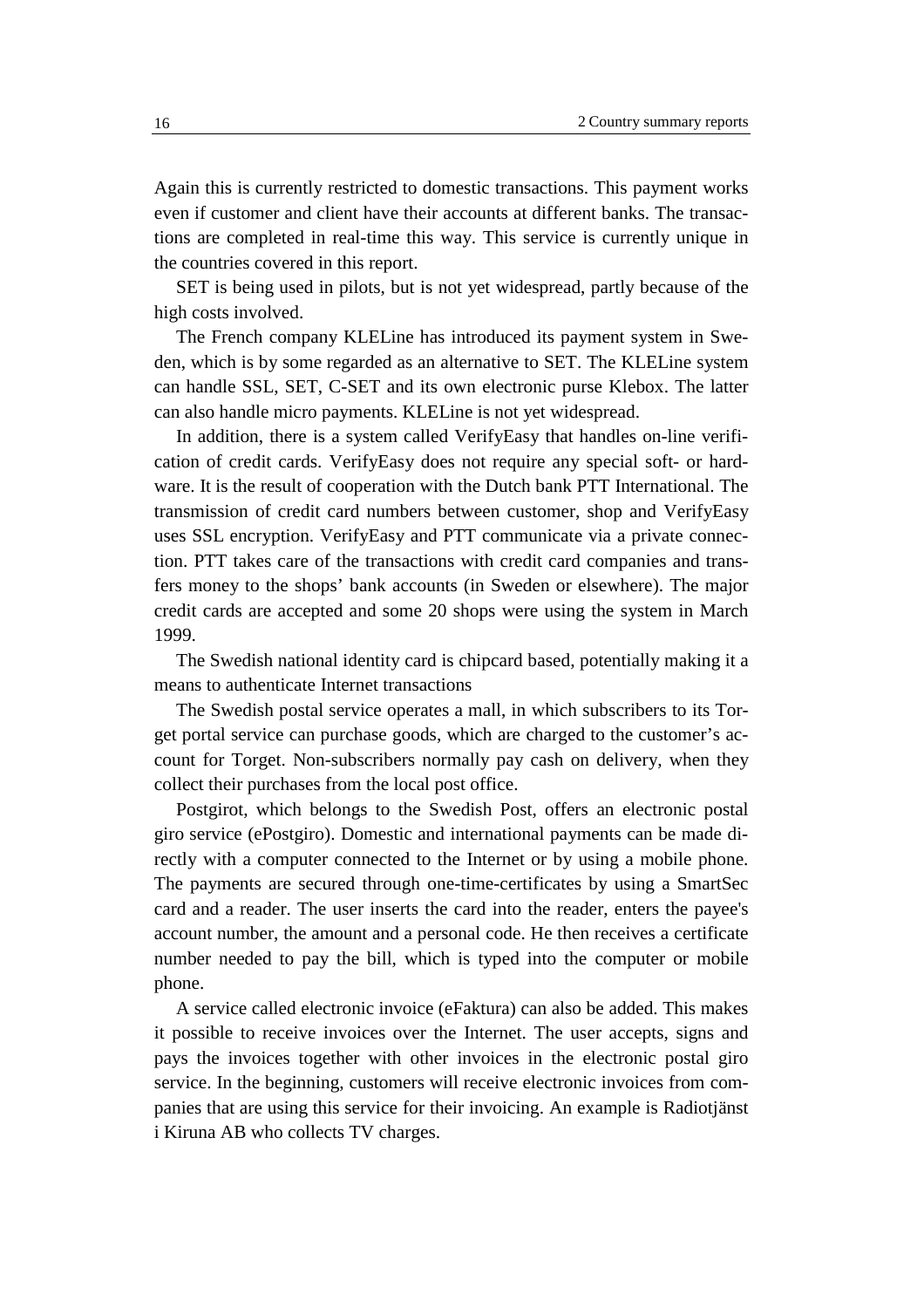Again this is currently restricted to domestic transactions. This payment works even if customer and client have their accounts at different banks. The transactions are completed in real-time this way. This service is currently unique in the countries covered in this report.

SET is being used in pilots, but is not yet widespread, partly because of the high costs involved.

The French company KLELine has introduced its payment system in Sweden, which is by some regarded as an alternative to SET. The KLELine system can handle SSL, SET, C-SET and its own electronic purse Klebox. The latter can also handle micro payments. KLELine is not yet widespread.

In addition, there is a system called VerifyEasy that handles on-line verification of credit cards. VerifyEasy does not require any special soft- or hardware. It is the result of cooperation with the Dutch bank PTT International. The transmission of credit card numbers between customer, shop and VerifyEasy uses SSL encryption. VerifyEasy and PTT communicate via a private connection. PTT takes care of the transactions with credit card companies and transfers money to the shops' bank accounts (in Sweden or elsewhere). The major credit cards are accepted and some 20 shops were using the system in March 1999.

The Swedish national identity card is chipcard based, potentially making it a means to authenticate Internet transactions

The Swedish postal service operates a mall, in which subscribers to its Torget portal service can purchase goods, which are charged to the customer's account for Torget. Non-subscribers normally pay cash on delivery, when they collect their purchases from the local post office.

Postgirot, which belongs to the Swedish Post, offers an electronic postal giro service (ePostgiro). Domestic and international payments can be made directly with a computer connected to the Internet or by using a mobile phone. The payments are secured through one-time-certificates by using a SmartSec card and a reader. The user inserts the card into the reader, enters the payee's account number, the amount and a personal code. He then receives a certificate number needed to pay the bill, which is typed into the computer or mobile phone.

A service called electronic invoice (eFaktura) can also be added. This makes it possible to receive invoices over the Internet. The user accepts, signs and pays the invoices together with other invoices in the electronic postal giro service. In the beginning, customers will receive electronic invoices from companies that are using this service for their invoicing. An example is Radiotjänst i Kiruna AB who collects TV charges.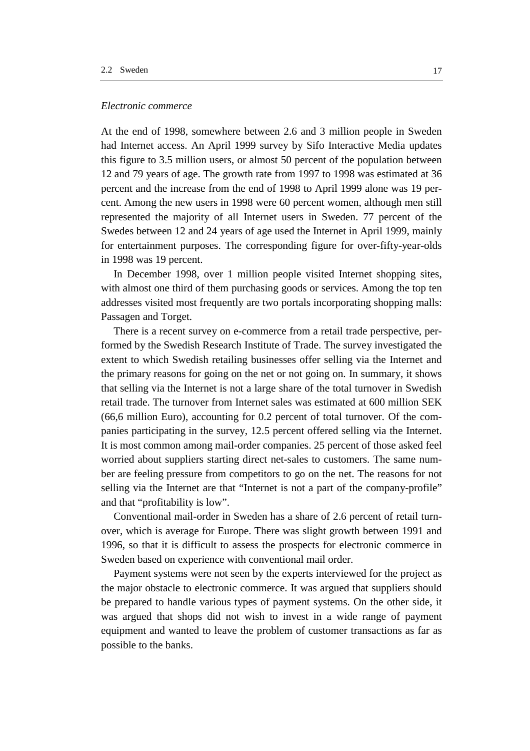*Electronic commerce*

At the end of 1998, somewhere between 2.6 and 3 million people in Sweden had Internet access. An April 1999 survey by Sifo Interactive Media updates this figure to 3.5 million users, or almost 50 percent of the population between 12 and 79 years of age. The growth rate from 1997 to 1998 was estimated at 36 percent and the increase from the end of 1998 to April 1999 alone was 19 percent. Among the new users in 1998 were 60 percent women, although men still represented the majority of all Internet users in Sweden. 77 percent of the Swedes between 12 and 24 years of age used the Internet in April 1999, mainly for entertainment purposes. The corresponding figure for over-fifty-year-olds in 1998 was 19 percent.

In December 1998, over 1 million people visited Internet shopping sites, with almost one third of them purchasing goods or services. Among the top ten addresses visited most frequently are two portals incorporating shopping malls: Passagen and Torget.

There is a recent survey on e-commerce from a retail trade perspective, performed by the Swedish Research Institute of Trade. The survey investigated the extent to which Swedish retailing businesses offer selling via the Internet and the primary reasons for going on the net or not going on. In summary, it shows that selling via the Internet is not a large share of the total turnover in Swedish retail trade. The turnover from Internet sales was estimated at 600 million SEK (66,6 million Euro), accounting for 0.2 percent of total turnover. Of the companies participating in the survey, 12.5 percent offered selling via the Internet. It is most common among mail-order companies. 25 percent of those asked feel worried about suppliers starting direct net-sales to customers. The same number are feeling pressure from competitors to go on the net. The reasons for not selling via the Internet are that "Internet is not a part of the company-profile" and that "profitability is low".

Conventional mail-order in Sweden has a share of 2.6 percent of retail turnover, which is average for Europe. There was slight growth between 1991 and 1996, so that it is difficult to assess the prospects for electronic commerce in Sweden based on experience with conventional mail order.

Payment systems were not seen by the experts interviewed for the project as the major obstacle to electronic commerce. It was argued that suppliers should be prepared to handle various types of payment systems. On the other side, it was argued that shops did not wish to invest in a wide range of payment equipment and wanted to leave the problem of customer transactions as far as possible to the banks.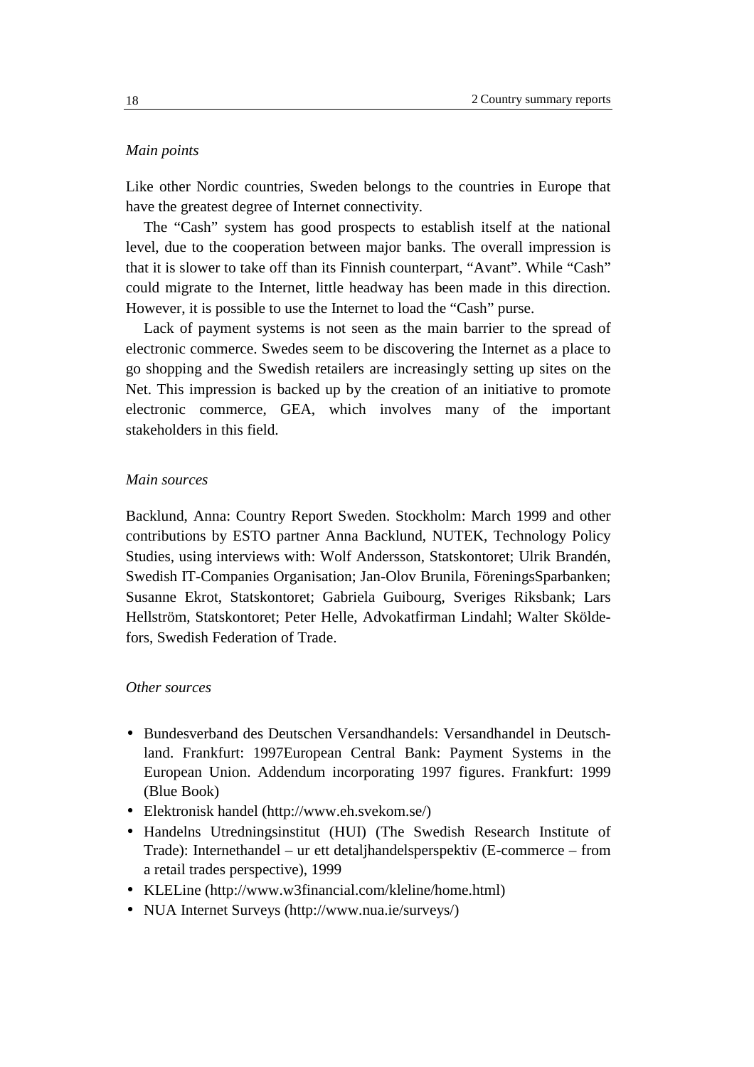*Main points*

Like other Nordic countries, Sweden belongs to the countries in Europe that have the greatest degree of Internet connectivity.

The “Cash” system has good prospects to establish itself at the national level, due to the cooperation between major banks. The overall impression is that it is slower to take off than its Finnish counterpart, “Avant”. While “Cash” could migrate to the Internet, little headway has been made in this direction. However, it is possible to use the Internet to load the “Cash” purse.

Lack of payment systems is not seen as the main barrier to the spread of electronic commerce. Swedes seem to be discovering the Internet as a place to go shopping and the Swedish retailers are increasingly setting up sites on the Net. This impression is backed up by the creation of an initiative to promote electronic commerce, GEA, which involves many of the important stakeholders in this field.

*Main sources*

Backlund, Anna: Country Report Sweden. Stockholm: March 1999 and other contributions by ESTO partner Anna Backlund, NUTEK, Technology Policy Studies, using interviews with: Wolf Andersson, Statskontoret; Ulrik Brandén, Swedish IT-Companies Organisation; Jan-Olov Brunila, FöreningsSparbanken; Susanne Ekrot, Statskontoret; Gabriela Guibourg, Sveriges Riksbank; Lars Hellström, Statskontoret; Peter Helle, Advokatfirman Lindahl; Walter Sköldefors, Swedish Federation of Trade.

*Other sources*

- Bundesverband des Deutschen Versandhandels: Versandhandel in Deutschland. Frankfurt: 1997European Central Bank: Payment Systems in the European Union. Addendum incorporating 1997 figures. Frankfurt: 1999 (Blue Book)
- Elektronisk handel (http://www.eh.svekom.se/)
- Handelns Utredningsinstitut (HUI) (The Swedish Research Institute of Trade): Internethandel – ur ett detaljhandelsperspektiv (E-commerce – from a retail trades perspective), 1999
- KLELine (http://www.w3financial.com/kleline/home.html)
- NUA Internet Surveys (http://www.nua.ie/surveys/)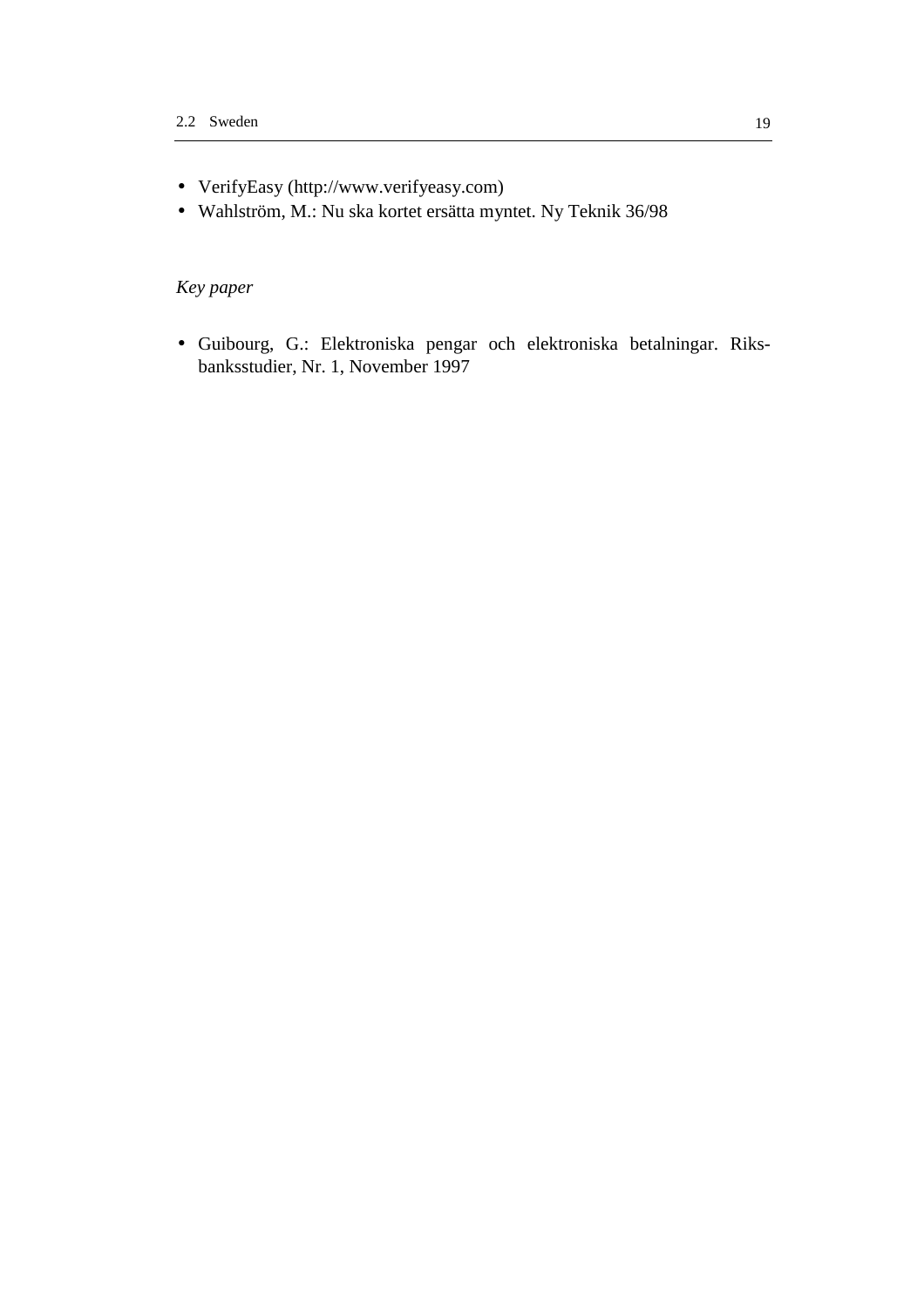- VerifyEasy (http://www.verifyeasy.com)
- Wahlström, M.: Nu ska kortet ersätta myntet. Ny Teknik 36/98

*Key paper*

- Guibourg, G.: Elektroniska pengar och elektroniska betalningar. Riksbanksstudier, Nr. 1, November 1997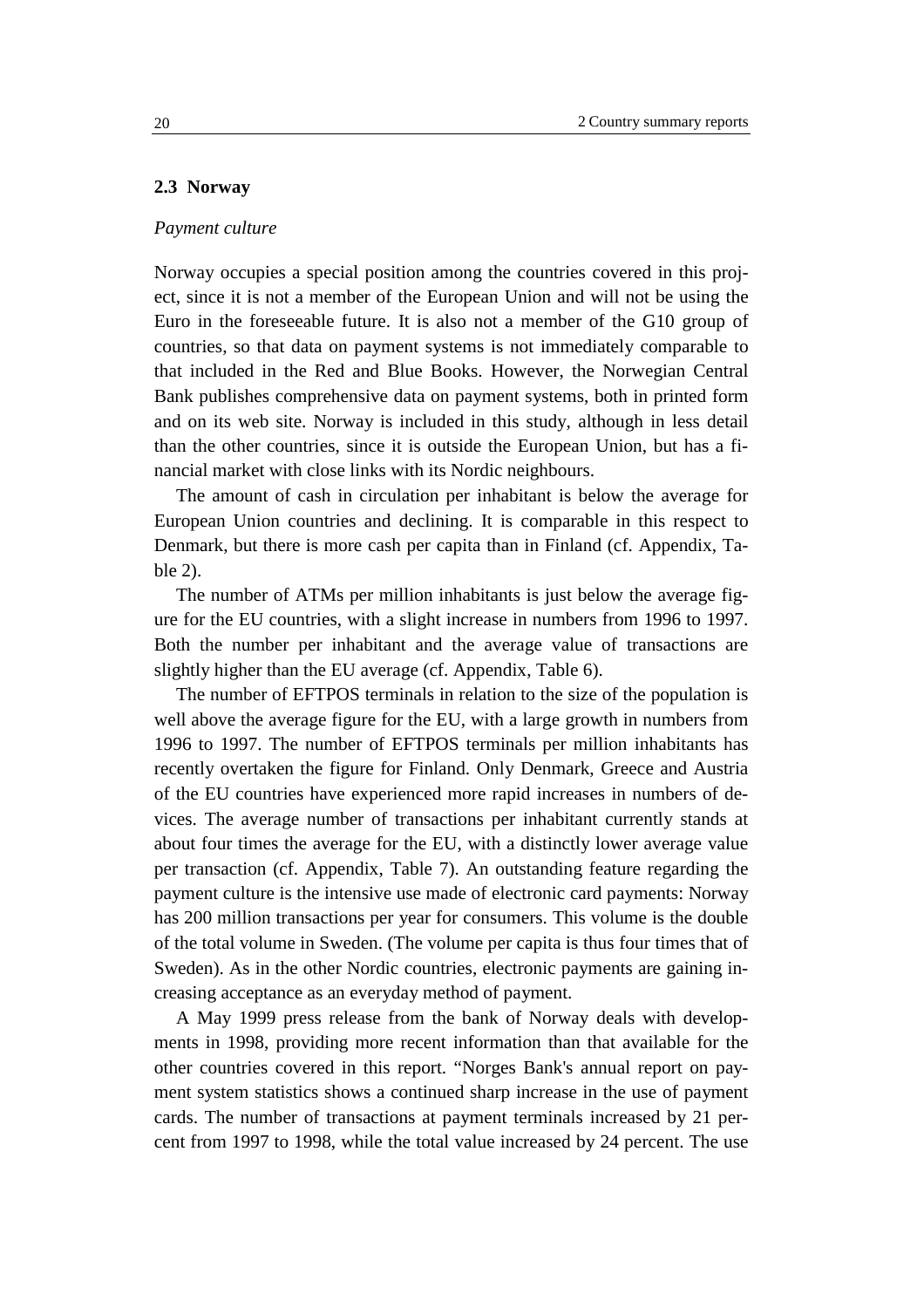## 2.3 Norway

*Payment culture*

Norway occupies a special position among the countries covered in this project, since it is not a member of the European Union and will not be using the Euro in the foreseeable future. It is also not a member of the G10 group of countries, so that data on payment systems is not immediately comparable to that included in the Red and Blue Books. However, the Norwegian Central Bank publishes comprehensive data on payment systems, both in printed form and on its web site. Norway is included in this study, although in less detail than the other countries, since it is outside the European Union, but has a financial market with close links with its Nordic neighbours.

The amount of cash in circulation per inhabitant is below the average for European Union countries and declining. It is comparable in this respect to Denmark, but there is more cash per capita than in Finland (cf. Appendix, Table 2).

The number of ATMs per million inhabitants is just below the average figure for the EU countries, with a slight increase in numbers from 1996 to 1997. Both the number per inhabitant and the average value of transactions are slightly higher than the EU average (cf. Appendix, Table 6).

The number of EFTPOS terminals in relation to the size of the population is well above the average figure for the EU, with a large growth in numbers from 1996 to 1997. The number of EFTPOS terminals per million inhabitants has recently overtaken the figure for Finland. Only Denmark, Greece and Austria of the EU countries have experienced more rapid increases in numbers of devices. The average number of transactions per inhabitant currently stands at about four times the average for the EU, with a distinctly lower average value per transaction (cf. Appendix, Table 7). An outstanding feature regarding the payment culture is the intensive use made of electronic card payments: Norway has 200 million transactions per year for consumers. This volume is the double of the total volume in Sweden. (The volume per capita is thus four times that of Sweden). As in the other Nordic countries, electronic payments are gaining increasing acceptance as an everyday method of payment.

A May 1999 press release from the bank of Norway deals with developments in 1998, providing more recent information than that available for the other countries covered in this report. "Norges Bank's annual report on payment system statistics shows a continued sharp increase in the use of payment cards. The number of transactions at payment terminals increased by 21 percent from 1997 to 1998, while the total value increased by 24 percent. The use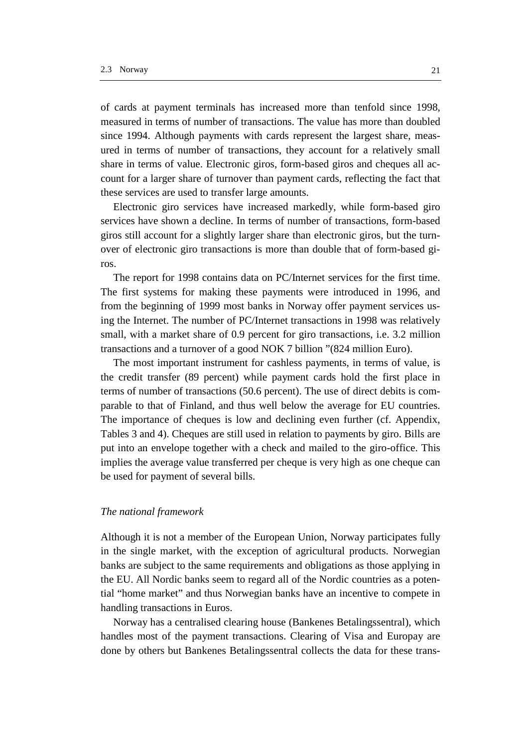of cards at payment terminals has increased more than tenfold since 1998, measured in terms of number of transactions. The value has more than doubled since 1994. Although payments with cards represent the largest share, measured in terms of number of transactions, they account for a relatively small share in terms of value. Electronic giros, form-based giros and cheques all account for a larger share of turnover than payment cards, reflecting the fact that these services are used to transfer large amounts.

Electronic giro services have increased markedly, while form-based giro services have shown a decline. In terms of number of transactions, form-based giros still account for a slightly larger share than electronic giros, but the turnover of electronic giro transactions is more than double that of form-based giros.

The report for 1998 contains data on PC/Internet services for the first time. The first systems for making these payments were introduced in 1996, and from the beginning of 1999 most banks in Norway offer payment services using the Internet. The number of PC/Internet transactions in 1998 was relatively small, with a market share of 0.9 percent for giro transactions, i.e. 3.2 million transactions and a turnover of a good NOK 7 billion "(824 million Euro).

The most important instrument for cashless payments, in terms of value, is the credit transfer (89 percent) while payment cards hold the first place in terms of number of transactions (50.6 percent). The use of direct debits is comparable to that of Finland, and thus well below the average for EU countries. The importance of cheques is low and declining even further (cf. Appendix, Tables 3 and 4). Cheques are still used in relation to payments by giro. Bills are put into an envelope together with a check and mailed to the giro-office. This implies the average value transferred per cheque is very high as one cheque can be used for payment of several bills.

*The national framework*

Although it is not a member of the European Union, Norway participates fully in the single market, with the exception of agricultural products. Norwegian banks are subject to the same requirements and obligations as those applying in the EU. All Nordic banks seem to regard all of the Nordic countries as a potential "home market" and thus Norwegian banks have an incentive to compete in handling transactions in Euros.

Norway has a centralised clearing house (Bankenes Betalingssentral), which handles most of the payment transactions. Clearing of Visa and Europay are done by others but Bankenes Betalingssentral collects the data for these trans-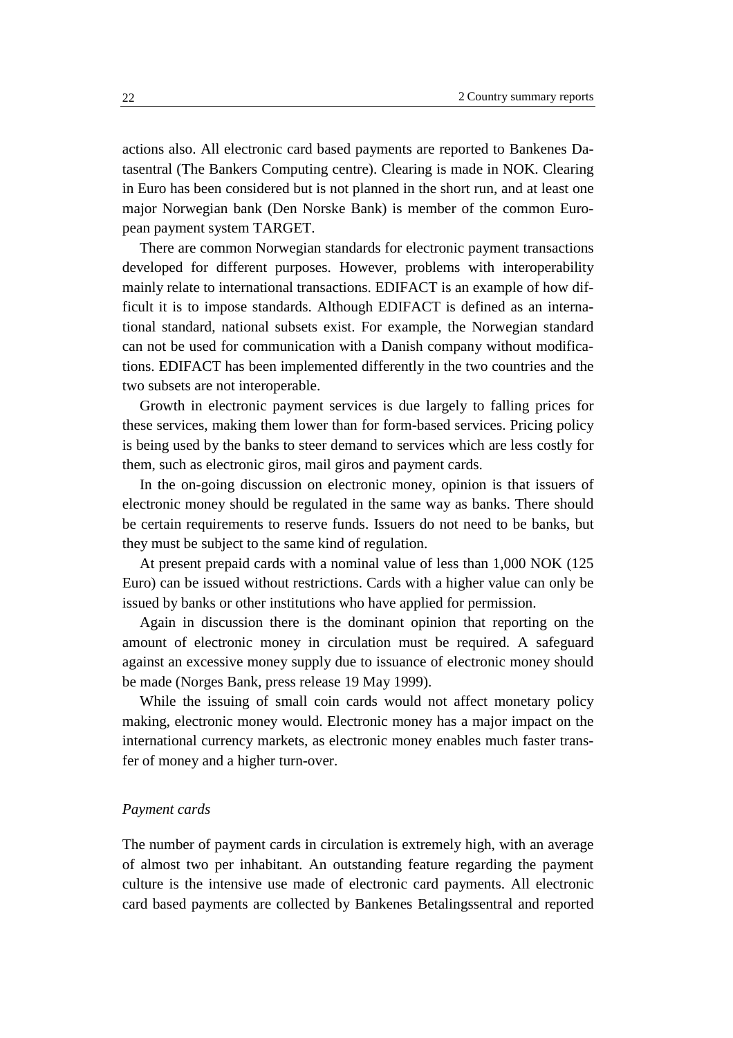actions also. All electronic card based payments are reported to Bankenes Datasentral (The Bankers Computing centre). Clearing is made in NOK. Clearing in Euro has been considered but is not planned in the short run, and at least one major Norwegian bank (Den Norske Bank) is member of the common European payment system TARGET.

There are common Norwegian standards for electronic payment transactions developed for different purposes. However, problems with interoperability mainly relate to international transactions. EDIFACT is an example of how difficult it is to impose standards. Although EDIFACT is defined as an international standard, national subsets exist. For example, the Norwegian standard can not be used for communication with a Danish company without modifications. EDIFACT has been implemented differently in the two countries and the two subsets are not interoperable.

Growth in electronic payment services is due largely to falling prices for these services, making them lower than for form-based services. Pricing policy is being used by the banks to steer demand to services which are less costly for them, such as electronic giros, mail giros and payment cards.

In the on-going discussion on electronic money, opinion is that issuers of electronic money should be regulated in the same way as banks. There should be certain requirements to reserve funds. Issuers do not need to be banks, but they must be subject to the same kind of regulation.

At present prepaid cards with a nominal value of less than 1,000 NOK (125 Euro) can be issued without restrictions. Cards with a higher value can only be issued by banks or other institutions who have applied for permission.

Again in discussion there is the dominant opinion that reporting on the amount of electronic money in circulation must be required. A safeguard against an excessive money supply due to issuance of electronic money should be made (Norges Bank, press release 19 May 1999).

While the issuing of small coin cards would not affect monetary policy making, electronic money would. Electronic money has a major impact on the international currency markets, as electronic money enables much faster transfer of money and a higher turn-over.

*Payment cards*

The number of payment cards in circulation is extremely high, with an average of almost two per inhabitant. An outstanding feature regarding the payment culture is the intensive use made of electronic card payments. All electronic card based payments are collected by Bankenes Betalingssentral and reported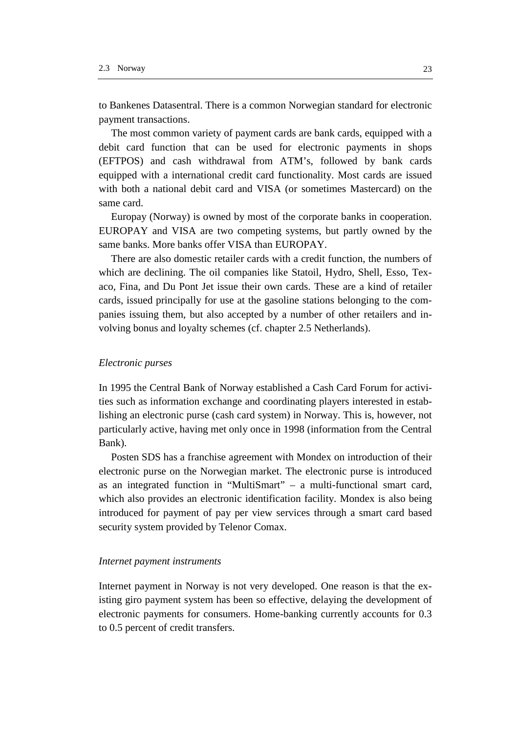to Bankenes Datasentral. There is a common Norwegian standard for electronic payment transactions.

The most common variety of payment cards are bank cards, equipped with a debit card function that can be used for electronic payments in shops (EFTPOS) and cash withdrawal from ATM's, followed by bank cards equipped with a international credit card functionality. Most cards are issued with both a national debit card and VISA (or sometimes Mastercard) on the same card.

Europay (Norway) is owned by most of the corporate banks in cooperation. EUROPAY and VISA are two competing systems, but partly owned by the same banks. More banks offer VISA than EUROPAY.

There are also domestic retailer cards with a credit function, the numbers of which are declining. The oil companies like Statoil, Hydro, Shell, Esso, Texaco, Fina, and Du Pont Jet issue their own cards. These are a kind of retailer cards, issued principally for use at the gasoline stations belonging to the companies issuing them, but also accepted by a number of other retailers and involving bonus and loyalty schemes (cf. chapter 2.5 Netherlands).

*Electronic purses*

In 1995 the Central Bank of Norway established a Cash Card Forum for activities such as information exchange and coordinating players interested in establishing an electronic purse (cash card system) in Norway. This is, however, not particularly active, having met only once in 1998 (information from the Central Bank).

Posten SDS has a franchise agreement with Mondex on introduction of their electronic purse on the Norwegian market. The electronic purse is introduced as an integrated function in "MultiSmart" – a multi-functional smart card, which also provides an electronic identification facility. Mondex is also being introduced for payment of pay per view services through a smart card based security system provided by Telenor Comax.

*Internet payment instruments*

Internet payment in Norway is not very developed. One reason is that the existing giro payment system has been so effective, delaying the development of electronic payments for consumers. Home-banking currently accounts for 0.3 to 0.5 percent of credit transfers.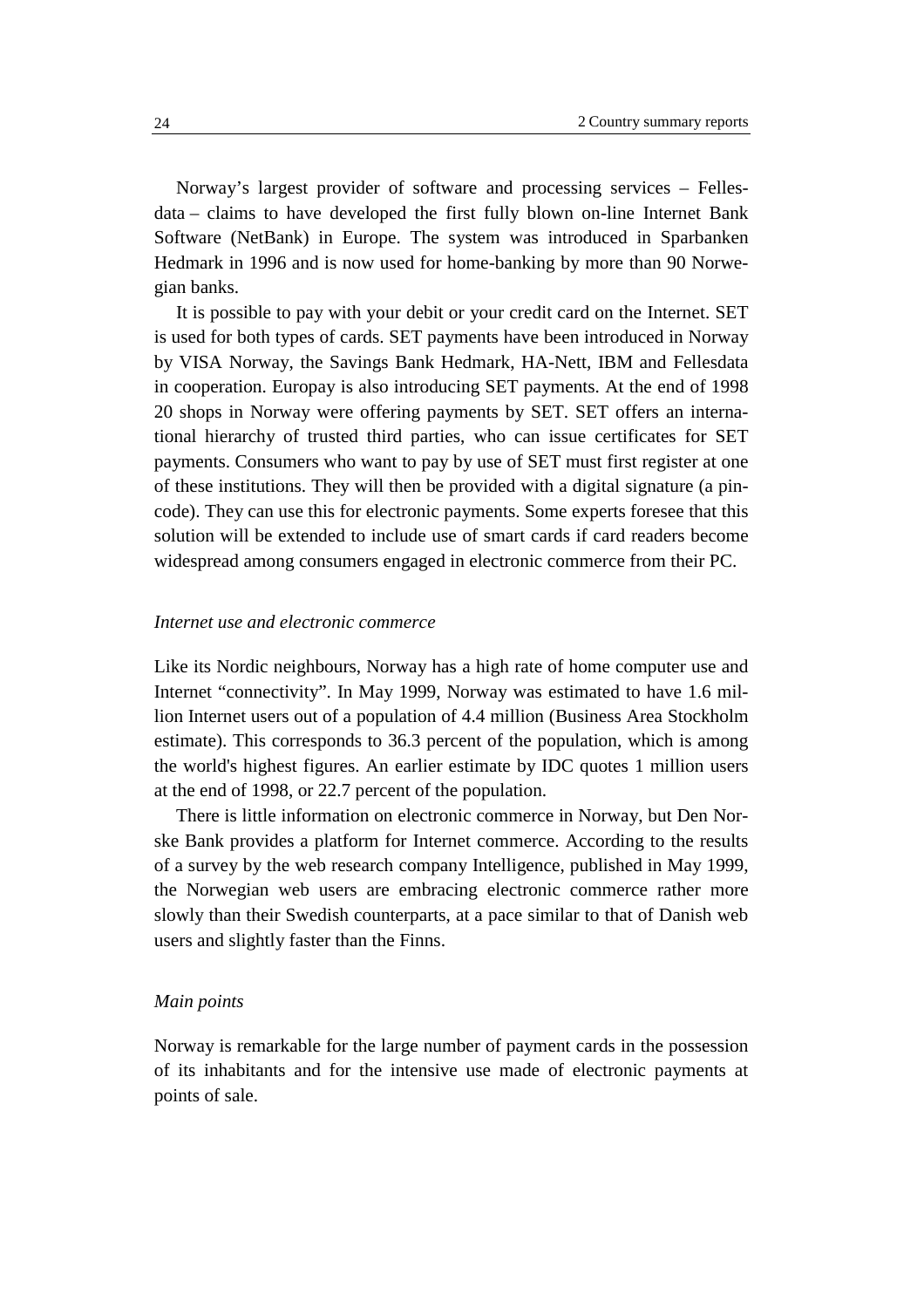Norway's largest provider of software and processing services – Fellesdata – claims to have developed the first fully blown on-line Internet Bank Software (NetBank) in Europe. The system was introduced in Sparbanken Hedmark in 1996 and is now used for home-banking by more than 90 Norwegian banks.

It is possible to pay with your debit or your credit card on the Internet. SET is used for both types of cards. SET payments have been introduced in Norway by VISA Norway, the Savings Bank Hedmark, HA-Nett, IBM and Fellesdata in cooperation. Europay is also introducing SET payments. At the end of 1998 20 shops in Norway were offering payments by SET. SET offers an international hierarchy of trusted third parties, who can issue certificates for SET payments. Consumers who want to pay by use of SET must first register at one of these institutions. They will then be provided with a digital signature (a pin-code). They can use this for electronic payments. Some experts foresee that this solution will be extended to include use of smart cards if card readers become widespread among consumers engaged in electronic commerce from their PC.

*Internet use and electronic commerce*

Like its Nordic neighbours, Norway has a high rate of home computer use and Internet "connectivity". In May 1999, Norway was estimated to have 1.6 million Internet users out of a population of 4.4 million (Business Area Stockholm estimate). This corresponds to 36.3 percent of the population, which is among the world's highest figures. An earlier estimate by IDC quotes 1 million users at the end of 1998, or 22.7 percent of the population.

There is little information on electronic commerce in Norway, but Den Norske Bank provides a platform for Internet commerce. According to the results of a survey by the web research company Intelligence, published in May 1999, the Norwegian web users are embracing electronic commerce rather more slowly than their Swedish counterparts, at a pace similar to that of Danish web users and slightly faster than the Finns.

*Main points*

Norway is remarkable for the large number of payment cards in the possession of its inhabitants and for the intensive use made of electronic payments at points of sale.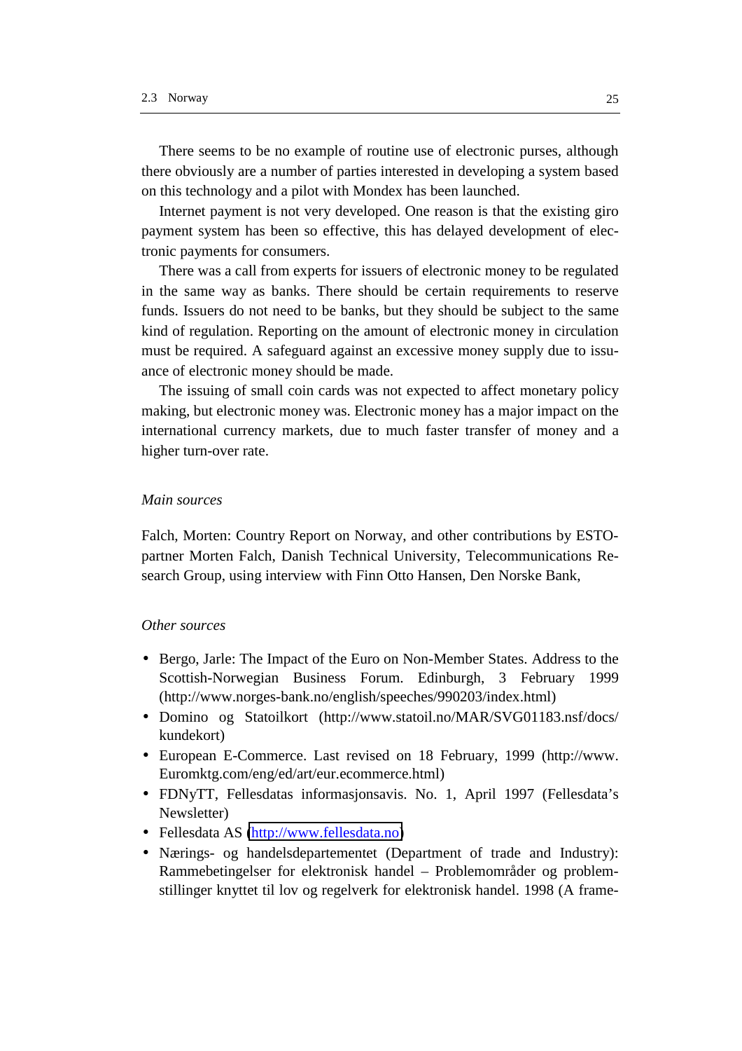There seems to be no example of routine use of electronic purses, although there obviously are a number of parties interested in developing a system based on this technology and a pilot with Mondex has been launched.

Internet payment is not very developed. One reason is that the existing giro payment system has been so effective, this has delayed development of electronic payments for consumers.

There was a call from experts for issuers of electronic money to be regulated in the same way as banks. There should be certain requirements to reserve funds. Issuers do not need to be banks, but they should be subject to the same kind of regulation. Reporting on the amount of electronic money in circulation must be required. A safeguard against an excessive money supply due to issuance of electronic money should be made.

The issuing of small coin cards was not expected to affect monetary policy making, but electronic money was. Electronic money has a major impact on the international currency markets, due to much faster transfer of money and a higher turn-over rate.

*Main sources*

Falch, Morten: Country Report on Norway, and other contributions by ESTO-partner Morten Falch, Danish Technical University, Telecommunications Research Group, using interview with Finn Otto Hansen, Den Norske Bank,

*Other sources*

- Bergo, Jarle: The Impact of the Euro on Non-Member States. Address to the Scottish-Norwegian Business Forum. Edinburgh, 3 February 1999 (http://www.norges-bank.no/english/speeches/990203/index.html)
- Domino og Statoilkort (http://www.statoil.no/MAR/SVG01183.nsf/docs/kundekort)
- European E-Commerce. Last revised on 18 February, 1999 (http://www.Euromktg.com/eng/ed/art/eur.ecommerce.html)
- FDNyTT, Fellesdatas informasjonsavis. No. 1, April 1997 (Fellesdata's Newsletter)
- Fellesdata AS (http://www.fellesdata.no)
- Nærings- og handelsdepartementet (Department of trade and Industry): Rammebetingelser for elektronisk handel – Problemområder og problemstillinger knyttet til lov og regelverk for elektronisk handel. 1998 (A frame-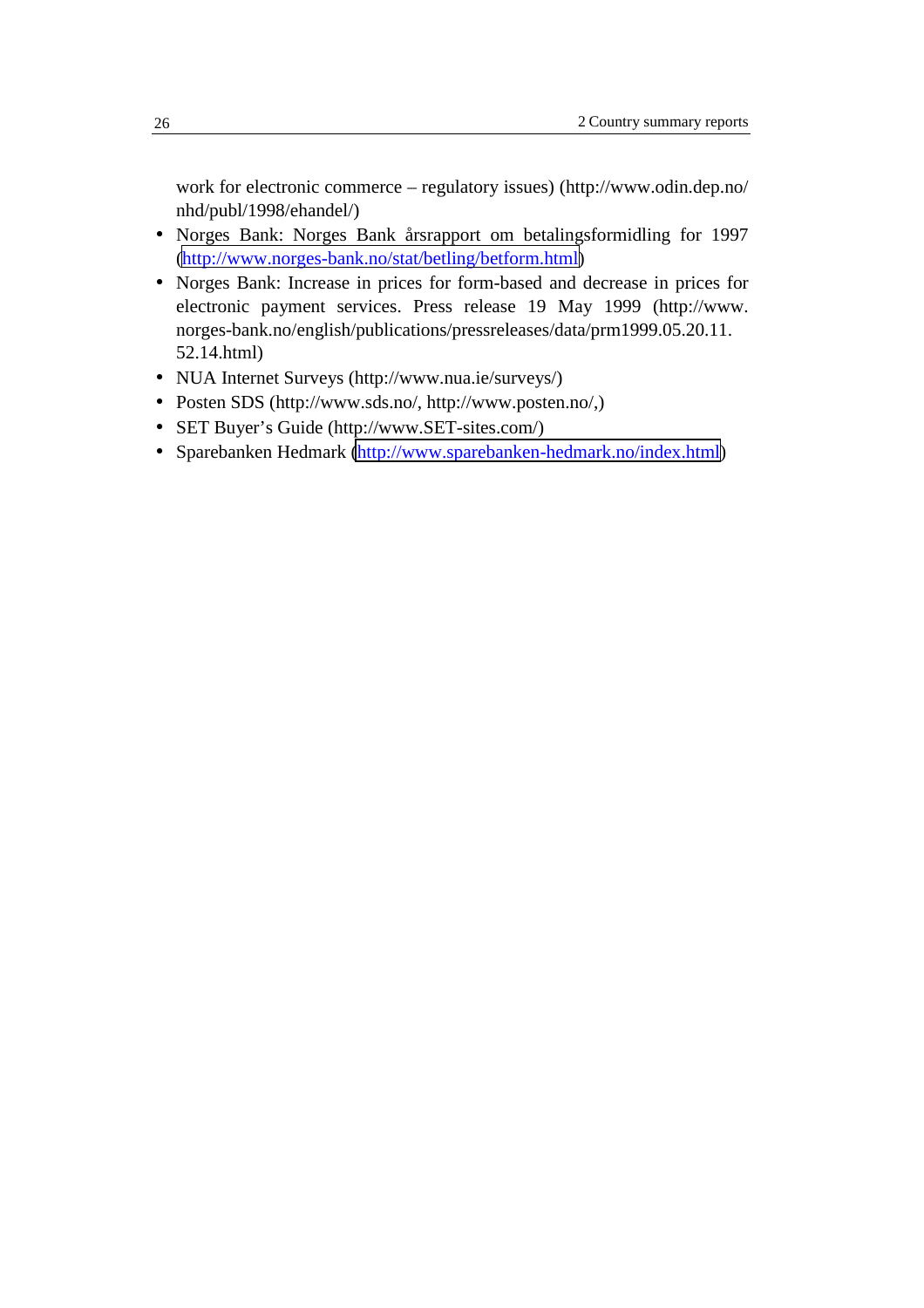work for electronic commerce – regulatory issues) (http://www.odin.dep.no/nhd/publ/1998/ehandel/)

- Norges Bank: Norges Bank årsrapport om betalingsformidling for 1997 (http://www.norges-bank.no/stat/betling/betform.html)
- Norges Bank: Increase in prices for form-based and decrease in prices for electronic payment services. Press release 19 May 1999 (http://www.norges-bank.no/english/publications/pressreleases/data/prm1999.05.20.11.52.14.html)
- NUA Internet Surveys (http://www.nua.ie/surveys/)
- Posten SDS (http://www.sds.no/, http://www.posten.no/,)
- SET Buyer's Guide (http://www.SET-sites.com/)
- Sparebanken Hedmark (http://www.sparebanken-hedmark.no/index.html)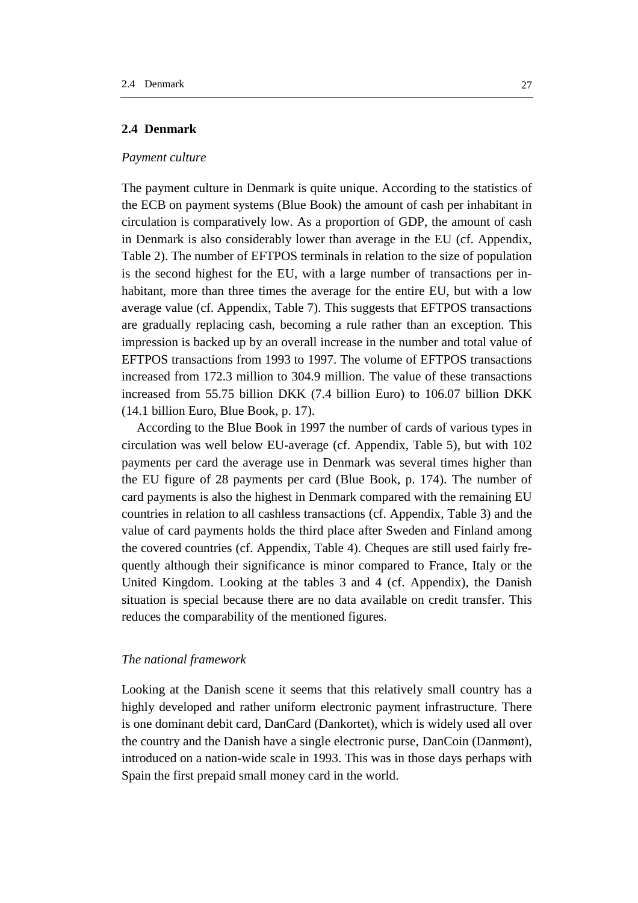## 2.4 Denmark

*Payment culture*

The payment culture in Denmark is quite unique. According to the statistics of the ECB on payment systems (Blue Book) the amount of cash per inhabitant in circulation is comparatively low. As a proportion of GDP, the amount of cash in Denmark is also considerably lower than average in the EU (cf. Appendix, Table 2). The number of EFTPOS terminals in relation to the size of population is the second highest for the EU, with a large number of transactions per inhabitant, more than three times the average for the entire EU, but with a low average value (cf. Appendix, Table 7). This suggests that EFTPOS transactions are gradually replacing cash, becoming a rule rather than an exception. This impression is backed up by an overall increase in the number and total value of EFTPOS transactions from 1993 to 1997. The volume of EFTPOS transactions increased from 172.3 million to 304.9 million. The value of these transactions increased from 55.75 billion DKK (7.4 billion Euro) to 106.07 billion DKK (14.1 billion Euro, Blue Book, p. 17).

According to the Blue Book in 1997 the number of cards of various types in circulation was well below EU-average (cf. Appendix, Table 5), but with 102 payments per card the average use in Denmark was several times higher than the EU figure of 28 payments per card (Blue Book, p. 174). The number of card payments is also the highest in Denmark compared with the remaining EU countries in relation to all cashless transactions (cf. Appendix, Table 3) and the value of card payments holds the third place after Sweden and Finland among the covered countries (cf. Appendix, Table 4). Cheques are still used fairly frequently although their significance is minor compared to France, Italy or the United Kingdom. Looking at the tables 3 and 4 (cf. Appendix), the Danish situation is special because there are no data available on credit transfer. This reduces the comparability of the mentioned figures.

*The national framework*

Looking at the Danish scene it seems that this relatively small country has a highly developed and rather uniform electronic payment infrastructure. There is one dominant debit card, DanCard (Dankortet), which is widely used all over the country and the Danish have a single electronic purse, DanCoin (Danmønt), introduced on a nation-wide scale in 1993. This was in those days perhaps with Spain the first prepaid small money card in the world.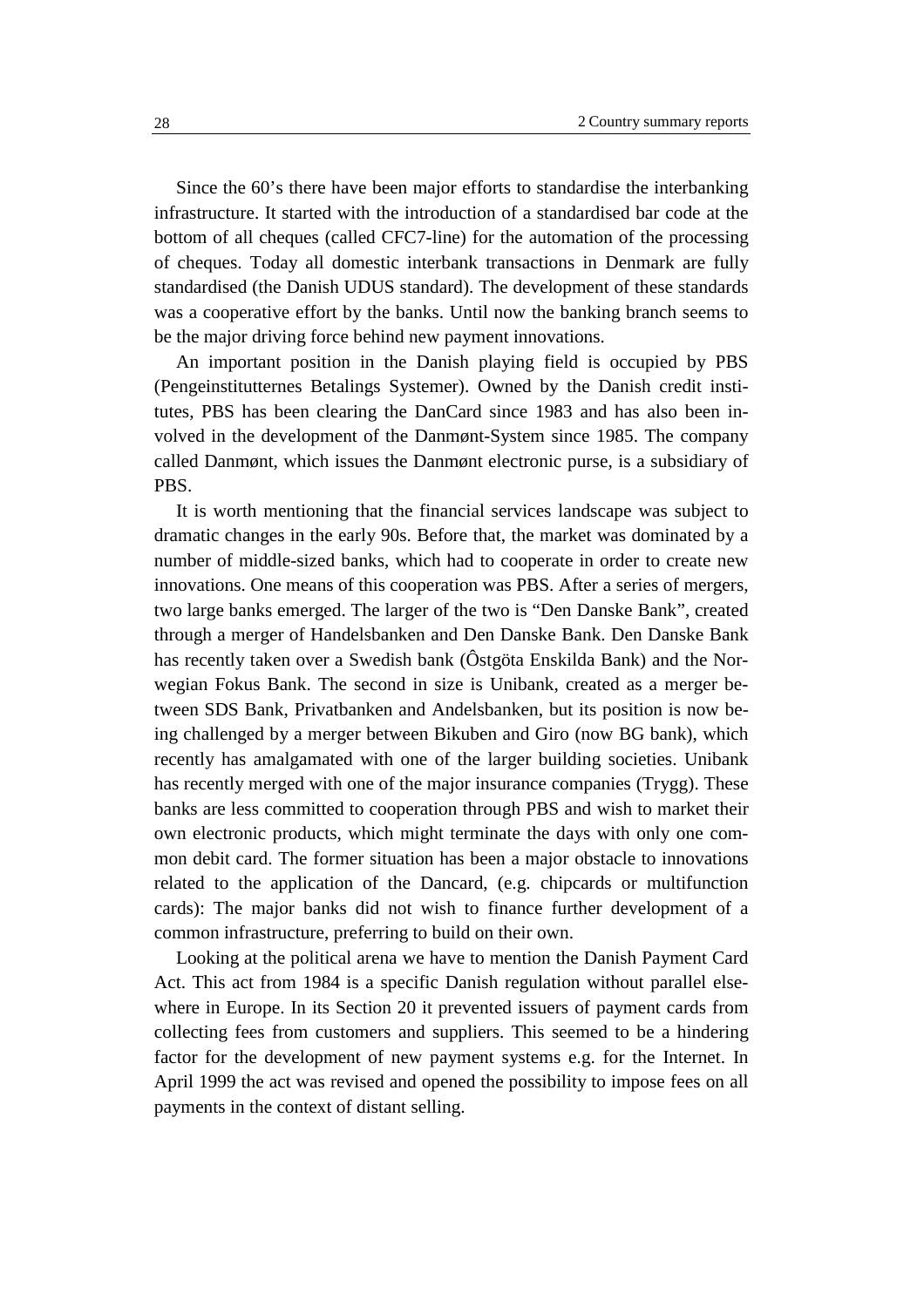Since the 60's there have been major efforts to standardise the interbanking infrastructure. It started with the introduction of a standardised bar code at the bottom of all cheques (called CFC7-line) for the automation of the processing of cheques. Today all domestic interbank transactions in Denmark are fully standardised (the Danish UDUS standard). The development of these standards was a cooperative effort by the banks. Until now the banking branch seems to be the major driving force behind new payment innovations.

An important position in the Danish playing field is occupied by PBS (Pengeinstitutternes Betalings Systemer). Owned by the Danish credit institutes, PBS has been clearing the DanCard since 1983 and has also been involved in the development of the Danmønt-System since 1985. The company called Danmønt, which issues the Danmønt electronic purse, is a subsidiary of PBS.

It is worth mentioning that the financial services landscape was subject to dramatic changes in the early 90s. Before that, the market was dominated by a number of middle-sized banks, which had to cooperate in order to create new innovations. One means of this cooperation was PBS. After a series of mergers, two large banks emerged. The larger of the two is "Den Danske Bank", created through a merger of Handelsbanken and Den Danske Bank. Den Danske Bank has recently taken over a Swedish bank (Ôstgöta Enskilda Bank) and the Norwegian Fokus Bank. The second in size is Unibank, created as a merger between SDS Bank, Privatbanken and Andelsbanken, but its position is now being challenged by a merger between Bikuben and Giro (now BG bank), which recently has amalgamated with one of the larger building societies. Unibank has recently merged with one of the major insurance companies (Trygg). These banks are less committed to cooperation through PBS and wish to market their own electronic products, which might terminate the days with only one common debit card. The former situation has been a major obstacle to innovations related to the application of the Dancard, (e.g. chipcards or multifunction cards): The major banks did not wish to finance further development of a common infrastructure, preferring to build on their own.

Looking at the political arena we have to mention the Danish Payment Card Act. This act from 1984 is a specific Danish regulation without parallel elsewhere in Europe. In its Section 20 it prevented issuers of payment cards from collecting fees from customers and suppliers. This seemed to be a hindering factor for the development of new payment systems e.g. for the Internet. In April 1999 the act was revised and opened the possibility to impose fees on all payments in the context of distant selling.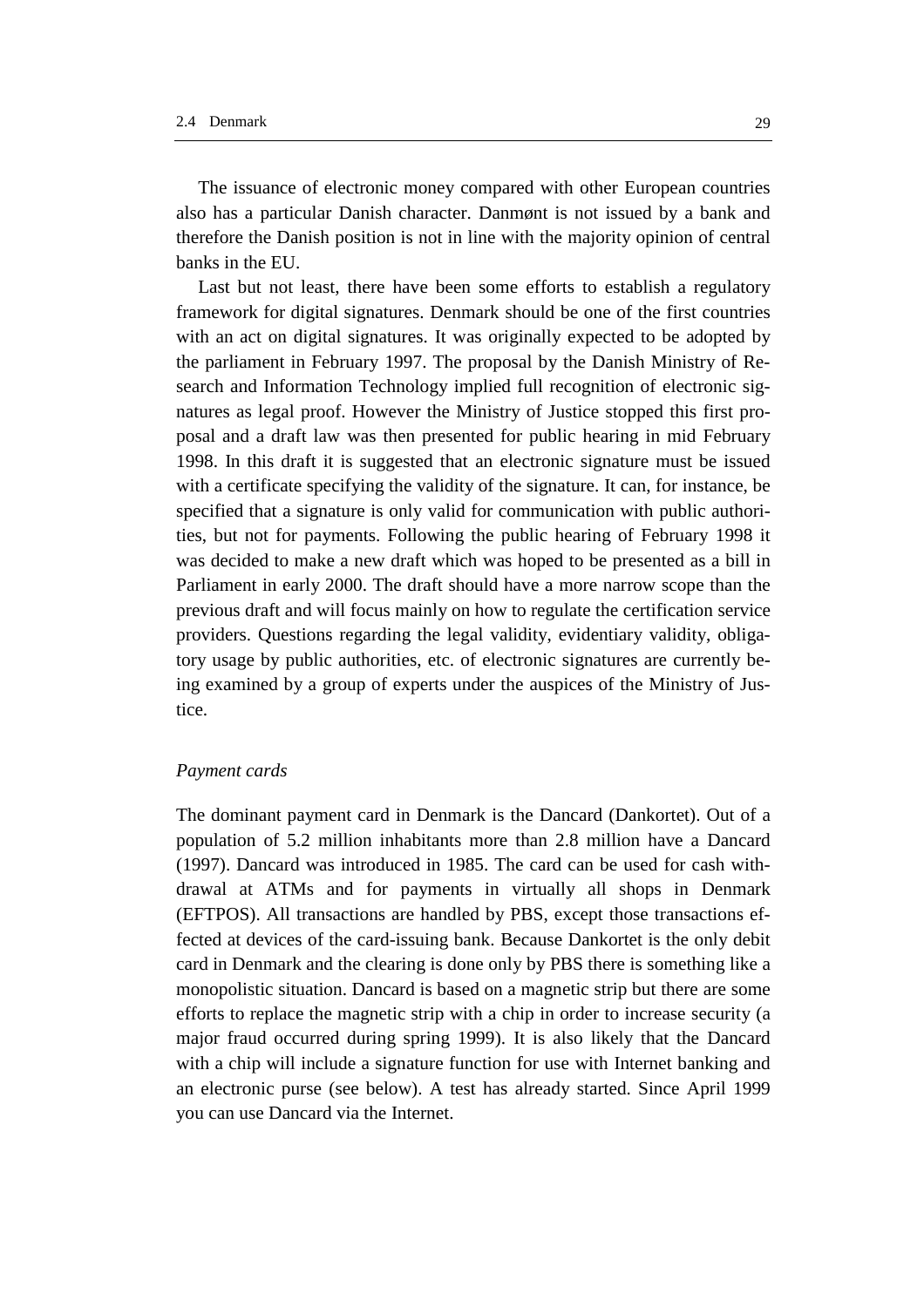The issuance of electronic money compared with other European countries also has a particular Danish character. Danmønt is not issued by a bank and therefore the Danish position is not in line with the majority opinion of central banks in the EU.

Last but not least, there have been some efforts to establish a regulatory framework for digital signatures. Denmark should be one of the first countries with an act on digital signatures. It was originally expected to be adopted by the parliament in February 1997. The proposal by the Danish Ministry of Research and Information Technology implied full recognition of electronic signatures as legal proof. However the Ministry of Justice stopped this first proposal and a draft law was then presented for public hearing in mid February 1998. In this draft it is suggested that an electronic signature must be issued with a certificate specifying the validity of the signature. It can, for instance, be specified that a signature is only valid for communication with public authorities, but not for payments. Following the public hearing of February 1998 it was decided to make a new draft which was hoped to be presented as a bill in Parliament in early 2000. The draft should have a more narrow scope than the previous draft and will focus mainly on how to regulate the certification service providers. Questions regarding the legal validity, evidentiary validity, obligatory usage by public authorities, etc. of electronic signatures are currently being examined by a group of experts under the auspices of the Ministry of Justice.

*Payment cards*

The dominant payment card in Denmark is the Dancard (Dankortet). Out of a population of 5.2 million inhabitants more than 2.8 million have a Dancard (1997). Dancard was introduced in 1985. The card can be used for cash withdrawal at ATMs and for payments in virtually all shops in Denmark (EFTPOS). All transactions are handled by PBS, except those transactions effected at devices of the card-issuing bank. Because Dankortet is the only debit card in Denmark and the clearing is done only by PBS there is something like a monopolistic situation. Dancard is based on a magnetic strip but there are some efforts to replace the magnetic strip with a chip in order to increase security (a major fraud occurred during spring 1999). It is also likely that the Dancard with a chip will include a signature function for use with Internet banking and an electronic purse (see below). A test has already started. Since April 1999 you can use Dancard via the Internet.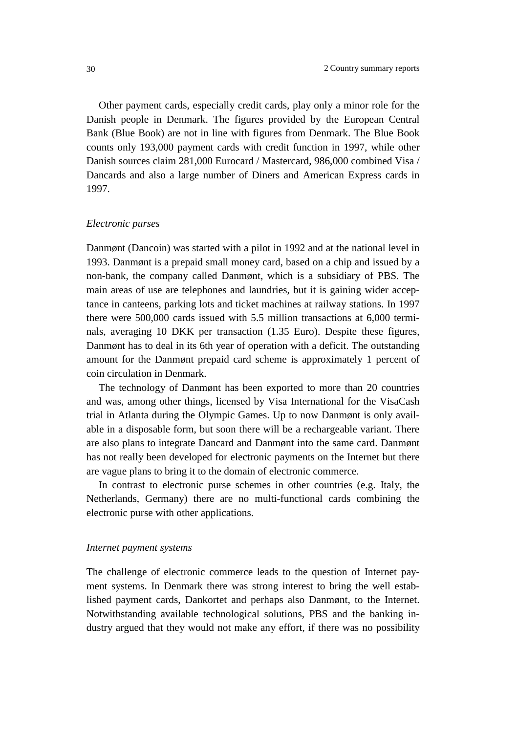Other payment cards, especially credit cards, play only a minor role for the Danish people in Denmark. The figures provided by the European Central Bank (Blue Book) are not in line with figures from Denmark. The Blue Book counts only 193,000 payment cards with credit function in 1997, while other Danish sources claim 281,000 Eurocard / Mastercard, 986,000 combined Visa / Dancards and also a large number of Diners and American Express cards in 1997.

*Electronic purses*

Danmønt (Dancoin) was started with a pilot in 1992 and at the national level in 1993. Danmønt is a prepaid small money card, based on a chip and issued by a non-bank, the company called Danmønt, which is a subsidiary of PBS. The main areas of use are telephones and laundries, but it is gaining wider acceptance in canteens, parking lots and ticket machines at railway stations. In 1997 there were 500,000 cards issued with 5.5 million transactions at 6,000 terminals, averaging 10 DKK per transaction (1.35 Euro). Despite these figures, Danmønt has to deal in its 6th year of operation with a deficit. The outstanding amount for the Danmønt prepaid card scheme is approximately 1 percent of coin circulation in Denmark.

The technology of Danmønt has been exported to more than 20 countries and was, among other things, licensed by Visa International for the VisaCash trial in Atlanta during the Olympic Games. Up to now Danmønt is only available in a disposable form, but soon there will be a rechargeable variant. There are also plans to integrate Dancard and Danmønt into the same card. Danmønt has not really been developed for electronic payments on the Internet but there are vague plans to bring it to the domain of electronic commerce.

In contrast to electronic purse schemes in other countries (e.g. Italy, the Netherlands, Germany) there are no multi-functional cards combining the electronic purse with other applications.

*Internet payment systems*

The challenge of electronic commerce leads to the question of Internet payment systems. In Denmark there was strong interest to bring the well established payment cards, Dankortet and perhaps also Danmønt, to the Internet. Notwithstanding available technological solutions, PBS and the banking industry argued that they would not make any effort, if there was no possibility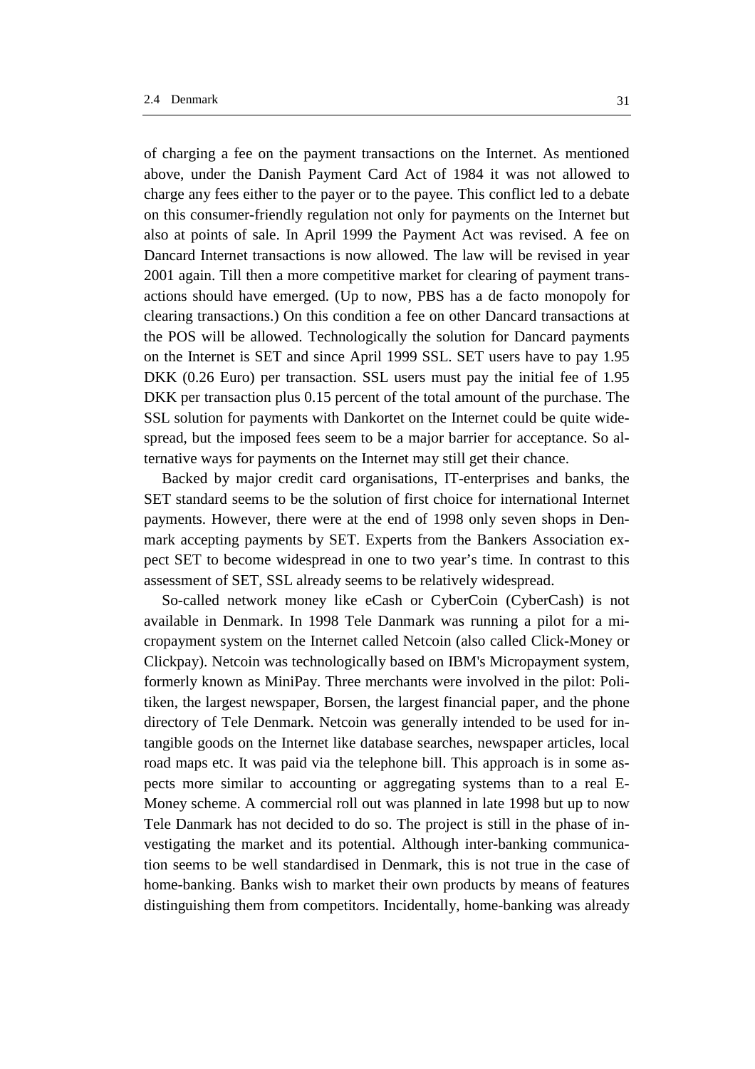of charging a fee on the payment transactions on the Internet. As mentioned above, under the Danish Payment Card Act of 1984 it was not allowed to charge any fees either to the payer or to the payee. This conflict led to a debate on this consumer-friendly regulation not only for payments on the Internet but also at points of sale. In April 1999 the Payment Act was revised. A fee on Dancard Internet transactions is now allowed. The law will be revised in year 2001 again. Till then a more competitive market for clearing of payment transactions should have emerged. (Up to now, PBS has a de facto monopoly for clearing transactions.) On this condition a fee on other Dancard transactions at the POS will be allowed. Technologically the solution for Dancard payments on the Internet is SET and since April 1999 SSL. SET users have to pay 1.95 DKK (0.26 Euro) per transaction. SSL users must pay the initial fee of 1.95 DKK per transaction plus 0.15 percent of the total amount of the purchase. The SSL solution for payments with Dankortet on the Internet could be quite widespread, but the imposed fees seem to be a major barrier for acceptance. So alternative ways for payments on the Internet may still get their chance.

Backed by major credit card organisations, IT-enterprises and banks, the SET standard seems to be the solution of first choice for international Internet payments. However, there were at the end of 1998 only seven shops in Denmark accepting payments by SET. Experts from the Bankers Association expect SET to become widespread in one to two year's time. In contrast to this assessment of SET, SSL already seems to be relatively widespread.

So-called network money like eCash or CyberCoin (CyberCash) is not available in Denmark. In 1998 Tele Danmark was running a pilot for a micropayment system on the Internet called Netcoin (also called Click-Money or Clickpay). Netcoin was technologically based on IBM's Micropayment system, formerly known as MiniPay. Three merchants were involved in the pilot: Politiken, the largest newspaper, Borsen, the largest financial paper, and the phone directory of Tele Denmark. Netcoin was generally intended to be used for intangible goods on the Internet like database searches, newspaper articles, local road maps etc. It was paid via the telephone bill. This approach is in some aspects more similar to accounting or aggregating systems than to a real E-Money scheme. A commercial roll out was planned in late 1998 but up to now Tele Danmark has not decided to do so. The project is still in the phase of investigating the market and its potential. Although inter-banking communication seems to be well standardised in Denmark, this is not true in the case of home-banking. Banks wish to market their own products by means of features distinguishing them from competitors. Incidentally, home-banking was already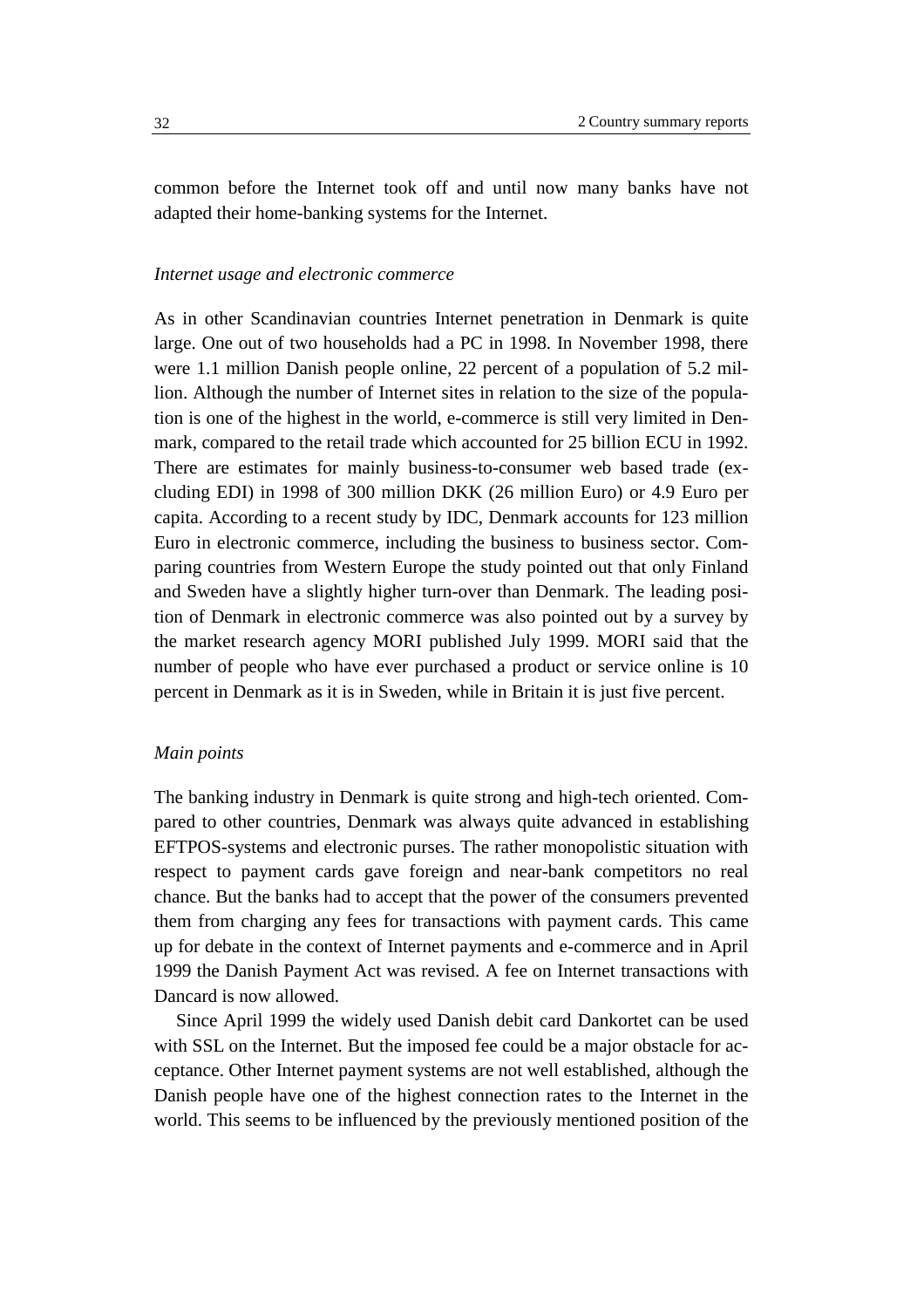common before the Internet took off and until now many banks have not adapted their home-banking systems for the Internet.

*Internet usage and electronic commerce*

As in other Scandinavian countries Internet penetration in Denmark is quite large. One out of two households had a PC in 1998. In November 1998, there were 1.1 million Danish people online, 22 percent of a population of 5.2 million. Although the number of Internet sites in relation to the size of the population is one of the highest in the world, e-commerce is still very limited in Denmark, compared to the retail trade which accounted for 25 billion ECU in 1992. There are estimates for mainly business-to-consumer web based trade (excluding EDI) in 1998 of 300 million DKK (26 million Euro) or 4.9 Euro per capita. According to a recent study by IDC, Denmark accounts for 123 million Euro in electronic commerce, including the business to business sector. Comparing countries from Western Europe the study pointed out that only Finland and Sweden have a slightly higher turn-over than Denmark. The leading position of Denmark in electronic commerce was also pointed out by a survey by the market research agency MORI published July 1999. MORI said that the number of people who have ever purchased a product or service online is 10 percent in Denmark as it is in Sweden, while in Britain it is just five percent.

*Main points*

The banking industry in Denmark is quite strong and high-tech oriented. Compared to other countries, Denmark was always quite advanced in establishing EFTPOS-systems and electronic purses. The rather monopolistic situation with respect to payment cards gave foreign and near-bank competitors no real chance. But the banks had to accept that the power of the consumers prevented them from charging any fees for transactions with payment cards. This came up for debate in the context of Internet payments and e-commerce and in April 1999 the Danish Payment Act was revised. A fee on Internet transactions with Dancard is now allowed.

Since April 1999 the widely used Danish debit card Dankortet can be used with SSL on the Internet. But the imposed fee could be a major obstacle for acceptance. Other Internet payment systems are not well established, although the Danish people have one of the highest connection rates to the Internet in the world. This seems to be influenced by the previously mentioned position of the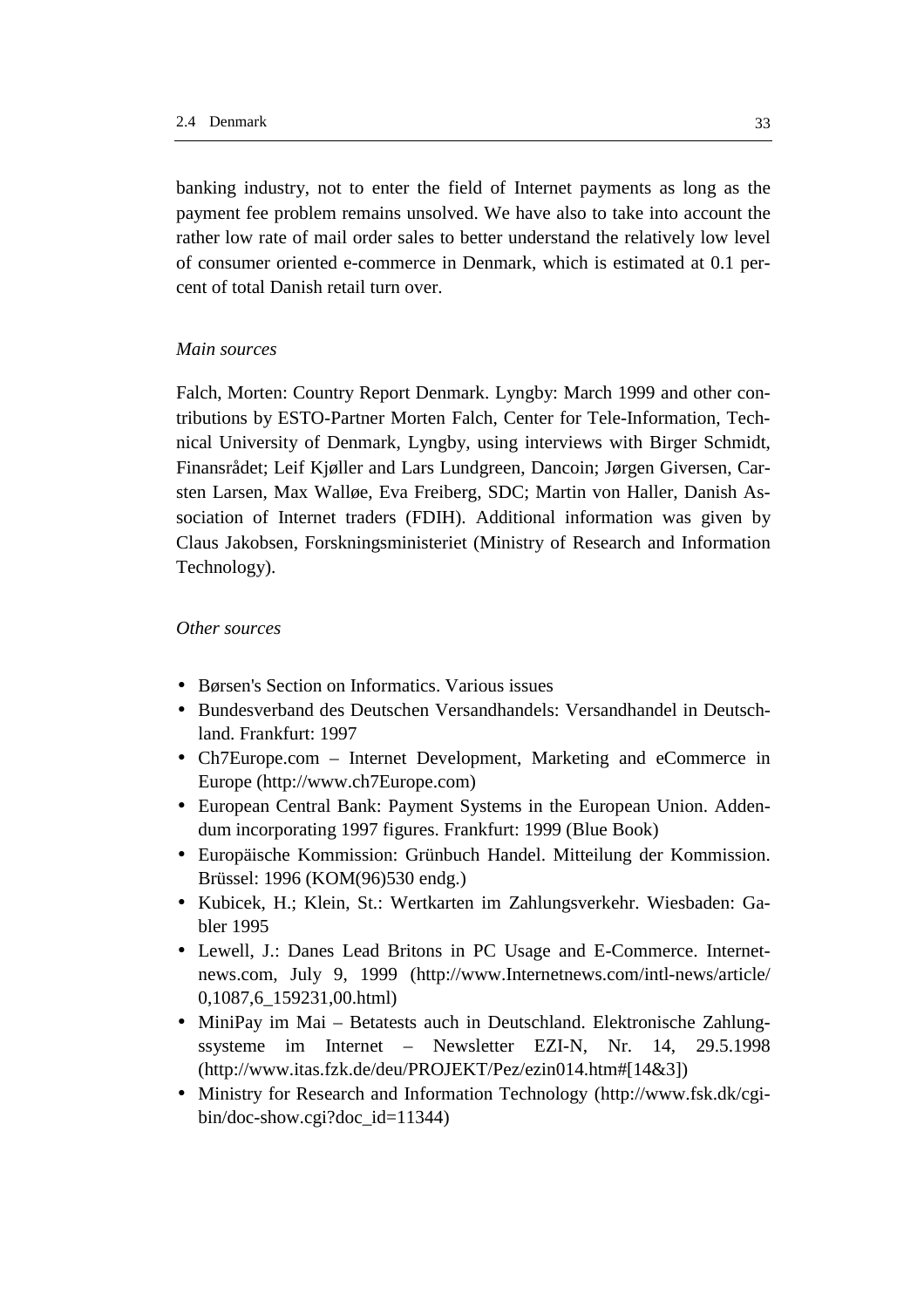banking industry, not to enter the field of Internet payments as long as the payment fee problem remains unsolved. We have also to take into account the rather low rate of mail order sales to better understand the relatively low level of consumer oriented e-commerce in Denmark, which is estimated at 0.1 percent of total Danish retail turn over.

*Main sources*

Falch, Morten: Country Report Denmark. Lyngby: March 1999 and other contributions by ESTO-Partner Morten Falch, Center for Tele-Information, Technical University of Denmark, Lyngby, using interviews with Birger Schmidt, Finansrådet; Leif Kjøller and Lars Lundgreen, Dancoin; Jørgen Giversen, Carsten Larsen, Max Walløe, Eva Freiberg, SDC; Martin von Haller, Danish Association of Internet traders (FDIH). Additional information was given by Claus Jakobsen, Forskningsministeriet (Ministry of Research and Information Technology).

*Other sources*

- Børsen's Section on Informatics. Various issues
- Bundesverband des Deutschen Versandhandels: Versandhandel in Deutschland. Frankfurt: 1997
- Ch7Europe.com – Internet Development, Marketing and eCommerce in Europe (http://www.ch7Europe.com)
- European Central Bank: Payment Systems in the European Union. Addendum incorporating 1997 figures. Frankfurt: 1999 (Blue Book)
- Europäische Kommission: Grünbuch Handel. Mitteilung der Kommission. Brüssel: 1996 (KOM(96)530 endg.)
- Kubicek, H.; Klein, St.: Wertkarten im Zahlungsverkehr. Wiesbaden: Gabler 1995
- Lewell, J.: Danes Lead Britons in PC Usage and E-Commerce. Internetnews.com, July 9, 1999 (http://www.Internetnews.com/intl-news/article/0,1087,6_159231,00.html)
- MiniPay im Mai – Betatests auch in Deutschland. Elektronische Zahlungssysteme im Internet – Newsletter EZI-N, Nr. 14, 29.5.1998 (http://www.itas.fzk.de/deu/PROJEKT/Pez/ezin014.htm#[14&3])
- Ministry for Research and Information Technology (http://www.fsk.dk/cgi-bin/doc-show.cgi?doc_id=11344)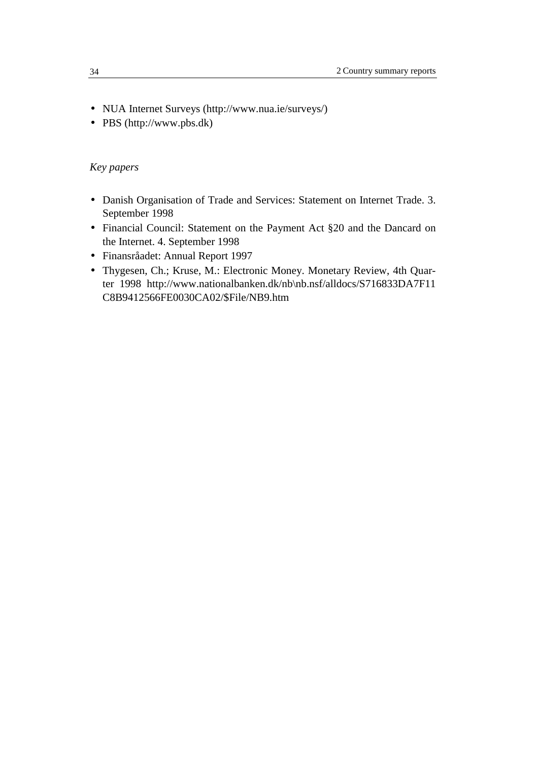- NUA Internet Surveys (http://www.nua.ie/surveys/)
- PBS (http://www.pbs.dk)

*Key papers*

- Danish Organisation of Trade and Services: Statement on Internet Trade. 3. September 1998
- Financial Council: Statement on the Payment Act §20 and the Dancard on the Internet. 4. September 1998
- Finansråadet: Annual Report 1997
- Thygesen, Ch.; Kruse, M.: Electronic Money. Monetary Review, 4th Quarter 1998 http://www.nationalbanken.dk/nb\nb.nsf/alldocs/S716833DA7F11C8B9412566FE0030CA02/$File/NB9.htm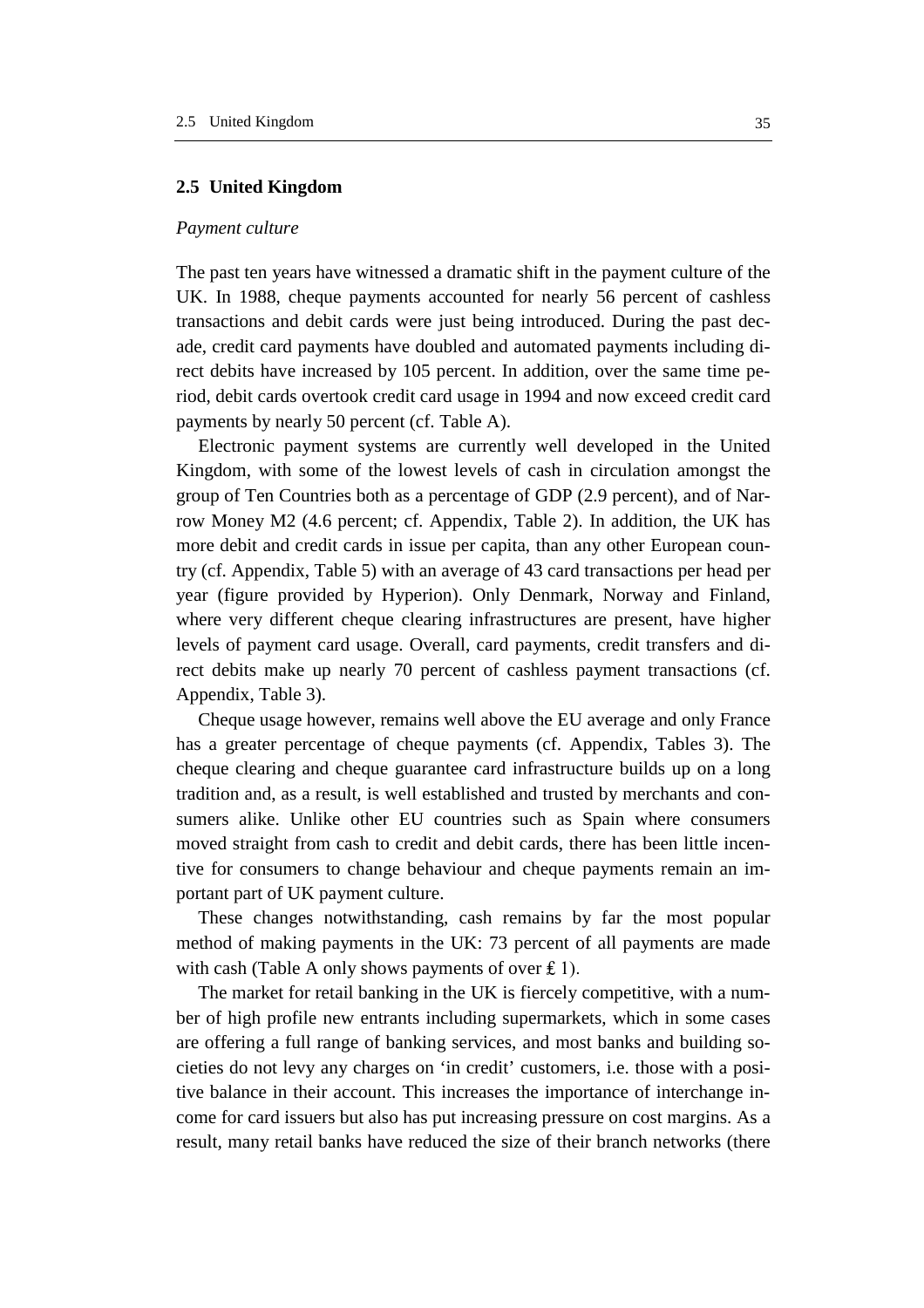## 2.5 United Kingdom

*Payment culture*

The past ten years have witnessed a dramatic shift in the payment culture of the UK. In 1988, cheque payments accounted for nearly 56 percent of cashless transactions and debit cards were just being introduced. During the past decade, credit card payments have doubled and automated payments including direct debits have increased by 105 percent. In addition, over the same time period, debit cards overtook credit card usage in 1994 and now exceed credit card payments by nearly 50 percent (cf. Table A).

Electronic payment systems are currently well developed in the United Kingdom, with some of the lowest levels of cash in circulation amongst the group of Ten Countries both as a percentage of GDP (2.9 percent), and of Narrow Money M2 (4.6 percent; cf. Appendix, Table 2). In addition, the UK has more debit and credit cards in issue per capita, than any other European country (cf. Appendix, Table 5) with an average of 43 card transactions per head per year (figure provided by Hyperion). Only Denmark, Norway and Finland, where very different cheque clearing infrastructures are present, have higher levels of payment card usage. Overall, card payments, credit transfers and direct debits make up nearly 70 percent of cashless payment transactions (cf. Appendix, Table 3).

Cheque usage however, remains well above the EU average and only France has a greater percentage of cheque payments (cf. Appendix, Tables 3). The cheque clearing and cheque guarantee card infrastructure builds up on a long tradition and, as a result, is well established and trusted by merchants and consumers alike. Unlike other EU countries such as Spain where consumers moved straight from cash to credit and debit cards, there has been little incentive for consumers to change behaviour and cheque payments remain an important part of UK payment culture.

These changes notwithstanding, cash remains by far the most popular method of making payments in the UK: 73 percent of all payments are made with cash (Table A only shows payments of over £ 1).

The market for retail banking in the UK is fiercely competitive, with a number of high profile new entrants including supermarkets, which in some cases are offering a full range of banking services, and most banks and building societies do not levy any charges on 'in credit' customers, i.e. those with a positive balance in their account. This increases the importance of interchange income for card issuers but also has put increasing pressure on cost margins. As a result, many retail banks have reduced the size of their branch networks (there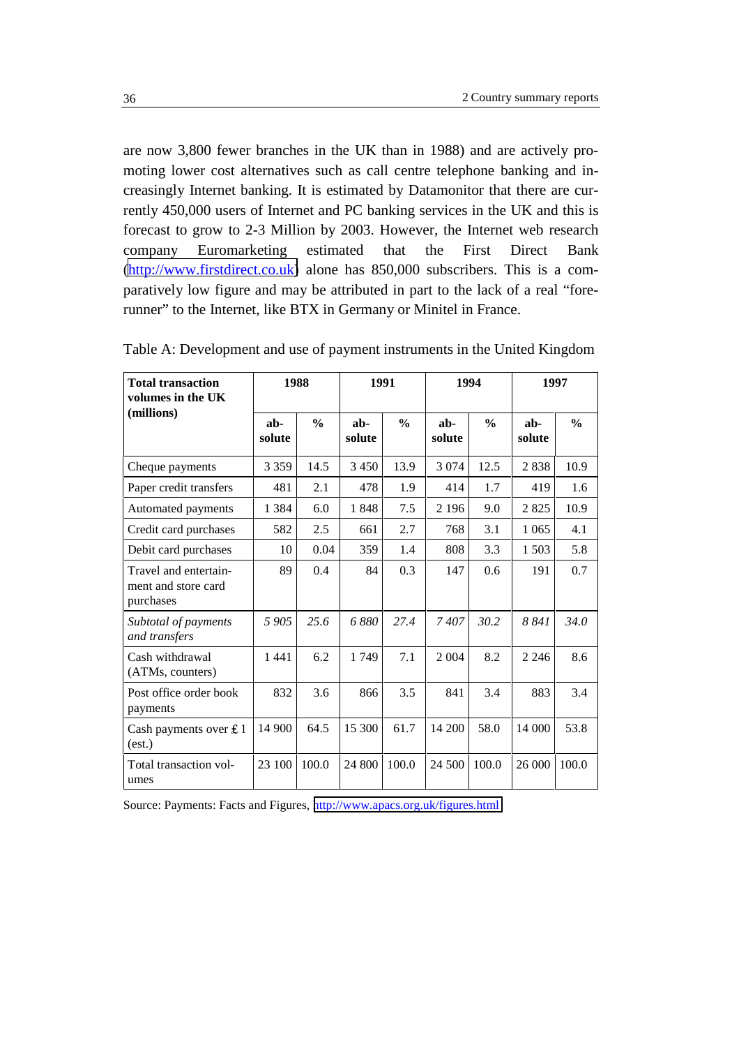are now 3,800 fewer branches in the UK than in 1988) and are actively promoting lower cost alternatives such as call centre telephone banking and increasingly Internet banking. It is estimated by Datamonitor that there are currently 450,000 users of Internet and PC banking services in the UK and this is forecast to grow to 2-3 Million by 2003. However, the Internet web research company Euromarketing estimated that the First Direct Bank (http://www.firstdirect.co.uk) alone has 850,000 subscribers. This is a comparatively low figure and may be attributed in part to the lack of a real "forerunner" to the Internet, like BTX in Germany or Minitel in France.

Table A: Development and use of payment instruments in the United Kingdom

| **Total transaction volumes in the UK (millions)** | **1988** | | **1991** | | **1994** | | **1997** | |
|---|---|---|---|---|---|---|---|---|
| | **absolute** | **%** | **absolute** | **%** | **absolute** | **%** | **absolute** | **%** |
| Cheque payments | 3 359 | 14.5 | 3 450 | 13.9 | 3 074 | 12.5 | 2 838 | 10.9 |
| Paper credit transfers | 481 | 2.1 | 478 | 1.9 | 414 | 1.7 | 419 | 1.6 |
| Automated payments | 1 384 | 6.0 | 1 848 | 7.5 | 2 196 | 9.0 | 2 825 | 10.9 |
| Credit card purchases | 582 | 2.5 | 661 | 2.7 | 768 | 3.1 | 1 065 | 4.1 |
| Debit card purchases | 10 | 0.04 | 359 | 1.4 | 808 | 3.3 | 1 503 | 5.8 |
| Travel and entertainment and store card purchases | 89 | 0.4 | 84 | 0.3 | 147 | 0.6 | 191 | 0.7 |
| *Subtotal of payments and transfers* | *5 905* | *25.6* | *6 880* | *27.4* | *7 407* | *30.2* | *8 841* | *34.0* |
| Cash withdrawal (ATMs, counters) | 1 441 | 6.2 | 1 749 | 7.1 | 2 004 | 8.2 | 2 246 | 8.6 |
| Post office order book payments | 832 | 3.6 | 866 | 3.5 | 841 | 3.4 | 883 | 3.4 |
| Cash payments over £ 1 (est.) | 14 900 | 64.5 | 15 300 | 61.7 | 14 200 | 58.0 | 14 000 | 53.8 |
| Total transaction volumes | 23 100 | 100.0 | 24 800 | 100.0 | 24 500 | 100.0 | 26 000 | 100.0 |

Source: Payments: Facts and Figures, http://www.apacs.org.uk/figures.html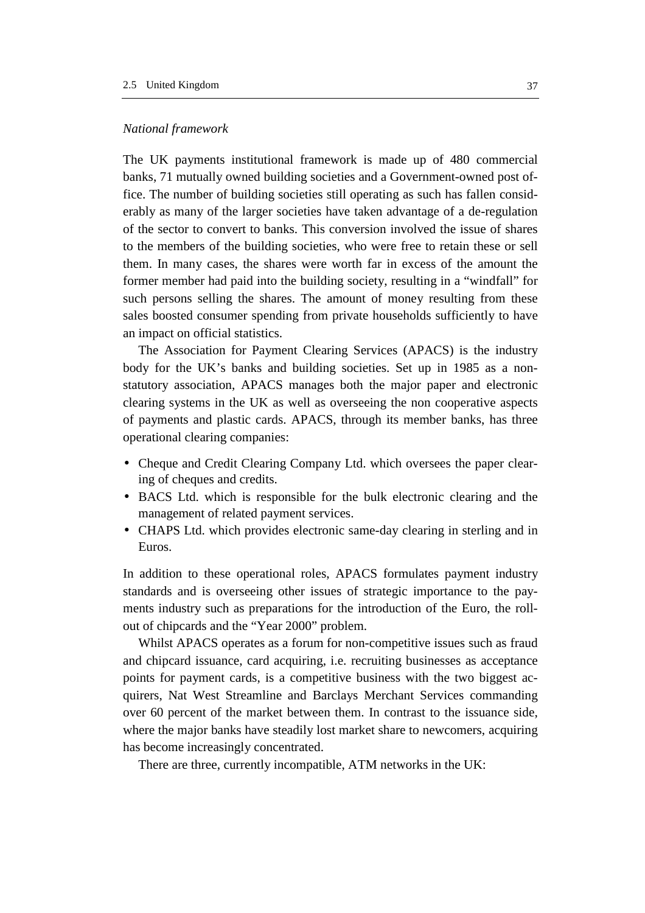*National framework*

The UK payments institutional framework is made up of 480 commercial banks, 71 mutually owned building societies and a Government-owned post office. The number of building societies still operating as such has fallen considerably as many of the larger societies have taken advantage of a de-regulation of the sector to convert to banks. This conversion involved the issue of shares to the members of the building societies, who were free to retain these or sell them. In many cases, the shares were worth far in excess of the amount the former member had paid into the building society, resulting in a "windfall" for such persons selling the shares. The amount of money resulting from these sales boosted consumer spending from private households sufficiently to have an impact on official statistics.

The Association for Payment Clearing Services (APACS) is the industry body for the UK's banks and building societies. Set up in 1985 as a non-statutory association, APACS manages both the major paper and electronic clearing systems in the UK as well as overseeing the non cooperative aspects of payments and plastic cards. APACS, through its member banks, has three operational clearing companies:

- Cheque and Credit Clearing Company Ltd. which oversees the paper clearing of cheques and credits.
- BACS Ltd. which is responsible for the bulk electronic clearing and the management of related payment services.
- CHAPS Ltd. which provides electronic same-day clearing in sterling and in Euros.

In addition to these operational roles, APACS formulates payment industry standards and is overseeing other issues of strategic importance to the payments industry such as preparations for the introduction of the Euro, the roll-out of chipcards and the "Year 2000" problem.

Whilst APACS operates as a forum for non-competitive issues such as fraud and chipcard issuance, card acquiring, i.e. recruiting businesses as acceptance points for payment cards, is a competitive business with the two biggest acquirers, Nat West Streamline and Barclays Merchant Services commanding over 60 percent of the market between them. In contrast to the issuance side, where the major banks have steadily lost market share to newcomers, acquiring has become increasingly concentrated.

There are three, currently incompatible, ATM networks in the UK: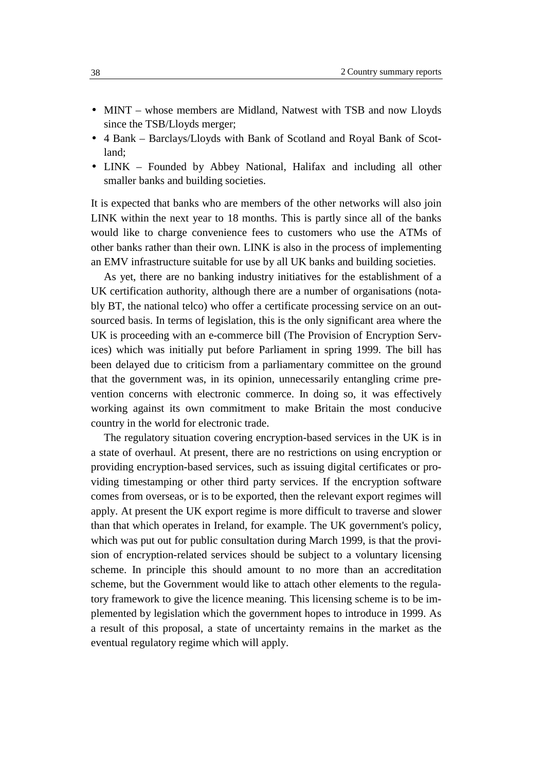- MINT – whose members are Midland, Natwest with TSB and now Lloyds since the TSB/Lloyds merger;
- 4 Bank – Barclays/Lloyds with Bank of Scotland and Royal Bank of Scotland;
- LINK – Founded by Abbey National, Halifax and including all other smaller banks and building societies.

It is expected that banks who are members of the other networks will also join LINK within the next year to 18 months. This is partly since all of the banks would like to charge convenience fees to customers who use the ATMs of other banks rather than their own. LINK is also in the process of implementing an EMV infrastructure suitable for use by all UK banks and building societies.

As yet, there are no banking industry initiatives for the establishment of a UK certification authority, although there are a number of organisations (notably BT, the national telco) who offer a certificate processing service on an outsourced basis. In terms of legislation, this is the only significant area where the UK is proceeding with an e-commerce bill (The Provision of Encryption Services) which was initially put before Parliament in spring 1999. The bill has been delayed due to criticism from a parliamentary committee on the ground that the government was, in its opinion, unnecessarily entangling crime prevention concerns with electronic commerce. In doing so, it was effectively working against its own commitment to make Britain the most conducive country in the world for electronic trade.

The regulatory situation covering encryption-based services in the UK is in a state of overhaul. At present, there are no restrictions on using encryption or providing encryption-based services, such as issuing digital certificates or providing timestamping or other third party services. If the encryption software comes from overseas, or is to be exported, then the relevant export regimes will apply. At present the UK export regime is more difficult to traverse and slower than that which operates in Ireland, for example. The UK government's policy, which was put out for public consultation during March 1999, is that the provision of encryption-related services should be subject to a voluntary licensing scheme. In principle this should amount to no more than an accreditation scheme, but the Government would like to attach other elements to the regulatory framework to give the licence meaning. This licensing scheme is to be implemented by legislation which the government hopes to introduce in 1999. As a result of this proposal, a state of uncertainty remains in the market as the eventual regulatory regime which will apply.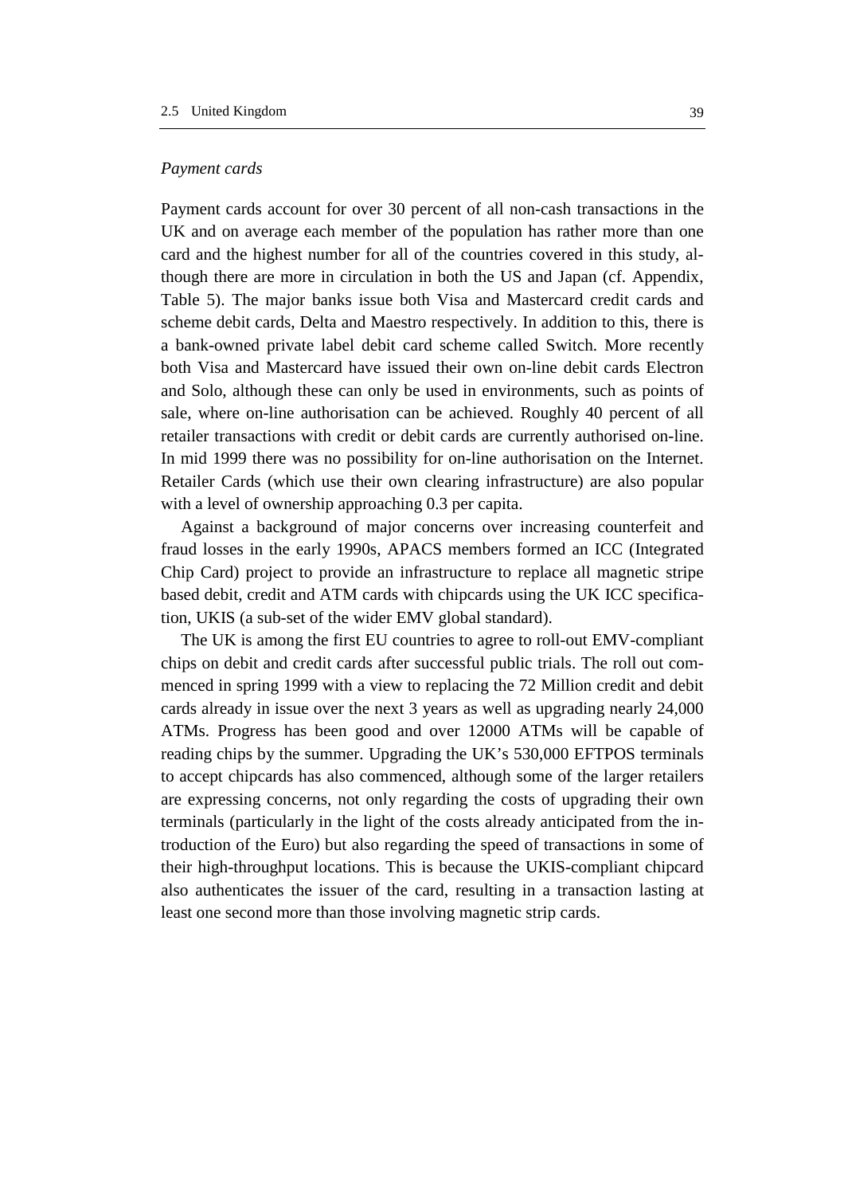*Payment cards*

Payment cards account for over 30 percent of all non-cash transactions in the UK and on average each member of the population has rather more than one card and the highest number for all of the countries covered in this study, although there are more in circulation in both the US and Japan (cf. Appendix, Table 5). The major banks issue both Visa and Mastercard credit cards and scheme debit cards, Delta and Maestro respectively. In addition to this, there is a bank-owned private label debit card scheme called Switch. More recently both Visa and Mastercard have issued their own on-line debit cards Electron and Solo, although these can only be used in environments, such as points of sale, where on-line authorisation can be achieved. Roughly 40 percent of all retailer transactions with credit or debit cards are currently authorised on-line. In mid 1999 there was no possibility for on-line authorisation on the Internet. Retailer Cards (which use their own clearing infrastructure) are also popular with a level of ownership approaching 0.3 per capita.

Against a background of major concerns over increasing counterfeit and fraud losses in the early 1990s, APACS members formed an ICC (Integrated Chip Card) project to provide an infrastructure to replace all magnetic stripe based debit, credit and ATM cards with chipcards using the UK ICC specification, UKIS (a sub-set of the wider EMV global standard).

The UK is among the first EU countries to agree to roll-out EMV-compliant chips on debit and credit cards after successful public trials. The roll out commenced in spring 1999 with a view to replacing the 72 Million credit and debit cards already in issue over the next 3 years as well as upgrading nearly 24,000 ATMs. Progress has been good and over 12000 ATMs will be capable of reading chips by the summer. Upgrading the UK's 530,000 EFTPOS terminals to accept chipcards has also commenced, although some of the larger retailers are expressing concerns, not only regarding the costs of upgrading their own terminals (particularly in the light of the costs already anticipated from the introduction of the Euro) but also regarding the speed of transactions in some of their high-throughput locations. This is because the UKIS-compliant chipcard also authenticates the issuer of the card, resulting in a transaction lasting at least one second more than those involving magnetic strip cards.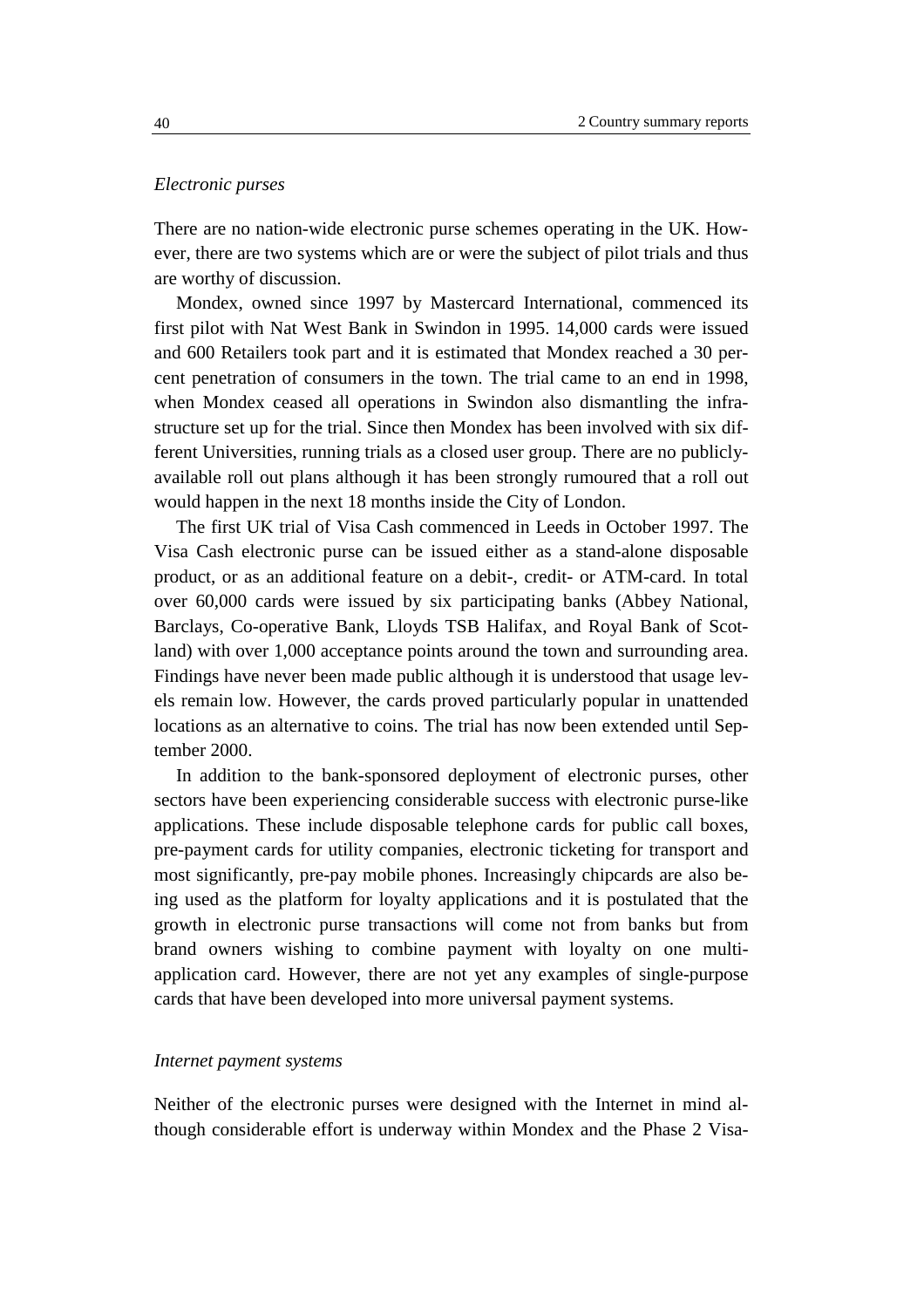*Electronic purses*

There are no nation-wide electronic purse schemes operating in the UK. However, there are two systems which are or were the subject of pilot trials and thus are worthy of discussion.

Mondex, owned since 1997 by Mastercard International, commenced its first pilot with Nat West Bank in Swindon in 1995. 14,000 cards were issued and 600 Retailers took part and it is estimated that Mondex reached a 30 percent penetration of consumers in the town. The trial came to an end in 1998, when Mondex ceased all operations in Swindon also dismantling the infrastructure set up for the trial. Since then Mondex has been involved with six different Universities, running trials as a closed user group. There are no publicly-available roll out plans although it has been strongly rumoured that a roll out would happen in the next 18 months inside the City of London.

The first UK trial of Visa Cash commenced in Leeds in October 1997. The Visa Cash electronic purse can be issued either as a stand-alone disposable product, or as an additional feature on a debit-, credit- or ATM-card. In total over 60,000 cards were issued by six participating banks (Abbey National, Barclays, Co-operative Bank, Lloyds TSB Halifax, and Royal Bank of Scotland) with over 1,000 acceptance points around the town and surrounding area. Findings have never been made public although it is understood that usage levels remain low. However, the cards proved particularly popular in unattended locations as an alternative to coins. The trial has now been extended until September 2000.

In addition to the bank-sponsored deployment of electronic purses, other sectors have been experiencing considerable success with electronic purse-like applications. These include disposable telephone cards for public call boxes, pre-payment cards for utility companies, electronic ticketing for transport and most significantly, pre-pay mobile phones. Increasingly chipcards are also being used as the platform for loyalty applications and it is postulated that the growth in electronic purse transactions will come not from banks but from brand owners wishing to combine payment with loyalty on one multi-application card. However, there are not yet any examples of single-purpose cards that have been developed into more universal payment systems.

*Internet payment systems*

Neither of the electronic purses were designed with the Internet in mind although considerable effort is underway within Mondex and the Phase 2 Visa-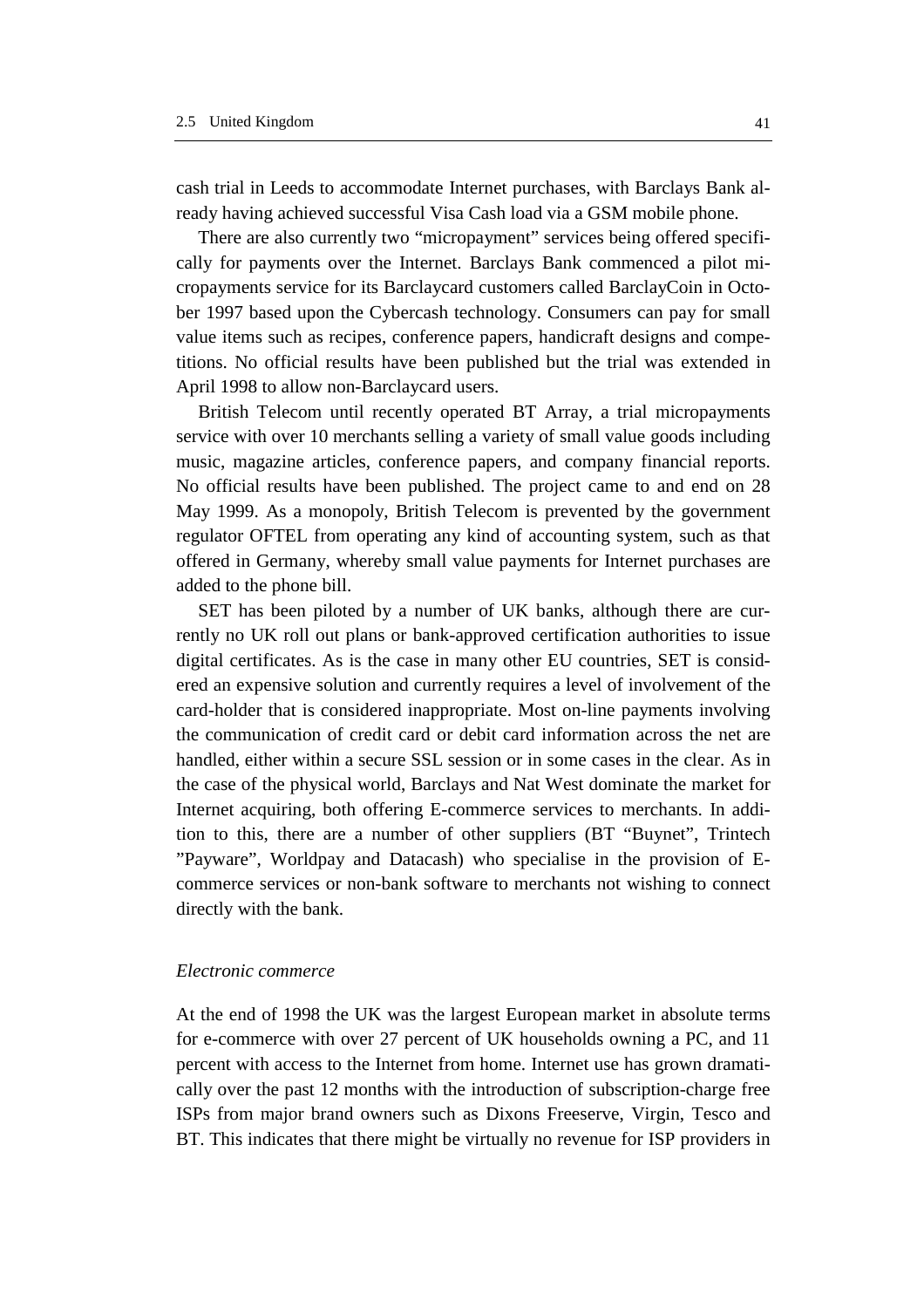cash trial in Leeds to accommodate Internet purchases, with Barclays Bank already having achieved successful Visa Cash load via a GSM mobile phone.

There are also currently two "micropayment" services being offered specifically for payments over the Internet. Barclays Bank commenced a pilot micropayments service for its Barclaycard customers called BarclayCoin in October 1997 based upon the Cybercash technology. Consumers can pay for small value items such as recipes, conference papers, handicraft designs and competitions. No official results have been published but the trial was extended in April 1998 to allow non-Barclaycard users.

British Telecom until recently operated BT Array, a trial micropayments service with over 10 merchants selling a variety of small value goods including music, magazine articles, conference papers, and company financial reports. No official results have been published. The project came to and end on 28 May 1999. As a monopoly, British Telecom is prevented by the government regulator OFTEL from operating any kind of accounting system, such as that offered in Germany, whereby small value payments for Internet purchases are added to the phone bill.

SET has been piloted by a number of UK banks, although there are currently no UK roll out plans or bank-approved certification authorities to issue digital certificates. As is the case in many other EU countries, SET is considered an expensive solution and currently requires a level of involvement of the card-holder that is considered inappropriate. Most on-line payments involving the communication of credit card or debit card information across the net are handled, either within a secure SSL session or in some cases in the clear. As in the case of the physical world, Barclays and Nat West dominate the market for Internet acquiring, both offering E-commerce services to merchants. In addition to this, there are a number of other suppliers (BT "Buynet", Trintech "Payware", Worldpay and Datacash) who specialise in the provision of E-commerce services or non-bank software to merchants not wishing to connect directly with the bank.

*Electronic commerce*

At the end of 1998 the UK was the largest European market in absolute terms for e-commerce with over 27 percent of UK households owning a PC, and 11 percent with access to the Internet from home. Internet use has grown dramatically over the past 12 months with the introduction of subscription-charge free ISPs from major brand owners such as Dixons Freeserve, Virgin, Tesco and BT. This indicates that there might be virtually no revenue for ISP providers in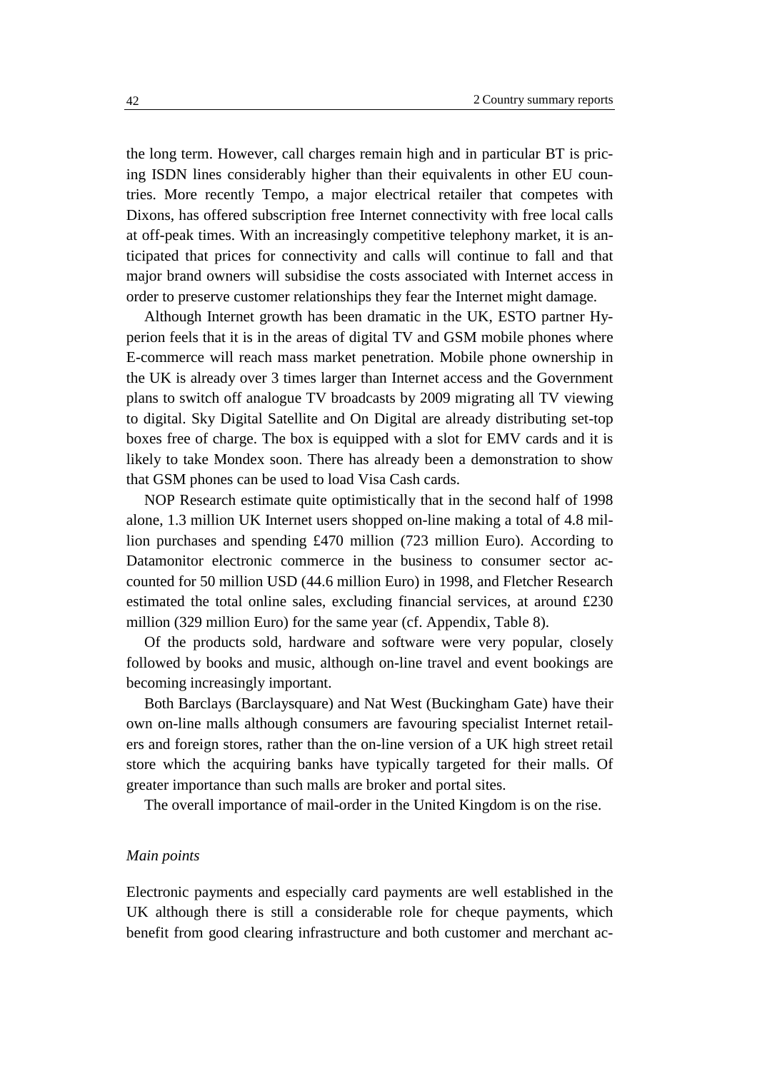the long term. However, call charges remain high and in particular BT is pricing ISDN lines considerably higher than their equivalents in other EU countries. More recently Tempo, a major electrical retailer that competes with Dixons, has offered subscription free Internet connectivity with free local calls at off-peak times. With an increasingly competitive telephony market, it is anticipated that prices for connectivity and calls will continue to fall and that major brand owners will subsidise the costs associated with Internet access in order to preserve customer relationships they fear the Internet might damage.

Although Internet growth has been dramatic in the UK, ESTO partner Hyperion feels that it is in the areas of digital TV and GSM mobile phones where E-commerce will reach mass market penetration. Mobile phone ownership in the UK is already over 3 times larger than Internet access and the Government plans to switch off analogue TV broadcasts by 2009 migrating all TV viewing to digital. Sky Digital Satellite and On Digital are already distributing set-top boxes free of charge. The box is equipped with a slot for EMV cards and it is likely to take Mondex soon. There has already been a demonstration to show that GSM phones can be used to load Visa Cash cards.

NOP Research estimate quite optimistically that in the second half of 1998 alone, 1.3 million UK Internet users shopped on-line making a total of 4.8 million purchases and spending £470 million (723 million Euro). According to Datamonitor electronic commerce in the business to consumer sector accounted for 50 million USD (44.6 million Euro) in 1998, and Fletcher Research estimated the total online sales, excluding financial services, at around £230 million (329 million Euro) for the same year (cf. Appendix, Table 8).

Of the products sold, hardware and software were very popular, closely followed by books and music, although on-line travel and event bookings are becoming increasingly important.

Both Barclays (Barclaysquare) and Nat West (Buckingham Gate) have their own on-line malls although consumers are favouring specialist Internet retailers and foreign stores, rather than the on-line version of a UK high street retail store which the acquiring banks have typically targeted for their malls. Of greater importance than such malls are broker and portal sites.

The overall importance of mail-order in the United Kingdom is on the rise.

*Main points*

Electronic payments and especially card payments are well established in the UK although there is still a considerable role for cheque payments, which benefit from good clearing infrastructure and both customer and merchant ac-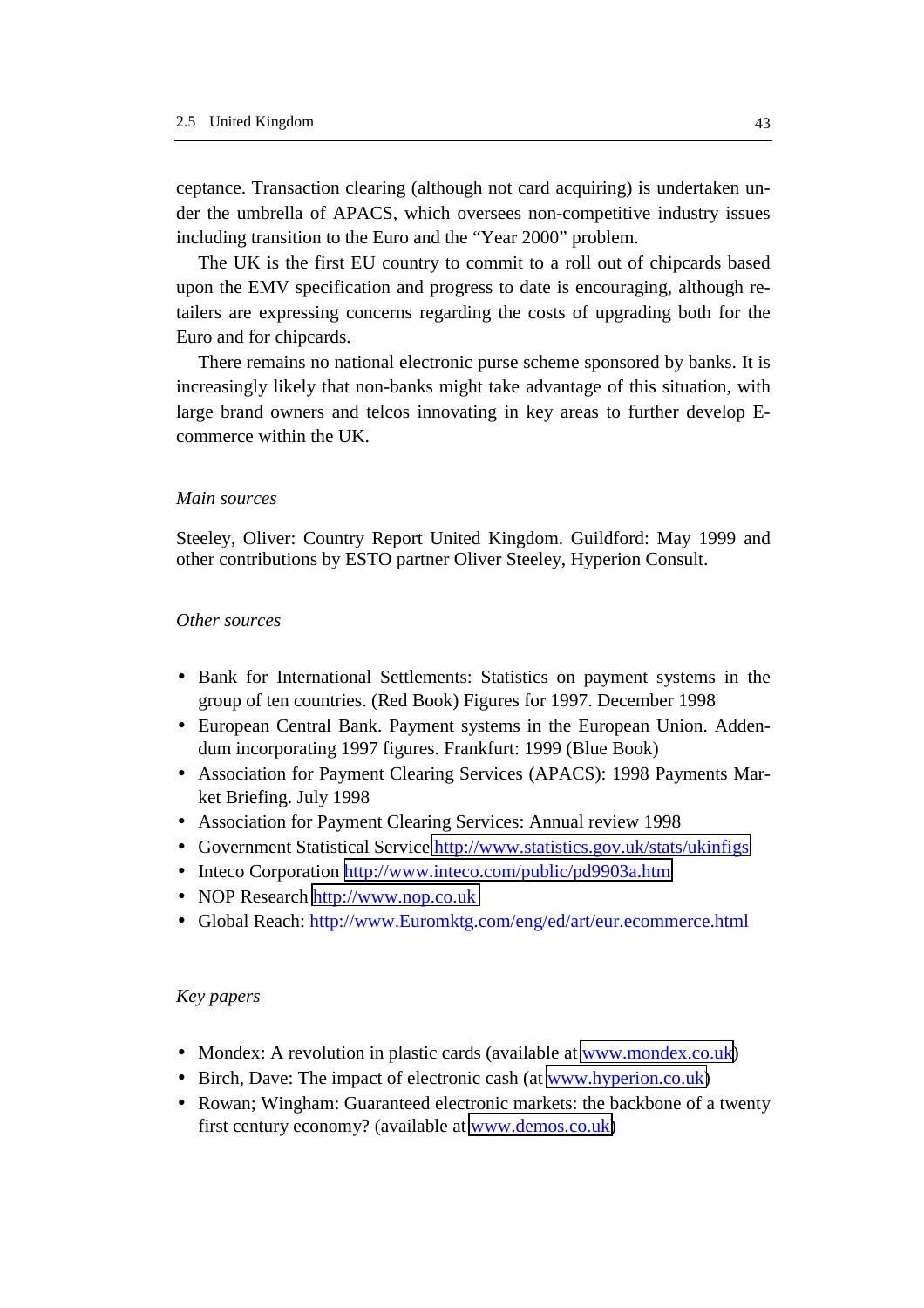ceptance. Transaction clearing (although not card acquiring) is undertaken under the umbrella of APACS, which oversees non-competitive industry issues including transition to the Euro and the "Year 2000" problem.

The UK is the first EU country to commit to a roll out of chipcards based upon the EMV specification and progress to date is encouraging, although retailers are expressing concerns regarding the costs of upgrading both for the Euro and for chipcards.

There remains no national electronic purse scheme sponsored by banks. It is increasingly likely that non-banks might take advantage of this situation, with large brand owners and telcos innovating in key areas to further develop E-commerce within the UK.

*Main sources*

Steeley, Oliver: Country Report United Kingdom. Guildford: May 1999 and other contributions by ESTO partner Oliver Steeley, Hyperion Consult.

*Other sources*

- Bank for International Settlements: Statistics on payment systems in the group of ten countries. (Red Book) Figures for 1997. December 1998
- European Central Bank. Payment systems in the European Union. Addendum incorporating 1997 figures. Frankfurt: 1999 (Blue Book)
- Association for Payment Clearing Services (APACS): 1998 Payments Market Briefing. July 1998
- Association for Payment Clearing Services: Annual review 1998
- Government Statistical Service http://www.statistics.gov.uk/stats/ukinfigs
- Inteco Corporation http://www.inteco.com/public/pd9903a.htm
- NOP Research http://www.nop.co.uk
- Global Reach: http://www.Euromktg.com/eng/ed/art/eur.ecommerce.html

*Key papers*

- Mondex: A revolution in plastic cards (available at www.mondex.co.uk)
- Birch, Dave: The impact of electronic cash (at www.hyperion.co.uk)
- Rowan; Wingham: Guaranteed electronic markets: the backbone of a twenty first century economy? (available at www.demos.co.uk)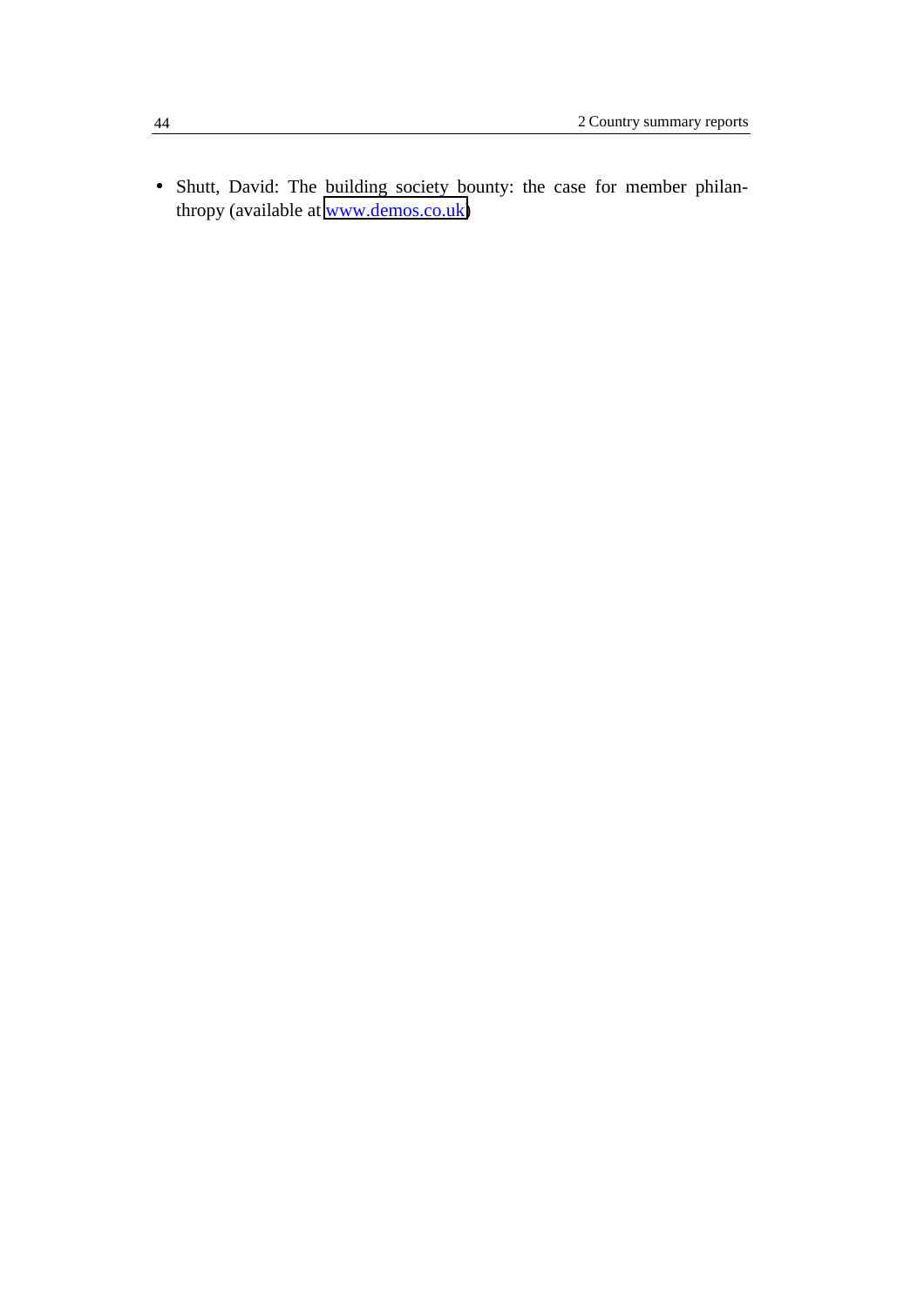- Shutt, David: The building society bounty: the case for member philanthropy (available at www.demos.co.uk)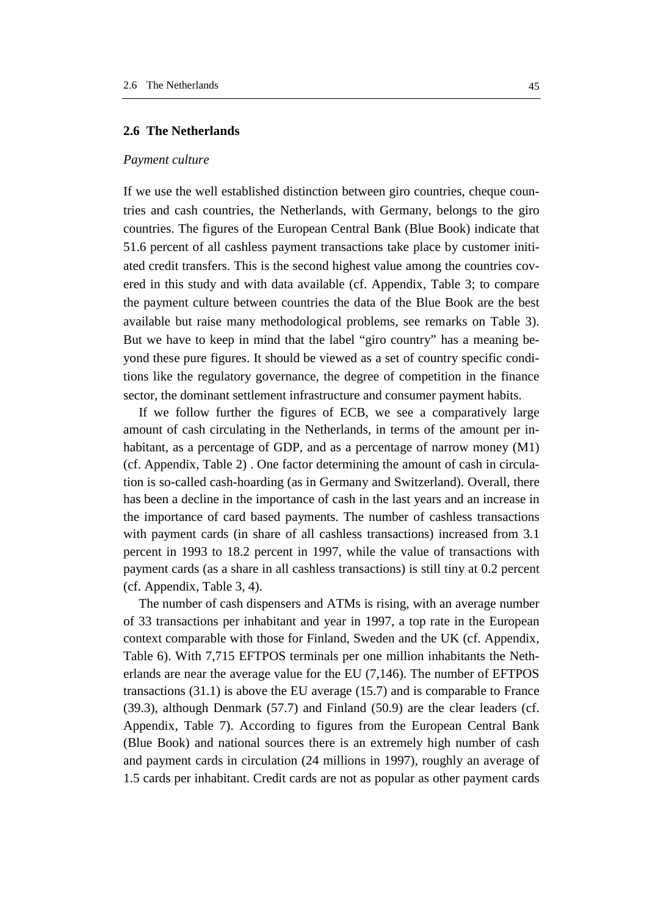## 2.6 The Netherlands

*Payment culture*

If we use the well established distinction between giro countries, cheque countries and cash countries, the Netherlands, with Germany, belongs to the giro countries. The figures of the European Central Bank (Blue Book) indicate that 51.6 percent of all cashless payment transactions take place by customer initiated credit transfers. This is the second highest value among the countries covered in this study and with data available (cf. Appendix, Table 3; to compare the payment culture between countries the data of the Blue Book are the best available but raise many methodological problems, see remarks on Table 3). But we have to keep in mind that the label "giro country" has a meaning beyond these pure figures. It should be viewed as a set of country specific conditions like the regulatory governance, the degree of competition in the finance sector, the dominant settlement infrastructure and consumer payment habits.

If we follow further the figures of ECB, we see a comparatively large amount of cash circulating in the Netherlands, in terms of the amount per inhabitant, as a percentage of GDP, and as a percentage of narrow money (M1) (cf. Appendix, Table 2) . One factor determining the amount of cash in circulation is so-called cash-hoarding (as in Germany and Switzerland). Overall, there has been a decline in the importance of cash in the last years and an increase in the importance of card based payments. The number of cashless transactions with payment cards (in share of all cashless transactions) increased from 3.1 percent in 1993 to 18.2 percent in 1997, while the value of transactions with payment cards (as a share in all cashless transactions) is still tiny at 0.2 percent (cf. Appendix, Table 3, 4).

The number of cash dispensers and ATMs is rising, with an average number of 33 transactions per inhabitant and year in 1997, a top rate in the European context comparable with those for Finland, Sweden and the UK (cf. Appendix, Table 6). With 7,715 EFTPOS terminals per one million inhabitants the Netherlands are near the average value for the EU (7,146). The number of EFTPOS transactions (31.1) is above the EU average (15.7) and is comparable to France (39.3), although Denmark (57.7) and Finland (50.9) are the clear leaders (cf. Appendix, Table 7). According to figures from the European Central Bank (Blue Book) and national sources there is an extremely high number of cash and payment cards in circulation (24 millions in 1997), roughly an average of 1.5 cards per inhabitant. Credit cards are not as popular as other payment cards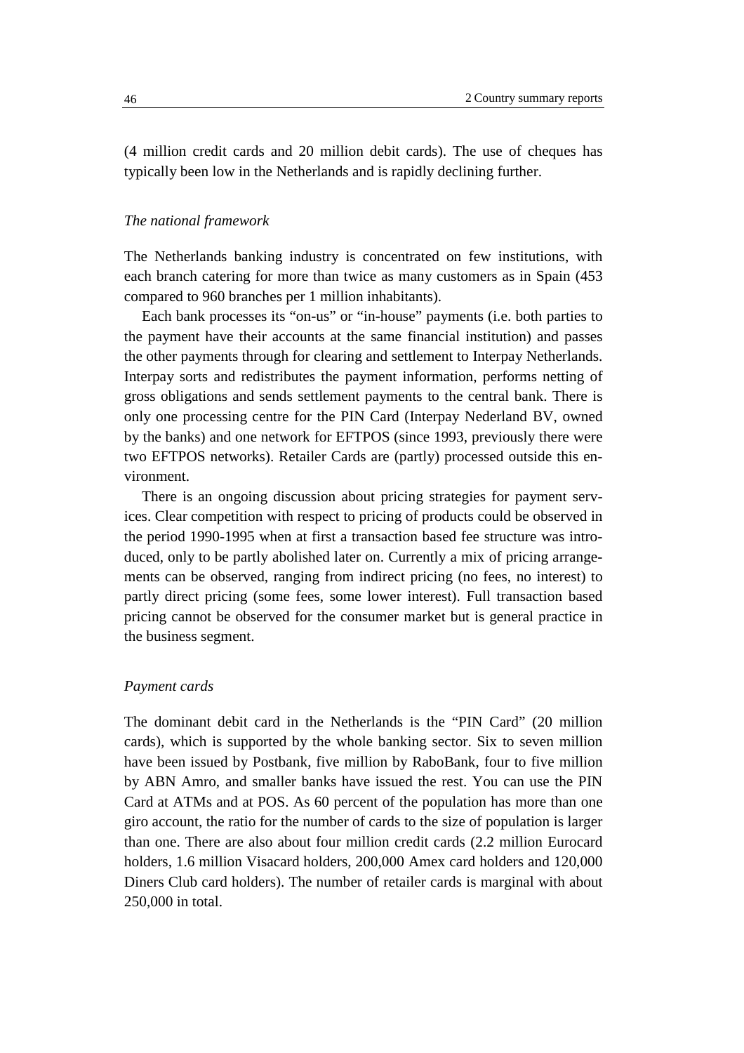(4 million credit cards and 20 million debit cards). The use of cheques has typically been low in the Netherlands and is rapidly declining further.

### *The national framework*

The Netherlands banking industry is concentrated on few institutions, with each branch catering for more than twice as many customers as in Spain (453 compared to 960 branches per 1 million inhabitants).

Each bank processes its "on-us" or "in-house" payments (i.e. both parties to the payment have their accounts at the same financial institution) and passes the other payments through for clearing and settlement to Interpay Netherlands. Interpay sorts and redistributes the payment information, performs netting of gross obligations and sends settlement payments to the central bank. There is only one processing centre for the PIN Card (Interpay Nederland BV, owned by the banks) and one network for EFTPOS (since 1993, previously there were two EFTPOS networks). Retailer Cards are (partly) processed outside this environment.

There is an ongoing discussion about pricing strategies for payment services. Clear competition with respect to pricing of products could be observed in the period 1990-1995 when at first a transaction based fee structure was introduced, only to be partly abolished later on. Currently a mix of pricing arrangements can be observed, ranging from indirect pricing (no fees, no interest) to partly direct pricing (some fees, some lower interest). Full transaction based pricing cannot be observed for the consumer market but is general practice in the business segment.

### *Payment cards*

The dominant debit card in the Netherlands is the "PIN Card" (20 million cards), which is supported by the whole banking sector. Six to seven million have been issued by Postbank, five million by RaboBank, four to five million by ABN Amro, and smaller banks have issued the rest. You can use the PIN Card at ATMs and at POS. As 60 percent of the population has more than one giro account, the ratio for the number of cards to the size of population is larger than one. There are also about four million credit cards (2.2 million Eurocard holders, 1.6 million Visacard holders, 200,000 Amex card holders and 120,000 Diners Club card holders). The number of retailer cards is marginal with about 250,000 in total.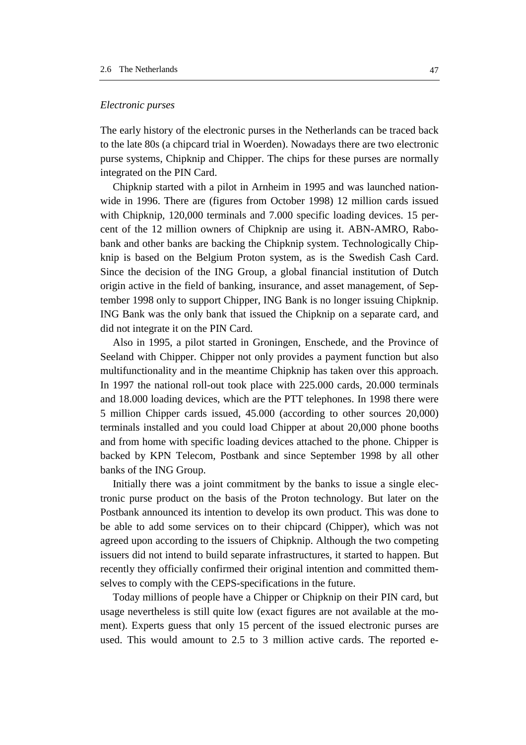*Electronic purses*

The early history of the electronic purses in the Netherlands can be traced back to the late 80s (a chipcard trial in Woerden). Nowadays there are two electronic purse systems, Chipknip and Chipper. The chips for these purses are normally integrated on the PIN Card.

Chipknip started with a pilot in Arnheim in 1995 and was launched nationwide in 1996. There are (figures from October 1998) 12 million cards issued with Chipknip, 120,000 terminals and 7.000 specific loading devices. 15 percent of the 12 million owners of Chipknip are using it. ABN-AMRO, Rabobank and other banks are backing the Chipknip system. Technologically Chipknip is based on the Belgium Proton system, as is the Swedish Cash Card. Since the decision of the ING Group, a global financial institution of Dutch origin active in the field of banking, insurance, and asset management, of September 1998 only to support Chipper, ING Bank is no longer issuing Chipknip. ING Bank was the only bank that issued the Chipknip on a separate card, and did not integrate it on the PIN Card.

Also in 1995, a pilot started in Groningen, Enschede, and the Province of Seeland with Chipper. Chipper not only provides a payment function but also multifunctionality and in the meantime Chipknip has taken over this approach. In 1997 the national roll-out took place with 225.000 cards, 20.000 terminals and 18.000 loading devices, which are the PTT telephones. In 1998 there were 5 million Chipper cards issued, 45.000 (according to other sources 20,000) terminals installed and you could load Chipper at about 20,000 phone booths and from home with specific loading devices attached to the phone. Chipper is backed by KPN Telecom, Postbank and since September 1998 by all other banks of the ING Group.

Initially there was a joint commitment by the banks to issue a single electronic purse product on the basis of the Proton technology. But later on the Postbank announced its intention to develop its own product. This was done to be able to add some services on to their chipcard (Chipper), which was not agreed upon according to the issuers of Chipknip. Although the two competing issuers did not intend to build separate infrastructures, it started to happen. But recently they officially confirmed their original intention and committed themselves to comply with the CEPS-specifications in the future.

Today millions of people have a Chipper or Chipknip on their PIN card, but usage nevertheless is still quite low (exact figures are not available at the moment). Experts guess that only 15 percent of the issued electronic purses are used. This would amount to 2.5 to 3 million active cards. The reported e-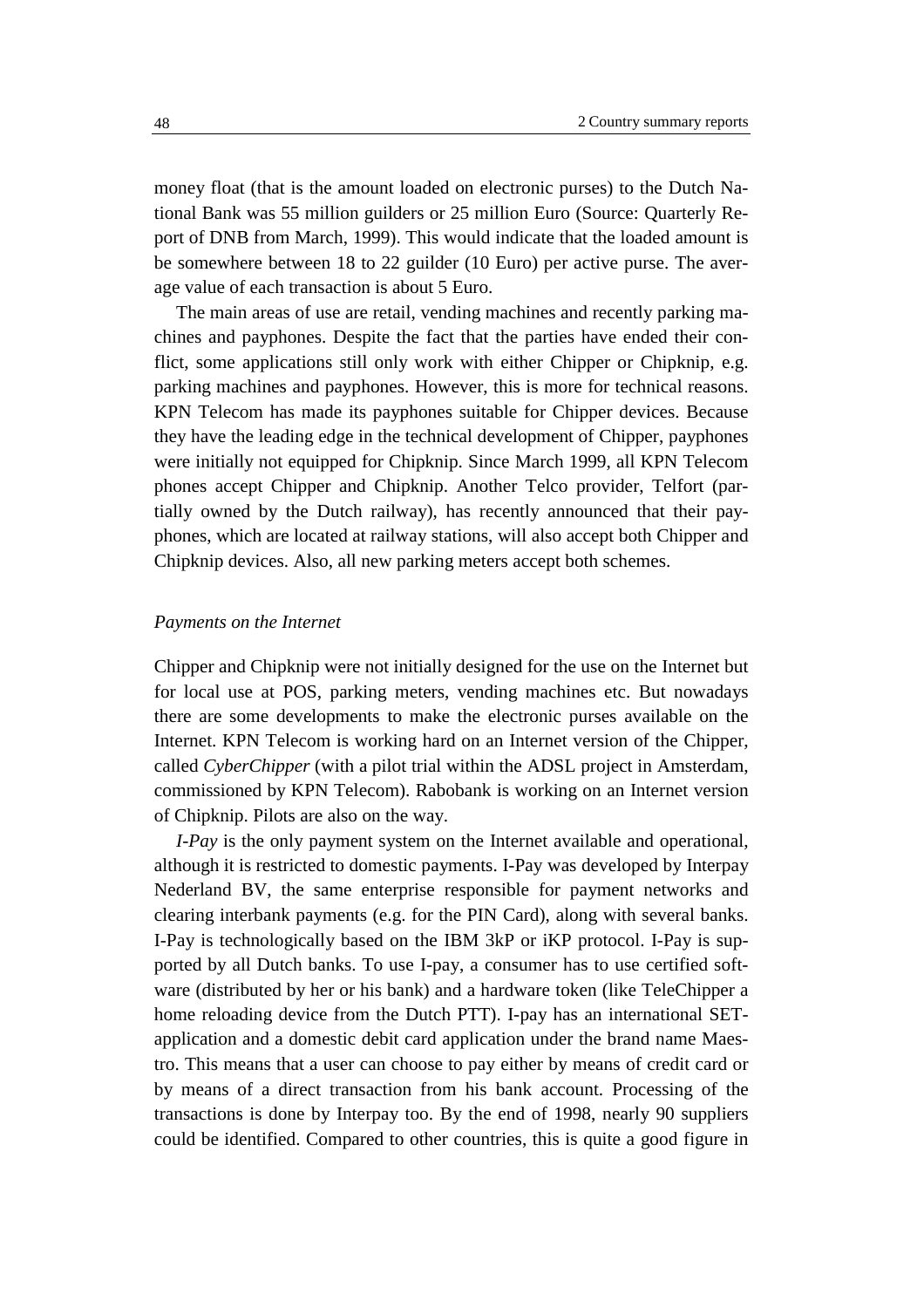money float (that is the amount loaded on electronic purses) to the Dutch National Bank was 55 million guilders or 25 million Euro (Source: Quarterly Report of DNB from March, 1999). This would indicate that the loaded amount is be somewhere between 18 to 22 guilder (10 Euro) per active purse. The average value of each transaction is about 5 Euro.

The main areas of use are retail, vending machines and recently parking machines and payphones. Despite the fact that the parties have ended their conflict, some applications still only work with either Chipper or Chipknip, e.g. parking machines and payphones. However, this is more for technical reasons. KPN Telecom has made its payphones suitable for Chipper devices. Because they have the leading edge in the technical development of Chipper, payphones were initially not equipped for Chipknip. Since March 1999, all KPN Telecom phones accept Chipper and Chipknip. Another Telco provider, Telfort (partially owned by the Dutch railway), has recently announced that their payphones, which are located at railway stations, will also accept both Chipper and Chipknip devices. Also, all new parking meters accept both schemes.

*Payments on the Internet*

Chipper and Chipknip were not initially designed for the use on the Internet but for local use at POS, parking meters, vending machines etc. But nowadays there are some developments to make the electronic purses available on the Internet. KPN Telecom is working hard on an Internet version of the Chipper, called *CyberChipper* (with a pilot trial within the ADSL project in Amsterdam, commissioned by KPN Telecom). Rabobank is working on an Internet version of Chipknip. Pilots are also on the way.

*I-Pay* is the only payment system on the Internet available and operational, although it is restricted to domestic payments. I-Pay was developed by Interpay Nederland BV, the same enterprise responsible for payment networks and clearing interbank payments (e.g. for the PIN Card), along with several banks. I-Pay is technologically based on the IBM 3kP or iKP protocol. I-Pay is supported by all Dutch banks. To use I-pay, a consumer has to use certified software (distributed by her or his bank) and a hardware token (like TeleChipper a home reloading device from the Dutch PTT). I-pay has an international SET-application and a domestic debit card application under the brand name Maestro. This means that a user can choose to pay either by means of credit card or by means of a direct transaction from his bank account. Processing of the transactions is done by Interpay too. By the end of 1998, nearly 90 suppliers could be identified. Compared to other countries, this is quite a good figure in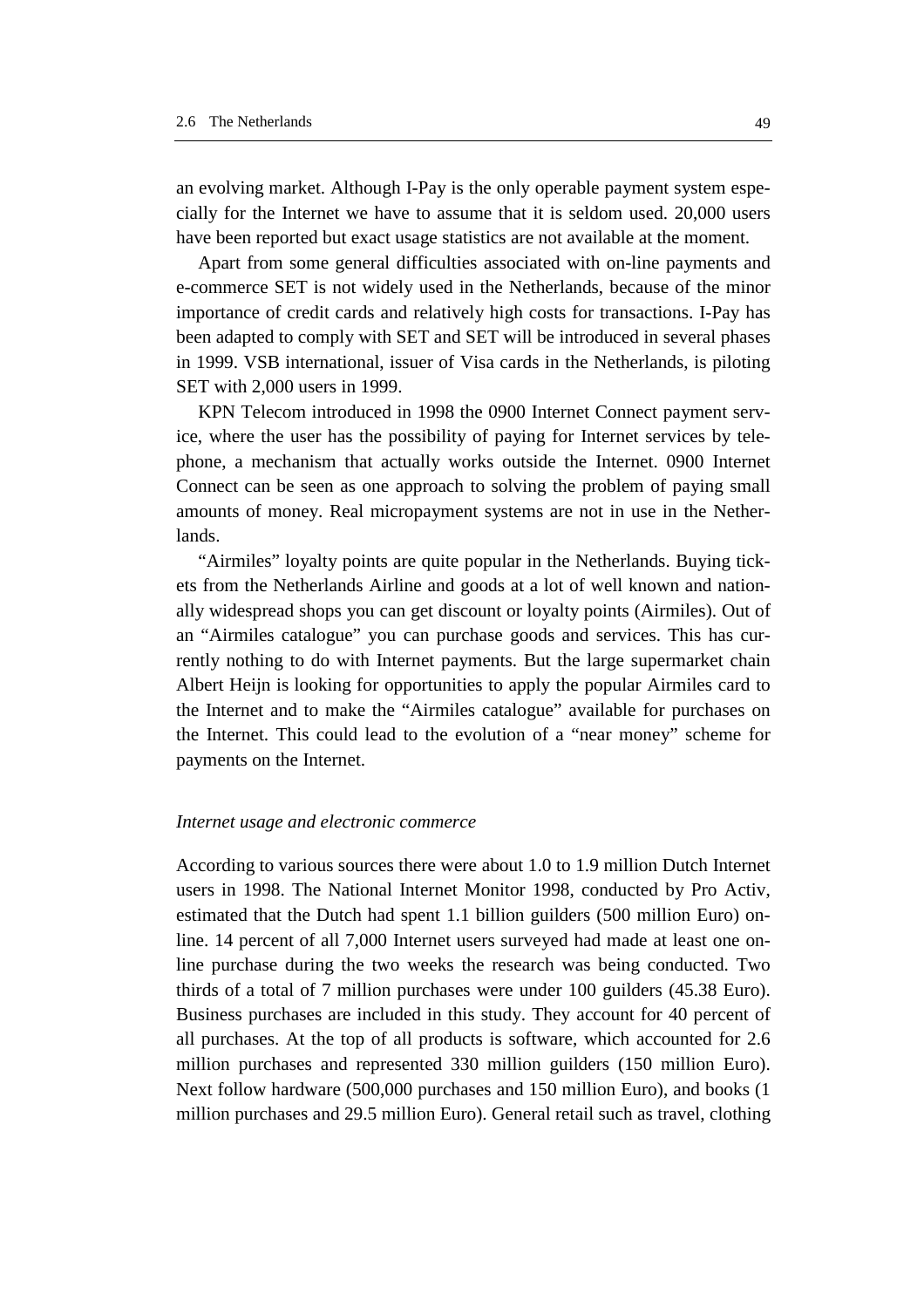an evolving market. Although I-Pay is the only operable payment system especially for the Internet we have to assume that it is seldom used. 20,000 users have been reported but exact usage statistics are not available at the moment.

Apart from some general difficulties associated with on-line payments and e-commerce SET is not widely used in the Netherlands, because of the minor importance of credit cards and relatively high costs for transactions. I-Pay has been adapted to comply with SET and SET will be introduced in several phases in 1999. VSB international, issuer of Visa cards in the Netherlands, is piloting SET with 2,000 users in 1999.

KPN Telecom introduced in 1998 the 0900 Internet Connect payment service, where the user has the possibility of paying for Internet services by telephone, a mechanism that actually works outside the Internet. 0900 Internet Connect can be seen as one approach to solving the problem of paying small amounts of money. Real micropayment systems are not in use in the Netherlands.

"Airmiles" loyalty points are quite popular in the Netherlands. Buying tickets from the Netherlands Airline and goods at a lot of well known and nationally widespread shops you can get discount or loyalty points (Airmiles). Out of an "Airmiles catalogue" you can purchase goods and services. This has currently nothing to do with Internet payments. But the large supermarket chain Albert Heijn is looking for opportunities to apply the popular Airmiles card to the Internet and to make the "Airmiles catalogue" available for purchases on the Internet. This could lead to the evolution of a "near money" scheme for payments on the Internet.

*Internet usage and electronic commerce*

According to various sources there were about 1.0 to 1.9 million Dutch Internet users in 1998. The National Internet Monitor 1998, conducted by Pro Activ, estimated that the Dutch had spent 1.1 billion guilders (500 million Euro) online. 14 percent of all 7,000 Internet users surveyed had made at least one online purchase during the two weeks the research was being conducted. Two thirds of a total of 7 million purchases were under 100 guilders (45.38 Euro). Business purchases are included in this study. They account for 40 percent of all purchases. At the top of all products is software, which accounted for 2.6 million purchases and represented 330 million guilders (150 million Euro). Next follow hardware (500,000 purchases and 150 million Euro), and books (1 million purchases and 29.5 million Euro). General retail such as travel, clothing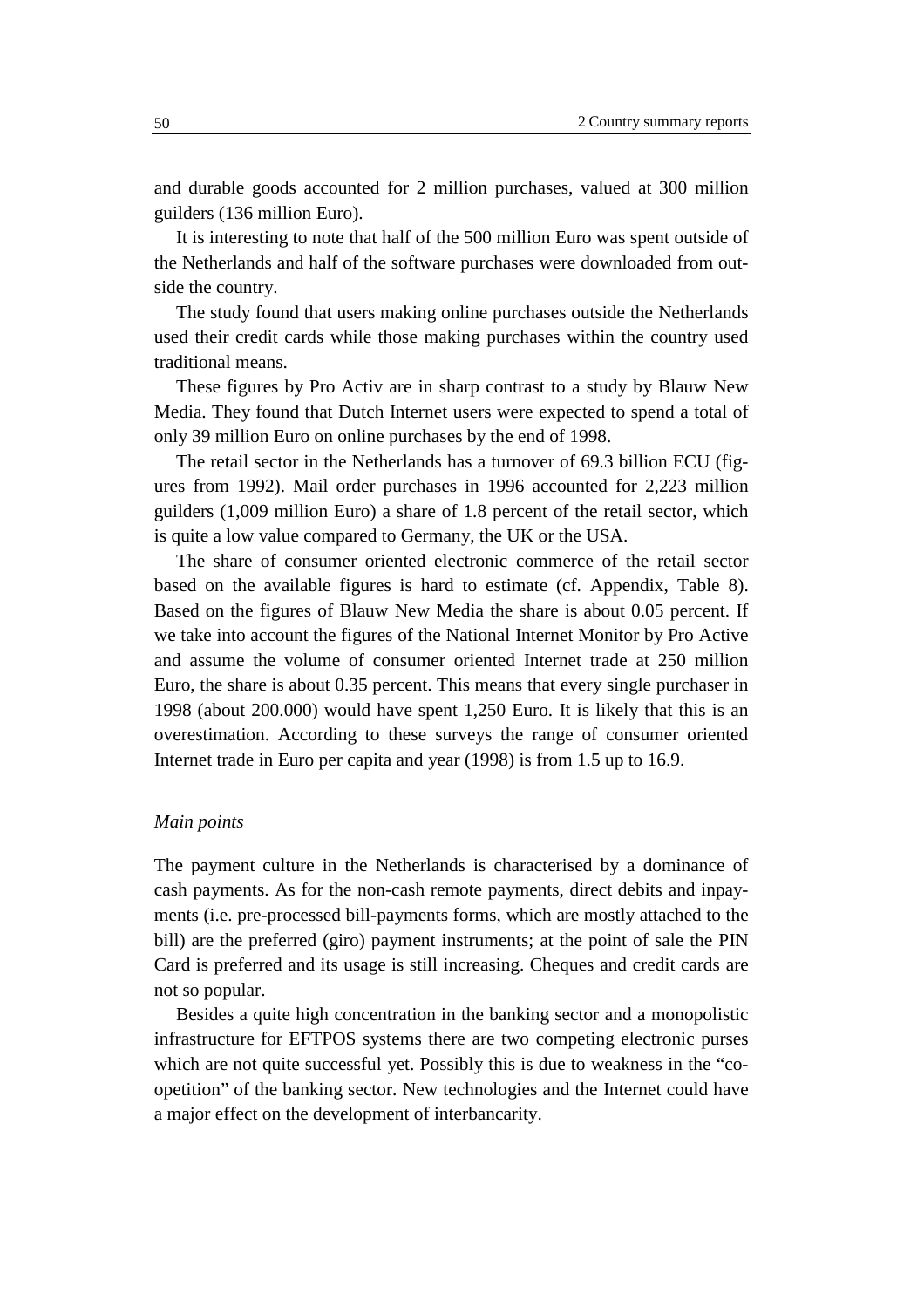and durable goods accounted for 2 million purchases, valued at 300 million guilders (136 million Euro).

It is interesting to note that half of the 500 million Euro was spent outside of the Netherlands and half of the software purchases were downloaded from outside the country.

The study found that users making online purchases outside the Netherlands used their credit cards while those making purchases within the country used traditional means.

These figures by Pro Activ are in sharp contrast to a study by Blauw New Media. They found that Dutch Internet users were expected to spend a total of only 39 million Euro on online purchases by the end of 1998.

The retail sector in the Netherlands has a turnover of 69.3 billion ECU (figures from 1992). Mail order purchases in 1996 accounted for 2,223 million guilders (1,009 million Euro) a share of 1.8 percent of the retail sector, which is quite a low value compared to Germany, the UK or the USA.

The share of consumer oriented electronic commerce of the retail sector based on the available figures is hard to estimate (cf. Appendix, Table 8). Based on the figures of Blauw New Media the share is about 0.05 percent. If we take into account the figures of the National Internet Monitor by Pro Active and assume the volume of consumer oriented Internet trade at 250 million Euro, the share is about 0.35 percent. This means that every single purchaser in 1998 (about 200.000) would have spent 1,250 Euro. It is likely that this is an overestimation. According to these surveys the range of consumer oriented Internet trade in Euro per capita and year (1998) is from 1.5 up to 16.9.

*Main points*

The payment culture in the Netherlands is characterised by a dominance of cash payments. As for the non-cash remote payments, direct debits and inpayments (i.e. pre-processed bill-payments forms, which are mostly attached to the bill) are the preferred (giro) payment instruments; at the point of sale the PIN Card is preferred and its usage is still increasing. Cheques and credit cards are not so popular.

Besides a quite high concentration in the banking sector and a monopolistic infrastructure for EFTPOS systems there are two competing electronic purses which are not quite successful yet. Possibly this is due to weakness in the "co-opetition" of the banking sector. New technologies and the Internet could have a major effect on the development of interbancarity.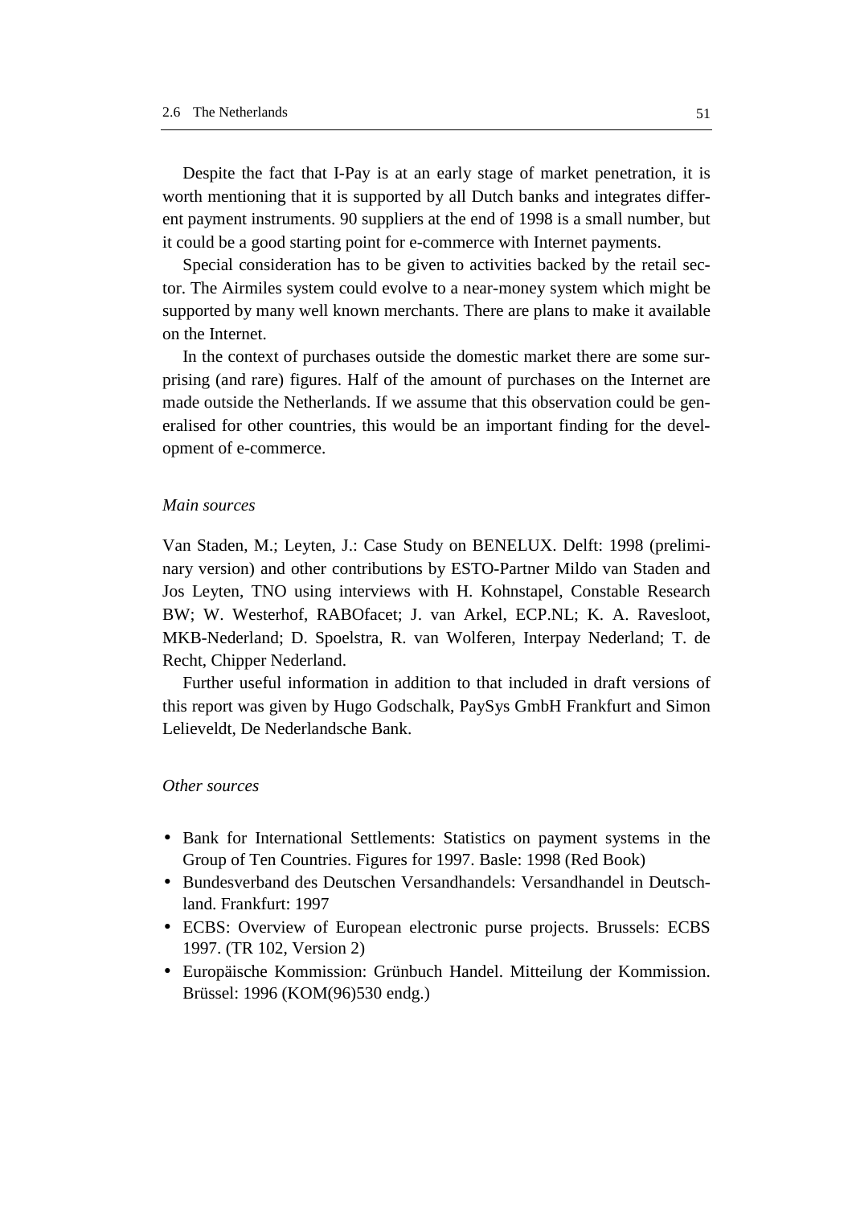Despite the fact that I-Pay is at an early stage of market penetration, it is worth mentioning that it is supported by all Dutch banks and integrates different payment instruments. 90 suppliers at the end of 1998 is a small number, but it could be a good starting point for e-commerce with Internet payments.

Special consideration has to be given to activities backed by the retail sector. The Airmiles system could evolve to a near-money system which might be supported by many well known merchants. There are plans to make it available on the Internet.

In the context of purchases outside the domestic market there are some surprising (and rare) figures. Half of the amount of purchases on the Internet are made outside the Netherlands. If we assume that this observation could be generalised for other countries, this would be an important finding for the development of e-commerce.

*Main sources*

Van Staden, M.; Leyten, J.: Case Study on BENELUX. Delft: 1998 (preliminary version) and other contributions by ESTO-Partner Mildo van Staden and Jos Leyten, TNO using interviews with H. Kohnstapel, Constable Research BW; W. Westerhof, RABOfacet; J. van Arkel, ECP.NL; K. A. Ravesloot, MKB-Nederland; D. Spoelstra, R. van Wolferen, Interpay Nederland; T. de Recht, Chipper Nederland.

Further useful information in addition to that included in draft versions of this report was given by Hugo Godschalk, PaySys GmbH Frankfurt and Simon Lelieveldt, De Nederlandsche Bank.

*Other sources*

- Bank for International Settlements: Statistics on payment systems in the Group of Ten Countries. Figures for 1997. Basle: 1998 (Red Book)
- Bundesverband des Deutschen Versandhandels: Versandhandel in Deutschland. Frankfurt: 1997
- ECBS: Overview of European electronic purse projects. Brussels: ECBS 1997. (TR 102, Version 2)
- Europäische Kommission: Grünbuch Handel. Mitteilung der Kommission. Brüssel: 1996 (KOM(96)530 endg.)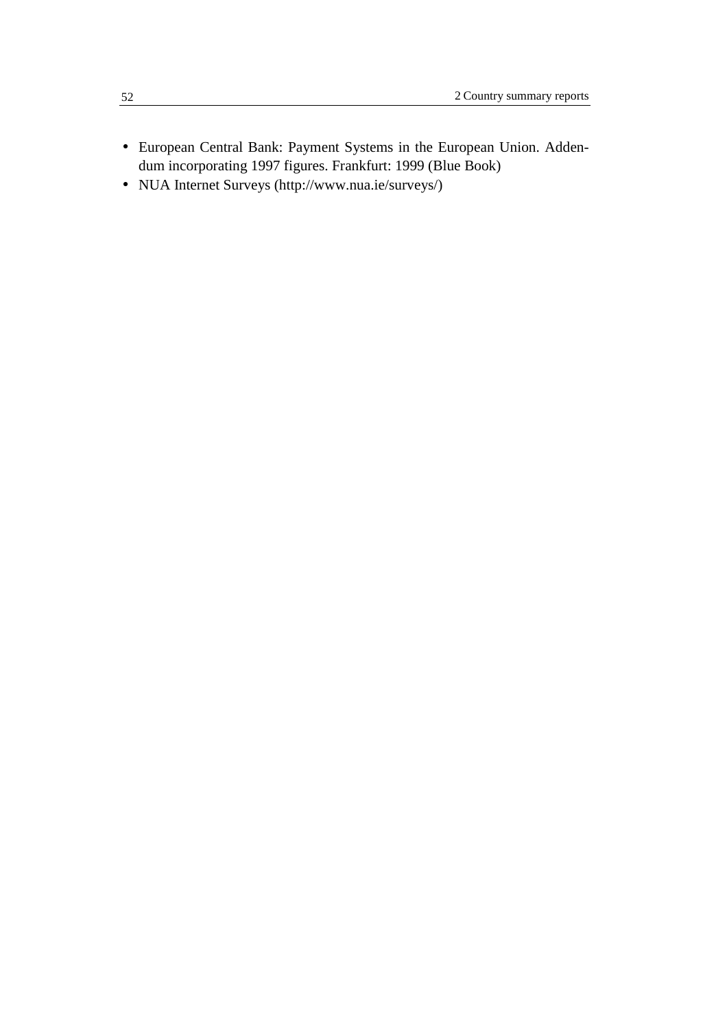- European Central Bank: Payment Systems in the European Union. Addendum incorporating 1997 figures. Frankfurt: 1999 (Blue Book)
- NUA Internet Surveys (http://www.nua.ie/surveys/)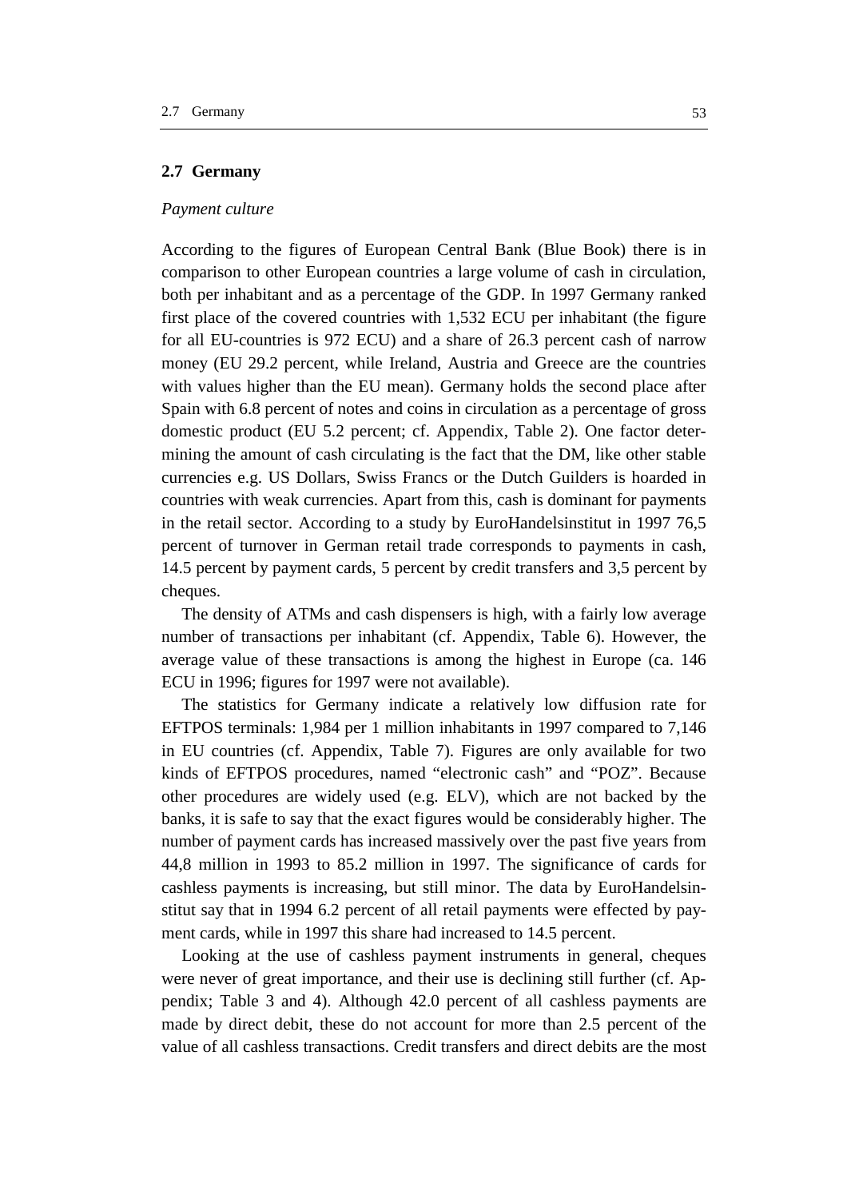## 2.7 Germany

*Payment culture*

According to the figures of European Central Bank (Blue Book) there is in comparison to other European countries a large volume of cash in circulation, both per inhabitant and as a percentage of the GDP. In 1997 Germany ranked first place of the covered countries with 1,532 ECU per inhabitant (the figure for all EU-countries is 972 ECU) and a share of 26.3 percent cash of narrow money (EU 29.2 percent, while Ireland, Austria and Greece are the countries with values higher than the EU mean). Germany holds the second place after Spain with 6.8 percent of notes and coins in circulation as a percentage of gross domestic product (EU 5.2 percent; cf. Appendix, Table 2). One factor determining the amount of cash circulating is the fact that the DM, like other stable currencies e.g. US Dollars, Swiss Francs or the Dutch Guilders is hoarded in countries with weak currencies. Apart from this, cash is dominant for payments in the retail sector. According to a study by EuroHandelsinstitut in 1997 76,5 percent of turnover in German retail trade corresponds to payments in cash, 14.5 percent by payment cards, 5 percent by credit transfers and 3,5 percent by cheques.

The density of ATMs and cash dispensers is high, with a fairly low average number of transactions per inhabitant (cf. Appendix, Table 6). However, the average value of these transactions is among the highest in Europe (ca. 146 ECU in 1996; figures for 1997 were not available).

The statistics for Germany indicate a relatively low diffusion rate for EFTPOS terminals: 1,984 per 1 million inhabitants in 1997 compared to 7,146 in EU countries (cf. Appendix, Table 7). Figures are only available for two kinds of EFTPOS procedures, named "electronic cash" and "POZ". Because other procedures are widely used (e.g. ELV), which are not backed by the banks, it is safe to say that the exact figures would be considerably higher. The number of payment cards has increased massively over the past five years from 44,8 million in 1993 to 85.2 million in 1997. The significance of cards for cashless payments is increasing, but still minor. The data by EuroHandelsinstitut say that in 1994 6.2 percent of all retail payments were effected by payment cards, while in 1997 this share had increased to 14.5 percent.

Looking at the use of cashless payment instruments in general, cheques were never of great importance, and their use is declining still further (cf. Appendix; Table 3 and 4). Although 42.0 percent of all cashless payments are made by direct debit, these do not account for more than 2.5 percent of the value of all cashless transactions. Credit transfers and direct debits are the most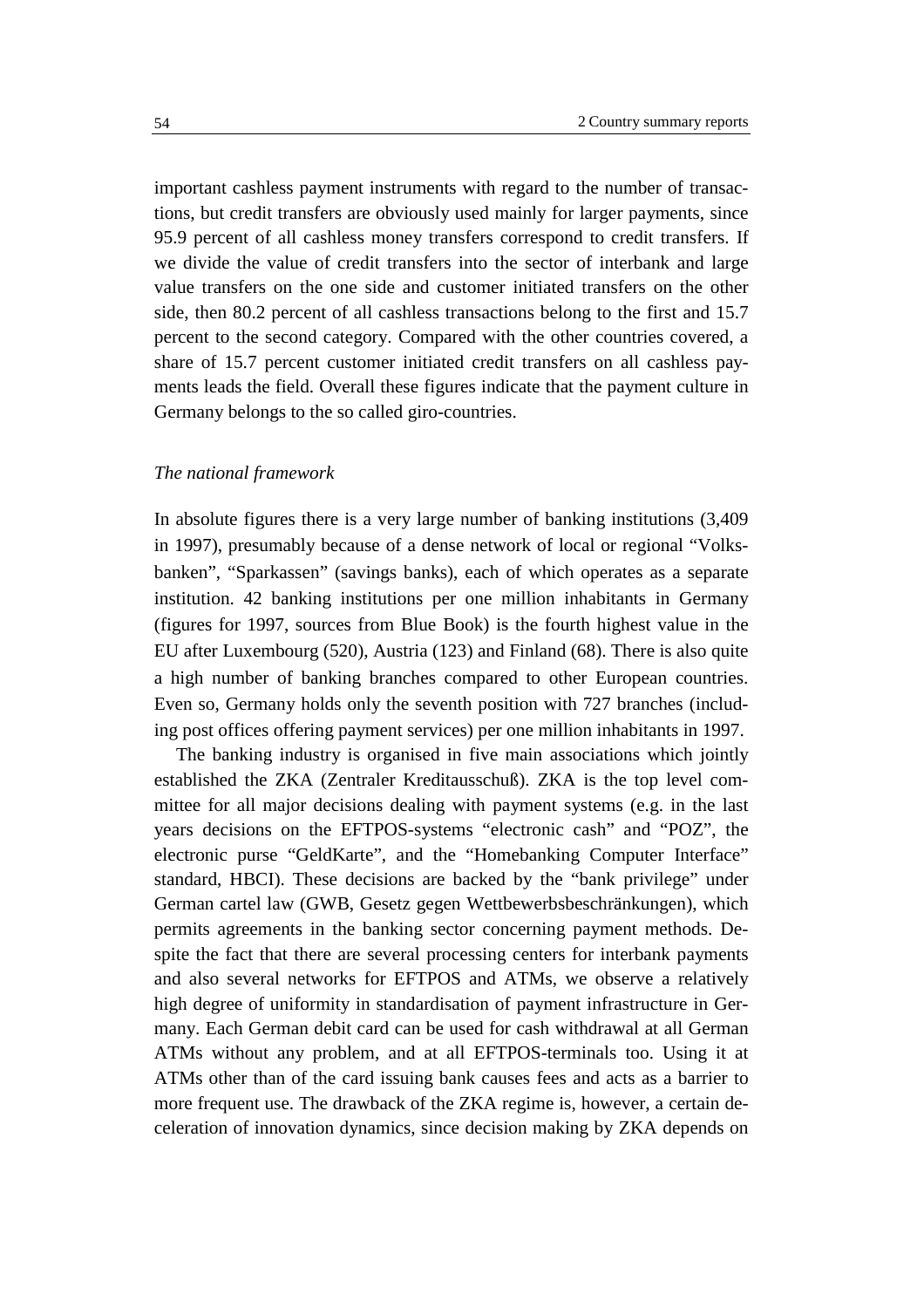important cashless payment instruments with regard to the number of transactions, but credit transfers are obviously used mainly for larger payments, since 95.9 percent of all cashless money transfers correspond to credit transfers. If we divide the value of credit transfers into the sector of interbank and large value transfers on the one side and customer initiated transfers on the other side, then 80.2 percent of all cashless transactions belong to the first and 15.7 percent to the second category. Compared with the other countries covered, a share of 15.7 percent customer initiated credit transfers on all cashless payments leads the field. Overall these figures indicate that the payment culture in Germany belongs to the so called giro-countries.

*The national framework*

In absolute figures there is a very large number of banking institutions (3,409 in 1997), presumably because of a dense network of local or regional "Volksbanken", "Sparkassen" (savings banks), each of which operates as a separate institution. 42 banking institutions per one million inhabitants in Germany (figures for 1997, sources from Blue Book) is the fourth highest value in the EU after Luxembourg (520), Austria (123) and Finland (68). There is also quite a high number of banking branches compared to other European countries. Even so, Germany holds only the seventh position with 727 branches (including post offices offering payment services) per one million inhabitants in 1997.

The banking industry is organised in five main associations which jointly established the ZKA (Zentraler Kreditausschuß). ZKA is the top level committee for all major decisions dealing with payment systems (e.g. in the last years decisions on the EFTPOS-systems "electronic cash" and "POZ", the electronic purse "GeldKarte", and the "Homebanking Computer Interface" standard, HBCI). These decisions are backed by the "bank privilege" under German cartel law (GWB, Gesetz gegen Wettbewerbsbeschränkungen), which permits agreements in the banking sector concerning payment methods. Despite the fact that there are several processing centers for interbank payments and also several networks for EFTPOS and ATMs, we observe a relatively high degree of uniformity in standardisation of payment infrastructure in Germany. Each German debit card can be used for cash withdrawal at all German ATMs without any problem, and at all EFTPOS-terminals too. Using it at ATMs other than of the card issuing bank causes fees and acts as a barrier to more frequent use. The drawback of the ZKA regime is, however, a certain deceleration of innovation dynamics, since decision making by ZKA depends on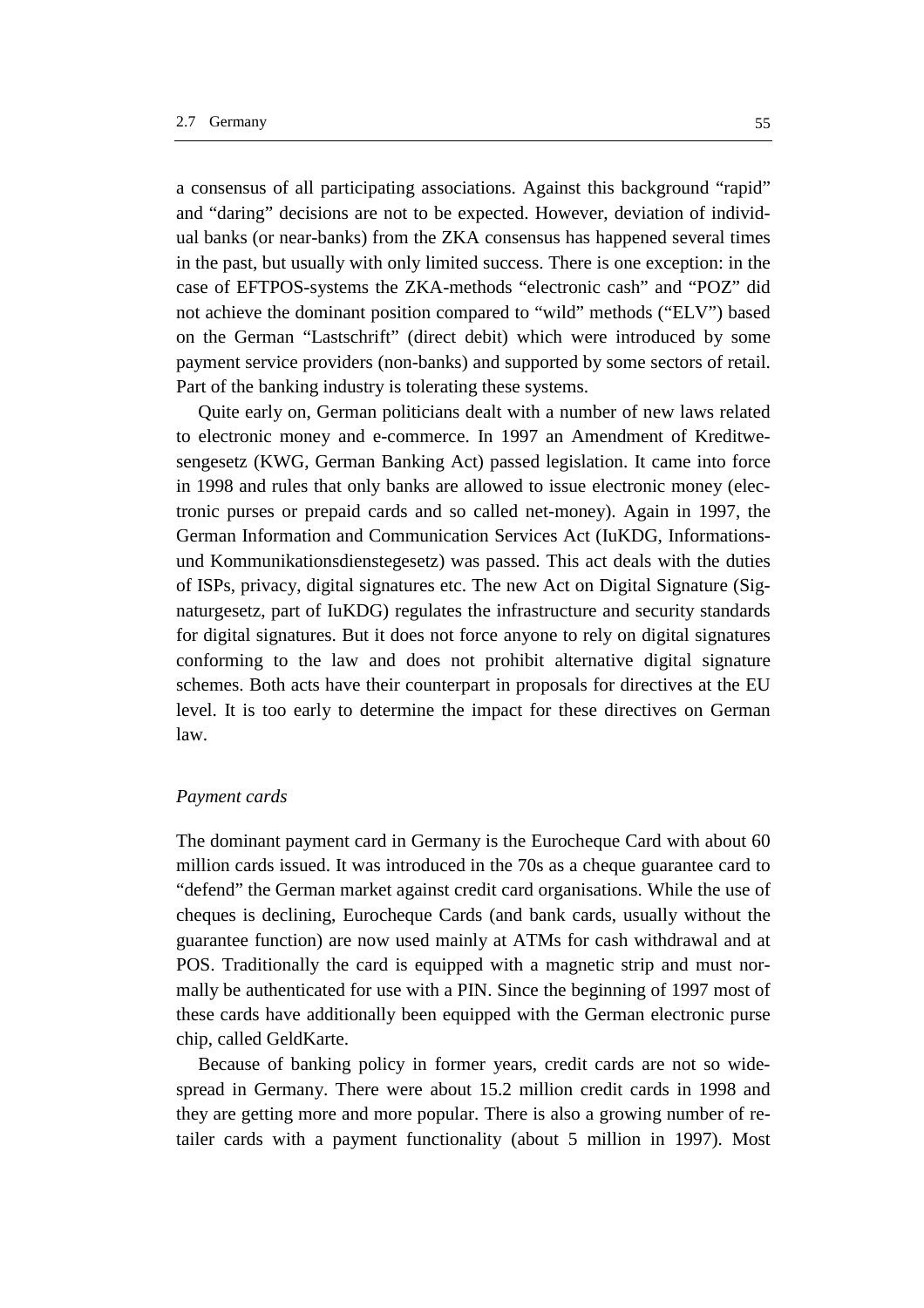a consensus of all participating associations. Against this background “rapid” and “daring” decisions are not to be expected. However, deviation of individual banks (or near-banks) from the ZKA consensus has happened several times in the past, but usually with only limited success. There is one exception: in the case of EFTPOS-systems the ZKA-methods “electronic cash” and “POZ” did not achieve the dominant position compared to “wild” methods (“ELV”) based on the German “Lastschrift” (direct debit) which were introduced by some payment service providers (non-banks) and supported by some sectors of retail. Part of the banking industry is tolerating these systems.

Quite early on, German politicians dealt with a number of new laws related to electronic money and e-commerce. In 1997 an Amendment of Kreditwesengesetz (KWG, German Banking Act) passed legislation. It came into force in 1998 and rules that only banks are allowed to issue electronic money (electronic purses or prepaid cards and so called net-money). Again in 1997, the German Information and Communication Services Act (IuKDG, Informations- und Kommunikationsdienstegesetz) was passed. This act deals with the duties of ISPs, privacy, digital signatures etc. The new Act on Digital Signature (Signaturgesetz, part of IuKDG) regulates the infrastructure and security standards for digital signatures. But it does not force anyone to rely on digital signatures conforming to the law and does not prohibit alternative digital signature schemes. Both acts have their counterpart in proposals for directives at the EU level. It is too early to determine the impact for these directives on German law.

### *Payment cards*

The dominant payment card in Germany is the Eurocheque Card with about 60 million cards issued. It was introduced in the 70s as a cheque guarantee card to “defend” the German market against credit card organisations. While the use of cheques is declining, Eurocheque Cards (and bank cards, usually without the guarantee function) are now used mainly at ATMs for cash withdrawal and at POS. Traditionally the card is equipped with a magnetic strip and must normally be authenticated for use with a PIN. Since the beginning of 1997 most of these cards have additionally been equipped with the German electronic purse chip, called GeldKarte.

Because of banking policy in former years, credit cards are not so widespread in Germany. There were about 15.2 million credit cards in 1998 and they are getting more and more popular. There is also a growing number of retailer cards with a payment functionality (about 5 million in 1997). Most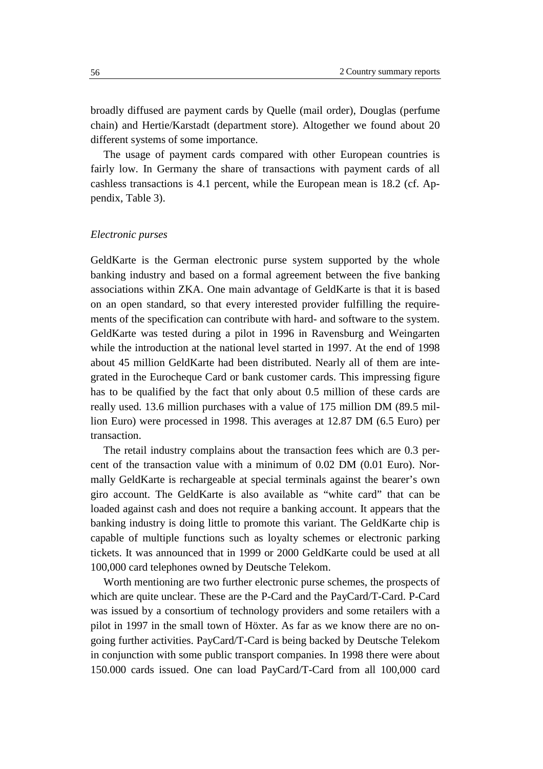broadly diffused are payment cards by Quelle (mail order), Douglas (perfume chain) and Hertie/Karstadt (department store). Altogether we found about 20 different systems of some importance.

The usage of payment cards compared with other European countries is fairly low. In Germany the share of transactions with payment cards of all cashless transactions is 4.1 percent, while the European mean is 18.2 (cf. Appendix, Table 3).

*Electronic purses*

GeldKarte is the German electronic purse system supported by the whole banking industry and based on a formal agreement between the five banking associations within ZKA. One main advantage of GeldKarte is that it is based on an open standard, so that every interested provider fulfilling the requirements of the specification can contribute with hard- and software to the system. GeldKarte was tested during a pilot in 1996 in Ravensburg and Weingarten while the introduction at the national level started in 1997. At the end of 1998 about 45 million GeldKarte had been distributed. Nearly all of them are integrated in the Eurocheque Card or bank customer cards. This impressing figure has to be qualified by the fact that only about 0.5 million of these cards are really used. 13.6 million purchases with a value of 175 million DM (89.5 million Euro) were processed in 1998. This averages at 12.87 DM (6.5 Euro) per transaction.

The retail industry complains about the transaction fees which are 0.3 percent of the transaction value with a minimum of 0.02 DM (0.01 Euro). Normally GeldKarte is rechargeable at special terminals against the bearer's own giro account. The GeldKarte is also available as "white card" that can be loaded against cash and does not require a banking account. It appears that the banking industry is doing little to promote this variant. The GeldKarte chip is capable of multiple functions such as loyalty schemes or electronic parking tickets. It was announced that in 1999 or 2000 GeldKarte could be used at all 100,000 card telephones owned by Deutsche Telekom.

Worth mentioning are two further electronic purse schemes, the prospects of which are quite unclear. These are the P-Card and the PayCard/T-Card. P-Card was issued by a consortium of technology providers and some retailers with a pilot in 1997 in the small town of Höxter. As far as we know there are no ongoing further activities. PayCard/T-Card is being backed by Deutsche Telekom in conjunction with some public transport companies. In 1998 there were about 150.000 cards issued. One can load PayCard/T-Card from all 100,000 card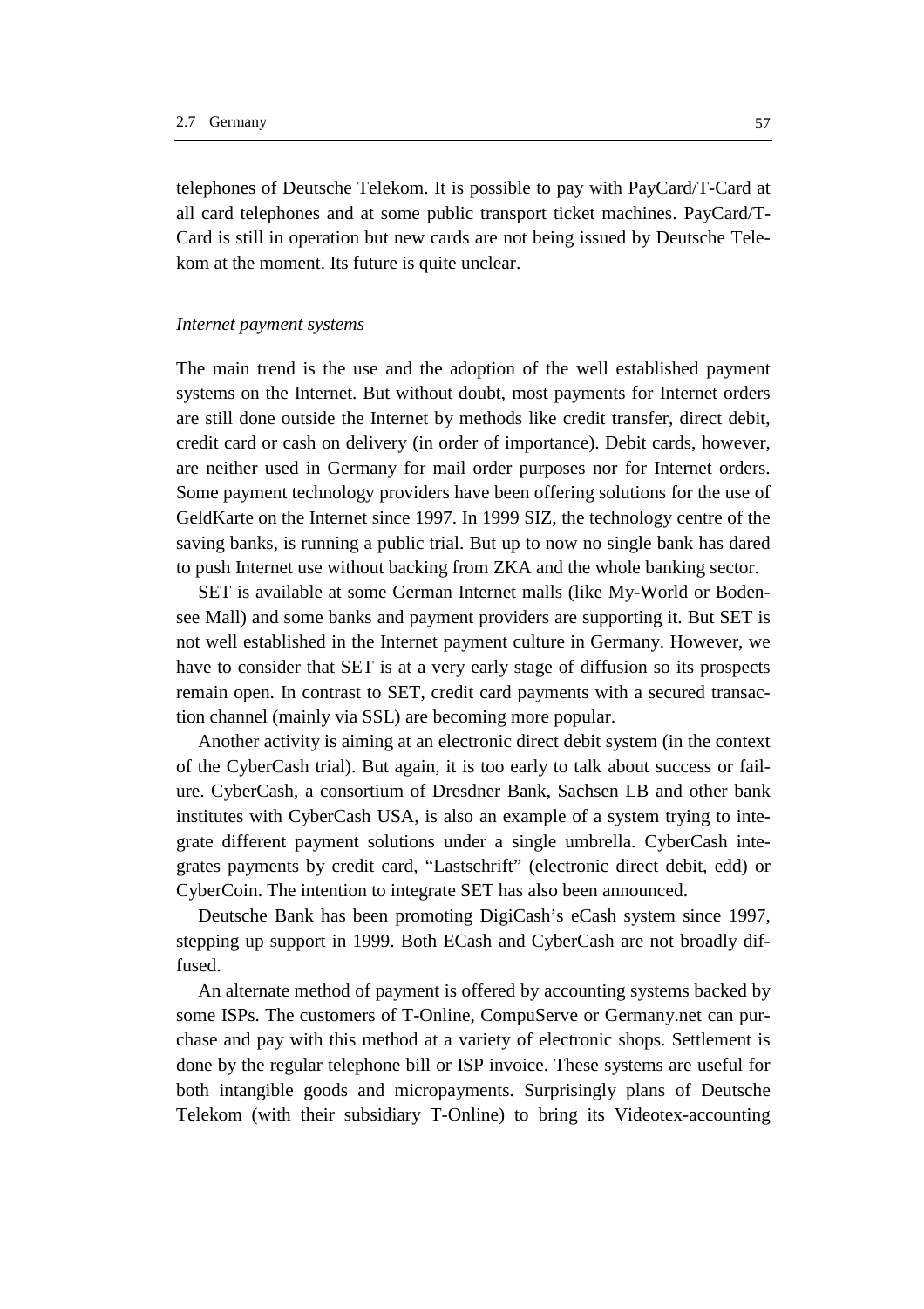telephones of Deutsche Telekom. It is possible to pay with PayCard/T-Card at all card telephones and at some public transport ticket machines. PayCard/T-Card is still in operation but new cards are not being issued by Deutsche Telekom at the moment. Its future is quite unclear.

*Internet payment systems*

The main trend is the use and the adoption of the well established payment systems on the Internet. But without doubt, most payments for Internet orders are still done outside the Internet by methods like credit transfer, direct debit, credit card or cash on delivery (in order of importance). Debit cards, however, are neither used in Germany for mail order purposes nor for Internet orders. Some payment technology providers have been offering solutions for the use of GeldKarte on the Internet since 1997. In 1999 SIZ, the technology centre of the saving banks, is running a public trial. But up to now no single bank has dared to push Internet use without backing from ZKA and the whole banking sector.

SET is available at some German Internet malls (like My-World or Bodensee Mall) and some banks and payment providers are supporting it. But SET is not well established in the Internet payment culture in Germany. However, we have to consider that SET is at a very early stage of diffusion so its prospects remain open. In contrast to SET, credit card payments with a secured transaction channel (mainly via SSL) are becoming more popular.

Another activity is aiming at an electronic direct debit system (in the context of the CyberCash trial). But again, it is too early to talk about success or failure. CyberCash, a consortium of Dresdner Bank, Sachsen LB and other bank institutes with CyberCash USA, is also an example of a system trying to integrate different payment solutions under a single umbrella. CyberCash integrates payments by credit card, "Lastschrift" (electronic direct debit, edd) or CyberCoin. The intention to integrate SET has also been announced.

Deutsche Bank has been promoting DigiCash's eCash system since 1997, stepping up support in 1999. Both ECash and CyberCash are not broadly diffused.

An alternate method of payment is offered by accounting systems backed by some ISPs. The customers of T-Online, CompuServe or Germany.net can purchase and pay with this method at a variety of electronic shops. Settlement is done by the regular telephone bill or ISP invoice. These systems are useful for both intangible goods and micropayments. Surprisingly plans of Deutsche Telekom (with their subsidiary T-Online) to bring its Videotex-accounting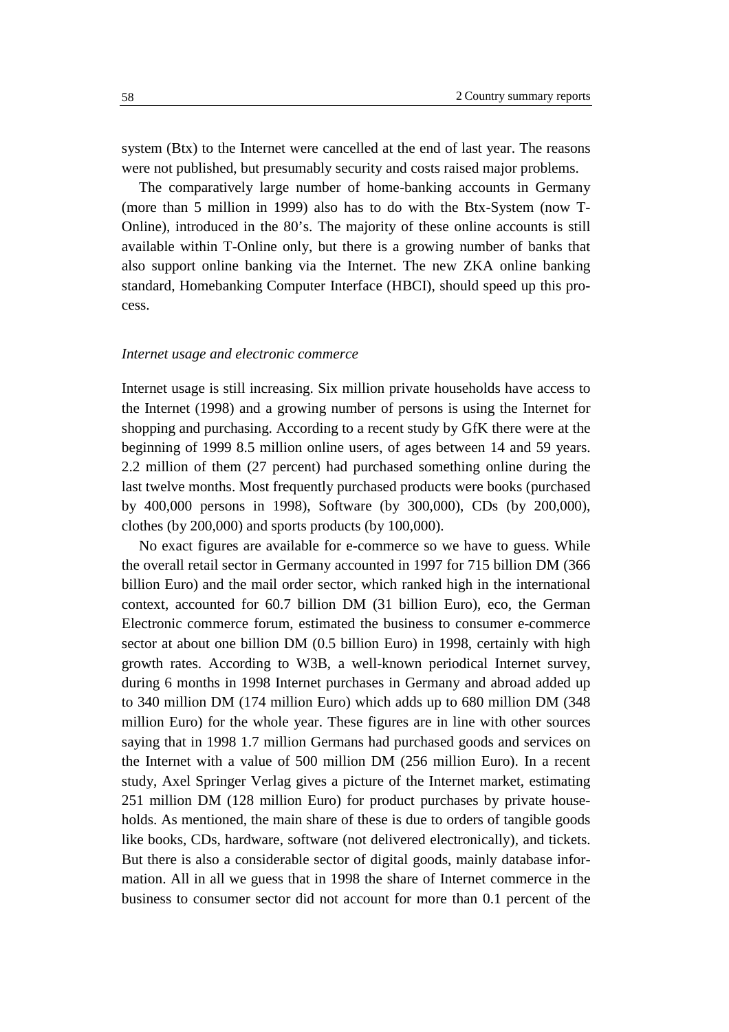system (Btx) to the Internet were cancelled at the end of last year. The reasons were not published, but presumably security and costs raised major problems.

The comparatively large number of home-banking accounts in Germany (more than 5 million in 1999) also has to do with the Btx-System (now T-Online), introduced in the 80's. The majority of these online accounts is still available within T-Online only, but there is a growing number of banks that also support online banking via the Internet. The new ZKA online banking standard, Homebanking Computer Interface (HBCI), should speed up this process.

*Internet usage and electronic commerce*

Internet usage is still increasing. Six million private households have access to the Internet (1998) and a growing number of persons is using the Internet for shopping and purchasing. According to a recent study by GfK there were at the beginning of 1999 8.5 million online users, of ages between 14 and 59 years. 2.2 million of them (27 percent) had purchased something online during the last twelve months. Most frequently purchased products were books (purchased by 400,000 persons in 1998), Software (by 300,000), CDs (by 200,000), clothes (by 200,000) and sports products (by 100,000).

No exact figures are available for e-commerce so we have to guess. While the overall retail sector in Germany accounted in 1997 for 715 billion DM (366 billion Euro) and the mail order sector, which ranked high in the international context, accounted for 60.7 billion DM (31 billion Euro), eco, the German Electronic commerce forum, estimated the business to consumer e-commerce sector at about one billion DM (0.5 billion Euro) in 1998, certainly with high growth rates. According to W3B, a well-known periodical Internet survey, during 6 months in 1998 Internet purchases in Germany and abroad added up to 340 million DM (174 million Euro) which adds up to 680 million DM (348 million Euro) for the whole year. These figures are in line with other sources saying that in 1998 1.7 million Germans had purchased goods and services on the Internet with a value of 500 million DM (256 million Euro). In a recent study, Axel Springer Verlag gives a picture of the Internet market, estimating 251 million DM (128 million Euro) for product purchases by private households. As mentioned, the main share of these is due to orders of tangible goods like books, CDs, hardware, software (not delivered electronically), and tickets. But there is also a considerable sector of digital goods, mainly database information. All in all we guess that in 1998 the share of Internet commerce in the business to consumer sector did not account for more than 0.1 percent of the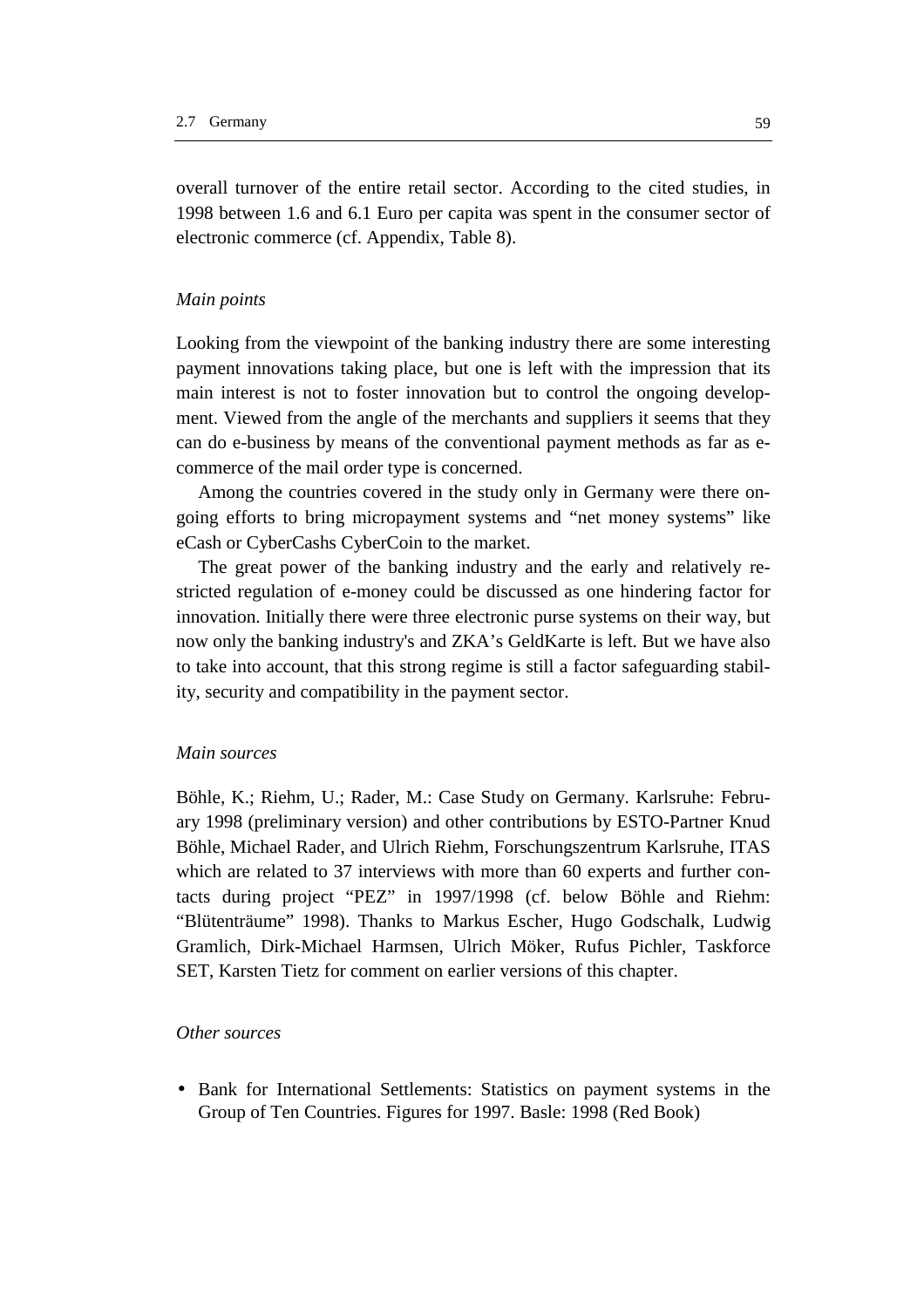overall turnover of the entire retail sector. According to the cited studies, in 1998 between 1.6 and 6.1 Euro per capita was spent in the consumer sector of electronic commerce (cf. Appendix, Table 8).

*Main points*

Looking from the viewpoint of the banking industry there are some interesting payment innovations taking place, but one is left with the impression that its main interest is not to foster innovation but to control the ongoing development. Viewed from the angle of the merchants and suppliers it seems that they can do e-business by means of the conventional payment methods as far as e-commerce of the mail order type is concerned.

Among the countries covered in the study only in Germany were there ongoing efforts to bring micropayment systems and "net money systems" like eCash or CyberCashs CyberCoin to the market.

The great power of the banking industry and the early and relatively restricted regulation of e-money could be discussed as one hindering factor for innovation. Initially there were three electronic purse systems on their way, but now only the banking industry's and ZKA's GeldKarte is left. But we have also to take into account, that this strong regime is still a factor safeguarding stability, security and compatibility in the payment sector.

*Main sources*

Böhle, K.; Riehm, U.; Rader, M.: Case Study on Germany. Karlsruhe: February 1998 (preliminary version) and other contributions by ESTO-Partner Knud Böhle, Michael Rader, and Ulrich Riehm, Forschungszentrum Karlsruhe, ITAS which are related to 37 interviews with more than 60 experts and further contacts during project "PEZ" in 1997/1998 (cf. below Böhle and Riehm: "Blütenträume" 1998). Thanks to Markus Escher, Hugo Godschalk, Ludwig Gramlich, Dirk-Michael Harmsen, Ulrich Möker, Rufus Pichler, Taskforce SET, Karsten Tietz for comment on earlier versions of this chapter.

*Other sources*

- Bank for International Settlements: Statistics on payment systems in the Group of Ten Countries. Figures for 1997. Basle: 1998 (Red Book)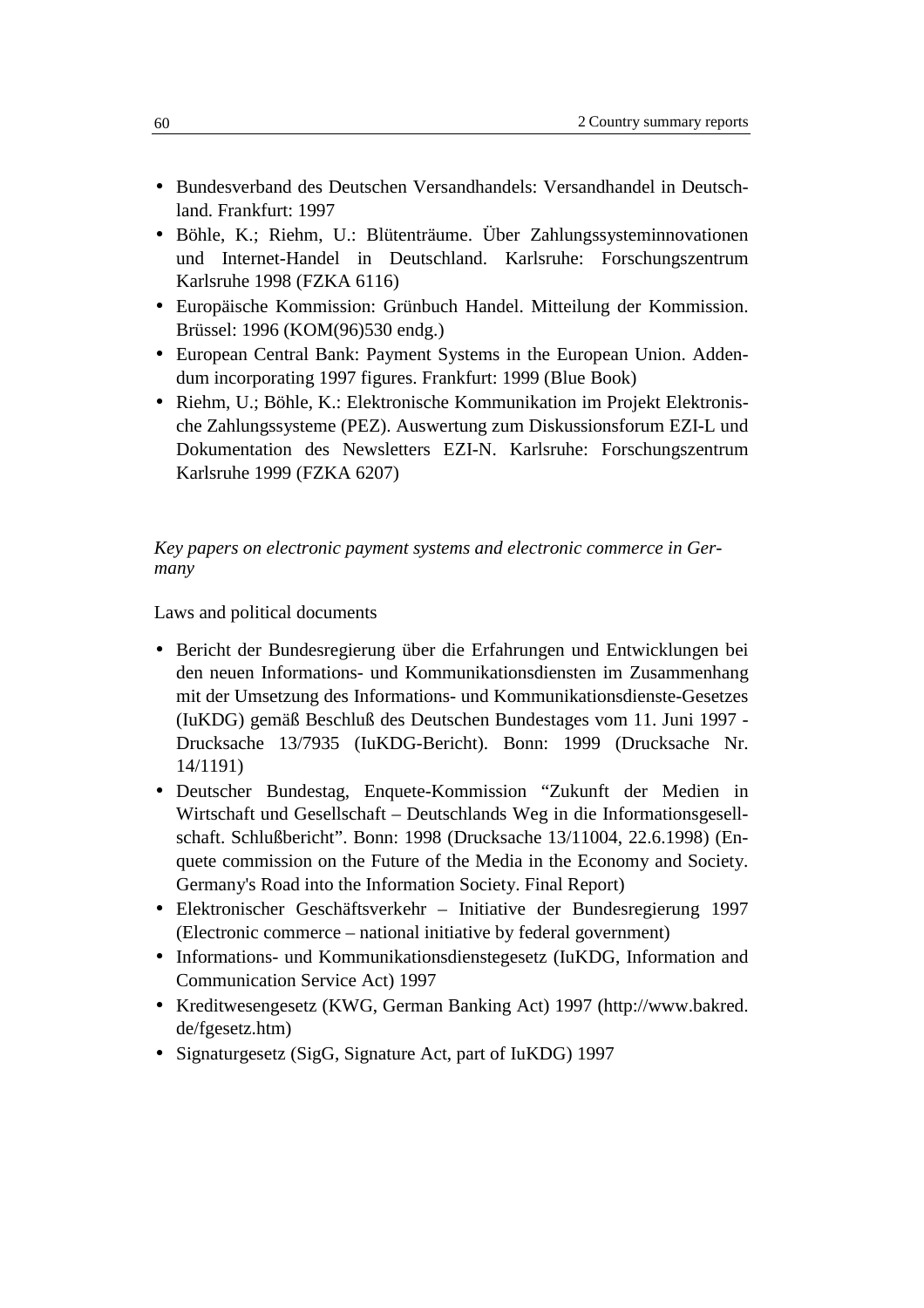- Bundesverband des Deutschen Versandhandels: Versandhandel in Deutschland. Frankfurt: 1997
- Böhle, K.; Riehm, U.: Blütenträume. Über Zahlungssysteminnovationen und Internet-Handel in Deutschland. Karlsruhe: Forschungszentrum Karlsruhe 1998 (FZKA 6116)
- Europäische Kommission: Grünbuch Handel. Mitteilung der Kommission. Brüssel: 1996 (KOM(96)530 endg.)
- European Central Bank: Payment Systems in the European Union. Addendum incorporating 1997 figures. Frankfurt: 1999 (Blue Book)
- Riehm, U.; Böhle, K.: Elektronische Kommunikation im Projekt Elektronische Zahlungssysteme (PEZ). Auswertung zum Diskussionsforum EZI-L und Dokumentation des Newsletters EZI-N. Karlsruhe: Forschungszentrum Karlsruhe 1999 (FZKA 6207)

*Key papers on electronic payment systems and electronic commerce in Germany*

Laws and political documents

- Bericht der Bundesregierung über die Erfahrungen und Entwicklungen bei den neuen Informations- und Kommunikationsdiensten im Zusammenhang mit der Umsetzung des Informations- und Kommunikationsdienste-Gesetzes (IuKDG) gemäß Beschluß des Deutschen Bundestages vom 11. Juni 1997 - Drucksache 13/7935 (IuKDG-Bericht). Bonn: 1999 (Drucksache Nr. 14/1191)
- Deutscher Bundestag, Enquete-Kommission "Zukunft der Medien in Wirtschaft und Gesellschaft – Deutschlands Weg in die Informationsgesellschaft. Schlußbericht". Bonn: 1998 (Drucksache 13/11004, 22.6.1998) (Enquete commission on the Future of the Media in the Economy and Society. Germany's Road into the Information Society. Final Report)
- Elektronischer Geschäftsverkehr – Initiative der Bundesregierung 1997 (Electronic commerce – national initiative by federal government)
- Informations- und Kommunikationsdienstegesetz (IuKDG, Information and Communication Service Act) 1997
- Kreditwesengesetz (KWG, German Banking Act) 1997 (http://www.bakred.de/fgesetz.htm)
- Signaturgesetz (SigG, Signature Act, part of IuKDG) 1997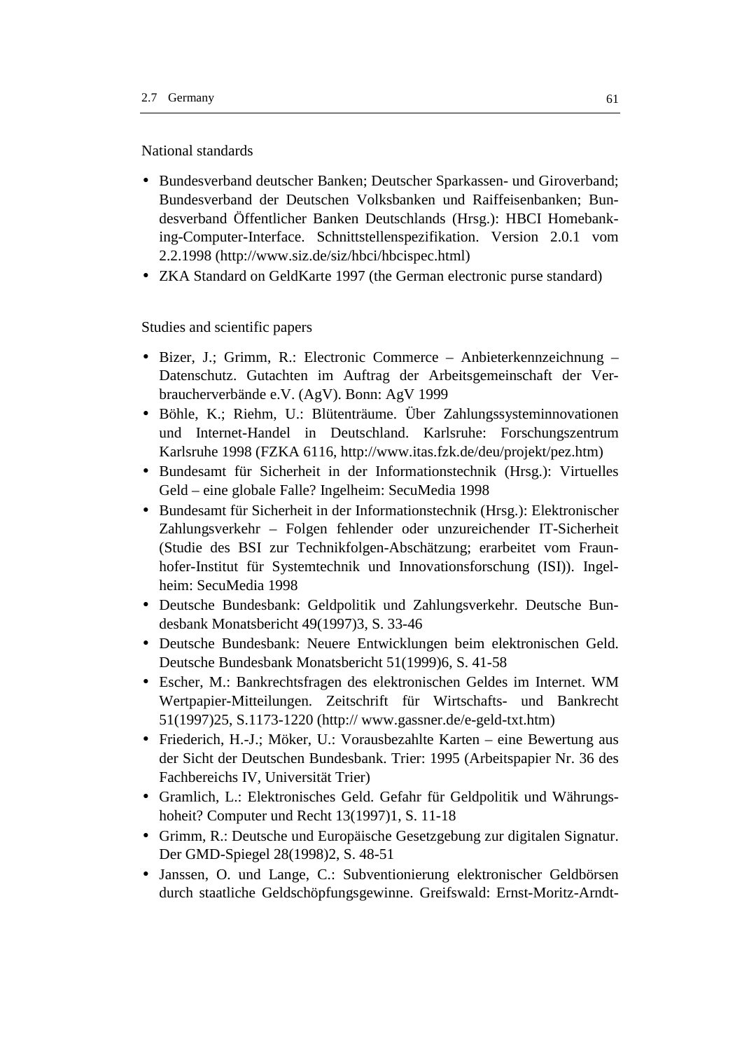National standards

- Bundesverband deutscher Banken; Deutscher Sparkassen- und Giroverband; Bundesverband der Deutschen Volksbanken und Raiffeisenbanken; Bundesverband Öffentlicher Banken Deutschlands (Hrsg.): HBCI Homebanking-Computer-Interface. Schnittstellenspezifikation. Version 2.0.1 vom 2.2.1998 (http://www.siz.de/siz/hbci/hbcispec.html)
- ZKA Standard on GeldKarte 1997 (the German electronic purse standard)

Studies and scientific papers

- Bizer, J.; Grimm, R.: Electronic Commerce – Anbieterkennzeichnung – Datenschutz. Gutachten im Auftrag der Arbeitsgemeinschaft der Verbraucherverbände e.V. (AgV). Bonn: AgV 1999
- Böhle, K.; Riehm, U.: Blütenträume. Über Zahlungssysteminnovationen und Internet-Handel in Deutschland. Karlsruhe: Forschungszentrum Karlsruhe 1998 (FZKA 6116, http://www.itas.fzk.de/deu/projekt/pez.htm)
- Bundesamt für Sicherheit in der Informationstechnik (Hrsg.): Virtuelles Geld – eine globale Falle? Ingelheim: SecuMedia 1998
- Bundesamt für Sicherheit in der Informationstechnik (Hrsg.): Elektronischer Zahlungsverkehr – Folgen fehlender oder unzureichender IT-Sicherheit (Studie des BSI zur Technikfolgen-Abschätzung; erarbeitet vom Fraunhofer-Institut für Systemtechnik und Innovationsforschung (ISI)). Ingelheim: SecuMedia 1998
- Deutsche Bundesbank: Geldpolitik und Zahlungsverkehr. Deutsche Bundesbank Monatsbericht 49(1997)3, S. 33-46
- Deutsche Bundesbank: Neuere Entwicklungen beim elektronischen Geld. Deutsche Bundesbank Monatsbericht 51(1999)6, S. 41-58
- Escher, M.: Bankrechtsfragen des elektronischen Geldes im Internet. WM Wertpapier-Mitteilungen. Zeitschrift für Wirtschafts- und Bankrecht 51(1997)25, S.1173-1220 (http:// www.gassner.de/e-geld-txt.htm)
- Friederich, H.-J.; Möker, U.: Vorausbezahlte Karten – eine Bewertung aus der Sicht der Deutschen Bundesbank. Trier: 1995 (Arbeitspapier Nr. 36 des Fachbereichs IV, Universität Trier)
- Gramlich, L.: Elektronisches Geld. Gefahr für Geldpolitik und Währungshoheit? Computer und Recht 13(1997)1, S. 11-18
- Grimm, R.: Deutsche und Europäische Gesetzgebung zur digitalen Signatur. Der GMD-Spiegel 28(1998)2, S. 48-51
- Janssen, O. und Lange, C.: Subventionierung elektronischer Geldbörsen durch staatliche Geldschöpfungsgewinne. Greifswald: Ernst-Moritz-Arndt-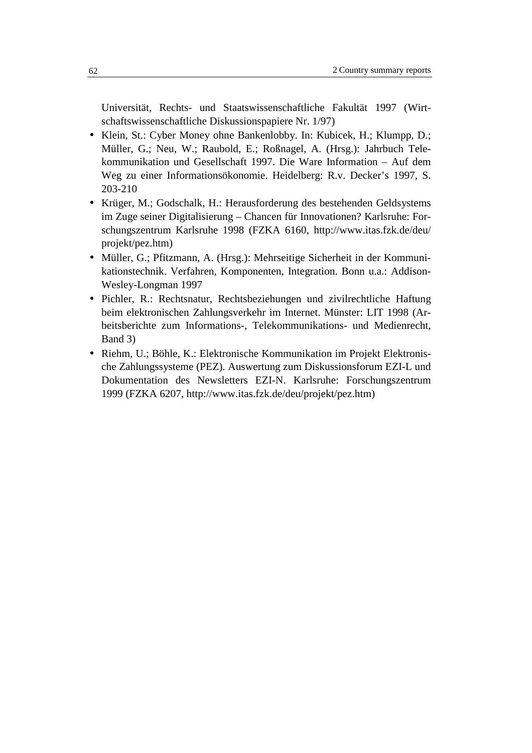Universität, Rechts- und Staatswissenschaftliche Fakultät 1997 (Wirtschaftswissenschaftliche Diskussionspapiere Nr. 1/97)

- Klein, St.: Cyber Money ohne Bankenlobby. In: Kubicek, H.; Klumpp, D.; Müller, G.; Neu, W.; Raubold, E.; Roßnagel, A. (Hrsg.): Jahrbuch Telekommunikation und Gesellschaft 1997. Die Ware Information – Auf dem Weg zu einer Informationsökonomie. Heidelberg: R.v. Decker's 1997, S. 203-210
- Krüger, M.; Godschalk, H.: Herausforderung des bestehenden Geldsystems im Zuge seiner Digitalisierung – Chancen für Innovationen? Karlsruhe: Forschungszentrum Karlsruhe 1998 (FZKA 6160, http://www.itas.fzk.de/deu/projekt/pez.htm)
- Müller, G.; Pfitzmann, A. (Hrsg.): Mehrseitige Sicherheit in der Kommunikationstechnik. Verfahren, Komponenten, Integration. Bonn u.a.: Addison-Wesley-Longman 1997
- Pichler, R.: Rechtsnatur, Rechtsbeziehungen und zivilrechtliche Haftung beim elektronischen Zahlungsverkehr im Internet. Münster: LIT 1998 (Arbeitsberichte zum Informations-, Telekommunikations- und Medienrecht, Band 3)
- Riehm, U.; Böhle, K.: Elektronische Kommunikation im Projekt Elektronische Zahlungssysteme (PEZ). Auswertung zum Diskussionsforum EZI-L und Dokumentation des Newsletters EZI-N. Karlsruhe: Forschungszentrum 1999 (FZKA 6207, http://www.itas.fzk.de/deu/projekt/pez.htm)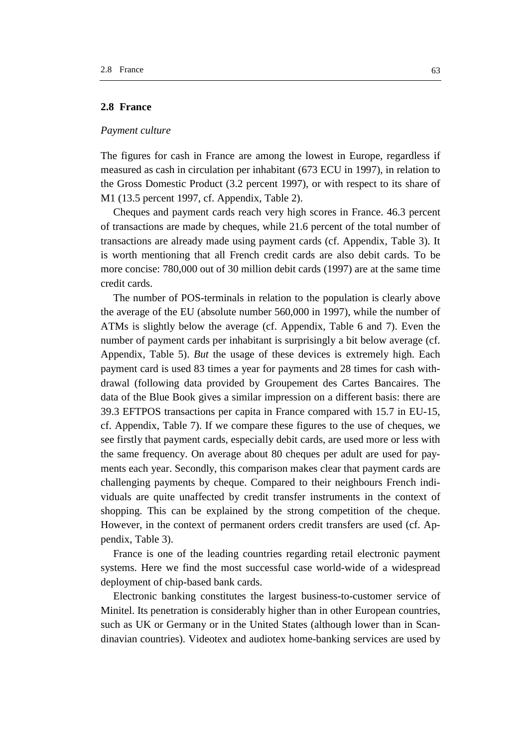## 2.8 France

*Payment culture*

The figures for cash in France are among the lowest in Europe, regardless if measured as cash in circulation per inhabitant (673 ECU in 1997), in relation to the Gross Domestic Product (3.2 percent 1997), or with respect to its share of M1 (13.5 percent 1997, cf. Appendix, Table 2).

Cheques and payment cards reach very high scores in France. 46.3 percent of transactions are made by cheques, while 21.6 percent of the total number of transactions are already made using payment cards (cf. Appendix, Table 3). It is worth mentioning that all French credit cards are also debit cards. To be more concise: 780,000 out of 30 million debit cards (1997) are at the same time credit cards.

The number of POS-terminals in relation to the population is clearly above the average of the EU (absolute number 560,000 in 1997), while the number of ATMs is slightly below the average (cf. Appendix, Table 6 and 7). Even the number of payment cards per inhabitant is surprisingly a bit below average (cf. Appendix, Table 5). *But* the usage of these devices is extremely high. Each payment card is used 83 times a year for payments and 28 times for cash withdrawal (following data provided by Groupement des Cartes Bancaires. The data of the Blue Book gives a similar impression on a different basis: there are 39.3 EFTPOS transactions per capita in France compared with 15.7 in EU-15, cf. Appendix, Table 7). If we compare these figures to the use of cheques, we see firstly that payment cards, especially debit cards, are used more or less with the same frequency. On average about 80 cheques per adult are used for payments each year. Secondly, this comparison makes clear that payment cards are challenging payments by cheque. Compared to their neighbours French individuals are quite unaffected by credit transfer instruments in the context of shopping. This can be explained by the strong competition of the cheque. However, in the context of permanent orders credit transfers are used (cf. Appendix, Table 3).

France is one of the leading countries regarding retail electronic payment systems. Here we find the most successful case world-wide of a widespread deployment of chip-based bank cards.

Electronic banking constitutes the largest business-to-customer service of Minitel. Its penetration is considerably higher than in other European countries, such as UK or Germany or in the United States (although lower than in Scandinavian countries). Videotex and audiotex home-banking services are used by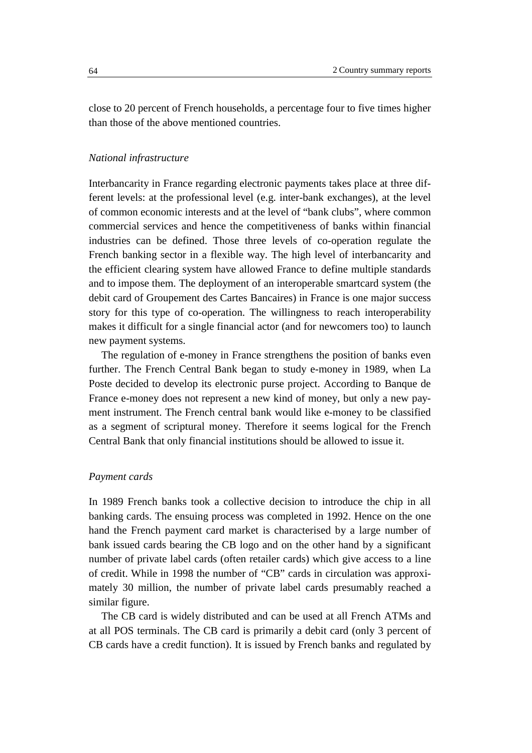close to 20 percent of French households, a percentage four to five times higher than those of the above mentioned countries.

*National infrastructure*

Interbancarity in France regarding electronic payments takes place at three different levels: at the professional level (e.g. inter-bank exchanges), at the level of common economic interests and at the level of "bank clubs", where common commercial services and hence the competitiveness of banks within financial industries can be defined. Those three levels of co-operation regulate the French banking sector in a flexible way. The high level of interbancarity and the efficient clearing system have allowed France to define multiple standards and to impose them. The deployment of an interoperable smartcard system (the debit card of Groupement des Cartes Bancaires) in France is one major success story for this type of co-operation. The willingness to reach interoperability makes it difficult for a single financial actor (and for newcomers too) to launch new payment systems.

The regulation of e-money in France strengthens the position of banks even further. The French Central Bank began to study e-money in 1989, when La Poste decided to develop its electronic purse project. According to Banque de France e-money does not represent a new kind of money, but only a new payment instrument. The French central bank would like e-money to be classified as a segment of scriptural money. Therefore it seems logical for the French Central Bank that only financial institutions should be allowed to issue it.

*Payment cards*

In 1989 French banks took a collective decision to introduce the chip in all banking cards. The ensuing process was completed in 1992. Hence on the one hand the French payment card market is characterised by a large number of bank issued cards bearing the CB logo and on the other hand by a significant number of private label cards (often retailer cards) which give access to a line of credit. While in 1998 the number of "CB" cards in circulation was approximately 30 million, the number of private label cards presumably reached a similar figure.

The CB card is widely distributed and can be used at all French ATMs and at all POS terminals. The CB card is primarily a debit card (only 3 percent of CB cards have a credit function). It is issued by French banks and regulated by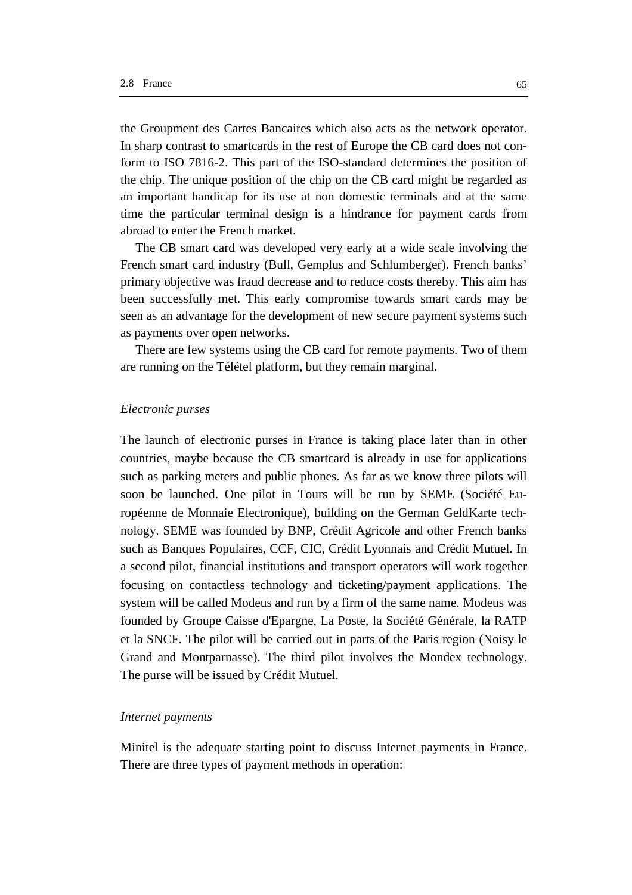the Groupment des Cartes Bancaires which also acts as the network operator. In sharp contrast to smartcards in the rest of Europe the CB card does not conform to ISO 7816-2. This part of the ISO-standard determines the position of the chip. The unique position of the chip on the CB card might be regarded as an important handicap for its use at non domestic terminals and at the same time the particular terminal design is a hindrance for payment cards from abroad to enter the French market.

The CB smart card was developed very early at a wide scale involving the French smart card industry (Bull, Gemplus and Schlumberger). French banks' primary objective was fraud decrease and to reduce costs thereby. This aim has been successfully met. This early compromise towards smart cards may be seen as an advantage for the development of new secure payment systems such as payments over open networks.

There are few systems using the CB card for remote payments. Two of them are running on the Télétel platform, but they remain marginal.

*Electronic purses*

The launch of electronic purses in France is taking place later than in other countries, maybe because the CB smartcard is already in use for applications such as parking meters and public phones. As far as we know three pilots will soon be launched. One pilot in Tours will be run by SEME (Société Européenne de Monnaie Electronique), building on the German GeldKarte technology. SEME was founded by BNP, Crédit Agricole and other French banks such as Banques Populaires, CCF, CIC, Crédit Lyonnais and Crédit Mutuel. In a second pilot, financial institutions and transport operators will work together focusing on contactless technology and ticketing/payment applications. The system will be called Modeus and run by a firm of the same name. Modeus was founded by Groupe Caisse d'Epargne, La Poste, la Société Générale, la RATP et la SNCF. The pilot will be carried out in parts of the Paris region (Noisy le Grand and Montparnasse). The third pilot involves the Mondex technology. The purse will be issued by Crédit Mutuel.

*Internet payments*

Minitel is the adequate starting point to discuss Internet payments in France. There are three types of payment methods in operation: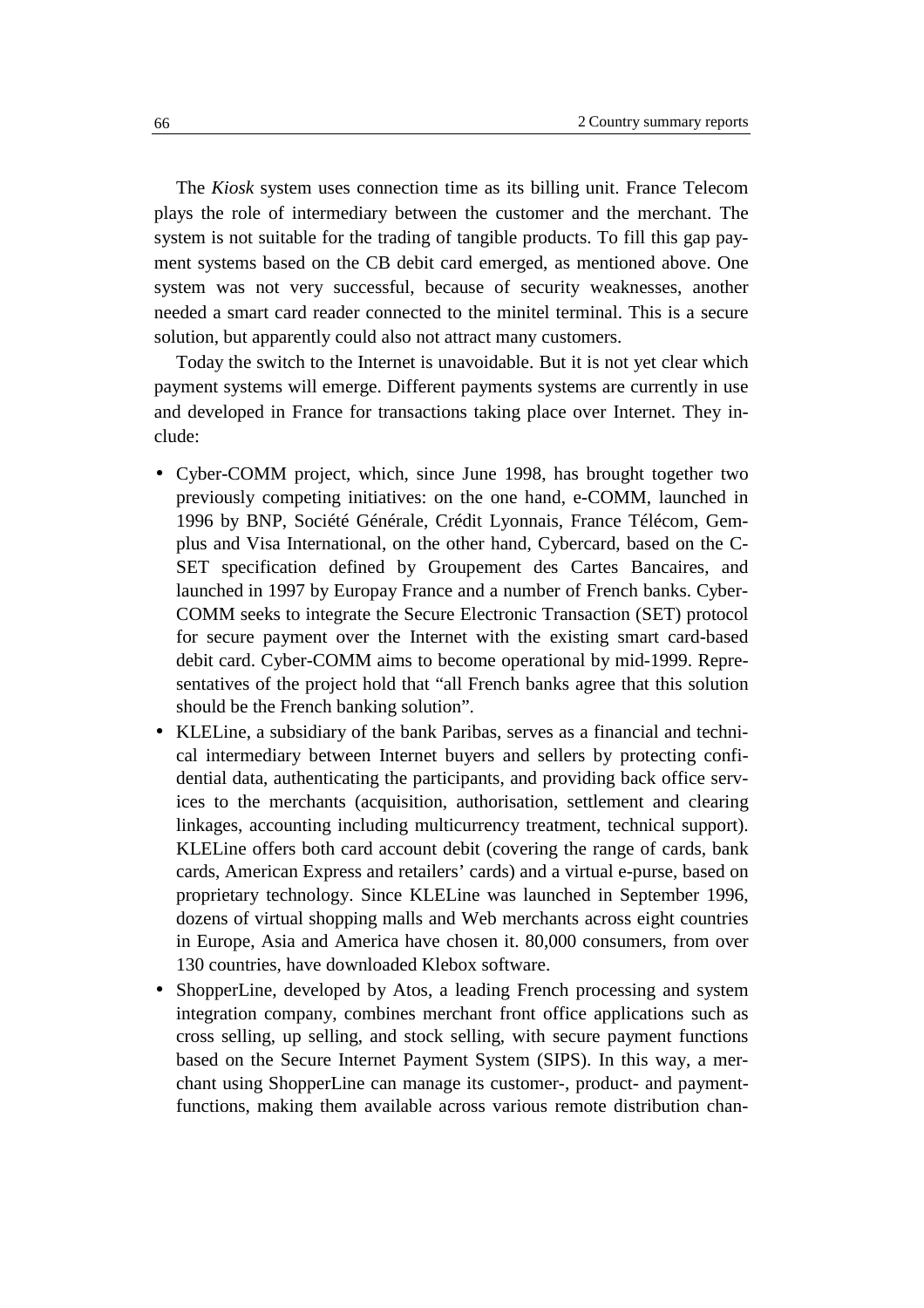The *Kiosk* system uses connection time as its billing unit. France Telecom plays the role of intermediary between the customer and the merchant. The system is not suitable for the trading of tangible products. To fill this gap payment systems based on the CB debit card emerged, as mentioned above. One system was not very successful, because of security weaknesses, another needed a smart card reader connected to the minitel terminal. This is a secure solution, but apparently could also not attract many customers.

Today the switch to the Internet is unavoidable. But it is not yet clear which payment systems will emerge. Different payments systems are currently in use and developed in France for transactions taking place over Internet. They include:

- Cyber-COMM project, which, since June 1998, has brought together two previously competing initiatives: on the one hand, e-COMM, launched in 1996 by BNP, Société Générale, Crédit Lyonnais, France Télécom, Gemplus and Visa International, on the other hand, Cybercard, based on the C-SET specification defined by Groupement des Cartes Bancaires, and launched in 1997 by Europay France and a number of French banks. Cyber-COMM seeks to integrate the Secure Electronic Transaction (SET) protocol for secure payment over the Internet with the existing smart card-based debit card. Cyber-COMM aims to become operational by mid-1999. Representatives of the project hold that "all French banks agree that this solution should be the French banking solution".
- KLELine, a subsidiary of the bank Paribas, serves as a financial and technical intermediary between Internet buyers and sellers by protecting confidential data, authenticating the participants, and providing back office services to the merchants (acquisition, authorisation, settlement and clearing linkages, accounting including multicurrency treatment, technical support). KLELine offers both card account debit (covering the range of cards, bank cards, American Express and retailers' cards) and a virtual e-purse, based on proprietary technology. Since KLELine was launched in September 1996, dozens of virtual shopping malls and Web merchants across eight countries in Europe, Asia and America have chosen it. 80,000 consumers, from over 130 countries, have downloaded Klebox software.
- ShopperLine, developed by Atos, a leading French processing and system integration company, combines merchant front office applications such as cross selling, up selling, and stock selling, with secure payment functions based on the Secure Internet Payment System (SIPS). In this way, a merchant using ShopperLine can manage its customer-, product- and payment-functions, making them available across various remote distribution chan-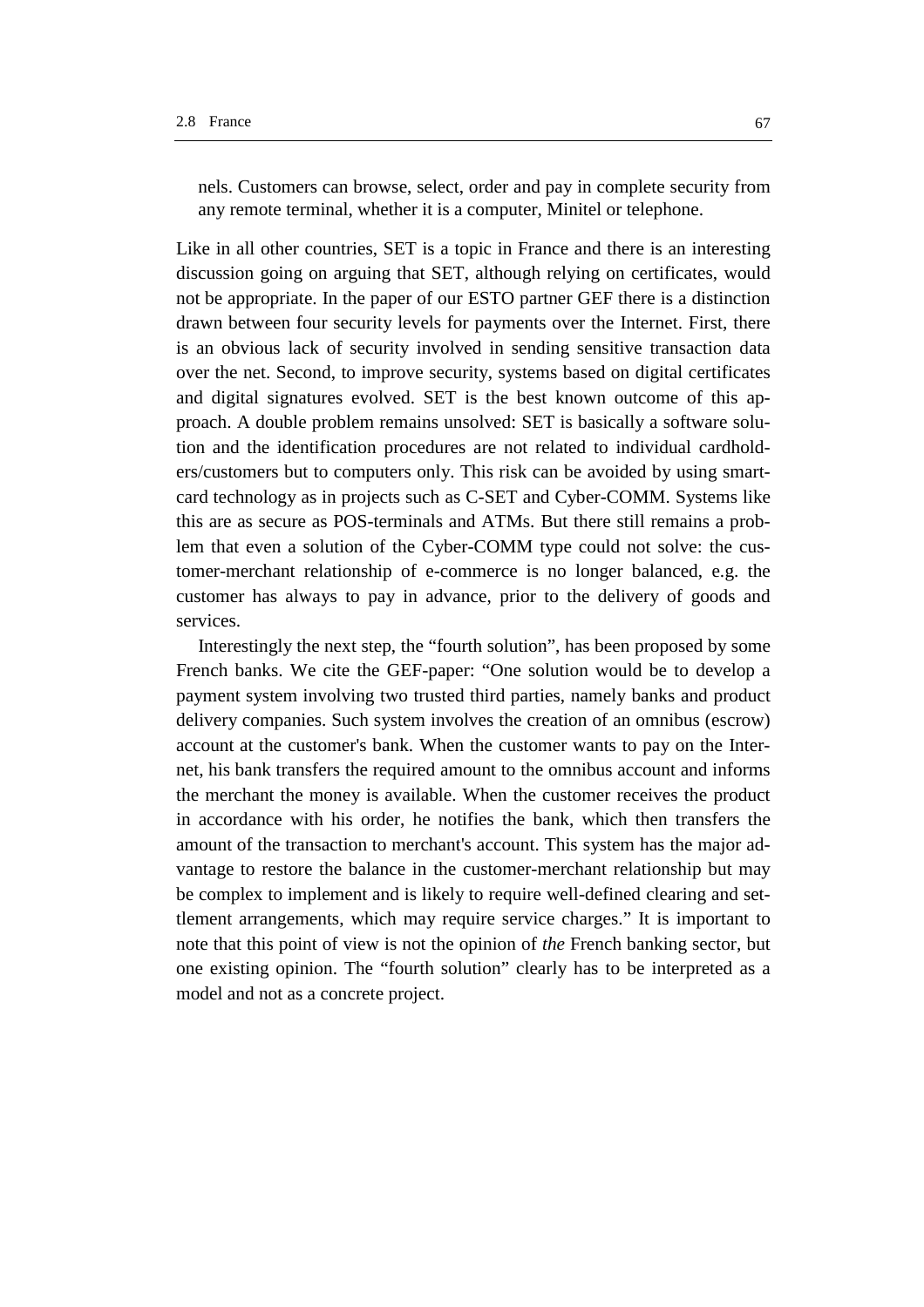nels. Customers can browse, select, order and pay in complete security from any remote terminal, whether it is a computer, Minitel or telephone.

Like in all other countries, SET is a topic in France and there is an interesting discussion going on arguing that SET, although relying on certificates, would not be appropriate. In the paper of our ESTO partner GEF there is a distinction drawn between four security levels for payments over the Internet. First, there is an obvious lack of security involved in sending sensitive transaction data over the net. Second, to improve security, systems based on digital certificates and digital signatures evolved. SET is the best known outcome of this approach. A double problem remains unsolved: SET is basically a software solution and the identification procedures are not related to individual cardholders/customers but to computers only. This risk can be avoided by using smart-card technology as in projects such as C-SET and Cyber-COMM. Systems like this are as secure as POS-terminals and ATMs. But there still remains a problem that even a solution of the Cyber-COMM type could not solve: the customer-merchant relationship of e-commerce is no longer balanced, e.g. the customer has always to pay in advance, prior to the delivery of goods and services.

Interestingly the next step, the "fourth solution", has been proposed by some French banks. We cite the GEF-paper: "One solution would be to develop a payment system involving two trusted third parties, namely banks and product delivery companies. Such system involves the creation of an omnibus (escrow) account at the customer's bank. When the customer wants to pay on the Internet, his bank transfers the required amount to the omnibus account and informs the merchant the money is available. When the customer receives the product in accordance with his order, he notifies the bank, which then transfers the amount of the transaction to merchant's account. This system has the major advantage to restore the balance in the customer-merchant relationship but may be complex to implement and is likely to require well-defined clearing and settlement arrangements, which may require service charges." It is important to note that this point of view is not the opinion of *the* French banking sector, but one existing opinion. The "fourth solution" clearly has to be interpreted as a model and not as a concrete project.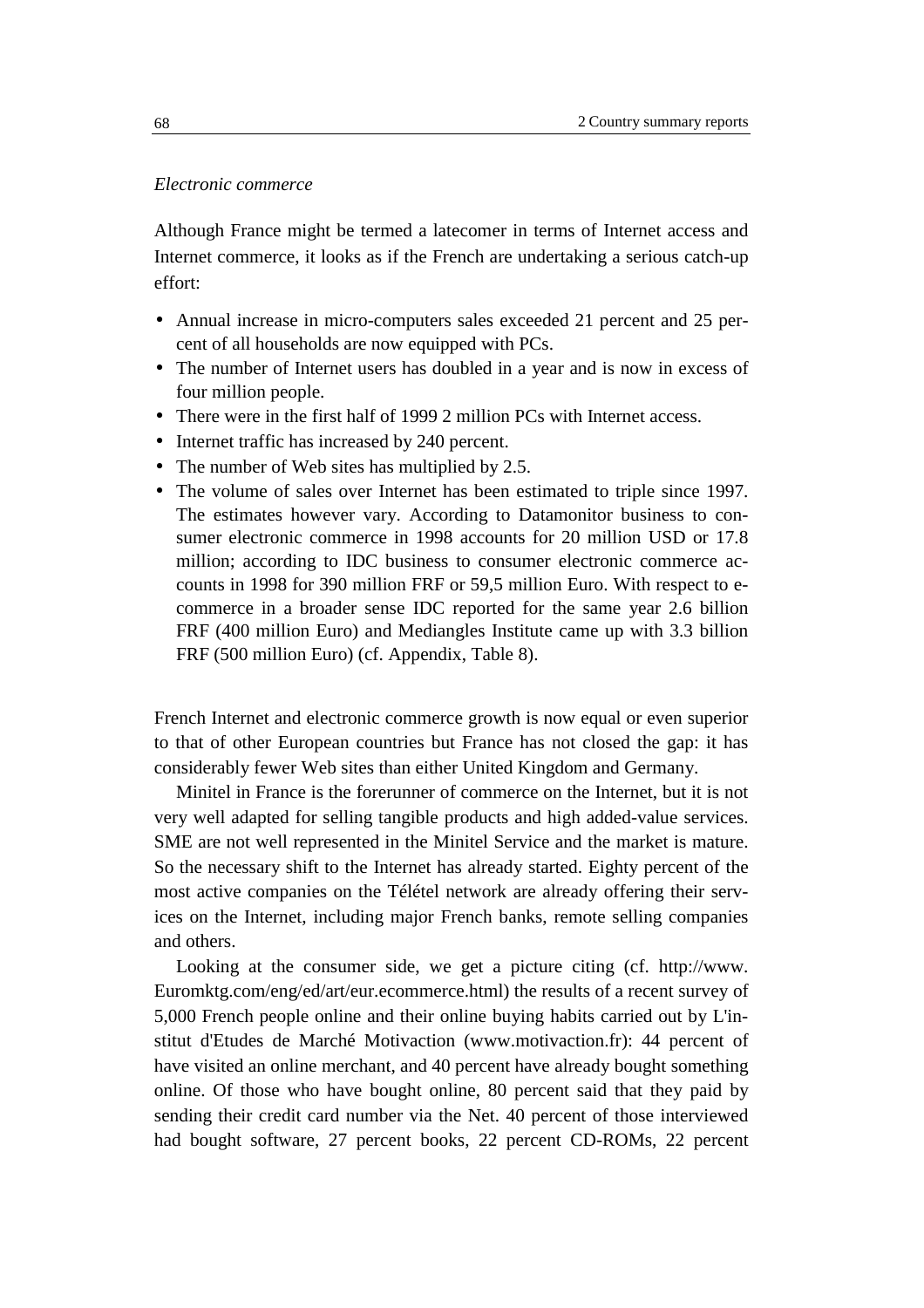*Electronic commerce*

Although France might be termed a latecomer in terms of Internet access and Internet commerce, it looks as if the French are undertaking a serious catch-up effort:

- Annual increase in micro-computers sales exceeded 21 percent and 25 percent of all households are now equipped with PCs.
- The number of Internet users has doubled in a year and is now in excess of four million people.
- There were in the first half of 1999 2 million PCs with Internet access.
- Internet traffic has increased by 240 percent.
- The number of Web sites has multiplied by 2.5.
- The volume of sales over Internet has been estimated to triple since 1997. The estimates however vary. According to Datamonitor business to consumer electronic commerce in 1998 accounts for 20 million USD or 17.8 million; according to IDC business to consumer electronic commerce accounts in 1998 for 390 million FRF or 59,5 million Euro. With respect to e-commerce in a broader sense IDC reported for the same year 2.6 billion FRF (400 million Euro) and Mediangles Institute came up with 3.3 billion FRF (500 million Euro) (cf. Appendix, Table 8).

French Internet and electronic commerce growth is now equal or even superior to that of other European countries but France has not closed the gap: it has considerably fewer Web sites than either United Kingdom and Germany.

Minitel in France is the forerunner of commerce on the Internet, but it is not very well adapted for selling tangible products and high added-value services. SME are not well represented in the Minitel Service and the market is mature. So the necessary shift to the Internet has already started. Eighty percent of the most active companies on the Télétel network are already offering their services on the Internet, including major French banks, remote selling companies and others.

Looking at the consumer side, we get a picture citing (cf. http://www.Euromktg.com/eng/ed/art/eur.ecommerce.html) the results of a recent survey of 5,000 French people online and their online buying habits carried out by L'institut d'Etudes de Marché Motivaction (www.motivaction.fr): 44 percent of have visited an online merchant, and 40 percent have already bought something online. Of those who have bought online, 80 percent said that they paid by sending their credit card number via the Net. 40 percent of those interviewed had bought software, 27 percent books, 22 percent CD-ROMs, 22 percent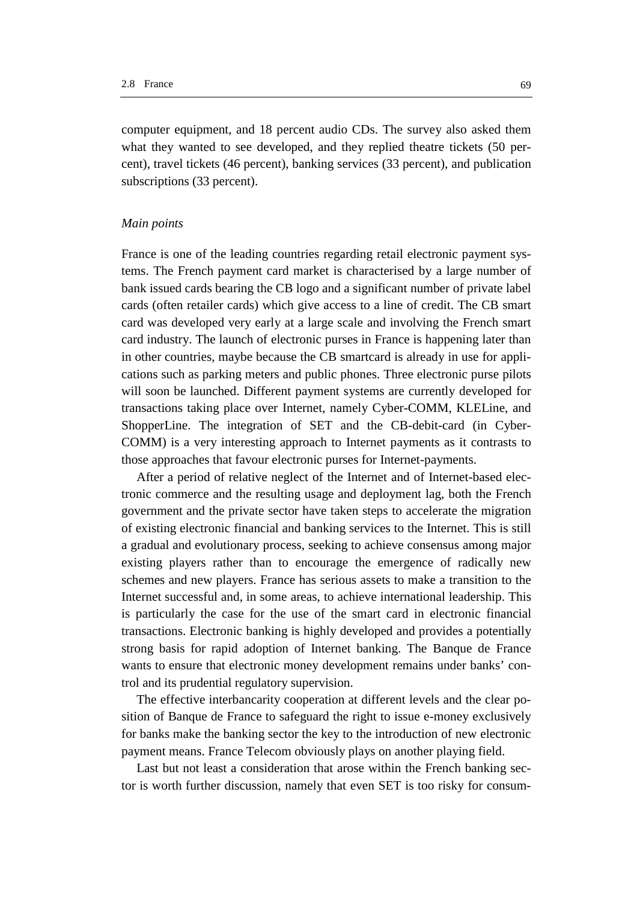computer equipment, and 18 percent audio CDs. The survey also asked them what they wanted to see developed, and they replied theatre tickets (50 percent), travel tickets (46 percent), banking services (33 percent), and publication subscriptions (33 percent).

*Main points*

France is one of the leading countries regarding retail electronic payment systems. The French payment card market is characterised by a large number of bank issued cards bearing the CB logo and a significant number of private label cards (often retailer cards) which give access to a line of credit. The CB smart card was developed very early at a large scale and involving the French smart card industry. The launch of electronic purses in France is happening later than in other countries, maybe because the CB smartcard is already in use for applications such as parking meters and public phones. Three electronic purse pilots will soon be launched. Different payment systems are currently developed for transactions taking place over Internet, namely Cyber-COMM, KLELine, and ShopperLine. The integration of SET and the CB-debit-card (in Cyber-COMM) is a very interesting approach to Internet payments as it contrasts to those approaches that favour electronic purses for Internet-payments.

After a period of relative neglect of the Internet and of Internet-based electronic commerce and the resulting usage and deployment lag, both the French government and the private sector have taken steps to accelerate the migration of existing electronic financial and banking services to the Internet. This is still a gradual and evolutionary process, seeking to achieve consensus among major existing players rather than to encourage the emergence of radically new schemes and new players. France has serious assets to make a transition to the Internet successful and, in some areas, to achieve international leadership. This is particularly the case for the use of the smart card in electronic financial transactions. Electronic banking is highly developed and provides a potentially strong basis for rapid adoption of Internet banking. The Banque de France wants to ensure that electronic money development remains under banks' control and its prudential regulatory supervision.

The effective interbancarity cooperation at different levels and the clear position of Banque de France to safeguard the right to issue e-money exclusively for banks make the banking sector the key to the introduction of new electronic payment means. France Telecom obviously plays on another playing field.

Last but not least a consideration that arose within the French banking sector is worth further discussion, namely that even SET is too risky for consum-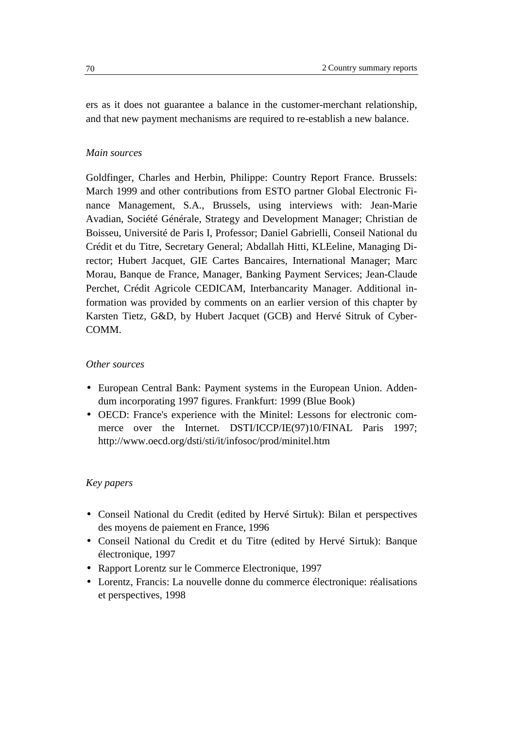ers as it does not guarantee a balance in the customer-merchant relationship, and that new payment mechanisms are required to re-establish a new balance.

*Main sources*

Goldfinger, Charles and Herbin, Philippe: Country Report France. Brussels: March 1999 and other contributions from ESTO partner Global Electronic Finance Management, S.A., Brussels, using interviews with: Jean-Marie Avadian, Société Générale, Strategy and Development Manager; Christian de Boisseu, Université de Paris I, Professor; Daniel Gabrielli, Conseil National du Crédit et du Titre, Secretary General; Abdallah Hitti, KLEeline, Managing Director; Hubert Jacquet, GIE Cartes Bancaires, International Manager; Marc Morau, Banque de France, Manager, Banking Payment Services; Jean-Claude Perchet, Crédit Agricole CEDICAM, Interbancarity Manager. Additional information was provided by comments on an earlier version of this chapter by Karsten Tietz, G&D, by Hubert Jacquet (GCB) and Hervé Sitruk of Cyber-COMM.

*Other sources*

- European Central Bank: Payment systems in the European Union. Addendum incorporating 1997 figures. Frankfurt: 1999 (Blue Book)
- OECD: France's experience with the Minitel: Lessons for electronic commerce over the Internet. DSTI/ICCP/IE(97)10/FINAL Paris 1997; http://www.oecd.org/dsti/sti/it/infosoc/prod/minitel.htm

*Key papers*

- Conseil National du Credit (edited by Hervé Sirtuk): Bilan et perspectives des moyens de paiement en France, 1996
- Conseil National du Credit et du Titre (edited by Hervé Sirtuk): Banque électronique, 1997
- Rapport Lorentz sur le Commerce Electronique, 1997
- Lorentz, Francis: La nouvelle donne du commerce électronique: réalisations et perspectives, 1998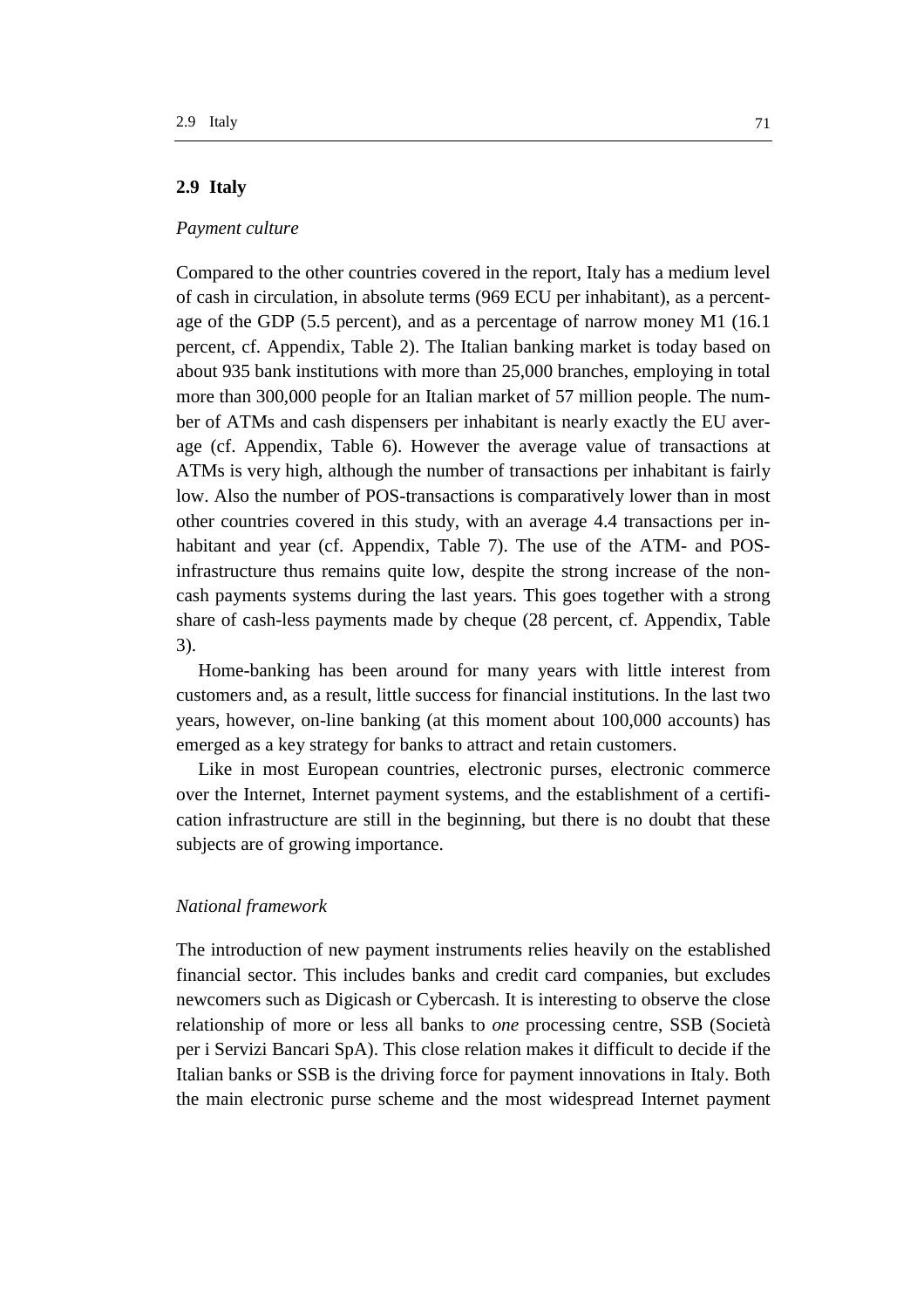## 2.9 Italy

*Payment culture*

Compared to the other countries covered in the report, Italy has a medium level of cash in circulation, in absolute terms (969 ECU per inhabitant), as a percentage of the GDP (5.5 percent), and as a percentage of narrow money M1 (16.1 percent, cf. Appendix, Table 2). The Italian banking market is today based on about 935 bank institutions with more than 25,000 branches, employing in total more than 300,000 people for an Italian market of 57 million people. The number of ATMs and cash dispensers per inhabitant is nearly exactly the EU average (cf. Appendix, Table 6). However the average value of transactions at ATMs is very high, although the number of transactions per inhabitant is fairly low. Also the number of POS-transactions is comparatively lower than in most other countries covered in this study, with an average 4.4 transactions per inhabitant and year (cf. Appendix, Table 7). The use of the ATM- and POS-infrastructure thus remains quite low, despite the strong increase of the non-cash payments systems during the last years. This goes together with a strong share of cash-less payments made by cheque (28 percent, cf. Appendix, Table 3).

Home-banking has been around for many years with little interest from customers and, as a result, little success for financial institutions. In the last two years, however, on-line banking (at this moment about 100,000 accounts) has emerged as a key strategy for banks to attract and retain customers.

Like in most European countries, electronic purses, electronic commerce over the Internet, Internet payment systems, and the establishment of a certification infrastructure are still in the beginning, but there is no doubt that these subjects are of growing importance.

*National framework*

The introduction of new payment instruments relies heavily on the established financial sector. This includes banks and credit card companies, but excludes newcomers such as Digicash or Cybercash. It is interesting to observe the close relationship of more or less all banks to *one* processing centre, SSB (Società per i Servizi Bancari SpA). This close relation makes it difficult to decide if the Italian banks or SSB is the driving force for payment innovations in Italy. Both the main electronic purse scheme and the most widespread Internet payment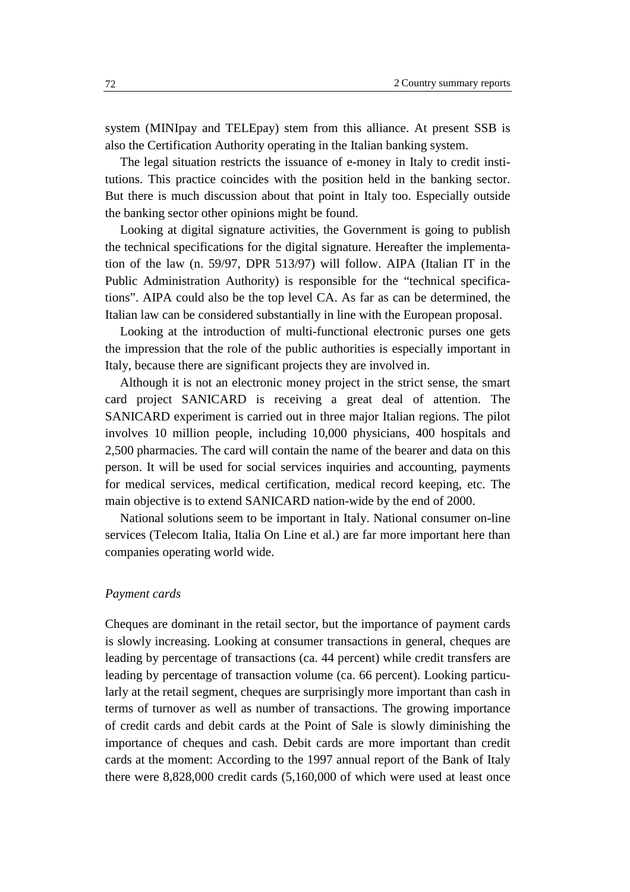system (MINIpay and TELEpay) stem from this alliance. At present SSB is also the Certification Authority operating in the Italian banking system.

The legal situation restricts the issuance of e-money in Italy to credit institutions. This practice coincides with the position held in the banking sector. But there is much discussion about that point in Italy too. Especially outside the banking sector other opinions might be found.

Looking at digital signature activities, the Government is going to publish the technical specifications for the digital signature. Hereafter the implementation of the law (n. 59/97, DPR 513/97) will follow. AIPA (Italian IT in the Public Administration Authority) is responsible for the "technical specifications". AIPA could also be the top level CA. As far as can be determined, the Italian law can be considered substantially in line with the European proposal.

Looking at the introduction of multi-functional electronic purses one gets the impression that the role of the public authorities is especially important in Italy, because there are significant projects they are involved in.

Although it is not an electronic money project in the strict sense, the smart card project SANICARD is receiving a great deal of attention. The SANICARD experiment is carried out in three major Italian regions. The pilot involves 10 million people, including 10,000 physicians, 400 hospitals and 2,500 pharmacies. The card will contain the name of the bearer and data on this person. It will be used for social services inquiries and accounting, payments for medical services, medical certification, medical record keeping, etc. The main objective is to extend SANICARD nation-wide by the end of 2000.

National solutions seem to be important in Italy. National consumer on-line services (Telecom Italia, Italia On Line et al.) are far more important here than companies operating world wide.

*Payment cards*

Cheques are dominant in the retail sector, but the importance of payment cards is slowly increasing. Looking at consumer transactions in general, cheques are leading by percentage of transactions (ca. 44 percent) while credit transfers are leading by percentage of transaction volume (ca. 66 percent). Looking particularly at the retail segment, cheques are surprisingly more important than cash in terms of turnover as well as number of transactions. The growing importance of credit cards and debit cards at the Point of Sale is slowly diminishing the importance of cheques and cash. Debit cards are more important than credit cards at the moment: According to the 1997 annual report of the Bank of Italy there were 8,828,000 credit cards (5,160,000 of which were used at least once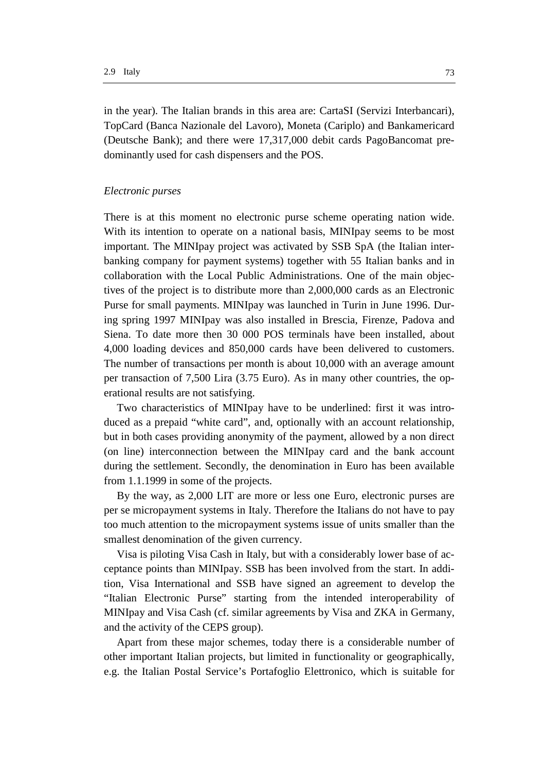in the year). The Italian brands in this area are: CartaSI (Servizi Interbancari), TopCard (Banca Nazionale del Lavoro), Moneta (Cariplo) and Bankamericard (Deutsche Bank); and there were 17,317,000 debit cards PagoBancomat predominantly used for cash dispensers and the POS.

*Electronic purses*

There is at this moment no electronic purse scheme operating nation wide. With its intention to operate on a national basis, MINIpay seems to be most important. The MINIpay project was activated by SSB SpA (the Italian interbanking company for payment systems) together with 55 Italian banks and in collaboration with the Local Public Administrations. One of the main objectives of the project is to distribute more than 2,000,000 cards as an Electronic Purse for small payments. MINIpay was launched in Turin in June 1996. During spring 1997 MINIpay was also installed in Brescia, Firenze, Padova and Siena. To date more then 30 000 POS terminals have been installed, about 4,000 loading devices and 850,000 cards have been delivered to customers. The number of transactions per month is about 10,000 with an average amount per transaction of 7,500 Lira (3.75 Euro). As in many other countries, the operational results are not satisfying.

Two characteristics of MINIpay have to be underlined: first it was introduced as a prepaid "white card", and, optionally with an account relationship, but in both cases providing anonymity of the payment, allowed by a non direct (on line) interconnection between the MINIpay card and the bank account during the settlement. Secondly, the denomination in Euro has been available from 1.1.1999 in some of the projects.

By the way, as 2,000 LIT are more or less one Euro, electronic purses are per se micropayment systems in Italy. Therefore the Italians do not have to pay too much attention to the micropayment systems issue of units smaller than the smallest denomination of the given currency.

Visa is piloting Visa Cash in Italy, but with a considerably lower base of acceptance points than MINIpay. SSB has been involved from the start. In addition, Visa International and SSB have signed an agreement to develop the "Italian Electronic Purse" starting from the intended interoperability of MINIpay and Visa Cash (cf. similar agreements by Visa and ZKA in Germany, and the activity of the CEPS group).

Apart from these major schemes, today there is a considerable number of other important Italian projects, but limited in functionality or geographically, e.g. the Italian Postal Service's Portafoglio Elettronico, which is suitable for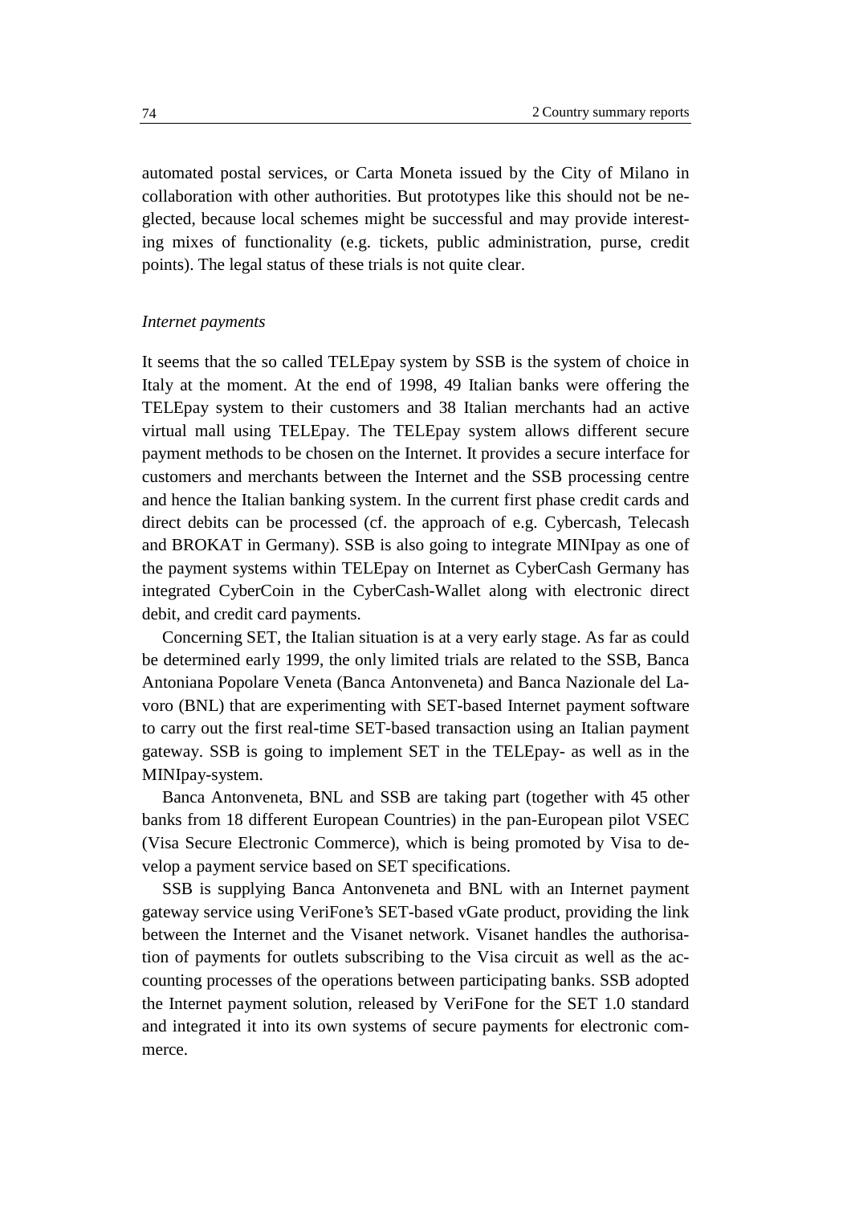automated postal services, or Carta Moneta issued by the City of Milano in collaboration with other authorities. But prototypes like this should not be neglected, because local schemes might be successful and may provide interesting mixes of functionality (e.g. tickets, public administration, purse, credit points). The legal status of these trials is not quite clear.

*Internet payments*

It seems that the so called TELEpay system by SSB is the system of choice in Italy at the moment. At the end of 1998, 49 Italian banks were offering the TELEpay system to their customers and 38 Italian merchants had an active virtual mall using TELEpay. The TELEpay system allows different secure payment methods to be chosen on the Internet. It provides a secure interface for customers and merchants between the Internet and the SSB processing centre and hence the Italian banking system. In the current first phase credit cards and direct debits can be processed (cf. the approach of e.g. Cybercash, Telecash and BROKAT in Germany). SSB is also going to integrate MINIpay as one of the payment systems within TELEpay on Internet as CyberCash Germany has integrated CyberCoin in the CyberCash-Wallet along with electronic direct debit, and credit card payments.

Concerning SET, the Italian situation is at a very early stage. As far as could be determined early 1999, the only limited trials are related to the SSB, Banca Antoniana Popolare Veneta (Banca Antonveneta) and Banca Nazionale del Lavoro (BNL) that are experimenting with SET-based Internet payment software to carry out the first real-time SET-based transaction using an Italian payment gateway. SSB is going to implement SET in the TELEpay- as well as in the MINIpay-system.

Banca Antonveneta, BNL and SSB are taking part (together with 45 other banks from 18 different European Countries) in the pan-European pilot VSEC (Visa Secure Electronic Commerce), which is being promoted by Visa to develop a payment service based on SET specifications.

SSB is supplying Banca Antonveneta and BNL with an Internet payment gateway service using VeriFone's SET-based vGate product, providing the link between the Internet and the Visanet network. Visanet handles the authorisation of payments for outlets subscribing to the Visa circuit as well as the accounting processes of the operations between participating banks. SSB adopted the Internet payment solution, released by VeriFone for the SET 1.0 standard and integrated it into its own systems of secure payments for electronic commerce.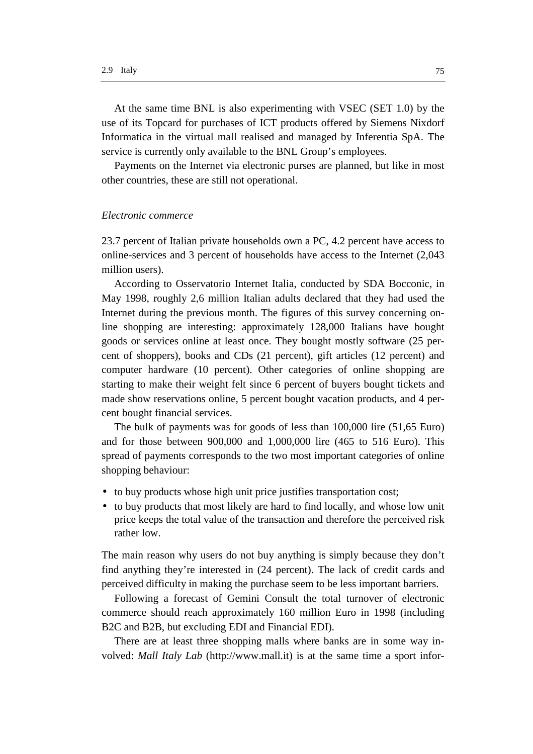At the same time BNL is also experimenting with VSEC (SET 1.0) by the use of its Topcard for purchases of ICT products offered by Siemens Nixdorf Informatica in the virtual mall realised and managed by Inferentia SpA. The service is currently only available to the BNL Group's employees.

Payments on the Internet via electronic purses are planned, but like in most other countries, these are still not operational.

*Electronic commerce*

23.7 percent of Italian private households own a PC, 4.2 percent have access to online-services and 3 percent of households have access to the Internet (2,043 million users).

According to Osservatorio Internet Italia, conducted by SDA Bocconic, in May 1998, roughly 2,6 million Italian adults declared that they had used the Internet during the previous month. The figures of this survey concerning online shopping are interesting: approximately 128,000 Italians have bought goods or services online at least once. They bought mostly software (25 percent of shoppers), books and CDs (21 percent), gift articles (12 percent) and computer hardware (10 percent). Other categories of online shopping are starting to make their weight felt since 6 percent of buyers bought tickets and made show reservations online, 5 percent bought vacation products, and 4 percent bought financial services.

The bulk of payments was for goods of less than 100,000 lire (51,65 Euro) and for those between 900,000 and 1,000,000 lire (465 to 516 Euro). This spread of payments corresponds to the two most important categories of online shopping behaviour:

- to buy products whose high unit price justifies transportation cost;
- to buy products that most likely are hard to find locally, and whose low unit price keeps the total value of the transaction and therefore the perceived risk rather low.

The main reason why users do not buy anything is simply because they don't find anything they're interested in (24 percent). The lack of credit cards and perceived difficulty in making the purchase seem to be less important barriers.

Following a forecast of Gemini Consult the total turnover of electronic commerce should reach approximately 160 million Euro in 1998 (including B2C and B2B, but excluding EDI and Financial EDI).

There are at least three shopping malls where banks are in some way involved: *Mall Italy Lab* (http://www.mall.it) is at the same time a sport infor-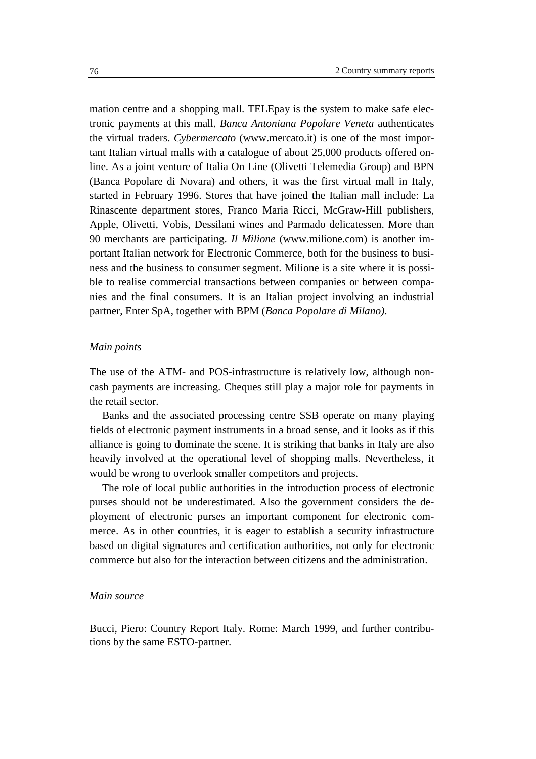mation centre and a shopping mall. TELEpay is the system to make safe electronic payments at this mall. *Banca Antoniana Popolare Veneta* authenticates the virtual traders. *Cybermercato* (www.mercato.it) is one of the most important Italian virtual malls with a catalogue of about 25,000 products offered online. As a joint venture of Italia On Line (Olivetti Telemedia Group) and BPN (Banca Popolare di Novara) and others, it was the first virtual mall in Italy, started in February 1996. Stores that have joined the Italian mall include: La Rinascente department stores, Franco Maria Ricci, McGraw-Hill publishers, Apple, Olivetti, Vobis, Dessilani wines and Parmado delicatessen. More than 90 merchants are participating. *Il Milione* (www.milione.com) is another important Italian network for Electronic Commerce, both for the business to business and the business to consumer segment. Milione is a site where it is possible to realise commercial transactions between companies or between companies and the final consumers. It is an Italian project involving an industrial partner, Enter SpA, together with BPM (*Banca Popolare di Milano)*.

*Main points*

The use of the ATM- and POS-infrastructure is relatively low, although non-cash payments are increasing. Cheques still play a major role for payments in the retail sector.

Banks and the associated processing centre SSB operate on many playing fields of electronic payment instruments in a broad sense, and it looks as if this alliance is going to dominate the scene. It is striking that banks in Italy are also heavily involved at the operational level of shopping malls. Nevertheless, it would be wrong to overlook smaller competitors and projects.

The role of local public authorities in the introduction process of electronic purses should not be underestimated. Also the government considers the deployment of electronic purses an important component for electronic commerce. As in other countries, it is eager to establish a security infrastructure based on digital signatures and certification authorities, not only for electronic commerce but also for the interaction between citizens and the administration.

*Main source*

Bucci, Piero: Country Report Italy. Rome: March 1999, and further contributions by the same ESTO-partner.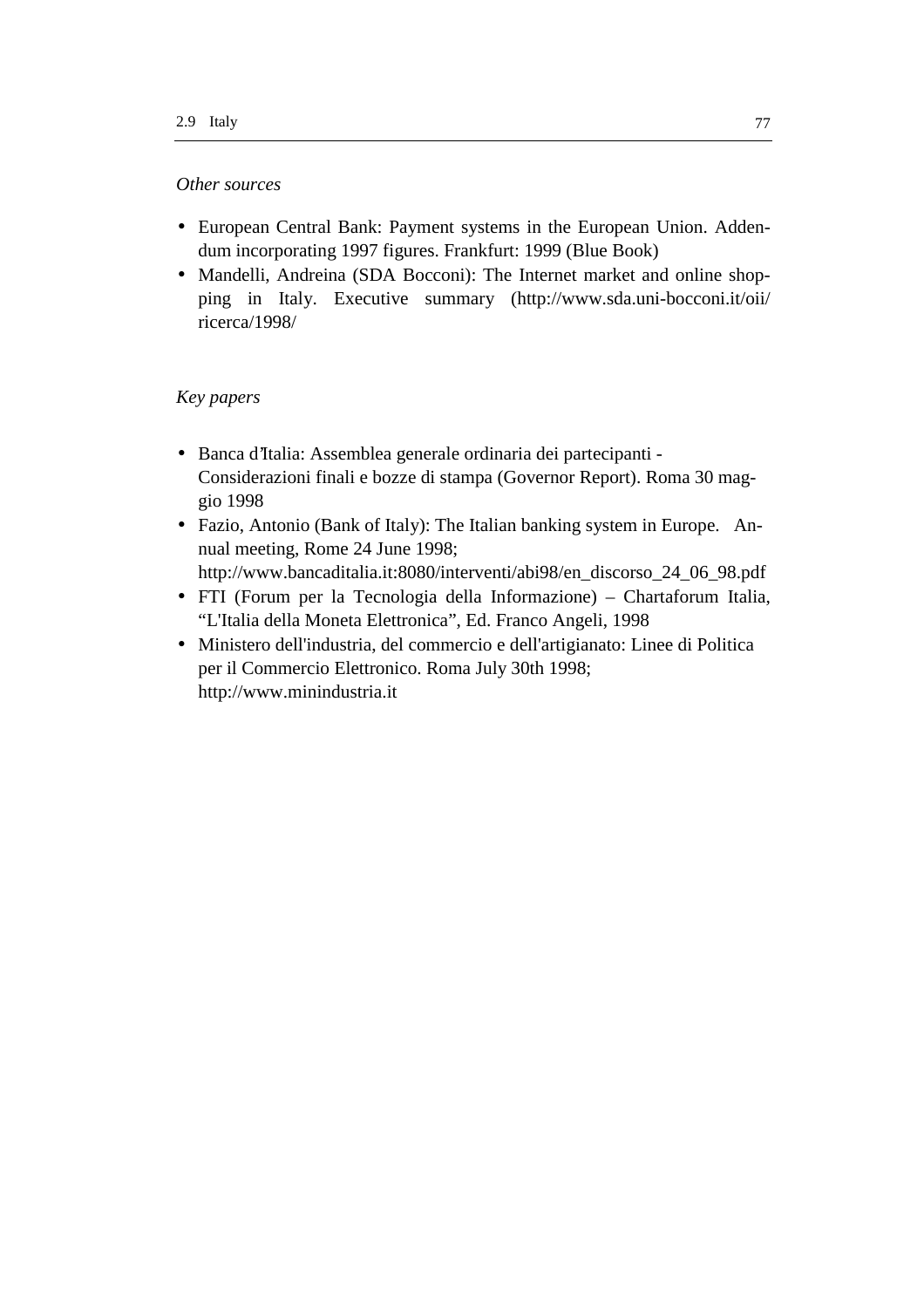*Other sources*

- European Central Bank: Payment systems in the European Union. Addendum incorporating 1997 figures. Frankfurt: 1999 (Blue Book)
- Mandelli, Andreina (SDA Bocconi): The Internet market and online shopping in Italy. Executive summary (http://www.sda.uni-bocconi.it/oii/ricerca/1998/

*Key papers*

- Banca d'Italia: Assemblea generale ordinaria dei partecipanti - Considerazioni finali e bozze di stampa (Governor Report). Roma 30 maggio 1998
- Fazio, Antonio (Bank of Italy): The Italian banking system in Europe. Annual meeting, Rome 24 June 1998; http://www.bancaditalia.it:8080/interventi/abi98/en_discorso_24_06_98.pdf
- FTI (Forum per la Tecnologia della Informazione) – Chartaforum Italia, "L'Italia della Moneta Elettronica", Ed. Franco Angeli, 1998
- Ministero dell'industria, del commercio e dell'artigianato: Linee di Politica per il Commercio Elettronico. Roma July 30th 1998; http://www.minindustria.it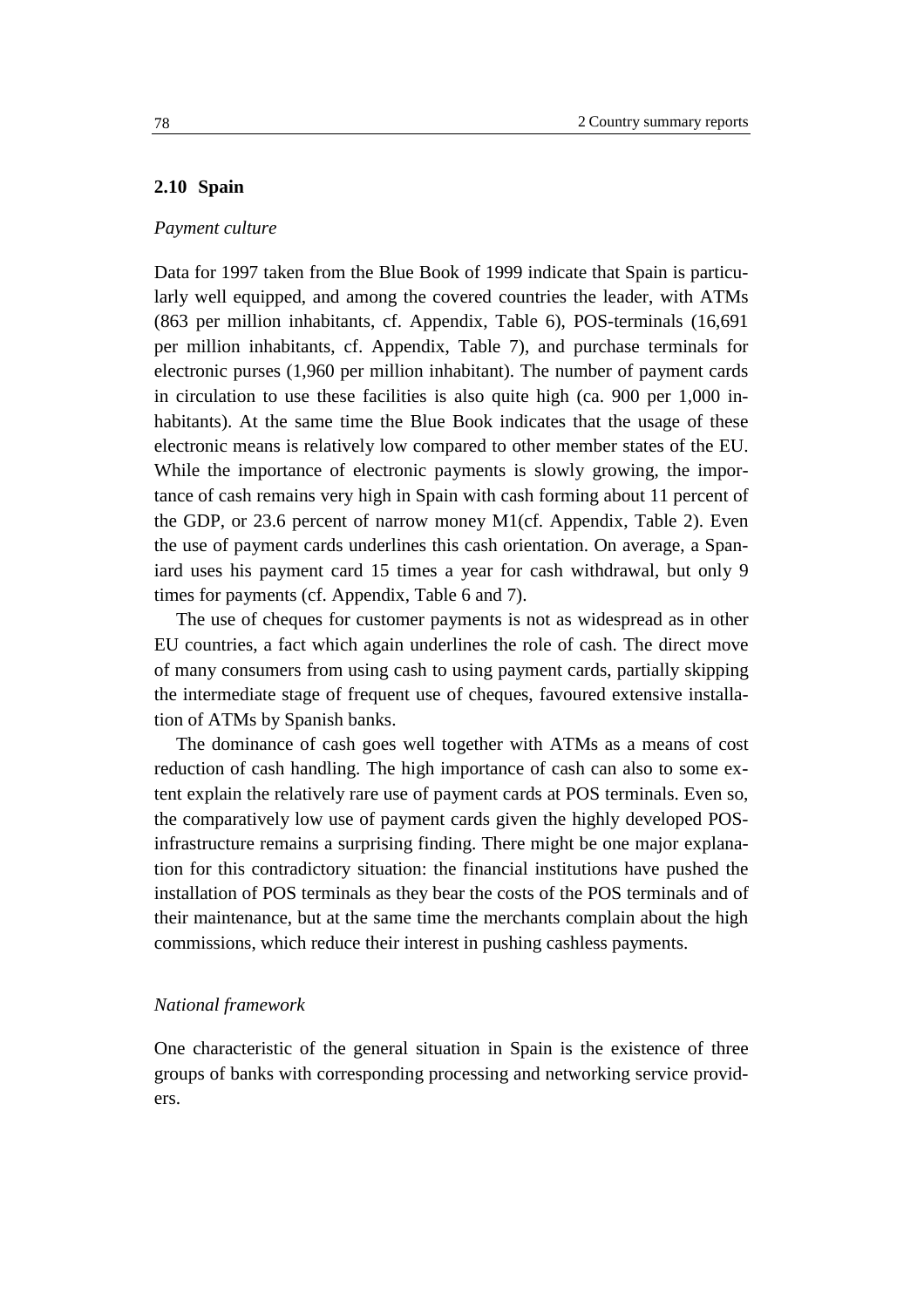## 2.10 Spain

*Payment culture*

Data for 1997 taken from the Blue Book of 1999 indicate that Spain is particularly well equipped, and among the covered countries the leader, with ATMs (863 per million inhabitants, cf. Appendix, Table 6), POS-terminals (16,691 per million inhabitants, cf. Appendix, Table 7), and purchase terminals for electronic purses (1,960 per million inhabitant). The number of payment cards in circulation to use these facilities is also quite high (ca. 900 per 1,000 inhabitants). At the same time the Blue Book indicates that the usage of these electronic means is relatively low compared to other member states of the EU. While the importance of electronic payments is slowly growing, the importance of cash remains very high in Spain with cash forming about 11 percent of the GDP, or 23.6 percent of narrow money M1(cf. Appendix, Table 2). Even the use of payment cards underlines this cash orientation. On average, a Spaniard uses his payment card 15 times a year for cash withdrawal, but only 9 times for payments (cf. Appendix, Table 6 and 7).

The use of cheques for customer payments is not as widespread as in other EU countries, a fact which again underlines the role of cash. The direct move of many consumers from using cash to using payment cards, partially skipping the intermediate stage of frequent use of cheques, favoured extensive installation of ATMs by Spanish banks.

The dominance of cash goes well together with ATMs as a means of cost reduction of cash handling. The high importance of cash can also to some extent explain the relatively rare use of payment cards at POS terminals. Even so, the comparatively low use of payment cards given the highly developed POS-infrastructure remains a surprising finding. There might be one major explanation for this contradictory situation: the financial institutions have pushed the installation of POS terminals as they bear the costs of the POS terminals and of their maintenance, but at the same time the merchants complain about the high commissions, which reduce their interest in pushing cashless payments.

*National framework*

One characteristic of the general situation in Spain is the existence of three groups of banks with corresponding processing and networking service providers.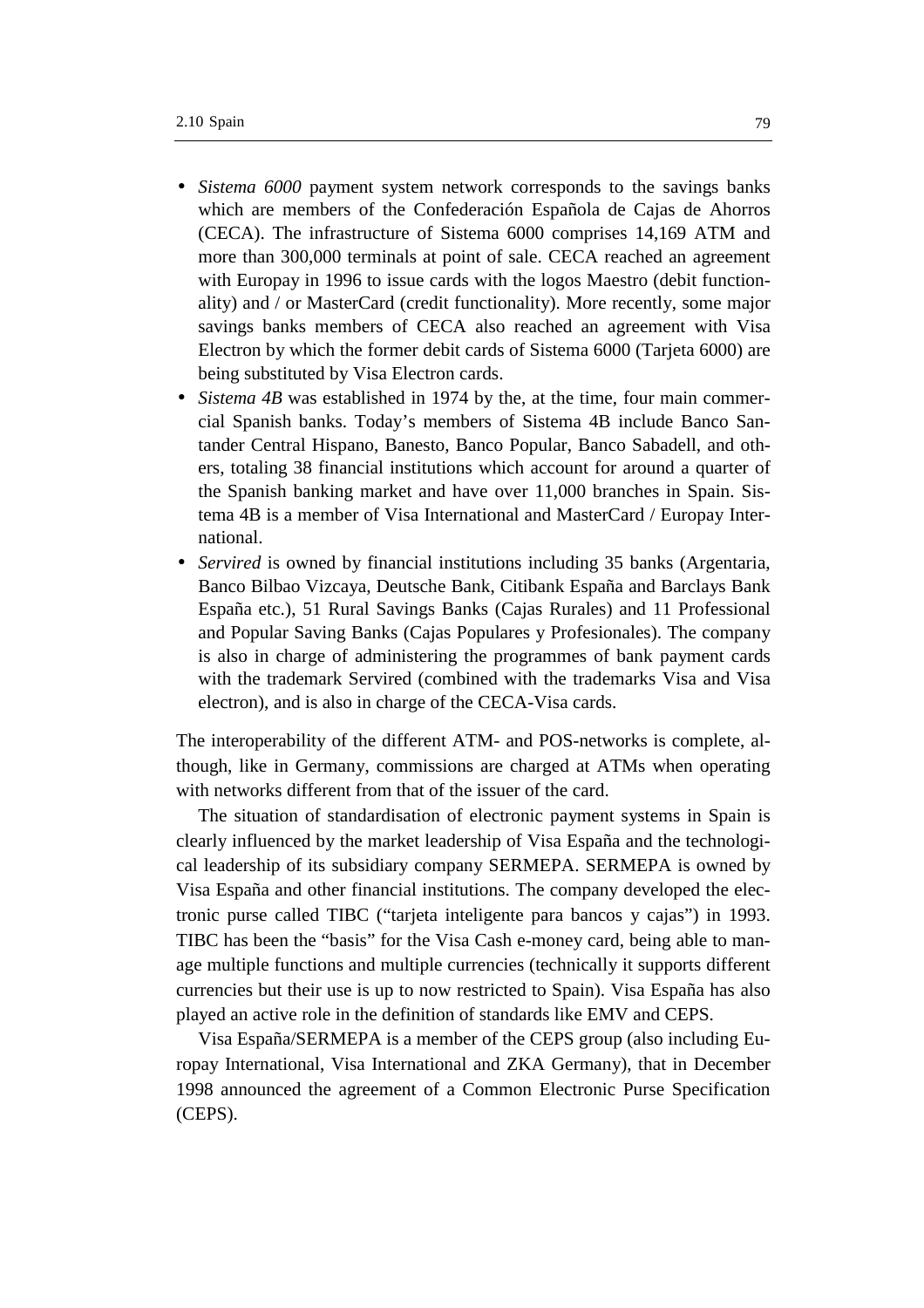- *Sistema 6000* payment system network corresponds to the savings banks which are members of the Confederación Española de Cajas de Ahorros (CECA). The infrastructure of Sistema 6000 comprises 14,169 ATM and more than 300,000 terminals at point of sale. CECA reached an agreement with Europay in 1996 to issue cards with the logos Maestro (debit functionality) and / or MasterCard (credit functionality). More recently, some major savings banks members of CECA also reached an agreement with Visa Electron by which the former debit cards of Sistema 6000 (Tarjeta 6000) are being substituted by Visa Electron cards.
- *Sistema 4B* was established in 1974 by the, at the time, four main commercial Spanish banks. Today's members of Sistema 4B include Banco Santander Central Hispano, Banesto, Banco Popular, Banco Sabadell, and others, totaling 38 financial institutions which account for around a quarter of the Spanish banking market and have over 11,000 branches in Spain. Sistema 4B is a member of Visa International and MasterCard / Europay International.
- *Servired* is owned by financial institutions including 35 banks (Argentaria, Banco Bilbao Vizcaya, Deutsche Bank, Citibank España and Barclays Bank España etc.), 51 Rural Savings Banks (Cajas Rurales) and 11 Professional and Popular Saving Banks (Cajas Populares y Profesionales). The company is also in charge of administering the programmes of bank payment cards with the trademark Servired (combined with the trademarks Visa and Visa electron), and is also in charge of the CECA-Visa cards.

The interoperability of the different ATM- and POS-networks is complete, although, like in Germany, commissions are charged at ATMs when operating with networks different from that of the issuer of the card.

The situation of standardisation of electronic payment systems in Spain is clearly influenced by the market leadership of Visa España and the technological leadership of its subsidiary company SERMEPA. SERMEPA is owned by Visa España and other financial institutions. The company developed the electronic purse called TIBC ("tarjeta inteligente para bancos y cajas") in 1993. TIBC has been the "basis" for the Visa Cash e-money card, being able to manage multiple functions and multiple currencies (technically it supports different currencies but their use is up to now restricted to Spain). Visa España has also played an active role in the definition of standards like EMV and CEPS.

Visa España/SERMEPA is a member of the CEPS group (also including Europay International, Visa International and ZKA Germany), that in December 1998 announced the agreement of a Common Electronic Purse Specification (CEPS).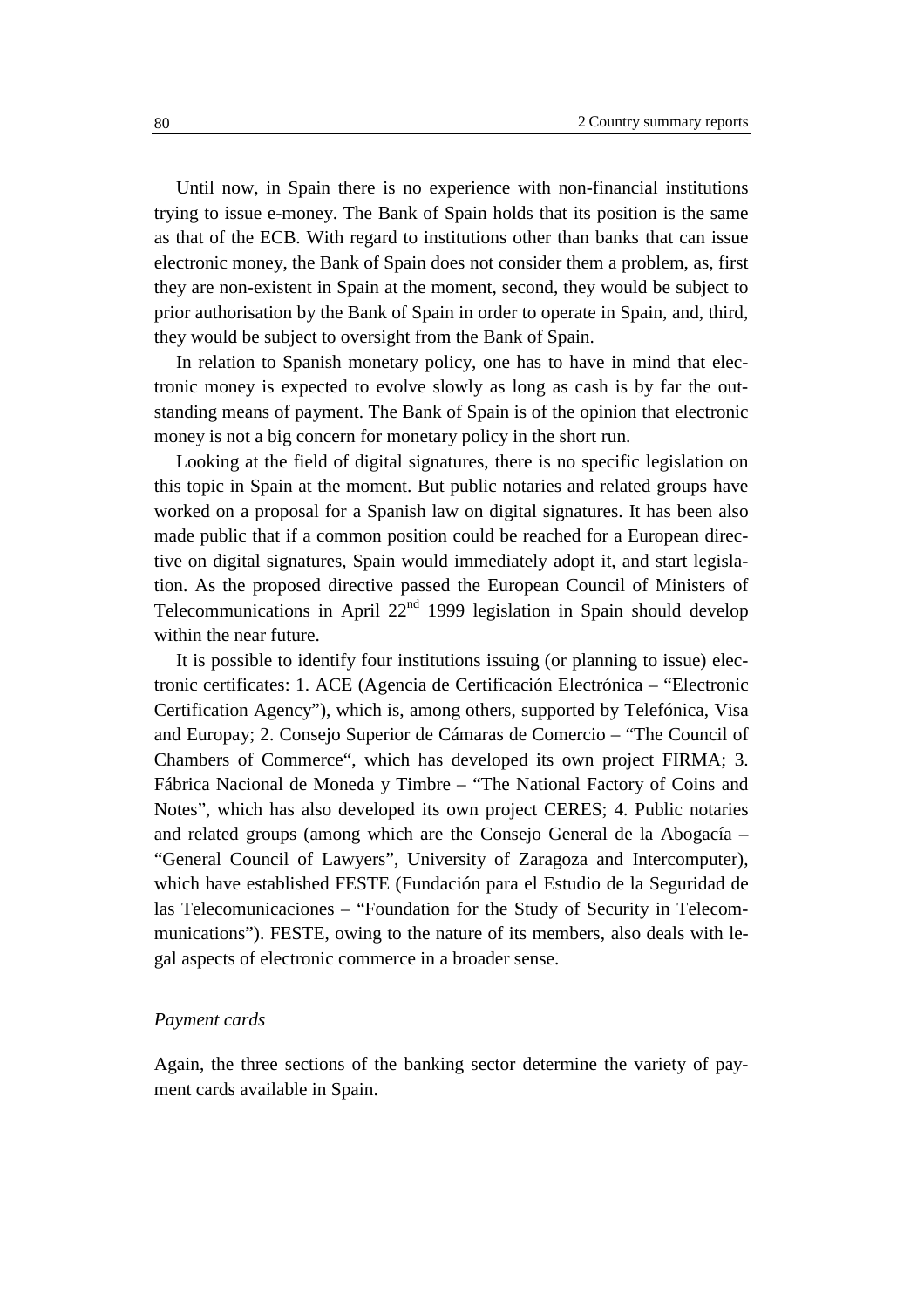Until now, in Spain there is no experience with non-financial institutions trying to issue e-money. The Bank of Spain holds that its position is the same as that of the ECB. With regard to institutions other than banks that can issue electronic money, the Bank of Spain does not consider them a problem, as, first they are non-existent in Spain at the moment, second, they would be subject to prior authorisation by the Bank of Spain in order to operate in Spain, and, third, they would be subject to oversight from the Bank of Spain.

In relation to Spanish monetary policy, one has to have in mind that electronic money is expected to evolve slowly as long as cash is by far the outstanding means of payment. The Bank of Spain is of the opinion that electronic money is not a big concern for monetary policy in the short run.

Looking at the field of digital signatures, there is no specific legislation on this topic in Spain at the moment. But public notaries and related groups have worked on a proposal for a Spanish law on digital signatures. It has been also made public that if a common position could be reached for a European directive on digital signatures, Spain would immediately adopt it, and start legislation. As the proposed directive passed the European Council of Ministers of Telecommunications in April 22nd 1999 legislation in Spain should develop within the near future.

It is possible to identify four institutions issuing (or planning to issue) electronic certificates: 1. ACE (Agencia de Certificación Electrónica – "Electronic Certification Agency"), which is, among others, supported by Telefónica, Visa and Europay; 2. Consejo Superior de Cámaras de Comercio – "The Council of Chambers of Commerce", which has developed its own project FIRMA; 3. Fábrica Nacional de Moneda y Timbre – "The National Factory of Coins and Notes", which has also developed its own project CERES; 4. Public notaries and related groups (among which are the Consejo General de la Abogacía – "General Council of Lawyers", University of Zaragoza and Intercomputer), which have established FESTE (Fundación para el Estudio de la Seguridad de las Telecomunicaciones – "Foundation for the Study of Security in Telecommunications"). FESTE, owing to the nature of its members, also deals with legal aspects of electronic commerce in a broader sense.

*Payment cards*

Again, the three sections of the banking sector determine the variety of payment cards available in Spain.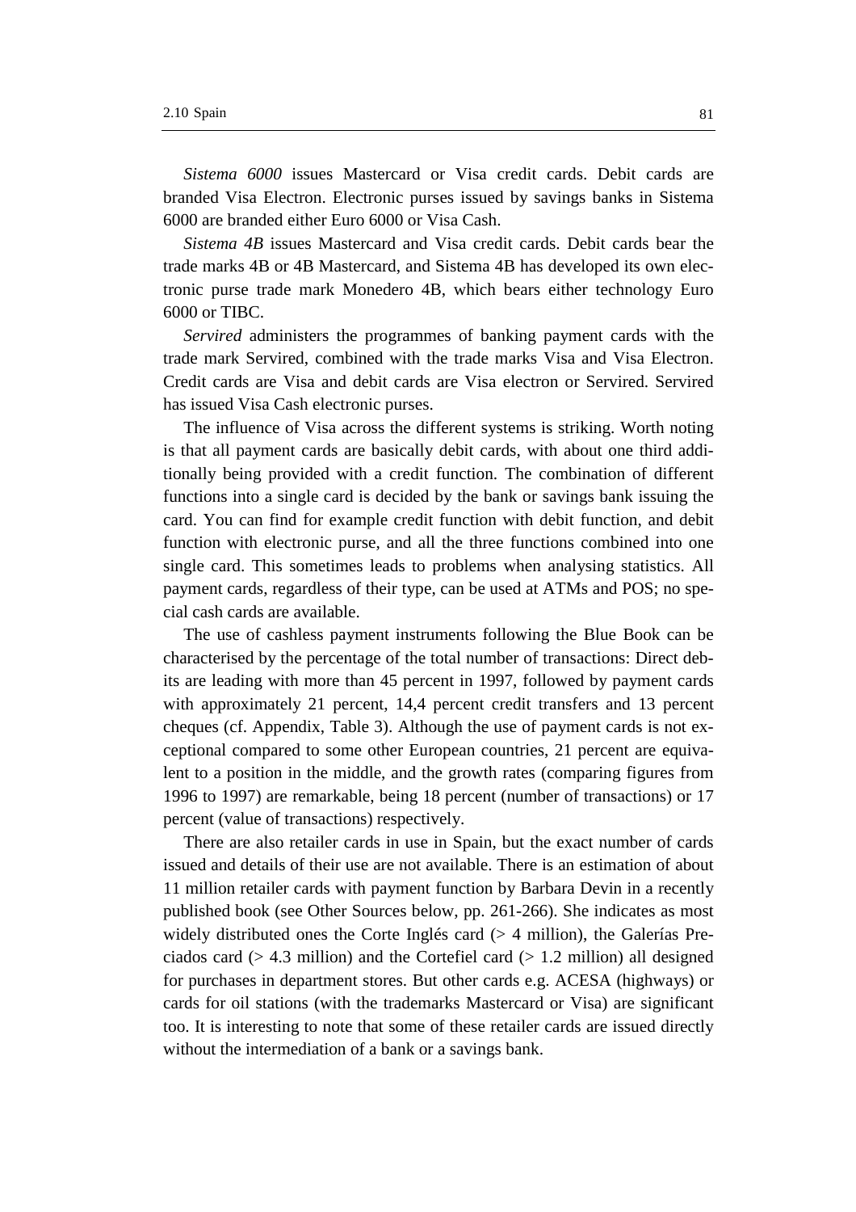*Sistema 6000* issues Mastercard or Visa credit cards. Debit cards are branded Visa Electron. Electronic purses issued by savings banks in Sistema 6000 are branded either Euro 6000 or Visa Cash.

*Sistema 4B* issues Mastercard and Visa credit cards. Debit cards bear the trade marks 4B or 4B Mastercard, and Sistema 4B has developed its own electronic purse trade mark Monedero 4B, which bears either technology Euro 6000 or TIBC.

*Servired* administers the programmes of banking payment cards with the trade mark Servired, combined with the trade marks Visa and Visa Electron. Credit cards are Visa and debit cards are Visa electron or Servired. Servired has issued Visa Cash electronic purses.

The influence of Visa across the different systems is striking. Worth noting is that all payment cards are basically debit cards, with about one third additionally being provided with a credit function. The combination of different functions into a single card is decided by the bank or savings bank issuing the card. You can find for example credit function with debit function, and debit function with electronic purse, and all the three functions combined into one single card. This sometimes leads to problems when analysing statistics. All payment cards, regardless of their type, can be used at ATMs and POS; no special cash cards are available.

The use of cashless payment instruments following the Blue Book can be characterised by the percentage of the total number of transactions: Direct debits are leading with more than 45 percent in 1997, followed by payment cards with approximately 21 percent, 14,4 percent credit transfers and 13 percent cheques (cf. Appendix, Table 3). Although the use of payment cards is not exceptional compared to some other European countries, 21 percent are equivalent to a position in the middle, and the growth rates (comparing figures from 1996 to 1997) are remarkable, being 18 percent (number of transactions) or 17 percent (value of transactions) respectively.

There are also retailer cards in use in Spain, but the exact number of cards issued and details of their use are not available. There is an estimation of about 11 million retailer cards with payment function by Barbara Devin in a recently published book (see Other Sources below, pp. 261-266). She indicates as most widely distributed ones the Corte Inglés card (> 4 million), the Galerías Preciados card (> 4.3 million) and the Cortefiel card (> 1.2 million) all designed for purchases in department stores. But other cards e.g. ACESA (highways) or cards for oil stations (with the trademarks Mastercard or Visa) are significant too. It is interesting to note that some of these retailer cards are issued directly without the intermediation of a bank or a savings bank.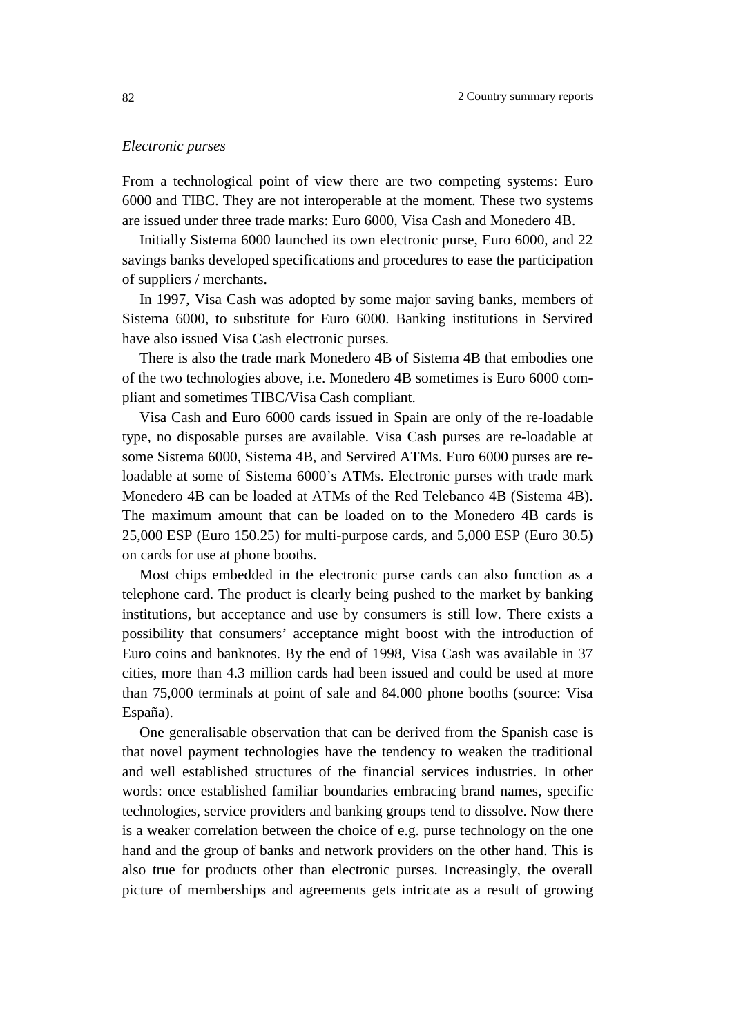*Electronic purses*

From a technological point of view there are two competing systems: Euro 6000 and TIBC. They are not interoperable at the moment. These two systems are issued under three trade marks: Euro 6000, Visa Cash and Monedero 4B.

Initially Sistema 6000 launched its own electronic purse, Euro 6000, and 22 savings banks developed specifications and procedures to ease the participation of suppliers / merchants.

In 1997, Visa Cash was adopted by some major saving banks, members of Sistema 6000, to substitute for Euro 6000. Banking institutions in Servired have also issued Visa Cash electronic purses.

There is also the trade mark Monedero 4B of Sistema 4B that embodies one of the two technologies above, i.e. Monedero 4B sometimes is Euro 6000 compliant and sometimes TIBC/Visa Cash compliant.

Visa Cash and Euro 6000 cards issued in Spain are only of the re-loadable type, no disposable purses are available. Visa Cash purses are re-loadable at some Sistema 6000, Sistema 4B, and Servired ATMs. Euro 6000 purses are re-loadable at some of Sistema 6000's ATMs. Electronic purses with trade mark Monedero 4B can be loaded at ATMs of the Red Telebanco 4B (Sistema 4B). The maximum amount that can be loaded on to the Monedero 4B cards is 25,000 ESP (Euro 150.25) for multi-purpose cards, and 5,000 ESP (Euro 30.5) on cards for use at phone booths.

Most chips embedded in the electronic purse cards can also function as a telephone card. The product is clearly being pushed to the market by banking institutions, but acceptance and use by consumers is still low. There exists a possibility that consumers' acceptance might boost with the introduction of Euro coins and banknotes. By the end of 1998, Visa Cash was available in 37 cities, more than 4.3 million cards had been issued and could be used at more than 75,000 terminals at point of sale and 84.000 phone booths (source: Visa España).

One generalisable observation that can be derived from the Spanish case is that novel payment technologies have the tendency to weaken the traditional and well established structures of the financial services industries. In other words: once established familiar boundaries embracing brand names, specific technologies, service providers and banking groups tend to dissolve. Now there is a weaker correlation between the choice of e.g. purse technology on the one hand and the group of banks and network providers on the other hand. This is also true for products other than electronic purses. Increasingly, the overall picture of memberships and agreements gets intricate as a result of growing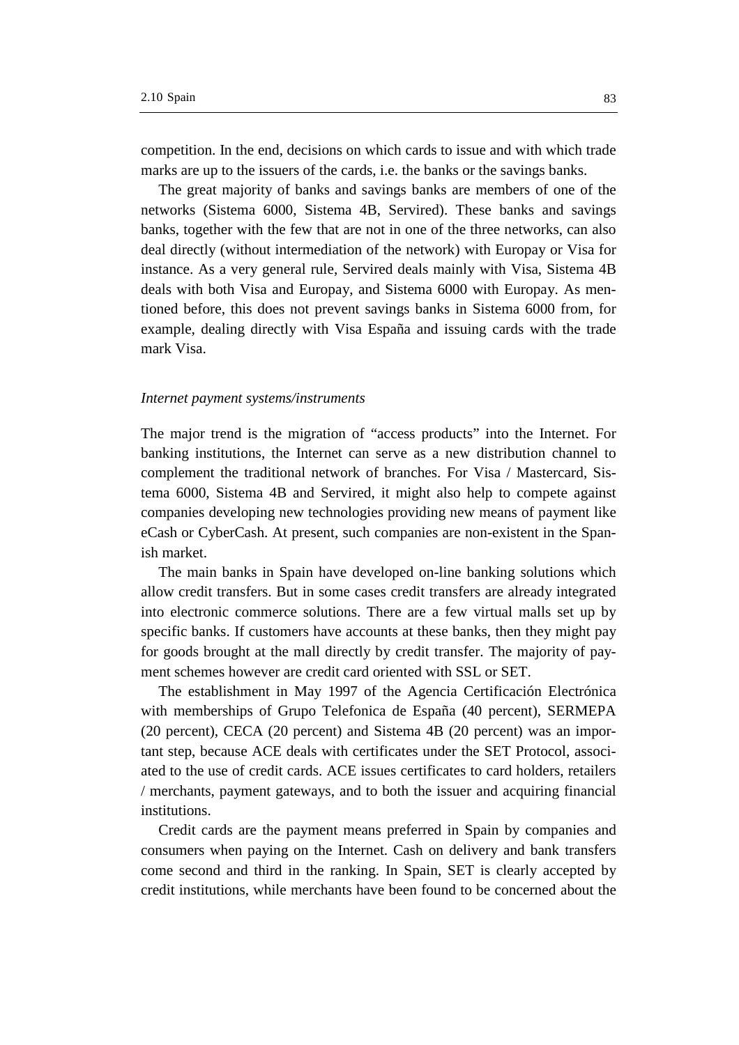competition. In the end, decisions on which cards to issue and with which trade marks are up to the issuers of the cards, i.e. the banks or the savings banks.

The great majority of banks and savings banks are members of one of the networks (Sistema 6000, Sistema 4B, Servired). These banks and savings banks, together with the few that are not in one of the three networks, can also deal directly (without intermediation of the network) with Europay or Visa for instance. As a very general rule, Servired deals mainly with Visa, Sistema 4B deals with both Visa and Europay, and Sistema 6000 with Europay. As mentioned before, this does not prevent savings banks in Sistema 6000 from, for example, dealing directly with Visa España and issuing cards with the trade mark Visa.

*Internet payment systems/instruments*

The major trend is the migration of "access products" into the Internet. For banking institutions, the Internet can serve as a new distribution channel to complement the traditional network of branches. For Visa / Mastercard, Sistema 6000, Sistema 4B and Servired, it might also help to compete against companies developing new technologies providing new means of payment like eCash or CyberCash. At present, such companies are non-existent in the Spanish market.

The main banks in Spain have developed on-line banking solutions which allow credit transfers. But in some cases credit transfers are already integrated into electronic commerce solutions. There are a few virtual malls set up by specific banks. If customers have accounts at these banks, then they might pay for goods brought at the mall directly by credit transfer. The majority of payment schemes however are credit card oriented with SSL or SET.

The establishment in May 1997 of the Agencia Certificación Electrónica with memberships of Grupo Telefonica de España (40 percent), SERMEPA (20 percent), CECA (20 percent) and Sistema 4B (20 percent) was an important step, because ACE deals with certificates under the SET Protocol, associated to the use of credit cards. ACE issues certificates to card holders, retailers / merchants, payment gateways, and to both the issuer and acquiring financial institutions.

Credit cards are the payment means preferred in Spain by companies and consumers when paying on the Internet. Cash on delivery and bank transfers come second and third in the ranking. In Spain, SET is clearly accepted by credit institutions, while merchants have been found to be concerned about the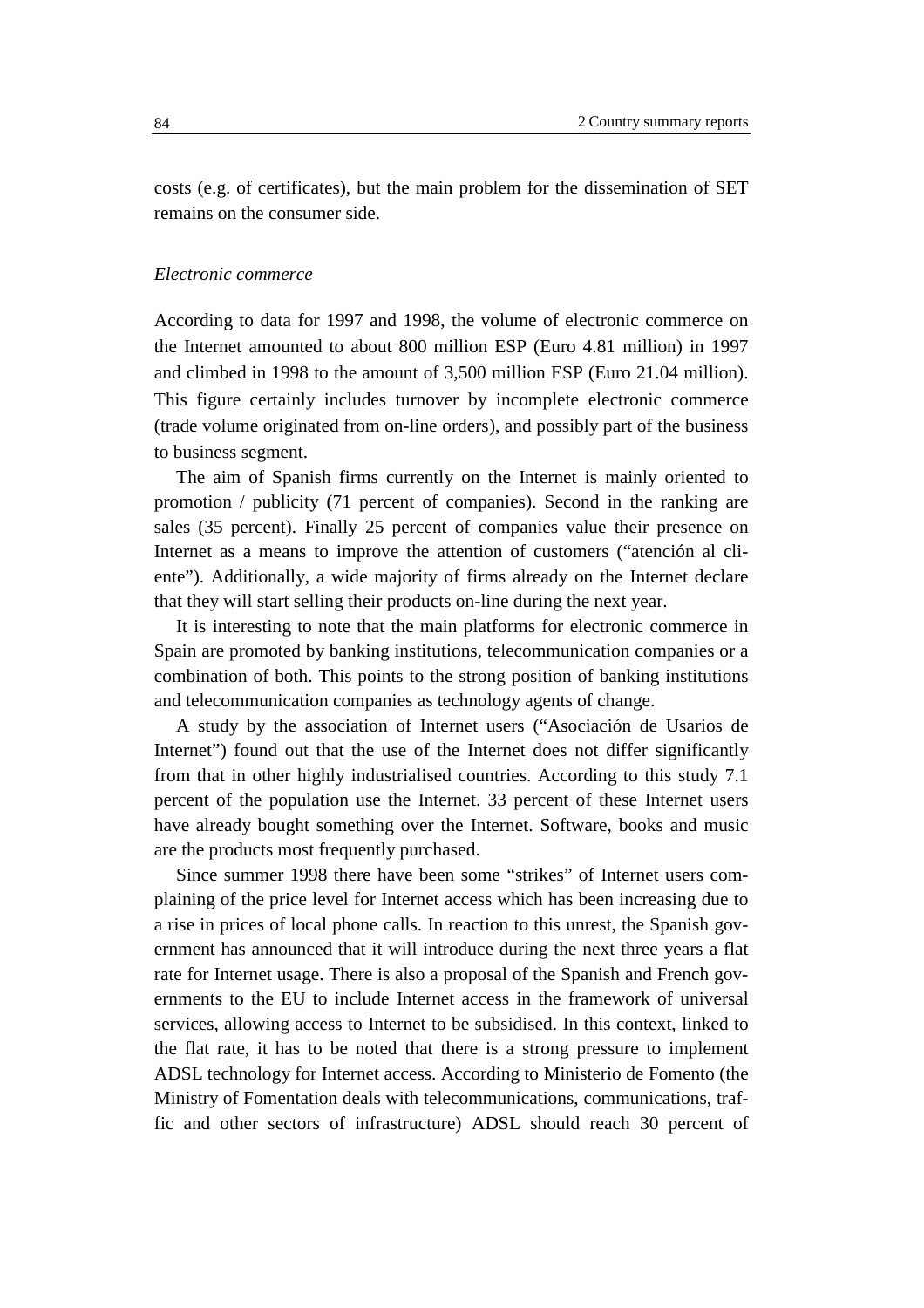costs (e.g. of certificates), but the main problem for the dissemination of SET remains on the consumer side.

*Electronic commerce*

According to data for 1997 and 1998, the volume of electronic commerce on the Internet amounted to about 800 million ESP (Euro 4.81 million) in 1997 and climbed in 1998 to the amount of 3,500 million ESP (Euro 21.04 million). This figure certainly includes turnover by incomplete electronic commerce (trade volume originated from on-line orders), and possibly part of the business to business segment.

The aim of Spanish firms currently on the Internet is mainly oriented to promotion / publicity (71 percent of companies). Second in the ranking are sales (35 percent). Finally 25 percent of companies value their presence on Internet as a means to improve the attention of customers ("atención al cliente"). Additionally, a wide majority of firms already on the Internet declare that they will start selling their products on-line during the next year.

It is interesting to note that the main platforms for electronic commerce in Spain are promoted by banking institutions, telecommunication companies or a combination of both. This points to the strong position of banking institutions and telecommunication companies as technology agents of change.

A study by the association of Internet users ("Asociación de Usarios de Internet") found out that the use of the Internet does not differ significantly from that in other highly industrialised countries. According to this study 7.1 percent of the population use the Internet. 33 percent of these Internet users have already bought something over the Internet. Software, books and music are the products most frequently purchased.

Since summer 1998 there have been some "strikes" of Internet users complaining of the price level for Internet access which has been increasing due to a rise in prices of local phone calls. In reaction to this unrest, the Spanish government has announced that it will introduce during the next three years a flat rate for Internet usage. There is also a proposal of the Spanish and French governments to the EU to include Internet access in the framework of universal services, allowing access to Internet to be subsidised. In this context, linked to the flat rate, it has to be noted that there is a strong pressure to implement ADSL technology for Internet access. According to Ministerio de Fomento (the Ministry of Fomentation deals with telecommunications, communications, traffic and other sectors of infrastructure) ADSL should reach 30 percent of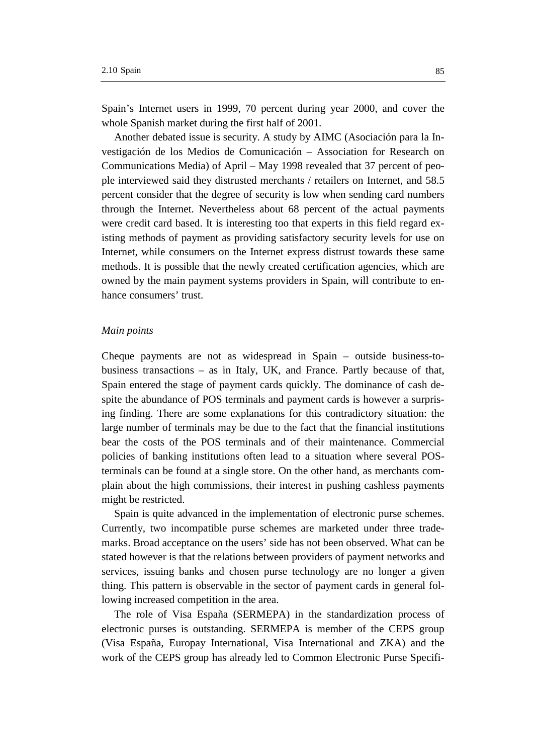Spain's Internet users in 1999, 70 percent during year 2000, and cover the whole Spanish market during the first half of 2001.

Another debated issue is security. A study by AIMC (Asociación para la Investigación de los Medios de Comunicación – Association for Research on Communications Media) of April – May 1998 revealed that 37 percent of people interviewed said they distrusted merchants / retailers on Internet, and 58.5 percent consider that the degree of security is low when sending card numbers through the Internet. Nevertheless about 68 percent of the actual payments were credit card based. It is interesting too that experts in this field regard existing methods of payment as providing satisfactory security levels for use on Internet, while consumers on the Internet express distrust towards these same methods. It is possible that the newly created certification agencies, which are owned by the main payment systems providers in Spain, will contribute to enhance consumers' trust.

*Main points*

Cheque payments are not as widespread in Spain – outside business-to-business transactions – as in Italy, UK, and France. Partly because of that, Spain entered the stage of payment cards quickly. The dominance of cash despite the abundance of POS terminals and payment cards is however a surprising finding. There are some explanations for this contradictory situation: the large number of terminals may be due to the fact that the financial institutions bear the costs of the POS terminals and of their maintenance. Commercial policies of banking institutions often lead to a situation where several POS-terminals can be found at a single store. On the other hand, as merchants complain about the high commissions, their interest in pushing cashless payments might be restricted.

Spain is quite advanced in the implementation of electronic purse schemes. Currently, two incompatible purse schemes are marketed under three trademarks. Broad acceptance on the users' side has not been observed. What can be stated however is that the relations between providers of payment networks and services, issuing banks and chosen purse technology are no longer a given thing. This pattern is observable in the sector of payment cards in general following increased competition in the area.

The role of Visa España (SERMEPA) in the standardization process of electronic purses is outstanding. SERMEPA is member of the CEPS group (Visa España, Europay International, Visa International and ZKA) and the work of the CEPS group has already led to Common Electronic Purse Specifi-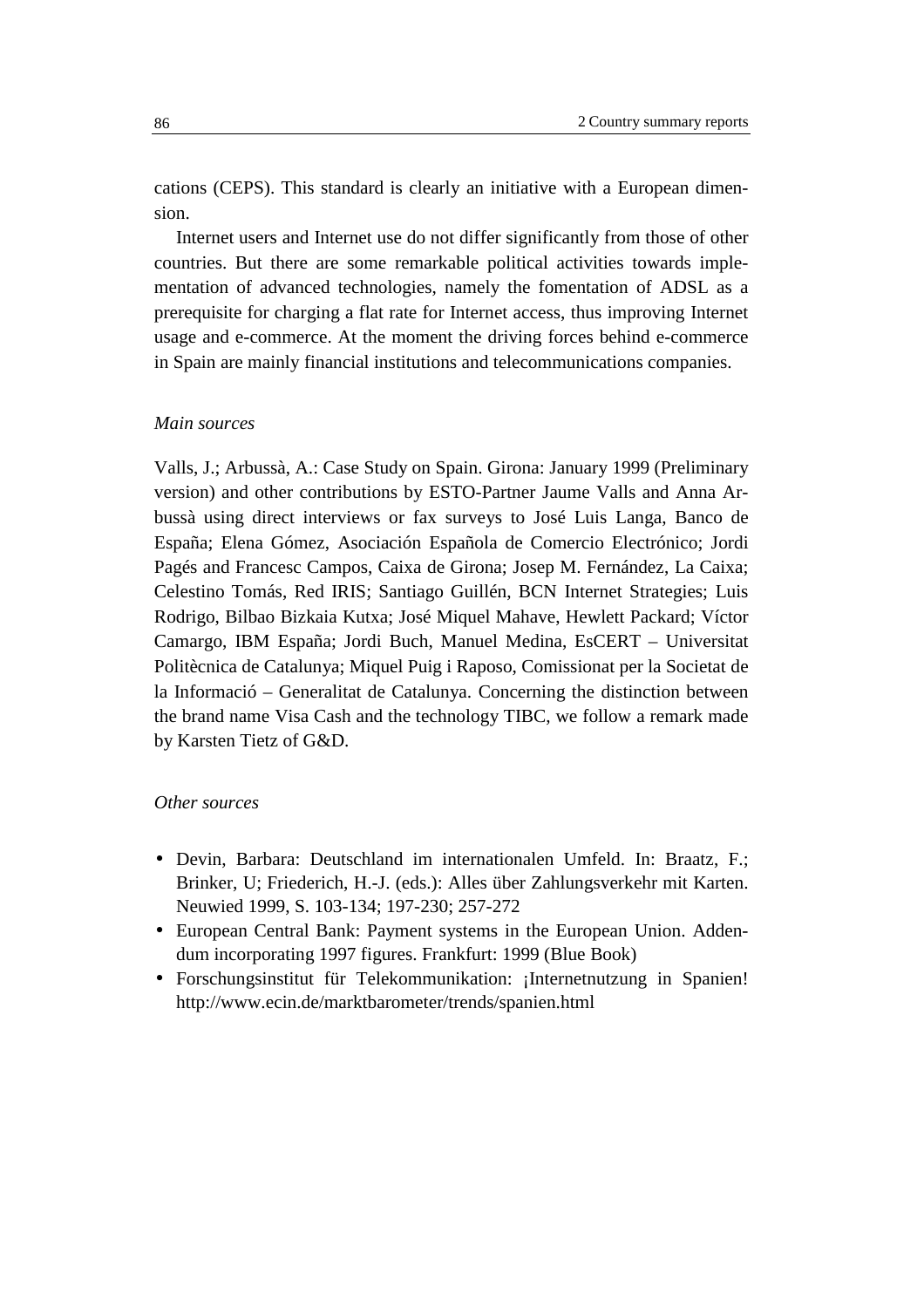cations (CEPS). This standard is clearly an initiative with a European dimension.

Internet users and Internet use do not differ significantly from those of other countries. But there are some remarkable political activities towards implementation of advanced technologies, namely the fomentation of ADSL as a prerequisite for charging a flat rate for Internet access, thus improving Internet usage and e-commerce. At the moment the driving forces behind e-commerce in Spain are mainly financial institutions and telecommunications companies.

*Main sources*

Valls, J.; Arbussà, A.: Case Study on Spain. Girona: January 1999 (Preliminary version) and other contributions by ESTO-Partner Jaume Valls and Anna Arbussà using direct interviews or fax surveys to José Luis Langa, Banco de España; Elena Gómez, Asociación Española de Comercio Electrónico; Jordi Pagés and Francesc Campos, Caixa de Girona; Josep M. Fernández, La Caixa; Celestino Tomás, Red IRIS; Santiago Guillén, BCN Internet Strategies; Luis Rodrigo, Bilbao Bizkaia Kutxa; José Miquel Mahave, Hewlett Packard; Víctor Camargo, IBM España; Jordi Buch, Manuel Medina, EsCERT – Universitat Politècnica de Catalunya; Miquel Puig i Raposo, Comissionat per la Societat de la Informació – Generalitat de Catalunya. Concerning the distinction between the brand name Visa Cash and the technology TIBC, we follow a remark made by Karsten Tietz of G&D.

*Other sources*

- Devin, Barbara: Deutschland im internationalen Umfeld. In: Braatz, F.; Brinker, U; Friederich, H.-J. (eds.): Alles über Zahlungsverkehr mit Karten. Neuwied 1999, S. 103-134; 197-230; 257-272
- European Central Bank: Payment systems in the European Union. Addendum incorporating 1997 figures. Frankfurt: 1999 (Blue Book)
- Forschungsinstitut für Telekommunikation: ¡Internetnutzung in Spanien! http://www.ecin.de/marktbarometer/trends/spanien.html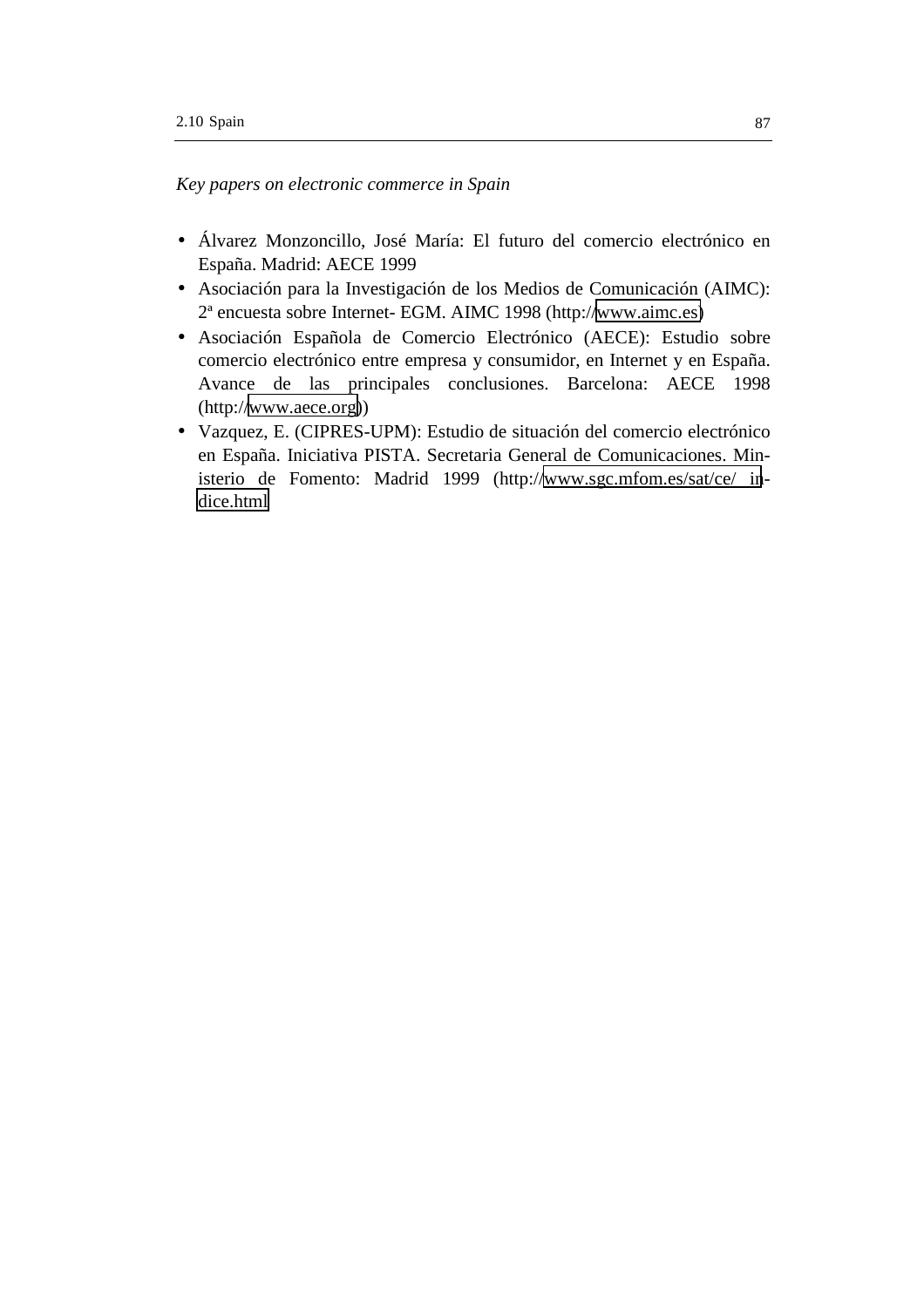*Key papers on electronic commerce in Spain*

- Álvarez Monzoncillo, José María: El futuro del comercio electrónico en España. Madrid: AECE 1999
- Asociación para la Investigación de los Medios de Comunicación (AIMC): 2ª encuesta sobre Internet- EGM. AIMC 1998 (http://www.aimc.es)
- Asociación Española de Comercio Electrónico (AECE): Estudio sobre comercio electrónico entre empresa y consumidor, en Internet y en España. Avance de las principales conclusiones. Barcelona: AECE 1998 (http://www.aece.org))
- Vazquez, E. (CIPRES-UPM): Estudio de situación del comercio electrónico en España. Iniciativa PISTA. Secretaria General de Comunicaciones. Ministerio de Fomento: Madrid 1999 (http://www.sgc.mfom.es/sat/ce/ indice.html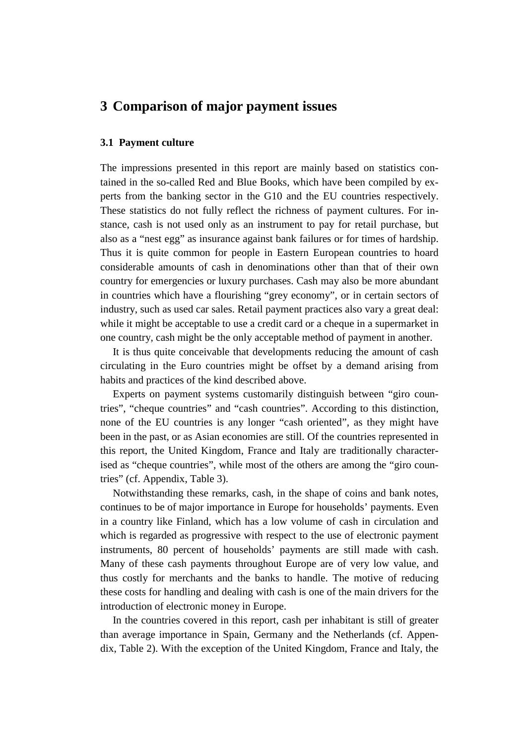# 3 Comparison of major payment issues

## 3.1 Payment culture

The impressions presented in this report are mainly based on statistics contained in the so-called Red and Blue Books, which have been compiled by experts from the banking sector in the G10 and the EU countries respectively. These statistics do not fully reflect the richness of payment cultures. For instance, cash is not used only as an instrument to pay for retail purchase, but also as a "nest egg" as insurance against bank failures or for times of hardship. Thus it is quite common for people in Eastern European countries to hoard considerable amounts of cash in denominations other than that of their own country for emergencies or luxury purchases. Cash may also be more abundant in countries which have a flourishing "grey economy", or in certain sectors of industry, such as used car sales. Retail payment practices also vary a great deal: while it might be acceptable to use a credit card or a cheque in a supermarket in one country, cash might be the only acceptable method of payment in another.

It is thus quite conceivable that developments reducing the amount of cash circulating in the Euro countries might be offset by a demand arising from habits and practices of the kind described above.

Experts on payment systems customarily distinguish between "giro countries", "cheque countries" and "cash countries". According to this distinction, none of the EU countries is any longer "cash oriented", as they might have been in the past, or as Asian economies are still. Of the countries represented in this report, the United Kingdom, France and Italy are traditionally characterised as "cheque countries", while most of the others are among the "giro countries" (cf. Appendix, Table 3).

Notwithstanding these remarks, cash, in the shape of coins and bank notes, continues to be of major importance in Europe for households' payments. Even in a country like Finland, which has a low volume of cash in circulation and which is regarded as progressive with respect to the use of electronic payment instruments, 80 percent of households' payments are still made with cash. Many of these cash payments throughout Europe are of very low value, and thus costly for merchants and the banks to handle. The motive of reducing these costs for handling and dealing with cash is one of the main drivers for the introduction of electronic money in Europe.

In the countries covered in this report, cash per inhabitant is still of greater than average importance in Spain, Germany and the Netherlands (cf. Appendix, Table 2). With the exception of the United Kingdom, France and Italy, the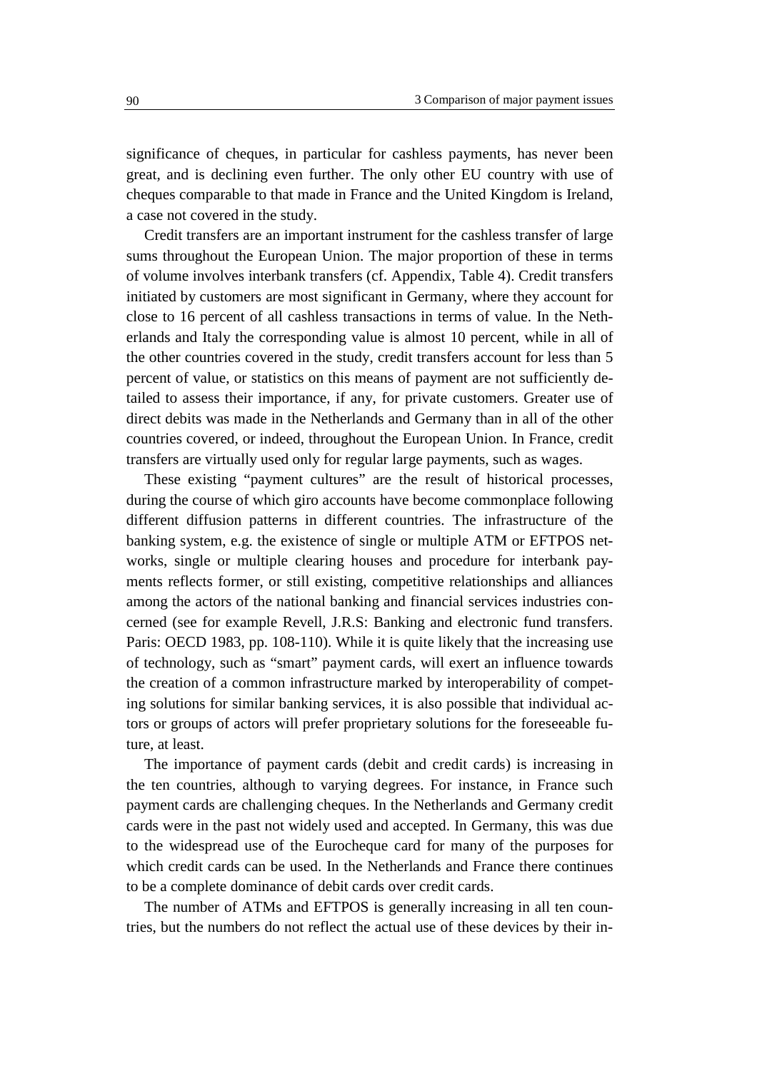significance of cheques, in particular for cashless payments, has never been great, and is declining even further. The only other EU country with use of cheques comparable to that made in France and the United Kingdom is Ireland, a case not covered in the study.

Credit transfers are an important instrument for the cashless transfer of large sums throughout the European Union. The major proportion of these in terms of volume involves interbank transfers (cf. Appendix, Table 4). Credit transfers initiated by customers are most significant in Germany, where they account for close to 16 percent of all cashless transactions in terms of value. In the Netherlands and Italy the corresponding value is almost 10 percent, while in all of the other countries covered in the study, credit transfers account for less than 5 percent of value, or statistics on this means of payment are not sufficiently detailed to assess their importance, if any, for private customers. Greater use of direct debits was made in the Netherlands and Germany than in all of the other countries covered, or indeed, throughout the European Union. In France, credit transfers are virtually used only for regular large payments, such as wages.

These existing "payment cultures" are the result of historical processes, during the course of which giro accounts have become commonplace following different diffusion patterns in different countries. The infrastructure of the banking system, e.g. the existence of single or multiple ATM or EFTPOS networks, single or multiple clearing houses and procedure for interbank payments reflects former, or still existing, competitive relationships and alliances among the actors of the national banking and financial services industries concerned (see for example Revell, J.R.S: Banking and electronic fund transfers. Paris: OECD 1983, pp. 108-110). While it is quite likely that the increasing use of technology, such as "smart" payment cards, will exert an influence towards the creation of a common infrastructure marked by interoperability of competing solutions for similar banking services, it is also possible that individual actors or groups of actors will prefer proprietary solutions for the foreseeable future, at least.

The importance of payment cards (debit and credit cards) is increasing in the ten countries, although to varying degrees. For instance, in France such payment cards are challenging cheques. In the Netherlands and Germany credit cards were in the past not widely used and accepted. In Germany, this was due to the widespread use of the Eurocheque card for many of the purposes for which credit cards can be used. In the Netherlands and France there continues to be a complete dominance of debit cards over credit cards.

The number of ATMs and EFTPOS is generally increasing in all ten countries, but the numbers do not reflect the actual use of these devices by their in-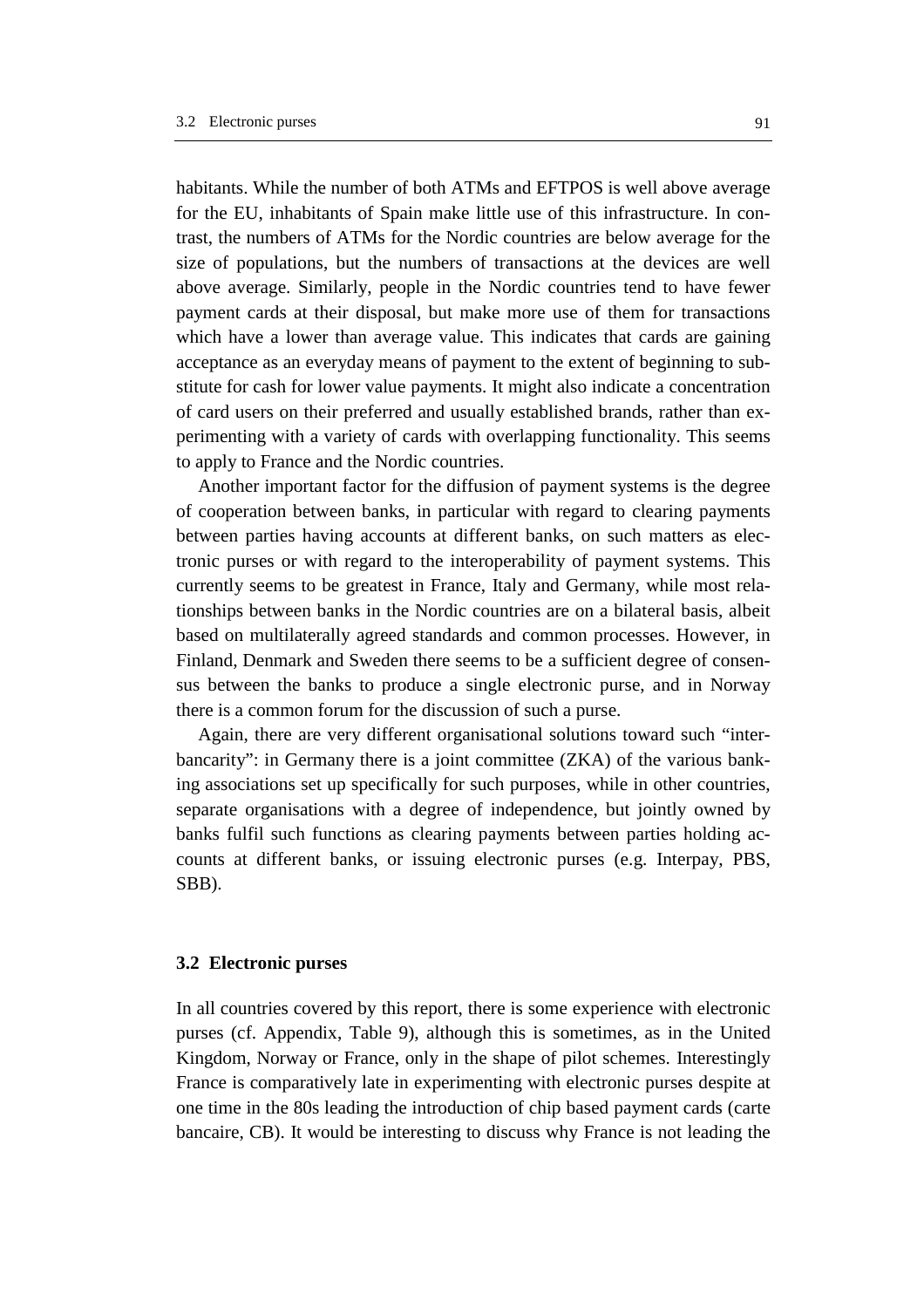habitants. While the number of both ATMs and EFTPOS is well above average for the EU, inhabitants of Spain make little use of this infrastructure. In contrast, the numbers of ATMs for the Nordic countries are below average for the size of populations, but the numbers of transactions at the devices are well above average. Similarly, people in the Nordic countries tend to have fewer payment cards at their disposal, but make more use of them for transactions which have a lower than average value. This indicates that cards are gaining acceptance as an everyday means of payment to the extent of beginning to substitute for cash for lower value payments. It might also indicate a concentration of card users on their preferred and usually established brands, rather than experimenting with a variety of cards with overlapping functionality. This seems to apply to France and the Nordic countries.

Another important factor for the diffusion of payment systems is the degree of cooperation between banks, in particular with regard to clearing payments between parties having accounts at different banks, on such matters as electronic purses or with regard to the interoperability of payment systems. This currently seems to be greatest in France, Italy and Germany, while most relationships between banks in the Nordic countries are on a bilateral basis, albeit based on multilaterally agreed standards and common processes. However, in Finland, Denmark and Sweden there seems to be a sufficient degree of consensus between the banks to produce a single electronic purse, and in Norway there is a common forum for the discussion of such a purse.

Again, there are very different organisational solutions toward such "interbancarity": in Germany there is a joint committee (ZKA) of the various banking associations set up specifically for such purposes, while in other countries, separate organisations with a degree of independence, but jointly owned by banks fulfil such functions as clearing payments between parties holding accounts at different banks, or issuing electronic purses (e.g. Interpay, PBS, SBB).

### 3.2 Electronic purses

In all countries covered by this report, there is some experience with electronic purses (cf. Appendix, Table 9), although this is sometimes, as in the United Kingdom, Norway or France, only in the shape of pilot schemes. Interestingly France is comparatively late in experimenting with electronic purses despite at one time in the 80s leading the introduction of chip based payment cards (carte bancaire, CB). It would be interesting to discuss why France is not leading the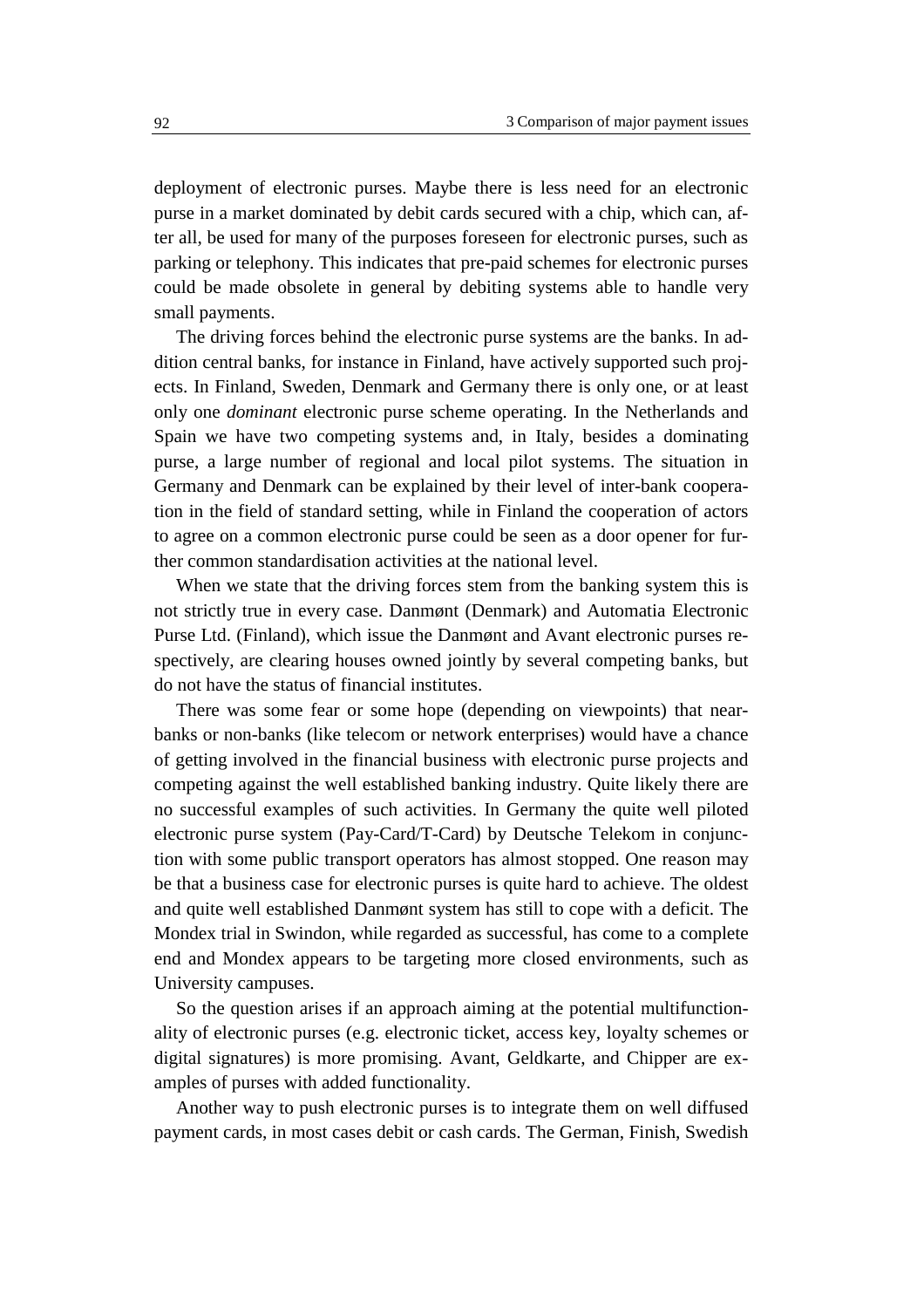deployment of electronic purses. Maybe there is less need for an electronic purse in a market dominated by debit cards secured with a chip, which can, after all, be used for many of the purposes foreseen for electronic purses, such as parking or telephony. This indicates that pre-paid schemes for electronic purses could be made obsolete in general by debiting systems able to handle very small payments.

The driving forces behind the electronic purse systems are the banks. In addition central banks, for instance in Finland, have actively supported such projects. In Finland, Sweden, Denmark and Germany there is only one, or at least only one *dominant* electronic purse scheme operating. In the Netherlands and Spain we have two competing systems and, in Italy, besides a dominating purse, a large number of regional and local pilot systems. The situation in Germany and Denmark can be explained by their level of inter-bank cooperation in the field of standard setting, while in Finland the cooperation of actors to agree on a common electronic purse could be seen as a door opener for further common standardisation activities at the national level.

When we state that the driving forces stem from the banking system this is not strictly true in every case. Danmønt (Denmark) and Automatia Electronic Purse Ltd. (Finland), which issue the Danmønt and Avant electronic purses respectively, are clearing houses owned jointly by several competing banks, but do not have the status of financial institutes.

There was some fear or some hope (depending on viewpoints) that near-banks or non-banks (like telecom or network enterprises) would have a chance of getting involved in the financial business with electronic purse projects and competing against the well established banking industry. Quite likely there are no successful examples of such activities. In Germany the quite well piloted electronic purse system (Pay-Card/T-Card) by Deutsche Telekom in conjunction with some public transport operators has almost stopped. One reason may be that a business case for electronic purses is quite hard to achieve. The oldest and quite well established Danmønt system has still to cope with a deficit. The Mondex trial in Swindon, while regarded as successful, has come to a complete end and Mondex appears to be targeting more closed environments, such as University campuses.

So the question arises if an approach aiming at the potential multifunctionality of electronic purses (e.g. electronic ticket, access key, loyalty schemes or digital signatures) is more promising. Avant, Geldkarte, and Chipper are examples of purses with added functionality.

Another way to push electronic purses is to integrate them on well diffused payment cards, in most cases debit or cash cards. The German, Finish, Swedish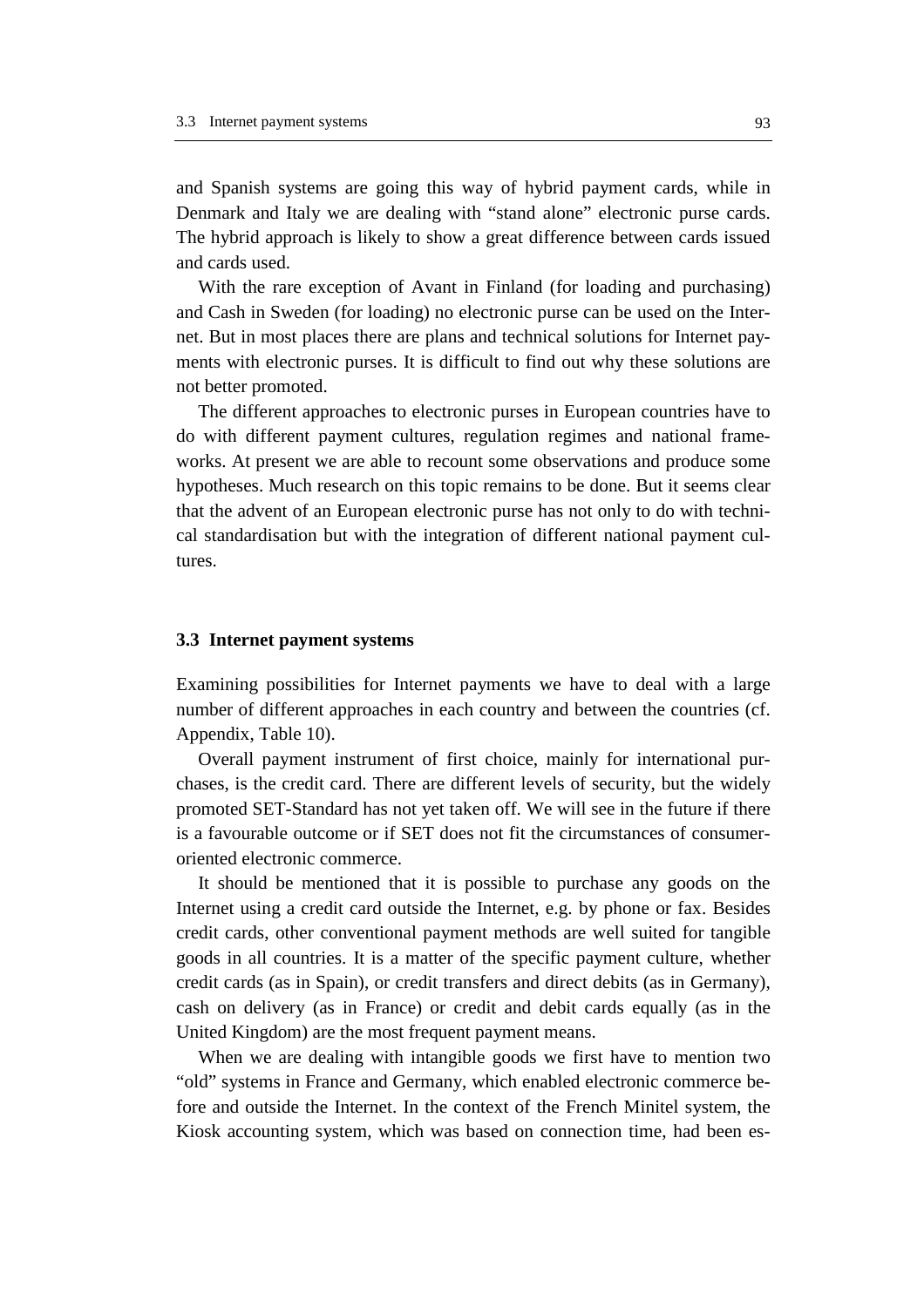and Spanish systems are going this way of hybrid payment cards, while in Denmark and Italy we are dealing with "stand alone" electronic purse cards. The hybrid approach is likely to show a great difference between cards issued and cards used.

With the rare exception of Avant in Finland (for loading and purchasing) and Cash in Sweden (for loading) no electronic purse can be used on the Internet. But in most places there are plans and technical solutions for Internet payments with electronic purses. It is difficult to find out why these solutions are not better promoted.

The different approaches to electronic purses in European countries have to do with different payment cultures, regulation regimes and national frameworks. At present we are able to recount some observations and produce some hypotheses. Much research on this topic remains to be done. But it seems clear that the advent of an European electronic purse has not only to do with technical standardisation but with the integration of different national payment cultures.

### 3.3 Internet payment systems

Examining possibilities for Internet payments we have to deal with a large number of different approaches in each country and between the countries (cf. Appendix, Table 10).

Overall payment instrument of first choice, mainly for international purchases, is the credit card. There are different levels of security, but the widely promoted SET-Standard has not yet taken off. We will see in the future if there is a favourable outcome or if SET does not fit the circumstances of consumer-oriented electronic commerce.

It should be mentioned that it is possible to purchase any goods on the Internet using a credit card outside the Internet, e.g. by phone or fax. Besides credit cards, other conventional payment methods are well suited for tangible goods in all countries. It is a matter of the specific payment culture, whether credit cards (as in Spain), or credit transfers and direct debits (as in Germany), cash on delivery (as in France) or credit and debit cards equally (as in the United Kingdom) are the most frequent payment means.

When we are dealing with intangible goods we first have to mention two "old" systems in France and Germany, which enabled electronic commerce before and outside the Internet. In the context of the French Minitel system, the Kiosk accounting system, which was based on connection time, had been es-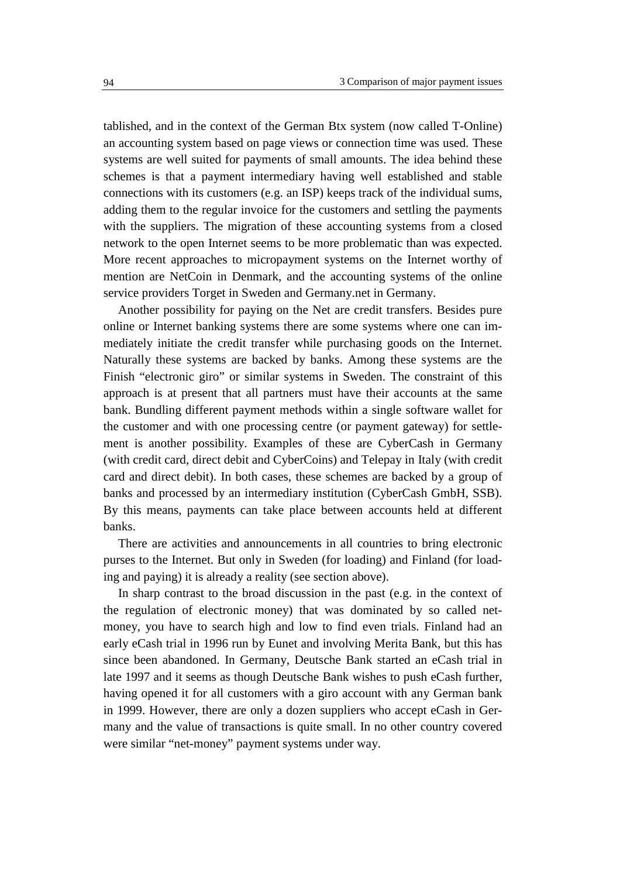tablished, and in the context of the German Btx system (now called T-Online) an accounting system based on page views or connection time was used. These systems are well suited for payments of small amounts. The idea behind these schemes is that a payment intermediary having well established and stable connections with its customers (e.g. an ISP) keeps track of the individual sums, adding them to the regular invoice for the customers and settling the payments with the suppliers. The migration of these accounting systems from a closed network to the open Internet seems to be more problematic than was expected. More recent approaches to micropayment systems on the Internet worthy of mention are NetCoin in Denmark, and the accounting systems of the online service providers Torget in Sweden and Germany.net in Germany.

Another possibility for paying on the Net are credit transfers. Besides pure online or Internet banking systems there are some systems where one can immediately initiate the credit transfer while purchasing goods on the Internet. Naturally these systems are backed by banks. Among these systems are the Finish "electronic giro" or similar systems in Sweden. The constraint of this approach is at present that all partners must have their accounts at the same bank. Bundling different payment methods within a single software wallet for the customer and with one processing centre (or payment gateway) for settlement is another possibility. Examples of these are CyberCash in Germany (with credit card, direct debit and CyberCoins) and Telepay in Italy (with credit card and direct debit). In both cases, these schemes are backed by a group of banks and processed by an intermediary institution (CyberCash GmbH, SSB). By this means, payments can take place between accounts held at different banks.

There are activities and announcements in all countries to bring electronic purses to the Internet. But only in Sweden (for loading) and Finland (for loading and paying) it is already a reality (see section above).

In sharp contrast to the broad discussion in the past (e.g. in the context of the regulation of electronic money) that was dominated by so called net-money, you have to search high and low to find even trials. Finland had an early eCash trial in 1996 run by Eunet and involving Merita Bank, but this has since been abandoned. In Germany, Deutsche Bank started an eCash trial in late 1997 and it seems as though Deutsche Bank wishes to push eCash further, having opened it for all customers with a giro account with any German bank in 1999. However, there are only a dozen suppliers who accept eCash in Germany and the value of transactions is quite small. In no other country covered were similar "net-money" payment systems under way.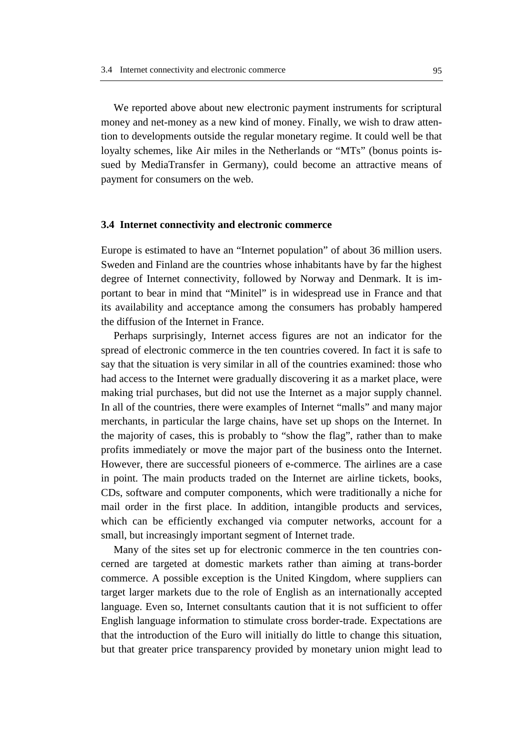We reported above about new electronic payment instruments for scriptural money and net-money as a new kind of money. Finally, we wish to draw attention to developments outside the regular monetary regime. It could well be that loyalty schemes, like Air miles in the Netherlands or "MTs" (bonus points issued by MediaTransfer in Germany), could become an attractive means of payment for consumers on the web.

### 3.4 Internet connectivity and electronic commerce

Europe is estimated to have an "Internet population" of about 36 million users. Sweden and Finland are the countries whose inhabitants have by far the highest degree of Internet connectivity, followed by Norway and Denmark. It is important to bear in mind that "Minitel" is in widespread use in France and that its availability and acceptance among the consumers has probably hampered the diffusion of the Internet in France.

Perhaps surprisingly, Internet access figures are not an indicator for the spread of electronic commerce in the ten countries covered. In fact it is safe to say that the situation is very similar in all of the countries examined: those who had access to the Internet were gradually discovering it as a market place, were making trial purchases, but did not use the Internet as a major supply channel. In all of the countries, there were examples of Internet "malls" and many major merchants, in particular the large chains, have set up shops on the Internet. In the majority of cases, this is probably to "show the flag", rather than to make profits immediately or move the major part of the business onto the Internet. However, there are successful pioneers of e-commerce. The airlines are a case in point. The main products traded on the Internet are airline tickets, books, CDs, software and computer components, which were traditionally a niche for mail order in the first place. In addition, intangible products and services, which can be efficiently exchanged via computer networks, account for a small, but increasingly important segment of Internet trade.

Many of the sites set up for electronic commerce in the ten countries concerned are targeted at domestic markets rather than aiming at trans-border commerce. A possible exception is the United Kingdom, where suppliers can target larger markets due to the role of English as an internationally accepted language. Even so, Internet consultants caution that it is not sufficient to offer English language information to stimulate cross border-trade. Expectations are that the introduction of the Euro will initially do little to change this situation, but that greater price transparency provided by monetary union might lead to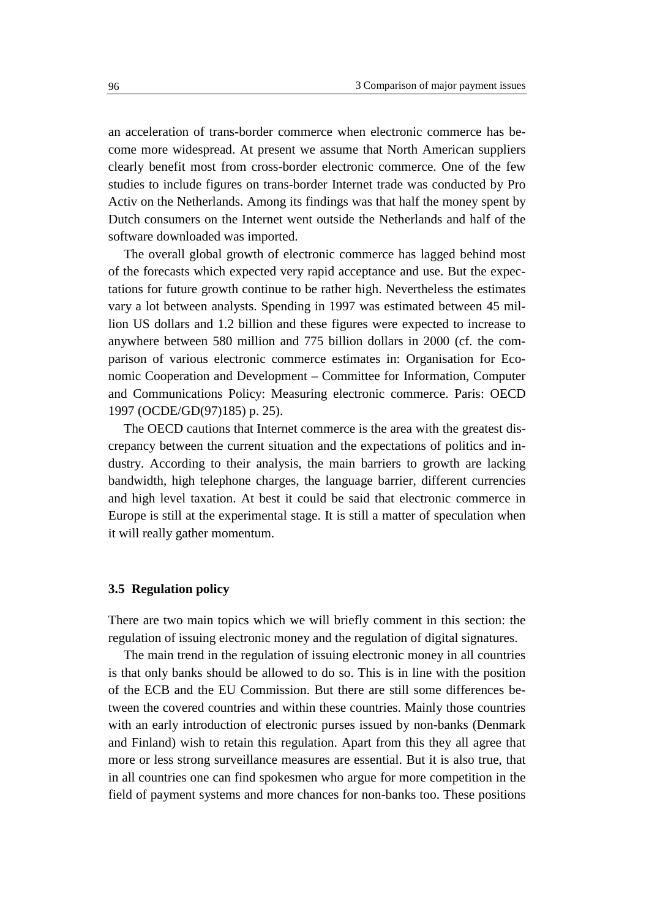an acceleration of trans-border commerce when electronic commerce has become more widespread. At present we assume that North American suppliers clearly benefit most from cross-border electronic commerce. One of the few studies to include figures on trans-border Internet trade was conducted by Pro Activ on the Netherlands. Among its findings was that half the money spent by Dutch consumers on the Internet went outside the Netherlands and half of the software downloaded was imported.

The overall global growth of electronic commerce has lagged behind most of the forecasts which expected very rapid acceptance and use. But the expectations for future growth continue to be rather high. Nevertheless the estimates vary a lot between analysts. Spending in 1997 was estimated between 45 million US dollars and 1.2 billion and these figures were expected to increase to anywhere between 580 million and 775 billion dollars in 2000 (cf. the comparison of various electronic commerce estimates in: Organisation for Economic Cooperation and Development – Committee for Information, Computer and Communications Policy: Measuring electronic commerce. Paris: OECD 1997 (OCDE/GD(97)185) p. 25).

The OECD cautions that Internet commerce is the area with the greatest discrepancy between the current situation and the expectations of politics and industry. According to their analysis, the main barriers to growth are lacking bandwidth, high telephone charges, the language barrier, different currencies and high level taxation. At best it could be said that electronic commerce in Europe is still at the experimental stage. It is still a matter of speculation when it will really gather momentum.

### 3.5 Regulation policy

There are two main topics which we will briefly comment in this section: the regulation of issuing electronic money and the regulation of digital signatures.

The main trend in the regulation of issuing electronic money in all countries is that only banks should be allowed to do so. This is in line with the position of the ECB and the EU Commission. But there are still some differences between the covered countries and within these countries. Mainly those countries with an early introduction of electronic purses issued by non-banks (Denmark and Finland) wish to retain this regulation. Apart from this they all agree that more or less strong surveillance measures are essential. But it is also true, that in all countries one can find spokesmen who argue for more competition in the field of payment systems and more chances for non-banks too. These positions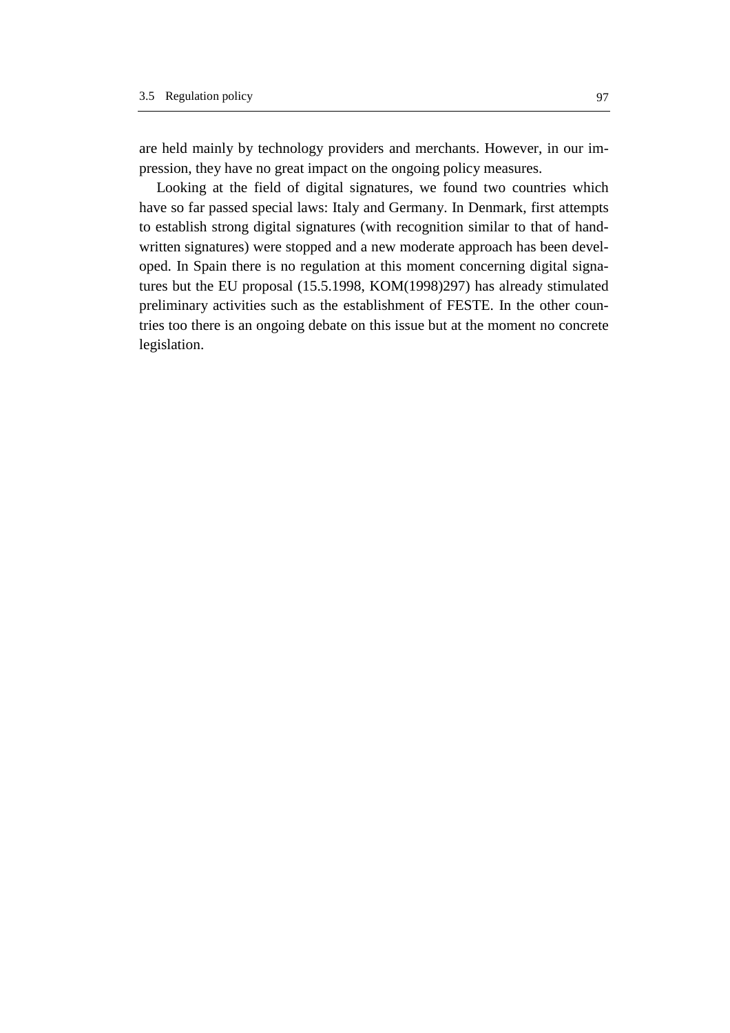are held mainly by technology providers and merchants. However, in our impression, they have no great impact on the ongoing policy measures.

Looking at the field of digital signatures, we found two countries which have so far passed special laws: Italy and Germany. In Denmark, first attempts to establish strong digital signatures (with recognition similar to that of handwritten signatures) were stopped and a new moderate approach has been developed. In Spain there is no regulation at this moment concerning digital signatures but the EU proposal (15.5.1998, KOM(1998)297) has already stimulated preliminary activities such as the establishment of FESTE. In the other countries too there is an ongoing debate on this issue but at the moment no concrete legislation.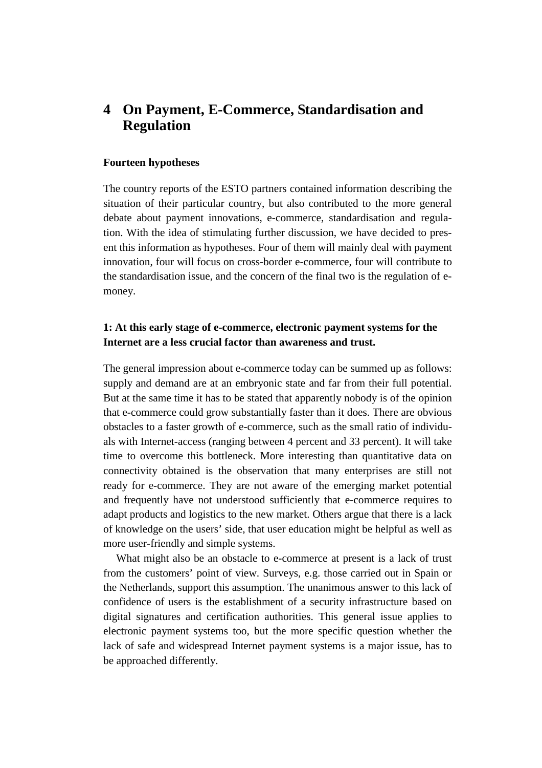# 4 On Payment, E-Commerce, Standardisation and Regulation

### Fourteen hypotheses

The country reports of the ESTO partners contained information describing the situation of their particular country, but also contributed to the more general debate about payment innovations, e-commerce, standardisation and regulation. With the idea of stimulating further discussion, we have decided to present this information as hypotheses. Four of them will mainly deal with payment innovation, four will focus on cross-border e-commerce, four will contribute to the standardisation issue, and the concern of the final two is the regulation of e-money.

### 1: At this early stage of e-commerce, electronic payment systems for the Internet are a less crucial factor than awareness and trust.

The general impression about e-commerce today can be summed up as follows: supply and demand are at an embryonic state and far from their full potential. But at the same time it has to be stated that apparently nobody is of the opinion that e-commerce could grow substantially faster than it does. There are obvious obstacles to a faster growth of e-commerce, such as the small ratio of individuals with Internet-access (ranging between 4 percent and 33 percent). It will take time to overcome this bottleneck. More interesting than quantitative data on connectivity obtained is the observation that many enterprises are still not ready for e-commerce. They are not aware of the emerging market potential and frequently have not understood sufficiently that e-commerce requires to adapt products and logistics to the new market. Others argue that there is a lack of knowledge on the users' side, that user education might be helpful as well as more user-friendly and simple systems.

What might also be an obstacle to e-commerce at present is a lack of trust from the customers' point of view. Surveys, e.g. those carried out in Spain or the Netherlands, support this assumption. The unanimous answer to this lack of confidence of users is the establishment of a security infrastructure based on digital signatures and certification authorities. This general issue applies to electronic payment systems too, but the more specific question whether the lack of safe and widespread Internet payment systems is a major issue, has to be approached differently.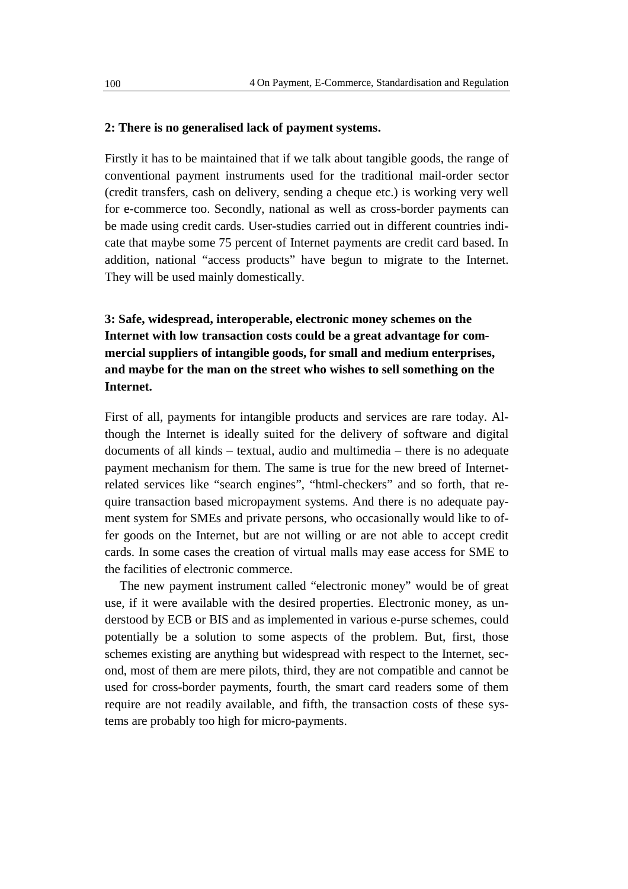**2: There is no generalised lack of payment systems.**

Firstly it has to be maintained that if we talk about tangible goods, the range of conventional payment instruments used for the traditional mail-order sector (credit transfers, cash on delivery, sending a cheque etc.) is working very well for e-commerce too. Secondly, national as well as cross-border payments can be made using credit cards. User-studies carried out in different countries indicate that maybe some 75 percent of Internet payments are credit card based. In addition, national "access products" have begun to migrate to the Internet. They will be used mainly domestically.

**3: Safe, widespread, interoperable, electronic money schemes on the Internet with low transaction costs could be a great advantage for commercial suppliers of intangible goods, for small and medium enterprises, and maybe for the man on the street who wishes to sell something on the Internet.**

First of all, payments for intangible products and services are rare today. Although the Internet is ideally suited for the delivery of software and digital documents of all kinds – textual, audio and multimedia – there is no adequate payment mechanism for them. The same is true for the new breed of Internet-related services like "search engines", "html-checkers" and so forth, that require transaction based micropayment systems. And there is no adequate payment system for SMEs and private persons, who occasionally would like to offer goods on the Internet, but are not willing or are not able to accept credit cards. In some cases the creation of virtual malls may ease access for SME to the facilities of electronic commerce.

The new payment instrument called "electronic money" would be of great use, if it were available with the desired properties. Electronic money, as understood by ECB or BIS and as implemented in various e-purse schemes, could potentially be a solution to some aspects of the problem. But, first, those schemes existing are anything but widespread with respect to the Internet, second, most of them are mere pilots, third, they are not compatible and cannot be used for cross-border payments, fourth, the smart card readers some of them require are not readily available, and fifth, the transaction costs of these systems are probably too high for micro-payments.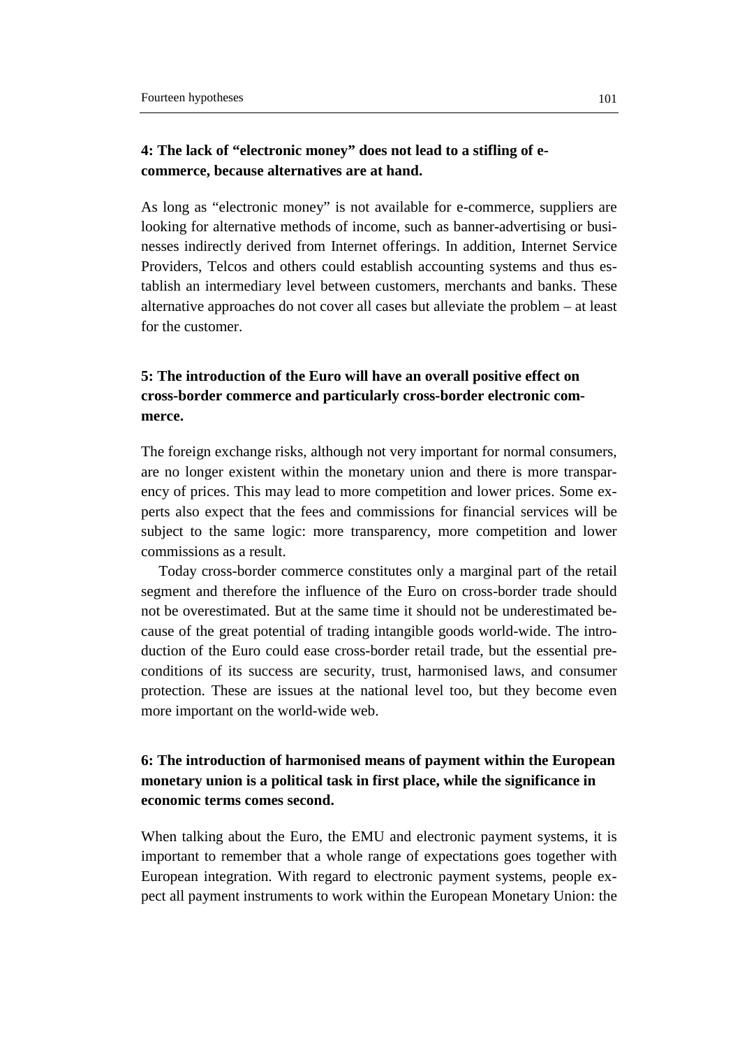### 4: The lack of "electronic money" does not lead to a stifling of e-commerce, because alternatives are at hand.

As long as "electronic money" is not available for e-commerce, suppliers are looking for alternative methods of income, such as banner-advertising or businesses indirectly derived from Internet offerings. In addition, Internet Service Providers, Telcos and others could establish accounting systems and thus establish an intermediary level between customers, merchants and banks. These alternative approaches do not cover all cases but alleviate the problem – at least for the customer.

### 5: The introduction of the Euro will have an overall positive effect on cross-border commerce and particularly cross-border electronic commerce.

The foreign exchange risks, although not very important for normal consumers, are no longer existent within the monetary union and there is more transparency of prices. This may lead to more competition and lower prices. Some experts also expect that the fees and commissions for financial services will be subject to the same logic: more transparency, more competition and lower commissions as a result.

Today cross-border commerce constitutes only a marginal part of the retail segment and therefore the influence of the Euro on cross-border trade should not be overestimated. But at the same time it should not be underestimated because of the great potential of trading intangible goods world-wide. The introduction of the Euro could ease cross-border retail trade, but the essential preconditions of its success are security, trust, harmonised laws, and consumer protection. These are issues at the national level too, but they become even more important on the world-wide web.

### 6: The introduction of harmonised means of payment within the European monetary union is a political task in first place, while the significance in economic terms comes second.

When talking about the Euro, the EMU and electronic payment systems, it is important to remember that a whole range of expectations goes together with European integration. With regard to electronic payment systems, people expect all payment instruments to work within the European Monetary Union: the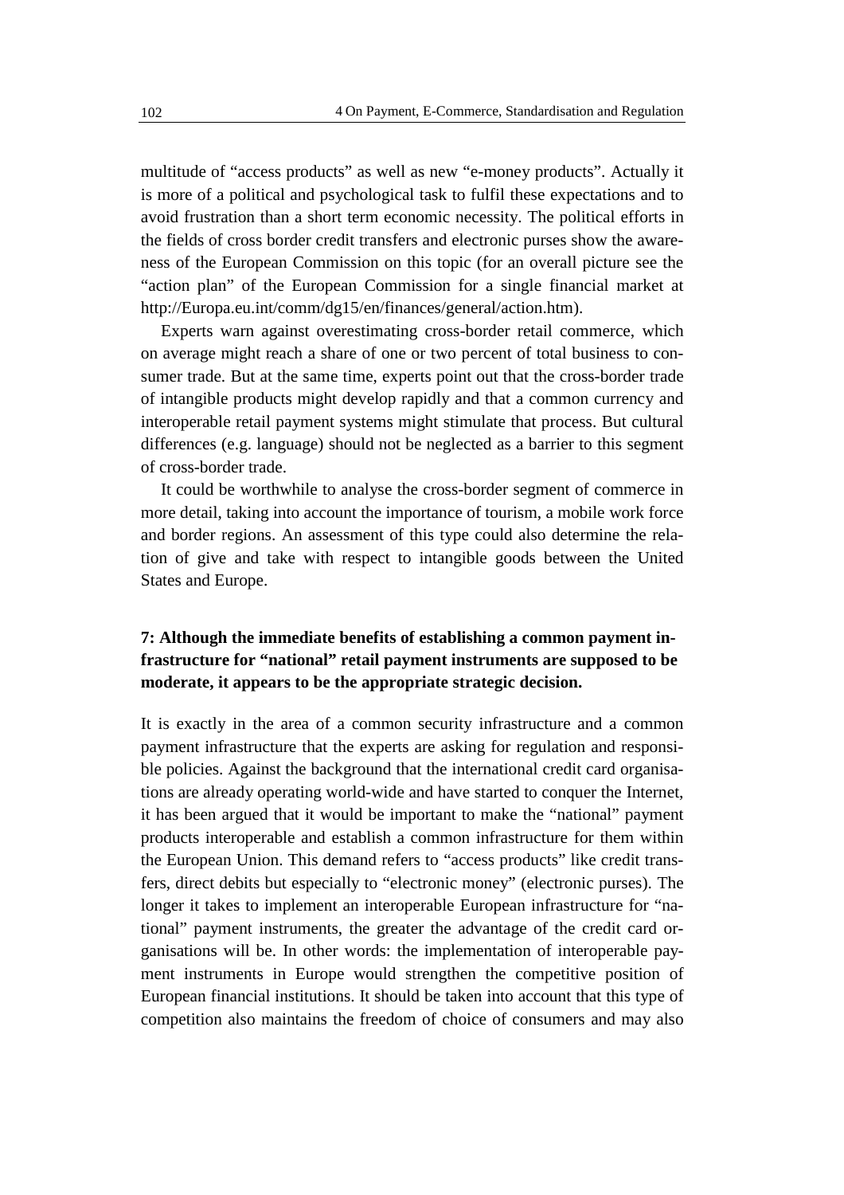multitude of "access products" as well as new "e-money products". Actually it is more of a political and psychological task to fulfil these expectations and to avoid frustration than a short term economic necessity. The political efforts in the fields of cross border credit transfers and electronic purses show the awareness of the European Commission on this topic (for an overall picture see the "action plan" of the European Commission for a single financial market at http://Europa.eu.int/comm/dg15/en/finances/general/action.htm).

Experts warn against overestimating cross-border retail commerce, which on average might reach a share of one or two percent of total business to consumer trade. But at the same time, experts point out that the cross-border trade of intangible products might develop rapidly and that a common currency and interoperable retail payment systems might stimulate that process. But cultural differences (e.g. language) should not be neglected as a barrier to this segment of cross-border trade.

It could be worthwhile to analyse the cross-border segment of commerce in more detail, taking into account the importance of tourism, a mobile work force and border regions. An assessment of this type could also determine the relation of give and take with respect to intangible goods between the United States and Europe.

**7: Although the immediate benefits of establishing a common payment infrastructure for "national" retail payment instruments are supposed to be moderate, it appears to be the appropriate strategic decision.**

It is exactly in the area of a common security infrastructure and a common payment infrastructure that the experts are asking for regulation and responsible policies. Against the background that the international credit card organisations are already operating world-wide and have started to conquer the Internet, it has been argued that it would be important to make the "national" payment products interoperable and establish a common infrastructure for them within the European Union. This demand refers to "access products" like credit transfers, direct debits but especially to "electronic money" (electronic purses). The longer it takes to implement an interoperable European infrastructure for "national" payment instruments, the greater the advantage of the credit card organisations will be. In other words: the implementation of interoperable payment instruments in Europe would strengthen the competitive position of European financial institutions. It should be taken into account that this type of competition also maintains the freedom of choice of consumers and may also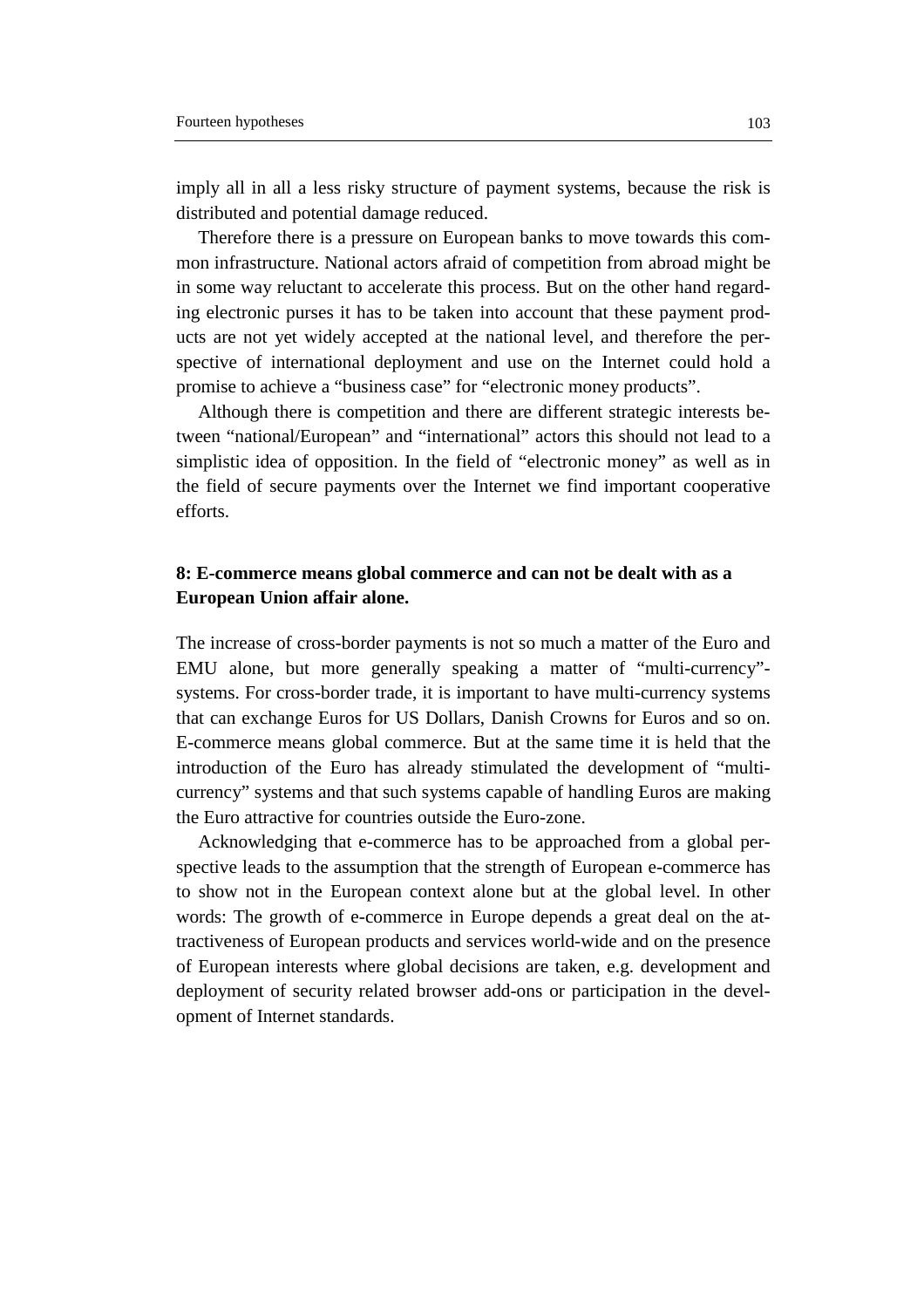imply all in all a less risky structure of payment systems, because the risk is distributed and potential damage reduced.

Therefore there is a pressure on European banks to move towards this common infrastructure. National actors afraid of competition from abroad might be in some way reluctant to accelerate this process. But on the other hand regarding electronic purses it has to be taken into account that these payment products are not yet widely accepted at the national level, and therefore the perspective of international deployment and use on the Internet could hold a promise to achieve a "business case" for "electronic money products".

Although there is competition and there are different strategic interests between "national/European" and "international" actors this should not lead to a simplistic idea of opposition. In the field of "electronic money" as well as in the field of secure payments over the Internet we find important cooperative efforts.

### 8: E-commerce means global commerce and can not be dealt with as a European Union affair alone.

The increase of cross-border payments is not so much a matter of the Euro and EMU alone, but more generally speaking a matter of "multi-currency"-systems. For cross-border trade, it is important to have multi-currency systems that can exchange Euros for US Dollars, Danish Crowns for Euros and so on. E-commerce means global commerce. But at the same time it is held that the introduction of the Euro has already stimulated the development of "multi-currency" systems and that such systems capable of handling Euros are making the Euro attractive for countries outside the Euro-zone.

Acknowledging that e-commerce has to be approached from a global perspective leads to the assumption that the strength of European e-commerce has to show not in the European context alone but at the global level. In other words: The growth of e-commerce in Europe depends a great deal on the attractiveness of European products and services world-wide and on the presence of European interests where global decisions are taken, e.g. development and deployment of security related browser add-ons or participation in the development of Internet standards.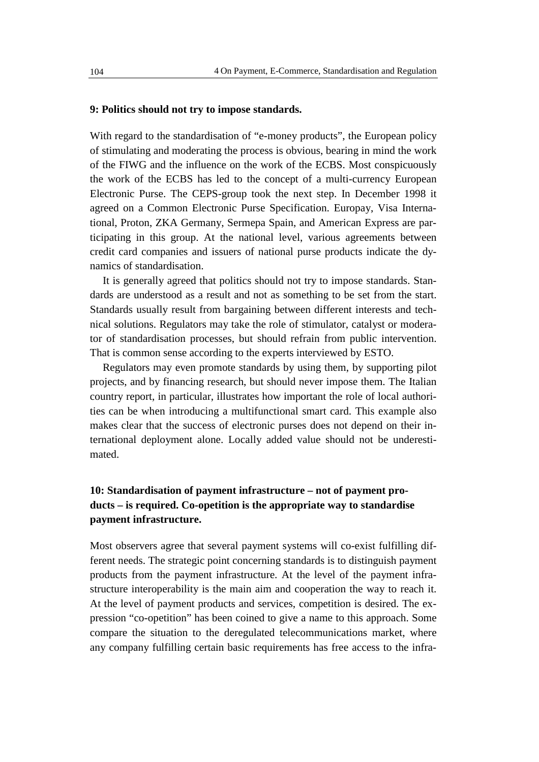### 9: Politics should not try to impose standards.

With regard to the standardisation of "e-money products", the European policy of stimulating and moderating the process is obvious, bearing in mind the work of the FIWG and the influence on the work of the ECBS. Most conspicuously the work of the ECBS has led to the concept of a multi-currency European Electronic Purse. The CEPS-group took the next step. In December 1998 it agreed on a Common Electronic Purse Specification. Europay, Visa International, Proton, ZKA Germany, Sermepa Spain, and American Express are participating in this group. At the national level, various agreements between credit card companies and issuers of national purse products indicate the dynamics of standardisation.

It is generally agreed that politics should not try to impose standards. Standards are understood as a result and not as something to be set from the start. Standards usually result from bargaining between different interests and technical solutions. Regulators may take the role of stimulator, catalyst or moderator of standardisation processes, but should refrain from public intervention. That is common sense according to the experts interviewed by ESTO.

Regulators may even promote standards by using them, by supporting pilot projects, and by financing research, but should never impose them. The Italian country report, in particular, illustrates how important the role of local authorities can be when introducing a multifunctional smart card. This example also makes clear that the success of electronic purses does not depend on their international deployment alone. Locally added value should not be underestimated.

### 10: Standardisation of payment infrastructure – not of payment products – is required. Co-opetition is the appropriate way to standardise payment infrastructure.

Most observers agree that several payment systems will co-exist fulfilling different needs. The strategic point concerning standards is to distinguish payment products from the payment infrastructure. At the level of the payment infrastructure interoperability is the main aim and cooperation the way to reach it. At the level of payment products and services, competition is desired. The expression "co-opetition" has been coined to give a name to this approach. Some compare the situation to the deregulated telecommunications market, where any company fulfilling certain basic requirements has free access to the infra-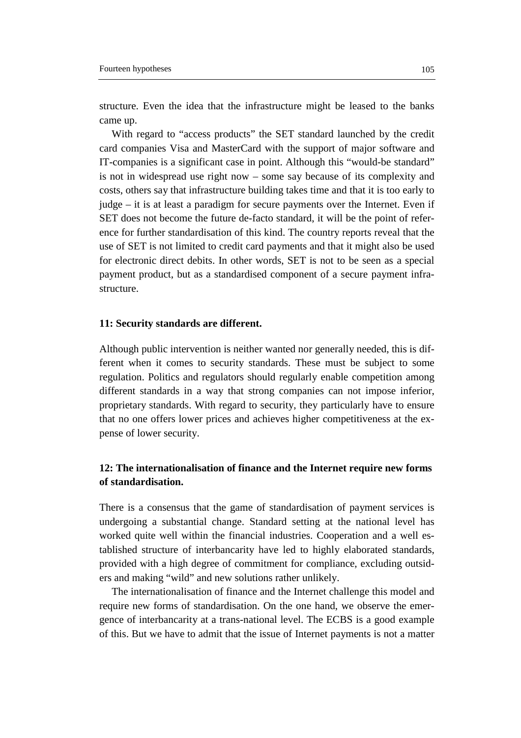structure. Even the idea that the infrastructure might be leased to the banks came up.

With regard to "access products" the SET standard launched by the credit card companies Visa and MasterCard with the support of major software and IT-companies is a significant case in point. Although this "would-be standard" is not in widespread use right now – some say because of its complexity and costs, others say that infrastructure building takes time and that it is too early to judge – it is at least a paradigm for secure payments over the Internet. Even if SET does not become the future de-facto standard, it will be the point of reference for further standardisation of this kind. The country reports reveal that the use of SET is not limited to credit card payments and that it might also be used for electronic direct debits. In other words, SET is not to be seen as a special payment product, but as a standardised component of a secure payment infrastructure.

### 11: Security standards are different.

Although public intervention is neither wanted nor generally needed, this is different when it comes to security standards. These must be subject to some regulation. Politics and regulators should regularly enable competition among different standards in a way that strong companies can not impose inferior, proprietary standards. With regard to security, they particularly have to ensure that no one offers lower prices and achieves higher competitiveness at the expense of lower security.

### 12: The internationalisation of finance and the Internet require new forms of standardisation.

There is a consensus that the game of standardisation of payment services is undergoing a substantial change. Standard setting at the national level has worked quite well within the financial industries. Cooperation and a well established structure of interbancarity have led to highly elaborated standards, provided with a high degree of commitment for compliance, excluding outsiders and making "wild" and new solutions rather unlikely.

The internationalisation of finance and the Internet challenge this model and require new forms of standardisation. On the one hand, we observe the emergence of interbancarity at a trans-national level. The ECBS is a good example of this. But we have to admit that the issue of Internet payments is not a matter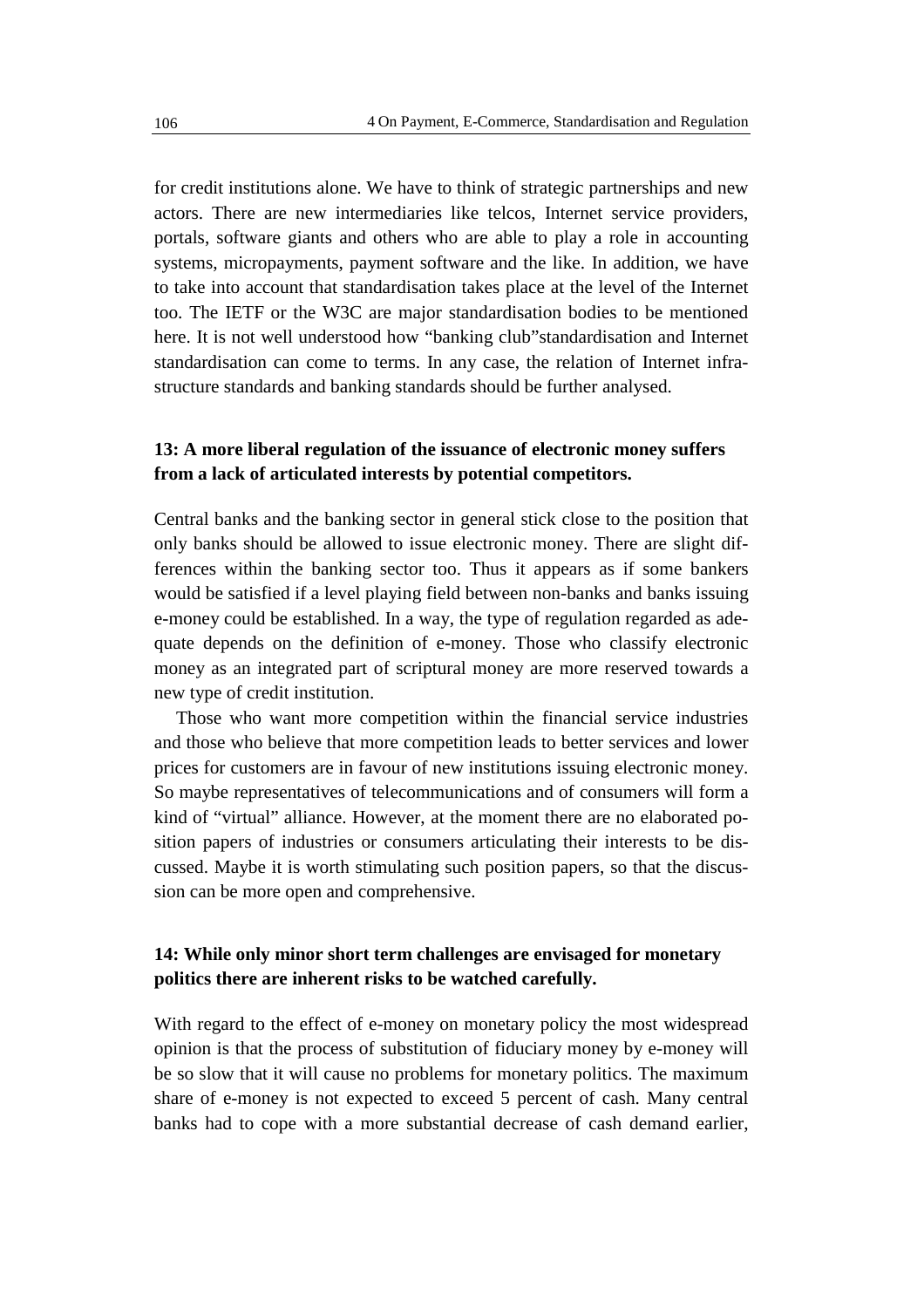for credit institutions alone. We have to think of strategic partnerships and new actors. There are new intermediaries like telcos, Internet service providers, portals, software giants and others who are able to play a role in accounting systems, micropayments, payment software and the like. In addition, we have to take into account that standardisation takes place at the level of the Internet too. The IETF or the W3C are major standardisation bodies to be mentioned here. It is not well understood how "banking club"standardisation and Internet standardisation can come to terms. In any case, the relation of Internet infrastructure standards and banking standards should be further analysed.

### 13: A more liberal regulation of the issuance of electronic money suffers from a lack of articulated interests by potential competitors.

Central banks and the banking sector in general stick close to the position that only banks should be allowed to issue electronic money. There are slight differences within the banking sector too. Thus it appears as if some bankers would be satisfied if a level playing field between non-banks and banks issuing e-money could be established. In a way, the type of regulation regarded as adequate depends on the definition of e-money. Those who classify electronic money as an integrated part of scriptural money are more reserved towards a new type of credit institution.

Those who want more competition within the financial service industries and those who believe that more competition leads to better services and lower prices for customers are in favour of new institutions issuing electronic money. So maybe representatives of telecommunications and of consumers will form a kind of "virtual" alliance. However, at the moment there are no elaborated position papers of industries or consumers articulating their interests to be discussed. Maybe it is worth stimulating such position papers, so that the discussion can be more open and comprehensive.

### 14: While only minor short term challenges are envisaged for monetary politics there are inherent risks to be watched carefully.

With regard to the effect of e-money on monetary policy the most widespread opinion is that the process of substitution of fiduciary money by e-money will be so slow that it will cause no problems for monetary politics. The maximum share of e-money is not expected to exceed 5 percent of cash. Many central banks had to cope with a more substantial decrease of cash demand earlier,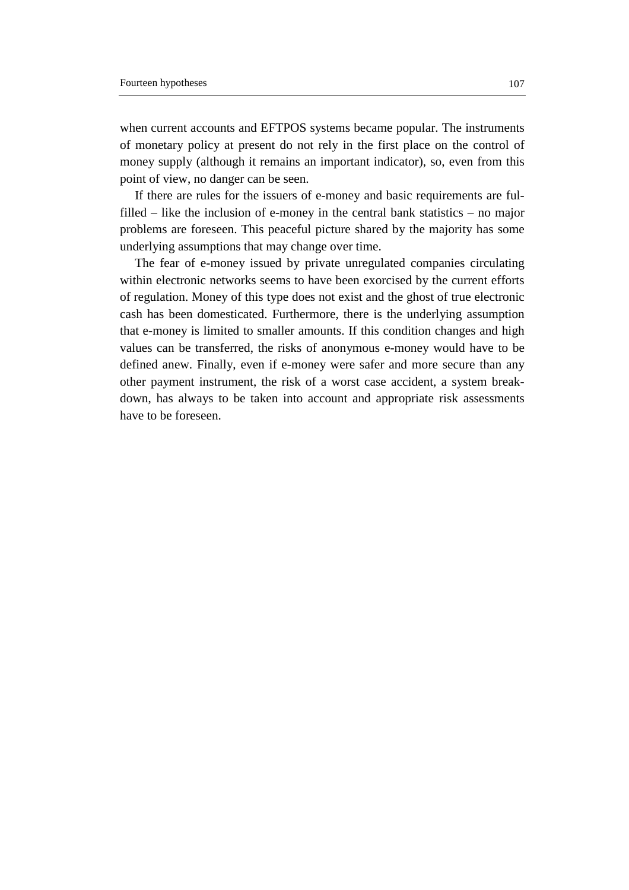when current accounts and EFTPOS systems became popular. The instruments of monetary policy at present do not rely in the first place on the control of money supply (although it remains an important indicator), so, even from this point of view, no danger can be seen.

If there are rules for the issuers of e-money and basic requirements are fulfilled – like the inclusion of e-money in the central bank statistics – no major problems are foreseen. This peaceful picture shared by the majority has some underlying assumptions that may change over time.

The fear of e-money issued by private unregulated companies circulating within electronic networks seems to have been exorcised by the current efforts of regulation. Money of this type does not exist and the ghost of true electronic cash has been domesticated. Furthermore, there is the underlying assumption that e-money is limited to smaller amounts. If this condition changes and high values can be transferred, the risks of anonymous e-money would have to be defined anew. Finally, even if e-money were safer and more secure than any other payment instrument, the risk of a worst case accident, a system breakdown, has always to be taken into account and appropriate risk assessments have to be foreseen.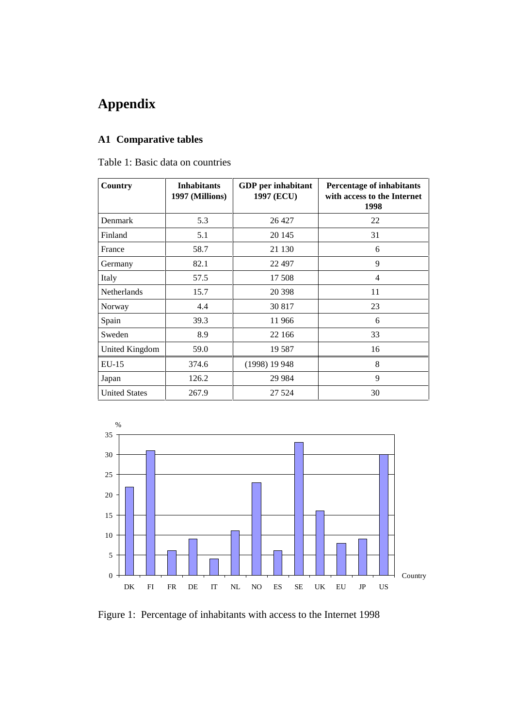# Appendix

## A1 Comparative tables

Table 1: Basic data on countries

| Country | Inhabitants 1997 (Millions) | GDP per inhabitant 1997 (ECU) | Percentage of inhabitants with access to the Internet 1998 |
|---|---|---|---|
| Denmark | 5.3 | 26 427 | 22 |
| Finland | 5.1 | 20 145 | 31 |
| France | 58.7 | 21 130 | 6 |
| Germany | 82.1 | 22 497 | 9 |
| Italy | 57.5 | 17 508 | 4 |
| Netherlands | 15.7 | 20 398 | 11 |
| Norway | 4.4 | 30 817 | 23 |
| Spain | 39.3 | 11 966 | 6 |
| Sweden | 8.9 | 22 166 | 33 |
| United Kingdom | 59.0 | 19 587 | 16 |
| EU-15 | 374.6 | (1998) 19 948 | 8 |
| Japan | 126.2 | 29 984 | 9 |
| United States | 267.9 | 27 524 | 30 |

%

35
30
25
20
15
10
5
0

DK FI FR DE IT NL NO ES SE UK EU JP US

Country

Figure 1: Percentage of inhabitants with access to the Internet 1998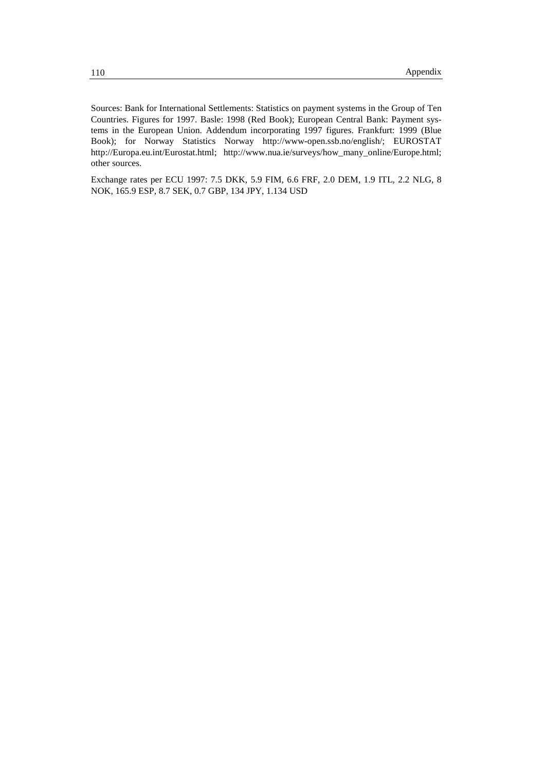Sources: Bank for International Settlements: Statistics on payment systems in the Group of Ten Countries. Figures for 1997. Basle: 1998 (Red Book); European Central Bank: Payment systems in the European Union. Addendum incorporating 1997 figures. Frankfurt: 1999 (Blue Book); for Norway Statistics Norway http://www-open.ssb.no/english/; EUROSTAT http://Europa.eu.int/Eurostat.html; http://www.nua.ie/surveys/how_many_online/Europe.html; other sources.

Exchange rates per ECU 1997: 7.5 DKK, 5.9 FIM, 6.6 FRF, 2.0 DEM, 1.9 ITL, 2.2 NLG, 8 NOK, 165.9 ESP, 8.7 SEK, 0.7 GBP, 134 JPY, 1.134 USD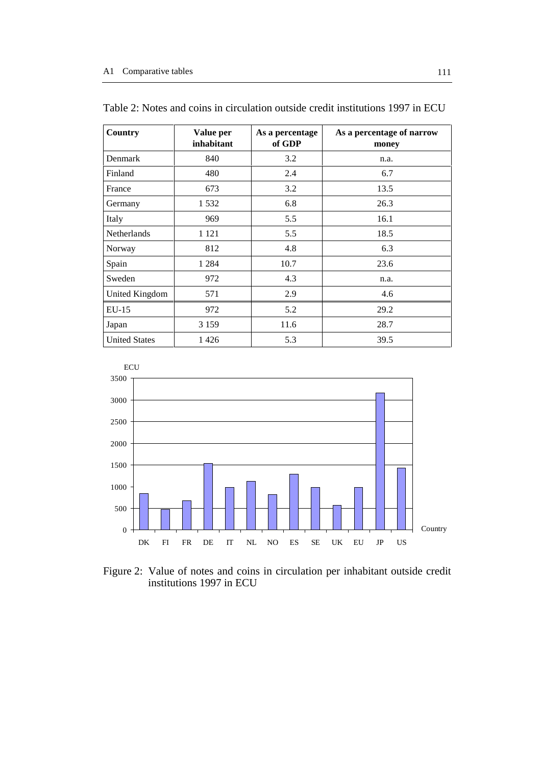Table 2: Notes and coins in circulation outside credit institutions 1997 in ECU

| Country | Value per inhabitant | As a percentage of GDP | As a percentage of narrow money |
|---|---|---|---|
| Denmark | 840 | 3.2 | n.a. |
| Finland | 480 | 2.4 | 6.7 |
| France | 673 | 3.2 | 13.5 |
| Germany | 1 532 | 6.8 | 26.3 |
| Italy | 969 | 5.5 | 16.1 |
| Netherlands | 1 121 | 5.5 | 18.5 |
| Norway | 812 | 4.8 | 6.3 |
| Spain | 1 284 | 10.7 | 23.6 |
| Sweden | 972 | 4.3 | n.a. |
| United Kingdom | 571 | 2.9 | 4.6 |
| EU-15 | 972 | 5.2 | 29.2 |
| Japan | 3 159 | 11.6 | 28.7 |
| United States | 1 426 | 5.3 | 39.5 |

ECU

3500

3000

2500

2000

1500

1000

500

0

DK FI FR DE IT NL NO ES SE UK EU JP US

Country

Figure 2: Value of notes and coins in circulation per inhabitant outside credit institutions 1997 in ECU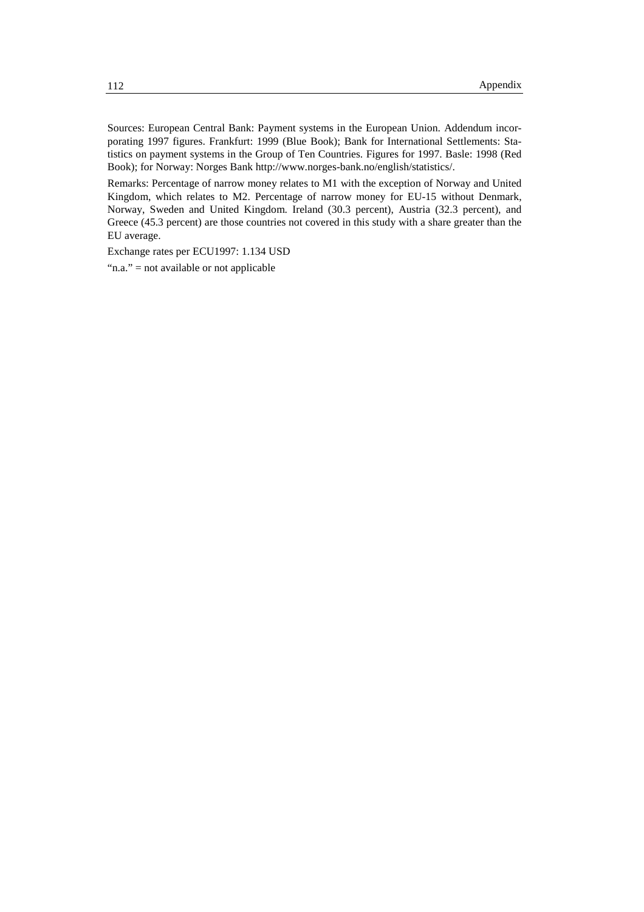Sources: European Central Bank: Payment systems in the European Union. Addendum incorporating 1997 figures. Frankfurt: 1999 (Blue Book); Bank for International Settlements: Statistics on payment systems in the Group of Ten Countries. Figures for 1997. Basle: 1998 (Red Book); for Norway: Norges Bank http://www.norges-bank.no/english/statistics/.

Remarks: Percentage of narrow money relates to M1 with the exception of Norway and United Kingdom, which relates to M2. Percentage of narrow money for EU-15 without Denmark, Norway, Sweden and United Kingdom. Ireland (30.3 percent), Austria (32.3 percent), and Greece (45.3 percent) are those countries not covered in this study with a share greater than the EU average.

Exchange rates per ECU1997: 1.134 USD

"n.a." = not available or not applicable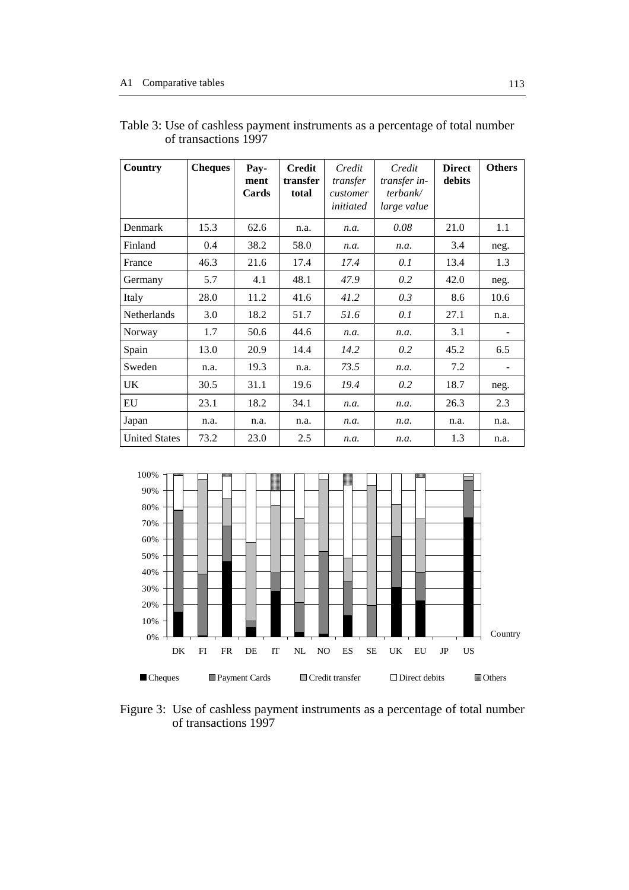Table 3: Use of cashless payment instruments as a percentage of total number of transactions 1997

| **Country** | **Cheques** | **Pay-ment Cards** | **Credit transfer total** | *Credit transfer customer initiated* | *Credit transfer in-terbank/ large value* | **Direct debits** | **Others** |
|---|---|---|---|---|---|---|---|
| Denmark | 15.3 | 62.6 | n.a. | *n.a.* | *0.08* | 21.0 | 1.1 |
| Finland | 0.4 | 38.2 | 58.0 | *n.a.* | *n.a.* | 3.4 | neg. |
| France | 46.3 | 21.6 | 17.4 | *17.4* | *0.1* | 13.4 | 1.3 |
| Germany | 5.7 | 4.1 | 48.1 | *47.9* | *0.2* | 42.0 | neg. |
| Italy | 28.0 | 11.2 | 41.6 | *41.2* | *0.3* | 8.6 | 10.6 |
| Netherlands | 3.0 | 18.2 | 51.7 | *51.6* | *0.1* | 27.1 | n.a. |
| Norway | 1.7 | 50.6 | 44.6 | *n.a.* | *n.a.* | 3.1 | - |
| Spain | 13.0 | 20.9 | 14.4 | *14.2* | *0.2* | 45.2 | 6.5 |
| Sweden | n.a. | 19.3 | n.a. | *73.5* | *n.a.* | 7.2 | - |
| UK | 30.5 | 31.1 | 19.6 | *19.4* | *0.2* | 18.7 | neg. |
| EU | 23.1 | 18.2 | 34.1 | *n.a.* | *n.a.* | 26.3 | 2.3 |
| Japan | n.a. | n.a. | n.a. | *n.a.* | *n.a.* | n.a. | n.a. |
| United States | 73.2 | 23.0 | 2.5 | *n.a.* | *n.a.* | 1.3 | n.a. |

100%
90%
80%
70%
60%
50%
40%
30%
20%
10%
0%

DK FI FR DE IT NL NO ES SE UK EU JP US

Country

Cheques Payment Cards Credit transfer Direct debits Others

Figure 3: Use of cashless payment instruments as a percentage of total number of transactions 1997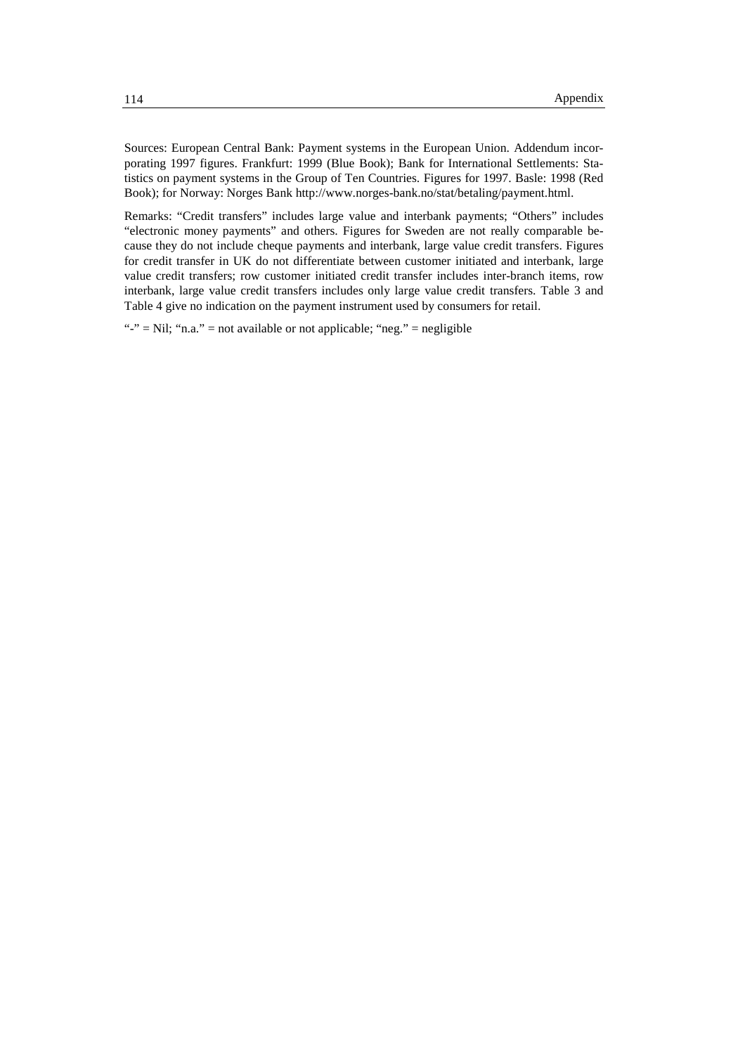Sources: European Central Bank: Payment systems in the European Union. Addendum incorporating 1997 figures. Frankfurt: 1999 (Blue Book); Bank for International Settlements: Statistics on payment systems in the Group of Ten Countries. Figures for 1997. Basle: 1998 (Red Book); for Norway: Norges Bank http://www.norges-bank.no/stat/betaling/payment.html.

Remarks: "Credit transfers" includes large value and interbank payments; "Others" includes "electronic money payments" and others. Figures for Sweden are not really comparable because they do not include cheque payments and interbank, large value credit transfers. Figures for credit transfer in UK do not differentiate between customer initiated and interbank, large value credit transfers; row customer initiated credit transfer includes inter-branch items, row interbank, large value credit transfers includes only large value credit transfers. Table 3 and Table 4 give no indication on the payment instrument used by consumers for retail.

"-" = Nil; "n.a." = not available or not applicable; "neg." = negligible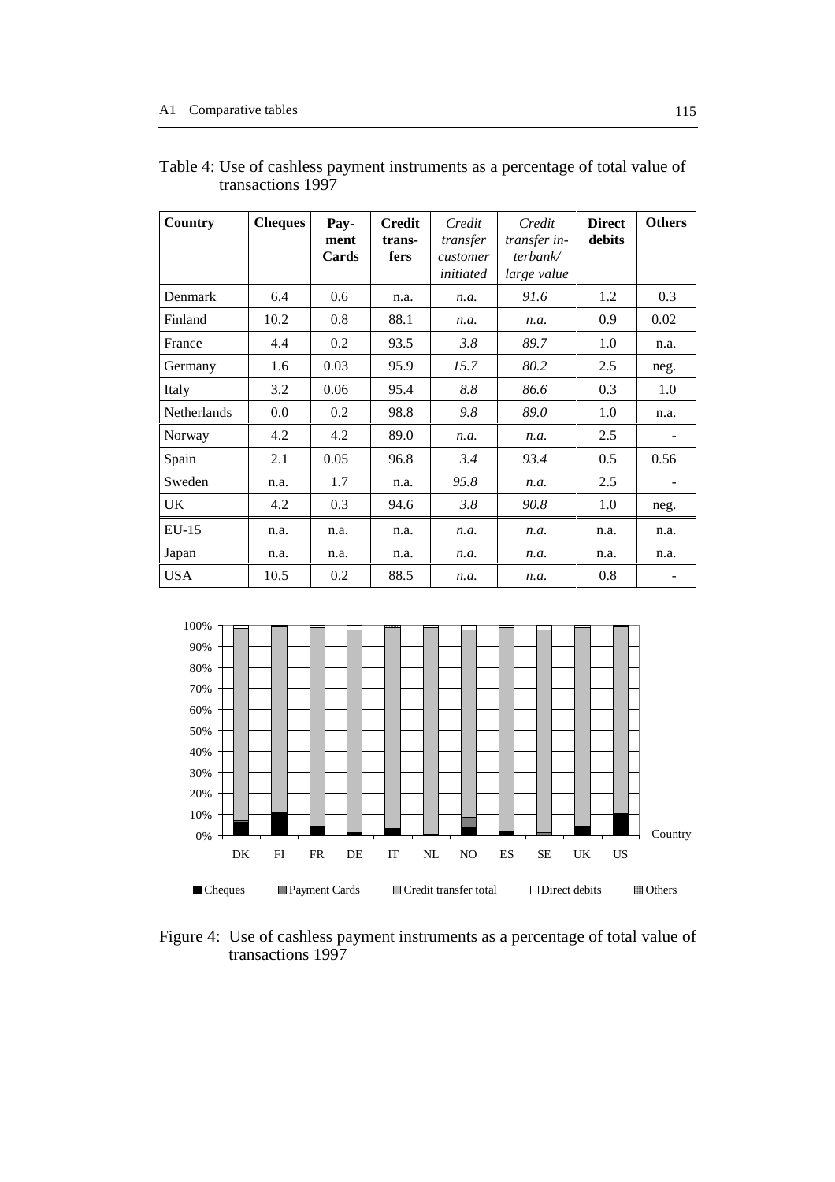Table 4: Use of cashless payment instruments as a percentage of total value of transactions 1997

| Country | Cheques | Payment Cards | Credit transfers | *Credit transfer customer initiated* | *Credit transfer interbank/ large value* | Direct debits | Others |
|---|---|---|---|---|---|---|---|
| Denmark | 6.4 | 0.6 | n.a. | *n.a.* | *91.6* | 1.2 | 0.3 |
| Finland | 10.2 | 0.8 | 88.1 | *n.a.* | *n.a.* | 0.9 | 0.02 |
| France | 4.4 | 0.2 | 93.5 | *3.8* | *89.7* | 1.0 | n.a. |
| Germany | 1.6 | 0.03 | 95.9 | *15.7* | *80.2* | 2.5 | neg. |
| Italy | 3.2 | 0.06 | 95.4 | *8.8* | *86.6* | 0.3 | 1.0 |
| Netherlands | 0.0 | 0.2 | 98.8 | *9.8* | *89.0* | 1.0 | n.a. |
| Norway | 4.2 | 4.2 | 89.0 | *n.a.* | *n.a.* | 2.5 | - |
| Spain | 2.1 | 0.05 | 96.8 | *3.4* | *93.4* | 0.5 | 0.56 |
| Sweden | n.a. | 1.7 | n.a. | *95.8* | *n.a.* | 2.5 | - |
| UK | 4.2 | 0.3 | 94.6 | *3.8* | *90.8* | 1.0 | neg. |
| EU-15 | n.a. | n.a. | n.a. | *n.a.* | *n.a.* | n.a. | n.a. |
| Japan | n.a. | n.a. | n.a. | *n.a.* | *n.a.* | n.a. | n.a. |
| USA | 10.5 | 0.2 | 88.5 | *n.a.* | *n.a.* | 0.8 | - |

100%
90%
80%
70%
60%
50%
40%
30%
20%
10%
0%

DK FI FR DE IT NL NO ES SE UK US

Country

Cheques Payment Cards Credit transfer total Direct debits Others

Figure 4: Use of cashless payment instruments as a percentage of total value of transactions 1997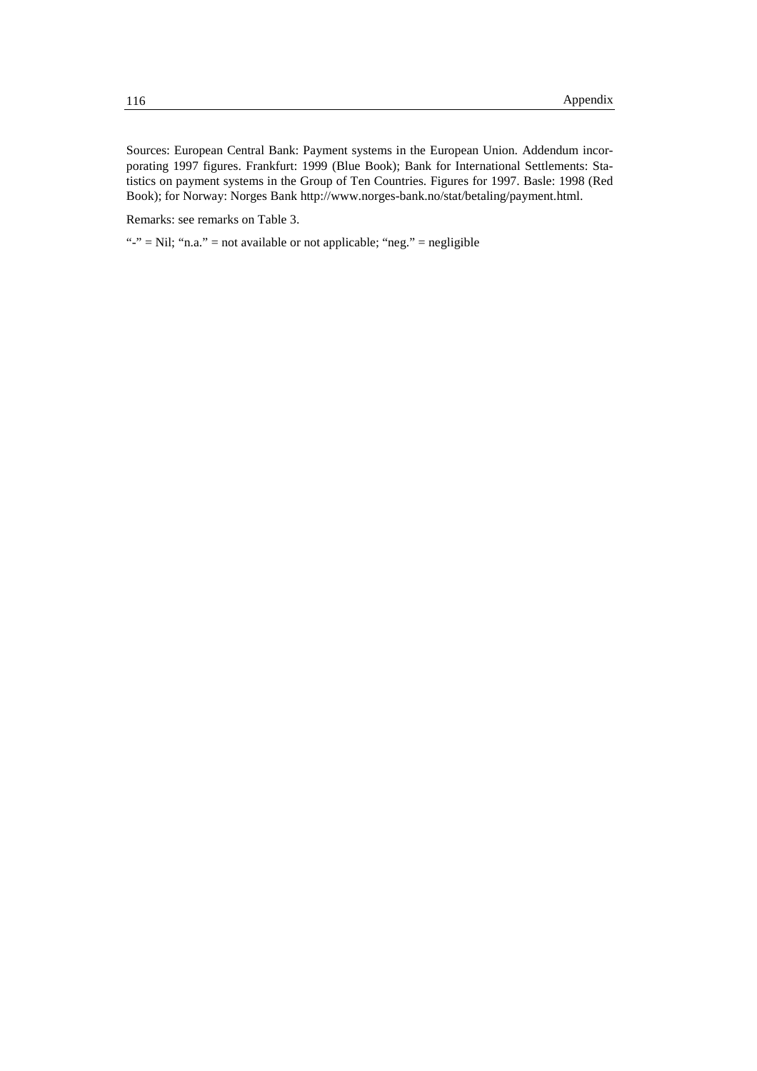Sources: European Central Bank: Payment systems in the European Union. Addendum incorporating 1997 figures. Frankfurt: 1999 (Blue Book); Bank for International Settlements: Statistics on payment systems in the Group of Ten Countries. Figures for 1997. Basle: 1998 (Red Book); for Norway: Norges Bank http://www.norges-bank.no/stat/betaling/payment.html.

Remarks: see remarks on Table 3.

"-" = Nil; "n.a." = not available or not applicable; "neg." = negligible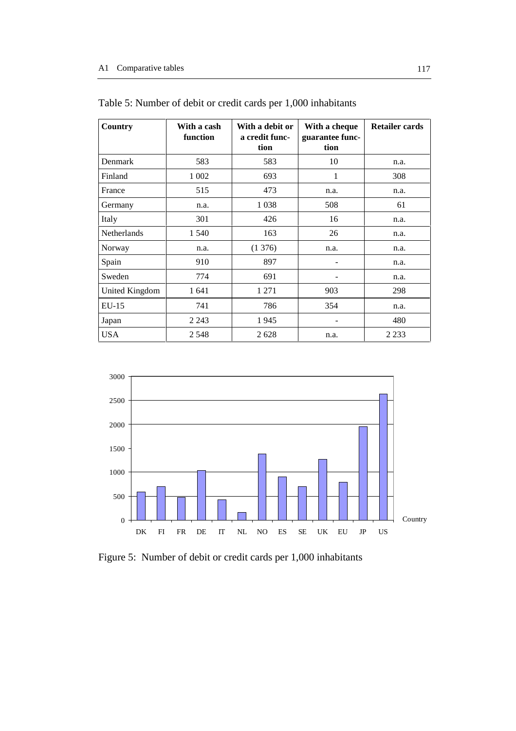Table 5: Number of debit or credit cards per 1,000 inhabitants

| Country | With a cash function | With a debit or a credit function | With a cheque guarantee function | Retailer cards |
|---|---|---|---|---|
| Denmark | 583 | 583 | 10 | n.a. |
| Finland | 1 002 | 693 | 1 | 308 |
| France | 515 | 473 | n.a. | n.a. |
| Germany | n.a. | 1 038 | 508 | 61 |
| Italy | 301 | 426 | 16 | n.a. |
| Netherlands | 1 540 | 163 | 26 | n.a. |
| Norway | n.a. | (1 376) | n.a. | n.a. |
| Spain | 910 | 897 | - | n.a. |
| Sweden | 774 | 691 | - | n.a. |
| United Kingdom | 1 641 | 1 271 | 903 | 298 |
| EU-15 | 741 | 786 | 354 | n.a. |
| Japan | 2 243 | 1 945 | - | 480 |
| USA | 2 548 | 2 628 | n.a. | 2 233 |

Figure 5: Number of debit or credit cards per 1,000 inhabitants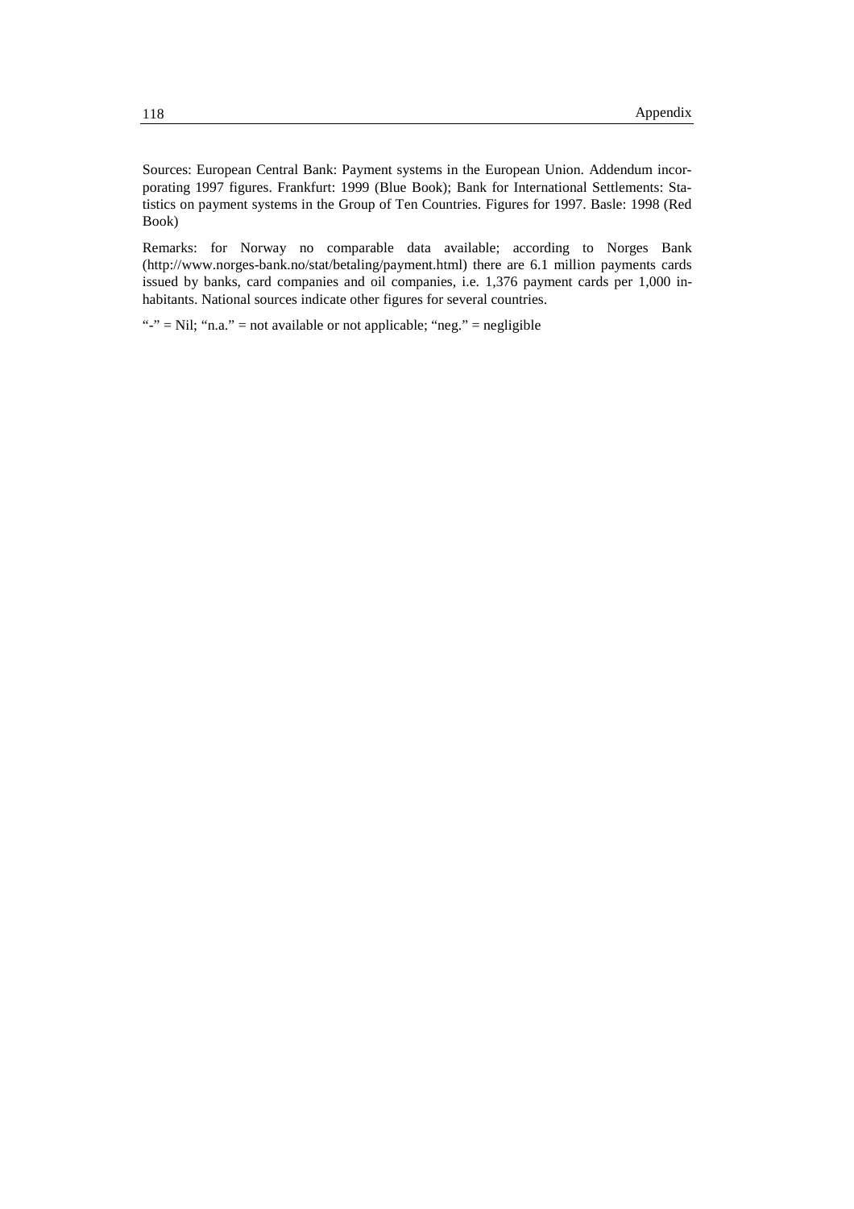Sources: European Central Bank: Payment systems in the European Union. Addendum incorporating 1997 figures. Frankfurt: 1999 (Blue Book); Bank for International Settlements: Statistics on payment systems in the Group of Ten Countries. Figures for 1997. Basle: 1998 (Red Book)

Remarks: for Norway no comparable data available; according to Norges Bank (http://www.norges-bank.no/stat/betaling/payment.html) there are 6.1 million payments cards issued by banks, card companies and oil companies, i.e. 1,376 payment cards per 1,000 inhabitants. National sources indicate other figures for several countries.

"-" = Nil; "n.a." = not available or not applicable; "neg." = negligible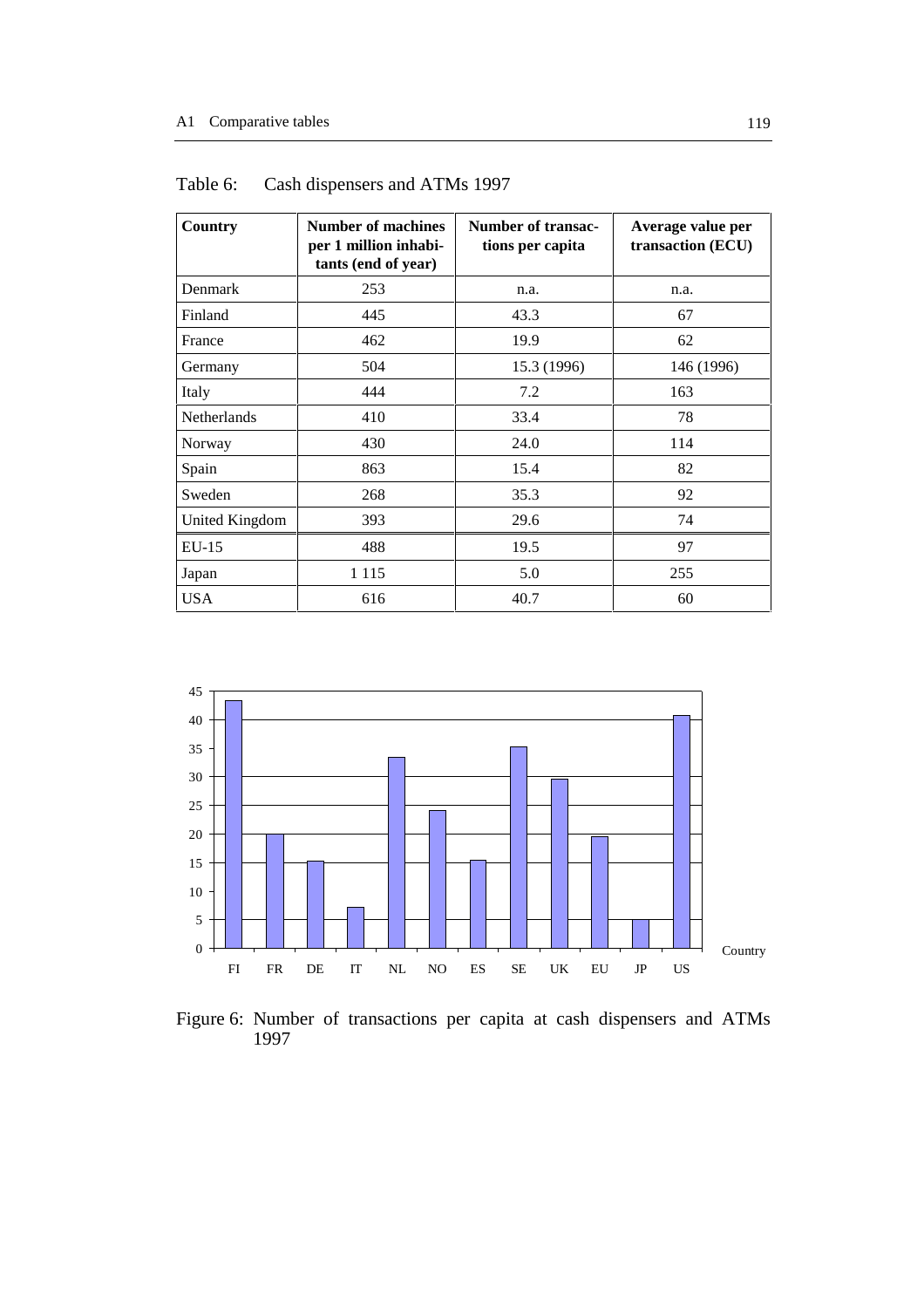Table 6: Cash dispensers and ATMs 1997

| Country | Number of machines per 1 million inhabitants (end of year) | Number of transactions per capita | Average value per transaction (ECU) |
|---|---|---|---|
| Denmark | 253 | n.a. | n.a. |
| Finland | 445 | 43.3 | 67 |
| France | 462 | 19.9 | 62 |
| Germany | 504 | 15.3 (1996) | 146 (1996) |
| Italy | 444 | 7.2 | 163 |
| Netherlands | 410 | 33.4 | 78 |
| Norway | 430 | 24.0 | 114 |
| Spain | 863 | 15.4 | 82 |
| Sweden | 268 | 35.3 | 92 |
| United Kingdom | 393 | 29.6 | 74 |
| EU-15 | 488 | 19.5 | 97 |
| Japan | 1 115 | 5.0 | 255 |
| USA | 616 | 40.7 | 60 |

45
40
35
30
25
20
15
10
5
0

FI FR DE IT NL NO ES SE UK EU JP US

Country

Figure 6: Number of transactions per capita at cash dispensers and ATMs 1997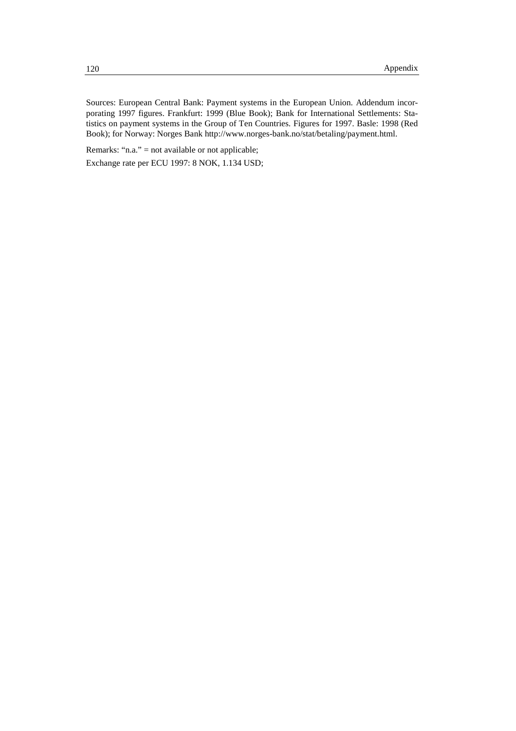Sources: European Central Bank: Payment systems in the European Union. Addendum incorporating 1997 figures. Frankfurt: 1999 (Blue Book); Bank for International Settlements: Statistics on payment systems in the Group of Ten Countries. Figures for 1997. Basle: 1998 (Red Book); for Norway: Norges Bank http://www.norges-bank.no/stat/betaling/payment.html.

Remarks: "n.a." = not available or not applicable;

Exchange rate per ECU 1997: 8 NOK, 1.134 USD;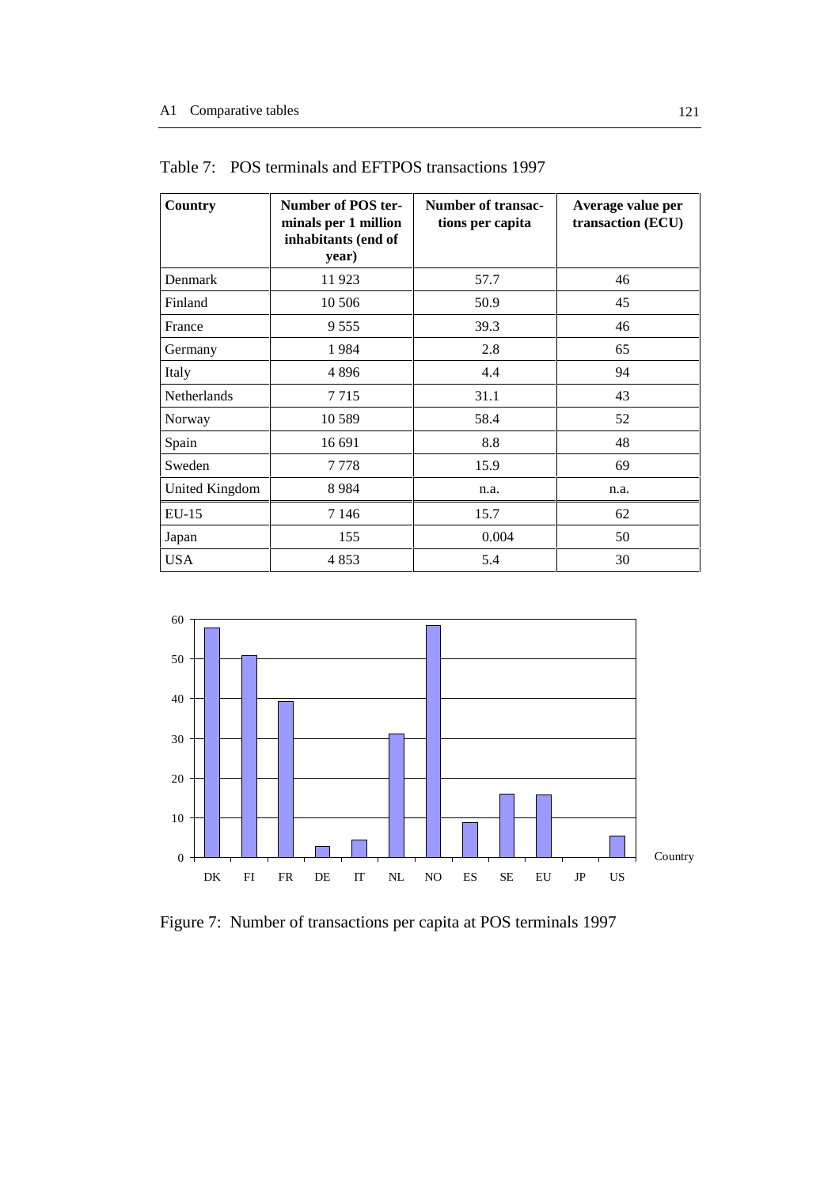Table 7: POS terminals and EFTPOS transactions 1997

| Country | Number of POS terminals per 1 million inhabitants (end of year) | Number of transactions per capita | Average value per transaction (ECU) |
|---|---|---|---|
| Denmark | 11 923 | 57.7 | 46 |
| Finland | 10 506 | 50.9 | 45 |
| France | 9 555 | 39.3 | 46 |
| Germany | 1 984 | 2.8 | 65 |
| Italy | 4 896 | 4.4 | 94 |
| Netherlands | 7 715 | 31.1 | 43 |
| Norway | 10 589 | 58.4 | 52 |
| Spain | 16 691 | 8.8 | 48 |
| Sweden | 7 778 | 15.9 | 69 |
| United Kingdom | 8 984 | n.a. | n.a. |
| EU-15 | 7 146 | 15.7 | 62 |
| Japan | 155 | 0.004 | 50 |
| USA | 4 853 | 5.4 | 30 |

60
50
40
30
20
10
0

DK FI FR DE IT NL NO ES SE EU JP US

Country

Figure 7: Number of transactions per capita at POS terminals 1997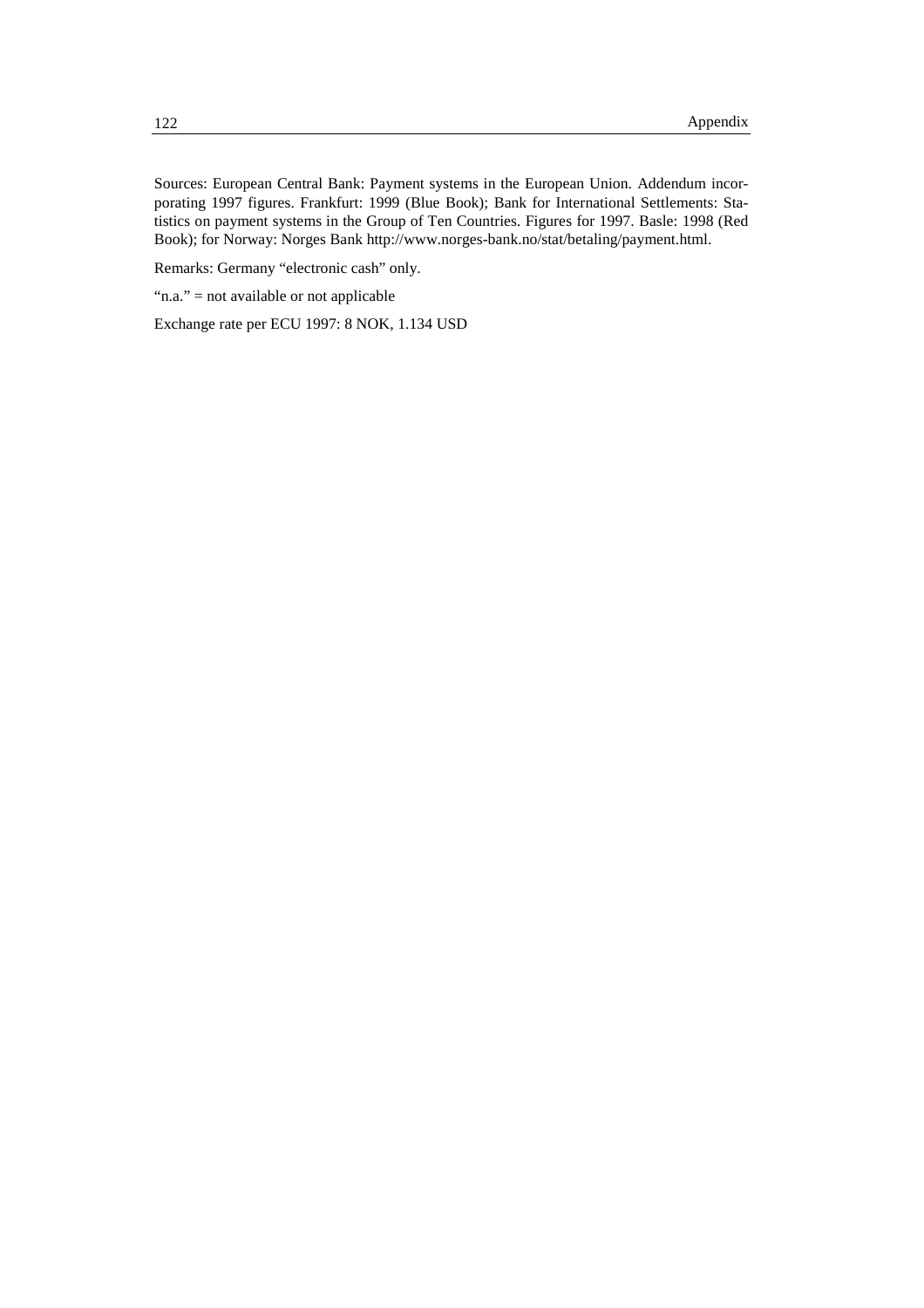Sources: European Central Bank: Payment systems in the European Union. Addendum incorporating 1997 figures. Frankfurt: 1999 (Blue Book); Bank for International Settlements: Statistics on payment systems in the Group of Ten Countries. Figures for 1997. Basle: 1998 (Red Book); for Norway: Norges Bank http://www.norges-bank.no/stat/betaling/payment.html.

Remarks: Germany "electronic cash" only.

"n.a." = not available or not applicable

Exchange rate per ECU 1997: 8 NOK, 1.134 USD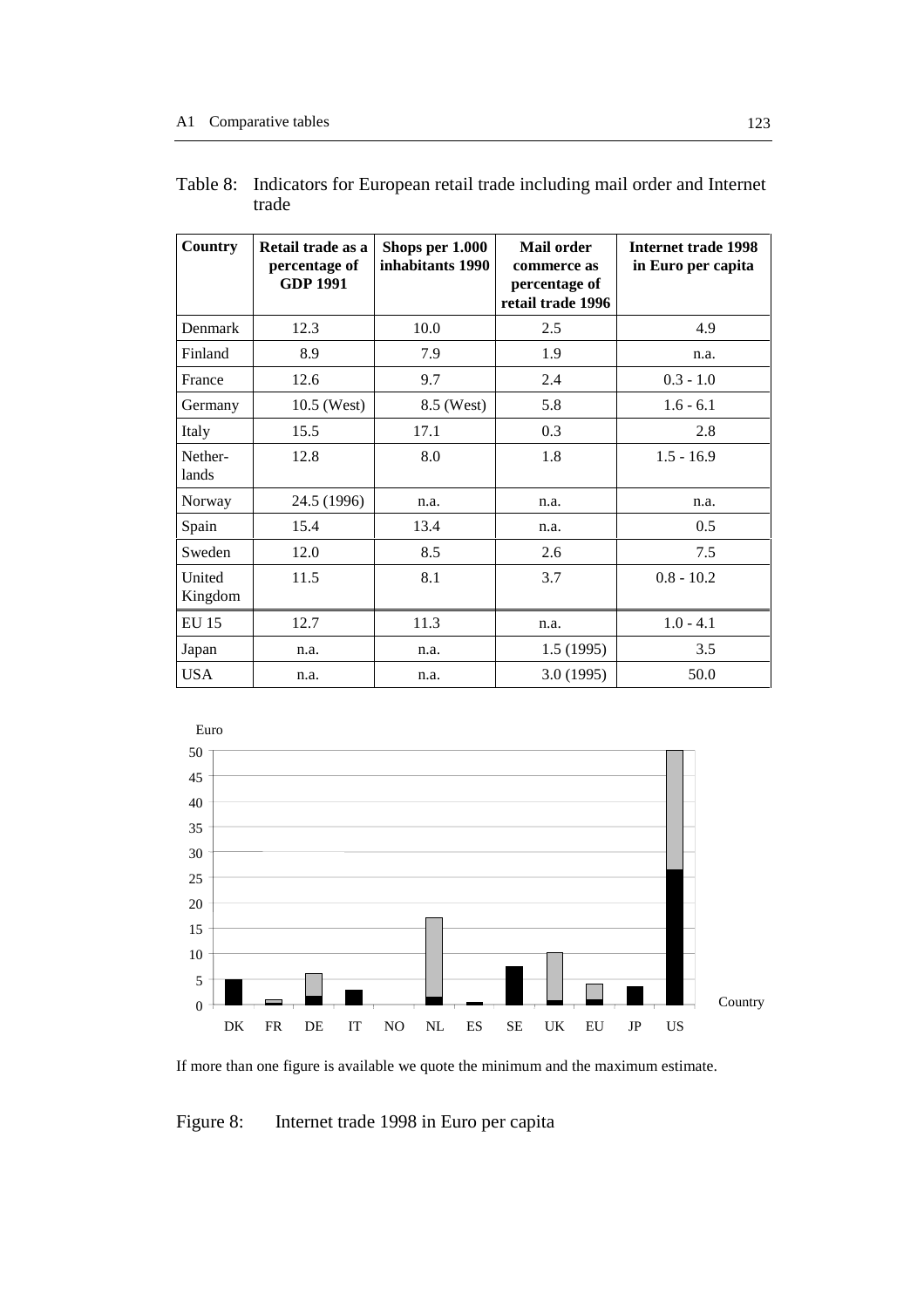Table 8: Indicators for European retail trade including mail order and Internet trade

| Country | Retail trade as a percentage of GDP 1991 | Shops per 1.000 inhabitants 1990 | Mail order commerce as percentage of retail trade 1996 | Internet trade 1998 in Euro per capita |
|---|---|---|---|---|
| Denmark | 12.3 | 10.0 | 2.5 | 4.9 |
| Finland | 8.9 | 7.9 | 1.9 | n.a. |
| France | 12.6 | 9.7 | 2.4 | 0.3 - 1.0 |
| Germany | 10.5 (West) | 8.5 (West) | 5.8 | 1.6 - 6.1 |
| Italy | 15.5 | 17.1 | 0.3 | 2.8 |
| Nether-lands | 12.8 | 8.0 | 1.8 | 1.5 - 16.9 |
| Norway | 24.5 (1996) | n.a. | n.a. | n.a. |
| Spain | 15.4 | 13.4 | n.a. | 0.5 |
| Sweden | 12.0 | 8.5 | 2.6 | 7.5 |
| United Kingdom | 11.5 | 8.1 | 3.7 | 0.8 - 10.2 |
| EU 15 | 12.7 | 11.3 | n.a. | 1.0 - 4.1 |
| Japan | n.a. | n.a. | 1.5 (1995) | 3.5 |
| USA | n.a. | n.a. | 3.0 (1995) | 50.0 |

Euro

50
45
40
35
30
25
20
15
10
5
0

DK FR DE IT NO NL ES SE UK EU JP US

Country

If more than one figure is available we quote the minimum and the maximum estimate.

Figure 8: Internet trade 1998 in Euro per capita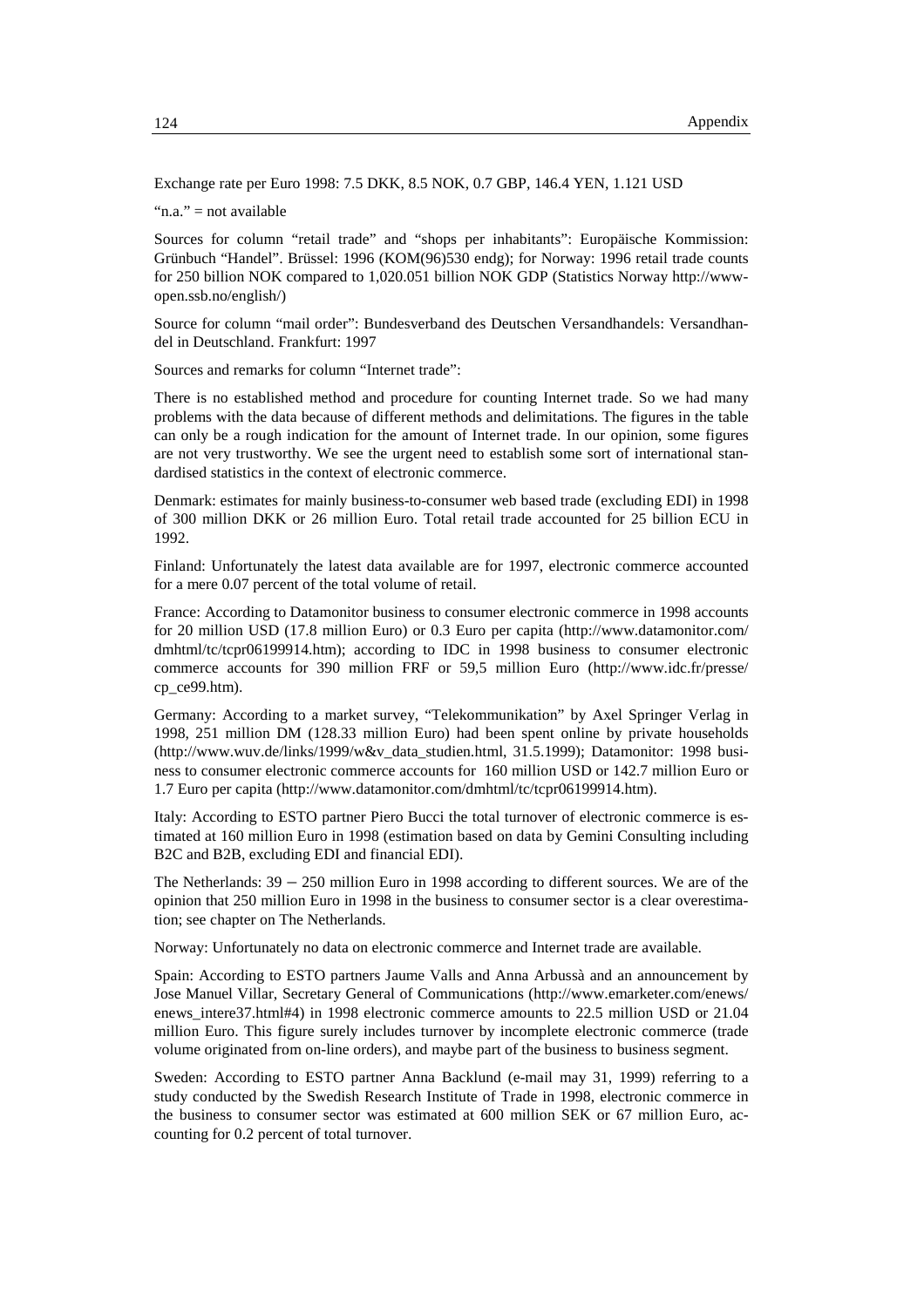Exchange rate per Euro 1998: 7.5 DKK, 8.5 NOK, 0.7 GBP, 146.4 YEN, 1.121 USD

"n.a." = not available

Sources for column "retail trade" and "shops per inhabitants": Europäische Kommission: Grünbuch "Handel". Brüssel: 1996 (KOM(96)530 endg); for Norway: 1996 retail trade counts for 250 billion NOK compared to 1,020.051 billion NOK GDP (Statistics Norway http://www-open.ssb.no/english/)

Source for column "mail order": Bundesverband des Deutschen Versandhandels: Versandhandel in Deutschland. Frankfurt: 1997

Sources and remarks for column "Internet trade":

There is no established method and procedure for counting Internet trade. So we had many problems with the data because of different methods and delimitations. The figures in the table can only be a rough indication for the amount of Internet trade. In our opinion, some figures are not very trustworthy. We see the urgent need to establish some sort of international standardised statistics in the context of electronic commerce.

Denmark: estimates for mainly business-to-consumer web based trade (excluding EDI) in 1998 of 300 million DKK or 26 million Euro. Total retail trade accounted for 25 billion ECU in 1992.

Finland: Unfortunately the latest data available are for 1997, electronic commerce accounted for a mere 0.07 percent of the total volume of retail.

France: According to Datamonitor business to consumer electronic commerce in 1998 accounts for 20 million USD (17.8 million Euro) or 0.3 Euro per capita (http://www.datamonitor.com/dmhtml/tc/tcpr06199914.htm); according to IDC in 1998 business to consumer electronic commerce accounts for 390 million FRF or 59,5 million Euro (http://www.idc.fr/presse/cp_ce99.htm).

Germany: According to a market survey, "Telekommunikation" by Axel Springer Verlag in 1998, 251 million DM (128.33 million Euro) had been spent online by private households (http://www.wuv.de/links/1999/w&v_data_studien.html, 31.5.1999); Datamonitor: 1998 business to consumer electronic commerce accounts for 160 million USD or 142.7 million Euro or 1.7 Euro per capita (http://www.datamonitor.com/dmhtml/tc/tcpr06199914.htm).

Italy: According to ESTO partner Piero Bucci the total turnover of electronic commerce is estimated at 160 million Euro in 1998 (estimation based on data by Gemini Consulting including B2C and B2B, excluding EDI and financial EDI).

The Netherlands: 39 – 250 million Euro in 1998 according to different sources. We are of the opinion that 250 million Euro in 1998 in the business to consumer sector is a clear overestimation; see chapter on The Netherlands.

Norway: Unfortunately no data on electronic commerce and Internet trade are available.

Spain: According to ESTO partners Jaume Valls and Anna Arbussà and an announcement by Jose Manuel Villar, Secretary General of Communications (http://www.emarketer.com/enews/enews_intere37.html#4) in 1998 electronic commerce amounts to 22.5 million USD or 21.04 million Euro. This figure surely includes turnover by incomplete electronic commerce (trade volume originated from on-line orders), and maybe part of the business to business segment.

Sweden: According to ESTO partner Anna Backlund (e-mail may 31, 1999) referring to a study conducted by the Swedish Research Institute of Trade in 1998, electronic commerce in the business to consumer sector was estimated at 600 million SEK or 67 million Euro, accounting for 0.2 percent of total turnover.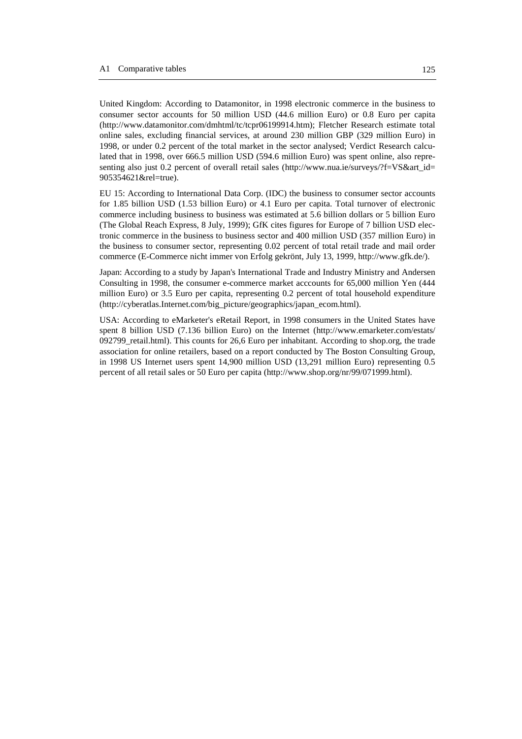United Kingdom: According to Datamonitor, in 1998 electronic commerce in the business to consumer sector accounts for 50 million USD (44.6 million Euro) or 0.8 Euro per capita (http://www.datamonitor.com/dmhtml/tc/tcpr06199914.htm); Fletcher Research estimate total online sales, excluding financial services, at around 230 million GBP (329 million Euro) in 1998, or under 0.2 percent of the total market in the sector analysed; Verdict Research calculated that in 1998, over 666.5 million USD (594.6 million Euro) was spent online, also representing also just 0.2 percent of overall retail sales (http://www.nua.ie/surveys/?f=VS&art_id=905354621&rel=true).

EU 15: According to International Data Corp. (IDC) the business to consumer sector accounts for 1.85 billion USD (1.53 billion Euro) or 4.1 Euro per capita. Total turnover of electronic commerce including business to business was estimated at 5.6 billion dollars or 5 billion Euro (The Global Reach Express, 8 July, 1999); GfK cites figures for Europe of 7 billion USD electronic commerce in the business to business sector and 400 million USD (357 million Euro) in the business to consumer sector, representing 0.02 percent of total retail trade and mail order commerce (E-Commerce nicht immer von Erfolg gekrönt, July 13, 1999, http://www.gfk.de/).

Japan: According to a study by Japan's International Trade and Industry Ministry and Andersen Consulting in 1998, the consumer e-commerce market acccounts for 65,000 million Yen (444 million Euro) or 3.5 Euro per capita, representing 0.2 percent of total household expenditure (http://cyberatlas.Internet.com/big_picture/geographics/japan_ecom.html).

USA: According to eMarketer's eRetail Report, in 1998 consumers in the United States have spent 8 billion USD (7.136 billion Euro) on the Internet (http://www.emarketer.com/estats/092799_retail.html). This counts for 26,6 Euro per inhabitant. According to shop.org, the trade association for online retailers, based on a report conducted by The Boston Consulting Group, in 1998 US Internet users spent 14,900 million USD (13,291 million Euro) representing 0.5 percent of all retail sales or 50 Euro per capita (http://www.shop.org/nr/99/071999.html).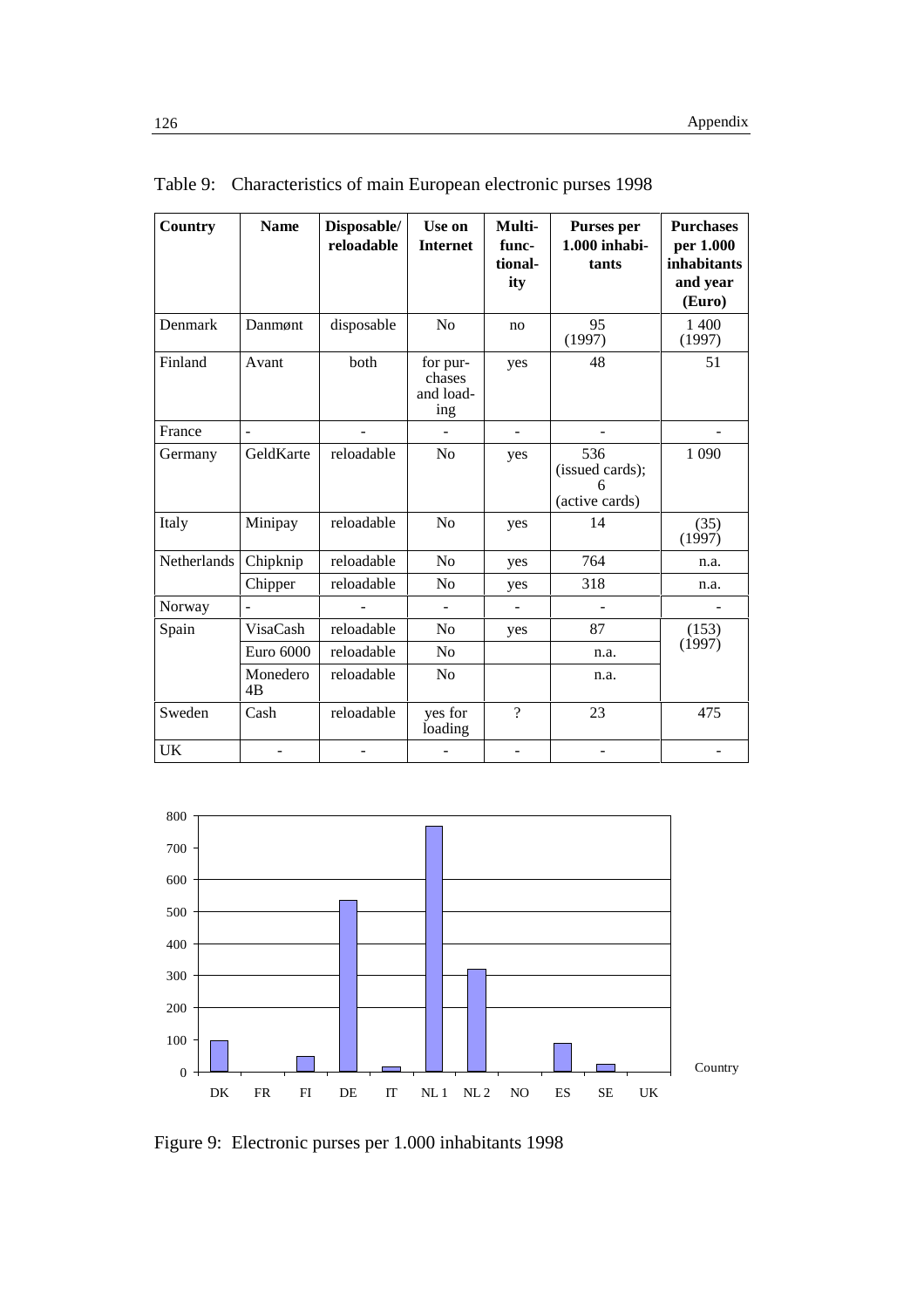Table 9: Characteristics of main European electronic purses 1998

| Country | Name | Disposable/ reloadable | Use on Internet | Multi-functionality | Purses per 1.000 inhabitants | Purchases per 1.000 inhabitants and year (Euro) |
|---|---|---|---|---|---|---|
| Denmark | Danmønt | disposable | No | no | 95 (1997) | 1 400 (1997) |
| Finland | Avant | both | for purchases and loading | yes | 48 | 51 |
| France | - | - | - | - | - | - |
| Germany | GeldKarte | reloadable | No | yes | 536 (issued cards); 6 (active cards) | 1 090 |
| Italy | Minipay | reloadable | No | yes | 14 | (35) (1997) |
| Netherlands | Chipknip | reloadable | No | yes | 764 | n.a. |
| | Chipper | reloadable | No | yes | 318 | n.a. |
| Norway | - | - | - | - | - | - |
| Spain | VisaCash | reloadable | No | yes | 87 | (153) (1997) |
| | Euro 6000 | reloadable | No | | n.a. | |
| | Monedero 4B | reloadable | No | | n.a. | |
| Sweden | Cash | reloadable | yes for loading | ? | 23 | 475 |
| UK | - | - | - | - | - | - |

800
700
600
500
400
300
200
100
0

DK FR FI DE IT NL 1 NL 2 NO ES SE UK

Country

Figure 9: Electronic purses per 1.000 inhabitants 1998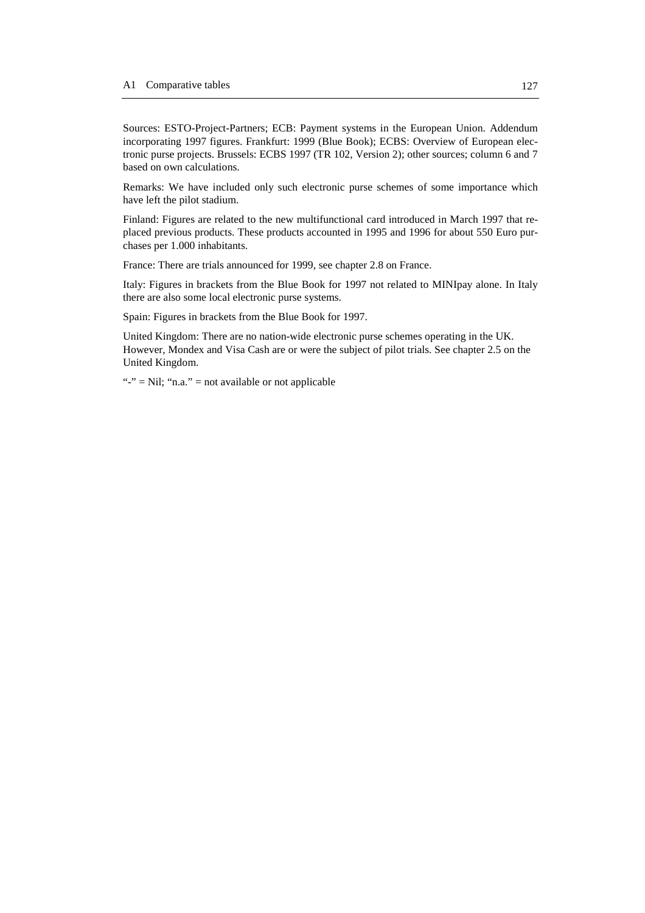Sources: ESTO-Project-Partners; ECB: Payment systems in the European Union. Addendum incorporating 1997 figures. Frankfurt: 1999 (Blue Book); ECBS: Overview of European electronic purse projects. Brussels: ECBS 1997 (TR 102, Version 2); other sources; column 6 and 7 based on own calculations.

Remarks: We have included only such electronic purse schemes of some importance which have left the pilot stadium.

Finland: Figures are related to the new multifunctional card introduced in March 1997 that replaced previous products. These products accounted in 1995 and 1996 for about 550 Euro purchases per 1.000 inhabitants.

France: There are trials announced for 1999, see chapter 2.8 on France.

Italy: Figures in brackets from the Blue Book for 1997 not related to MINIpay alone. In Italy there are also some local electronic purse systems.

Spain: Figures in brackets from the Blue Book for 1997.

United Kingdom: There are no nation-wide electronic purse schemes operating in the UK. However, Mondex and Visa Cash are or were the subject of pilot trials. See chapter 2.5 on the United Kingdom.

"-" = Nil; "n.a." = not available or not applicable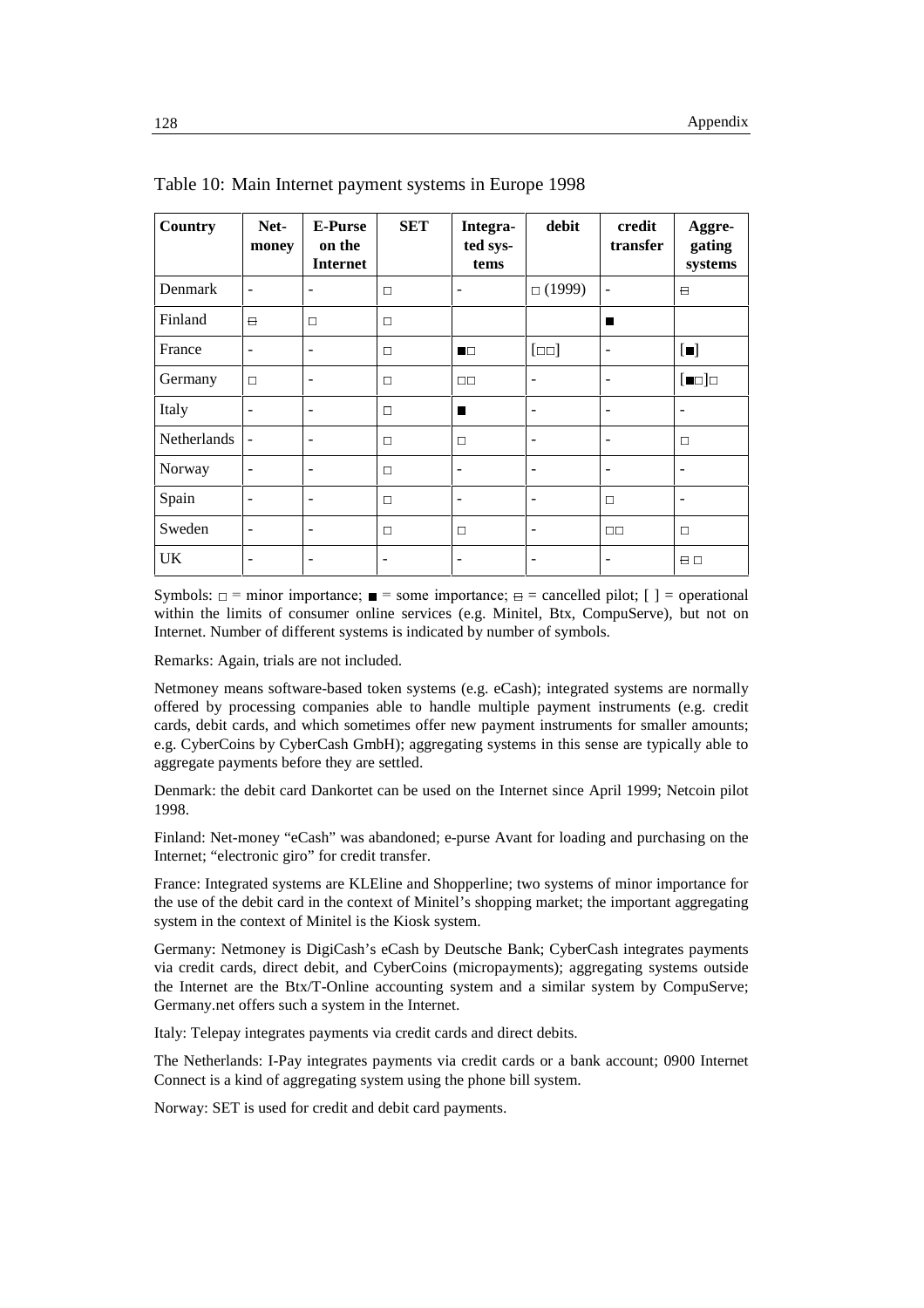Table 10: Main Internet payment systems in Europe 1998

| Country | Net-money | E-Purse on the Internet | SET | Integrated systems | debit | credit transfer | Aggregating systems |
|---|---|---|---|---|---|---|---|
| Denmark | - | - | □ | - | □ (1999) | - | ⊟ |
| Finland | ⊟ | □ | □ | | | ■ | |
| France | - | - | □ | ■□ | [□□] | - | [■] |
| Germany | □ | - | □ | □□ | - | - | [■□]□ |
| Italy | - | - | □ | ■ | - | - | - |
| Netherlands | - | - | □ | □ | - | - | □ |
| Norway | - | - | □ | - | - | - | - |
| Spain | - | - | □ | - | - | □ | - |
| Sweden | - | - | □ | □ | - | □□ | □ |
| UK | - | - | - | - | - | - | ⊟ □ |

Symbols: □ = minor importance; ■ = some importance; ⊟ = cancelled pilot; [ ] = operational within the limits of consumer online services (e.g. Minitel, Btx, CompuServe), but not on Internet. Number of different systems is indicated by number of symbols.

Remarks: Again, trials are not included.

Netmoney means software-based token systems (e.g. eCash); integrated systems are normally offered by processing companies able to handle multiple payment instruments (e.g. credit cards, debit cards, and which sometimes offer new payment instruments for smaller amounts; e.g. CyberCoins by CyberCash GmbH); aggregating systems in this sense are typically able to aggregate payments before they are settled.

Denmark: the debit card Dankortet can be used on the Internet since April 1999; Netcoin pilot 1998.

Finland: Net-money "eCash" was abandoned; e-purse Avant for loading and purchasing on the Internet; "electronic giro" for credit transfer.

France: Integrated systems are KLEline and Shopperline; two systems of minor importance for the use of the debit card in the context of Minitel's shopping market; the important aggregating system in the context of Minitel is the Kiosk system.

Germany: Netmoney is DigiCash's eCash by Deutsche Bank; CyberCash integrates payments via credit cards, direct debit, and CyberCoins (micropayments); aggregating systems outside the Internet are the Btx/T-Online accounting system and a similar system by CompuServe; Germany.net offers such a system in the Internet.

Italy: Telepay integrates payments via credit cards and direct debits.

The Netherlands: I-Pay integrates payments via credit cards or a bank account; 0900 Internet Connect is a kind of aggregating system using the phone bill system.

Norway: SET is used for credit and debit card payments.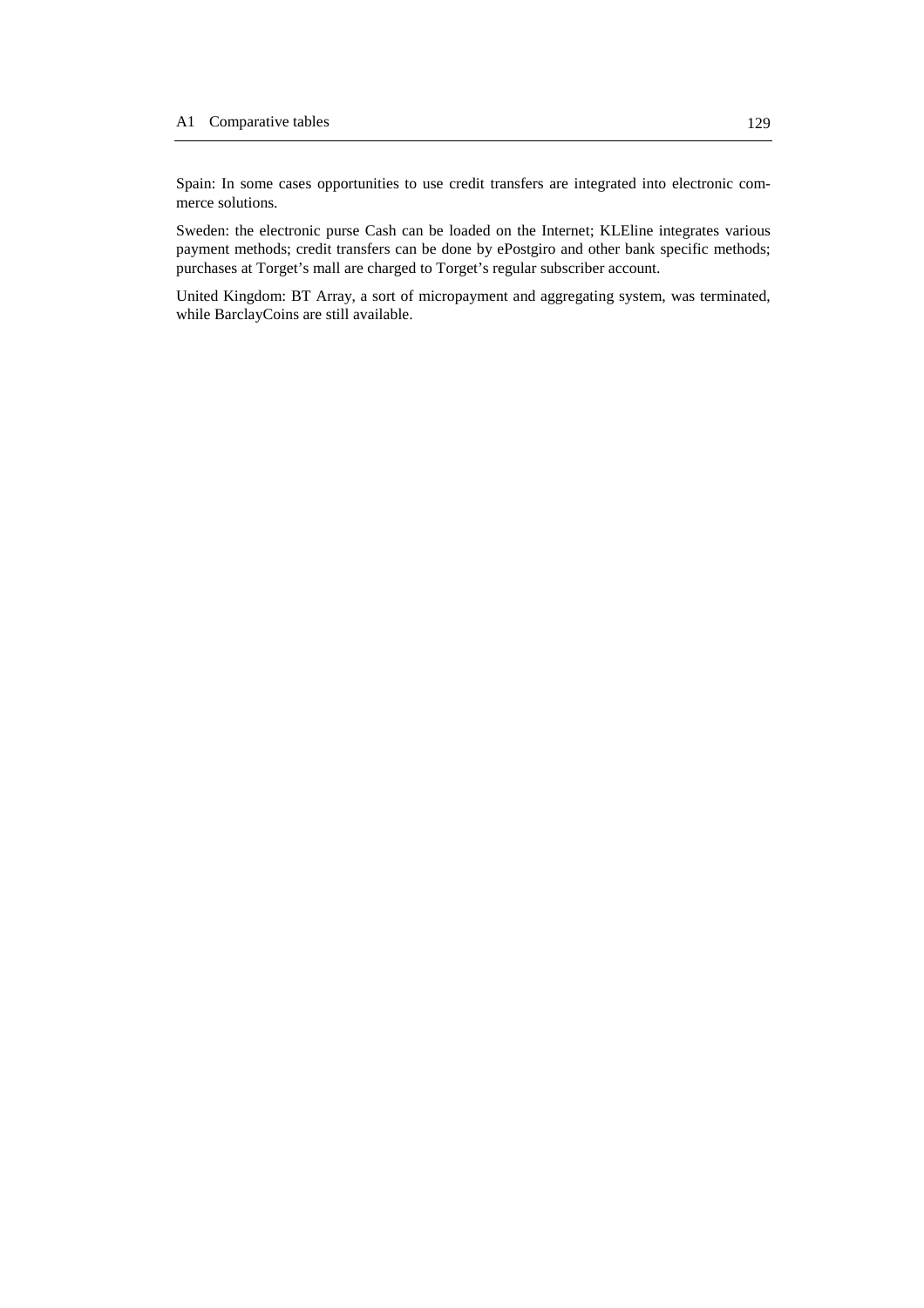Spain: In some cases opportunities to use credit transfers are integrated into electronic commerce solutions.

Sweden: the electronic purse Cash can be loaded on the Internet; KLEline integrates various payment methods; credit transfers can be done by ePostgiro and other bank specific methods; purchases at Torget's mall are charged to Torget's regular subscriber account.

United Kingdom: BT Array, a sort of micropayment and aggregating system, was terminated, while BarclayCoins are still available.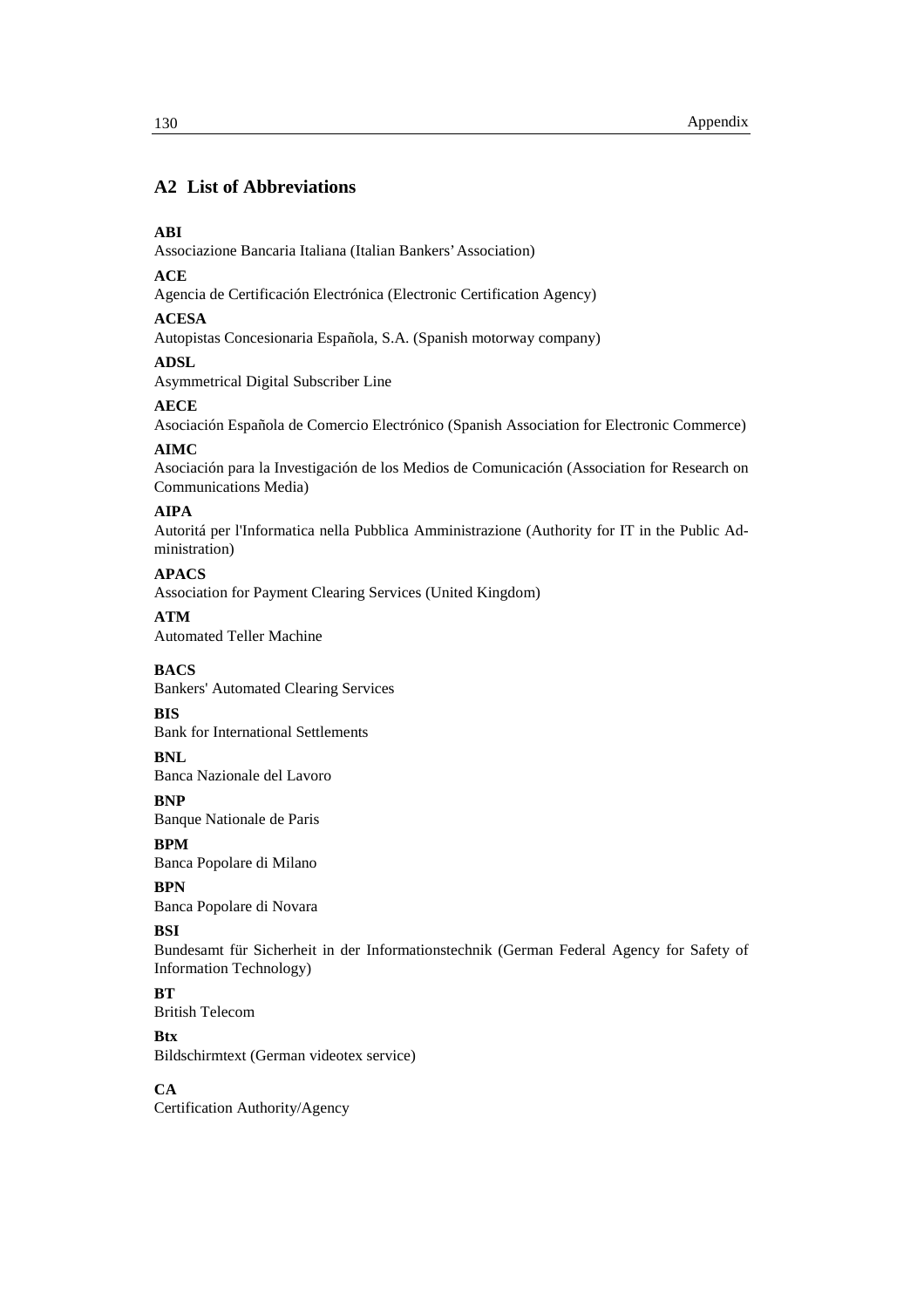## A2 List of Abbreviations

**ABI**
Associazione Bancaria Italiana (Italian Bankers' Association)

**ACE**
Agencia de Certificación Electrónica (Electronic Certification Agency)

**ACESA**
Autopistas Concesionaria Española, S.A. (Spanish motorway company)

**ADSL**
Asymmetrical Digital Subscriber Line

**AECE**
Asociación Española de Comercio Electrónico (Spanish Association for Electronic Commerce)

**AIMC**
Asociación para la Investigación de los Medios de Comunicación (Association for Research on Communications Media)

**AIPA**
Autoritá per l'Informatica nella Pubblica Amministrazione (Authority for IT in the Public Administration)

**APACS**
Association for Payment Clearing Services (United Kingdom)

**ATM**
Automated Teller Machine

**BACS**
Bankers' Automated Clearing Services

**BIS**
Bank for International Settlements

**BNL**
Banca Nazionale del Lavoro

**BNP**
Banque Nationale de Paris

**BPM**
Banca Popolare di Milano

**BPN**
Banca Popolare di Novara

**BSI**
Bundesamt für Sicherheit in der Informationstechnik (German Federal Agency for Safety of Information Technology)

**BT**
British Telecom

**Btx**
Bildschirmtext (German videotex service)

**CA**
Certification Authority/Agency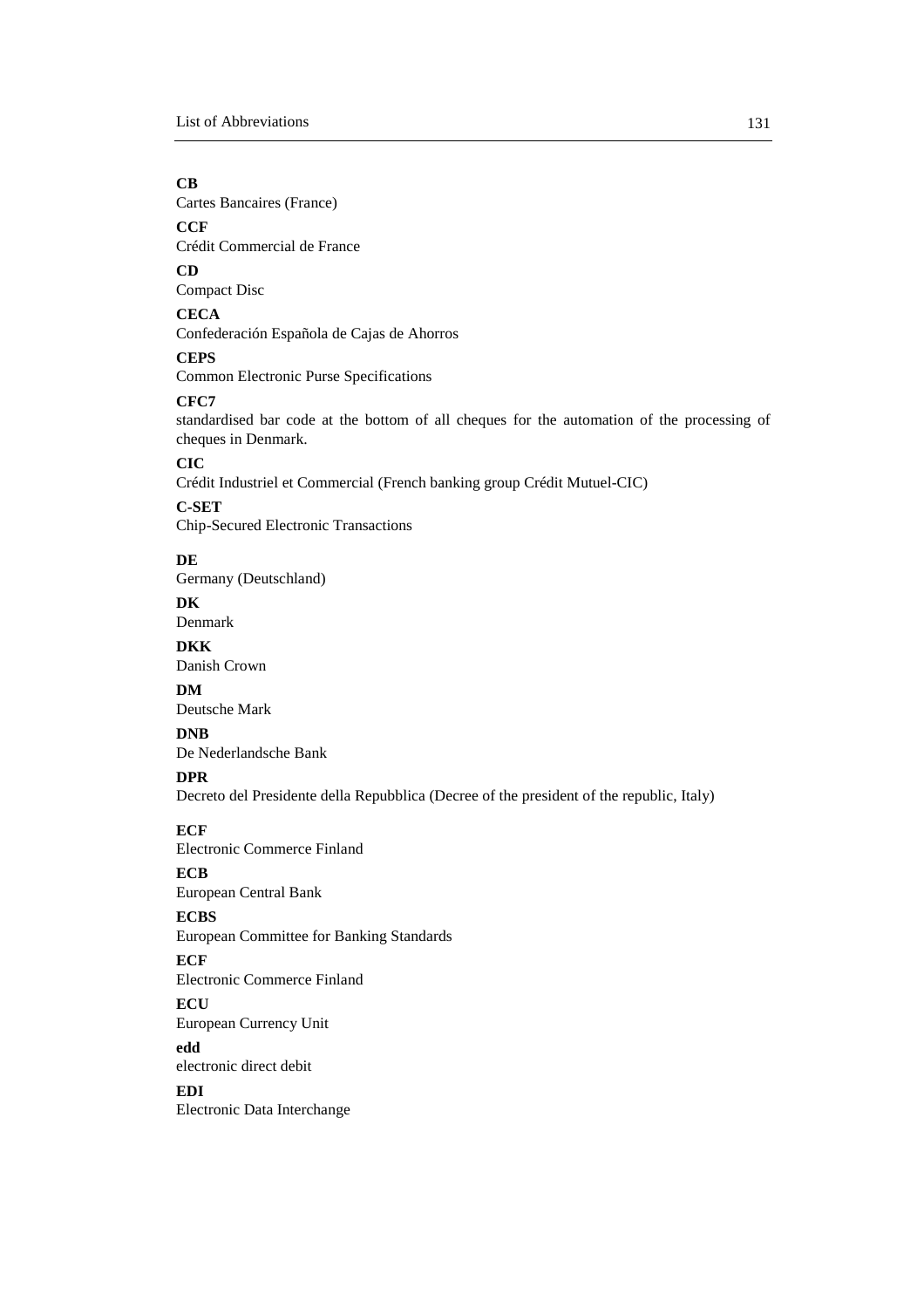**CB**
Cartes Bancaires (France)

**CCF**
Crédit Commercial de France

**CD**
Compact Disc

**CECA**
Confederación Española de Cajas de Ahorros

**CEPS**
Common Electronic Purse Specifications

**CFC7**
standardised bar code at the bottom of all cheques for the automation of the processing of cheques in Denmark.

**CIC**
Crédit Industriel et Commercial (French banking group Crédit Mutuel-CIC)

**C-SET**
Chip-Secured Electronic Transactions

**DE**
Germany (Deutschland)

**DK**
Denmark

**DKK**
Danish Crown

**DM**
Deutsche Mark

**DNB**
De Nederlandsche Bank

**DPR**
Decreto del Presidente della Repubblica (Decree of the president of the republic, Italy)

**ECF**
Electronic Commerce Finland

**ECB**
European Central Bank

**ECBS**
European Committee for Banking Standards

**ECF**
Electronic Commerce Finland

**ECU**
European Currency Unit

**edd**
electronic direct debit

**EDI**
Electronic Data Interchange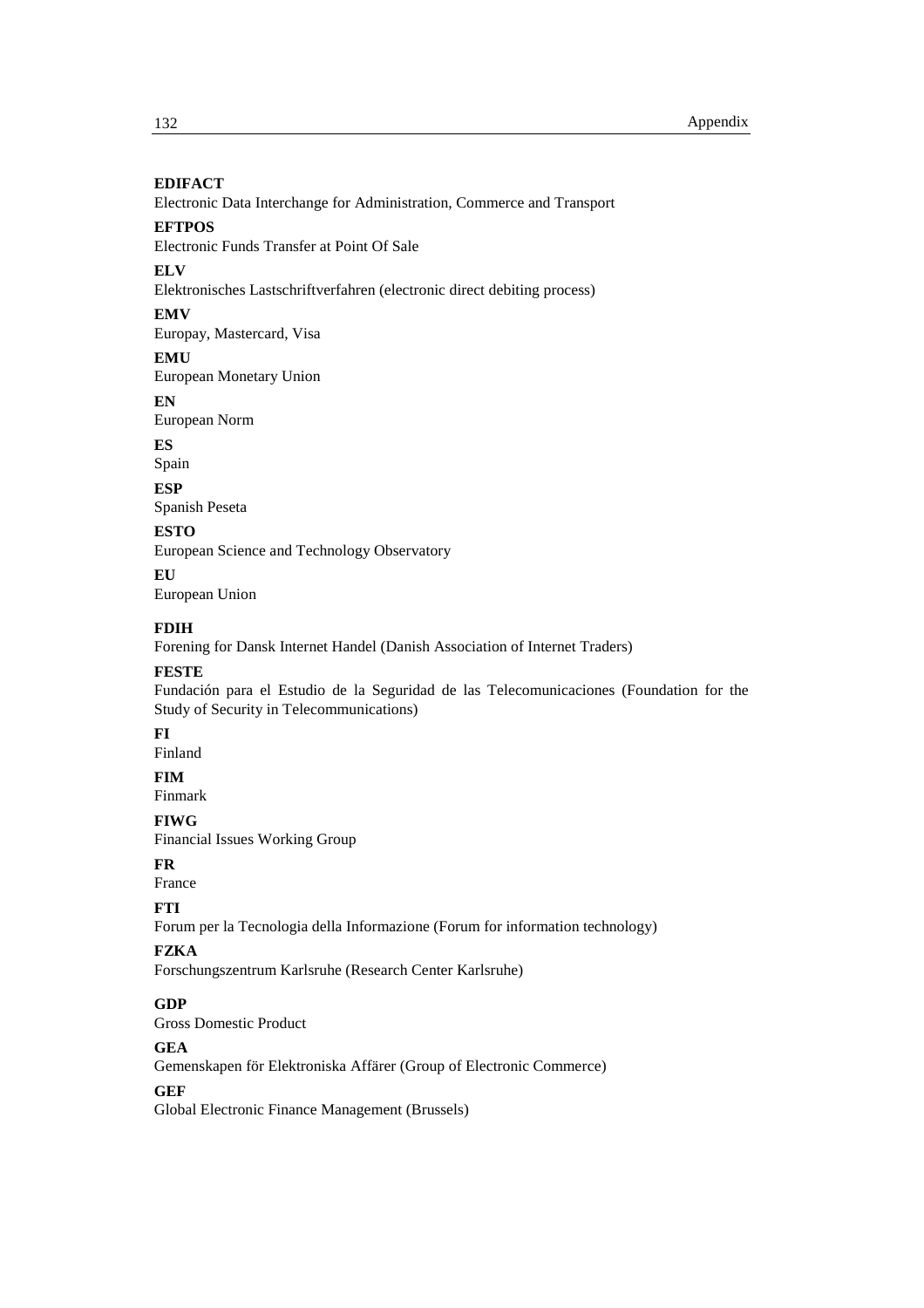**EDIFACT**
Electronic Data Interchange for Administration, Commerce and Transport

**EFTPOS**
Electronic Funds Transfer at Point Of Sale

**ELV**
Elektronisches Lastschriftverfahren (electronic direct debiting process)

**EMV**
Europay, Mastercard, Visa

**EMU**
European Monetary Union

**EN**
European Norm

**ES**
Spain

**ESP**
Spanish Peseta

**ESTO**
European Science and Technology Observatory

**EU**
European Union

**FDIH**
Forening for Dansk Internet Handel (Danish Association of Internet Traders)

**FESTE**
Fundación para el Estudio de la Seguridad de las Telecomunicaciones (Foundation for the Study of Security in Telecommunications)

**FI**
Finland

**FIM**
Finmark

**FIWG**
Financial Issues Working Group

**FR**
France

**FTI**
Forum per la Tecnologia della Informazione (Forum for information technology)

**FZKA**
Forschungszentrum Karlsruhe (Research Center Karlsruhe)

**GDP**
Gross Domestic Product

**GEA**
Gemenskapen för Elektroniska Affärer (Group of Electronic Commerce)

**GEF**
Global Electronic Finance Management (Brussels)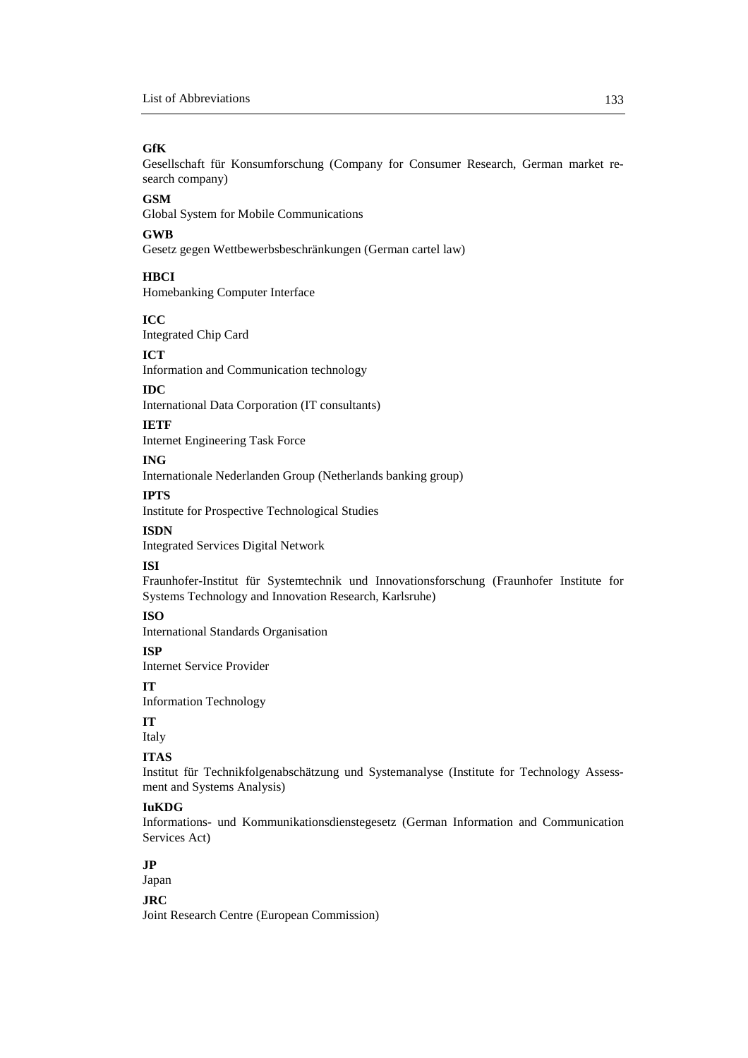**GfK**
Gesellschaft für Konsumforschung (Company for Consumer Research, German market research company)

**GSM**
Global System for Mobile Communications

**GWB**
Gesetz gegen Wettbewerbsbeschränkungen (German cartel law)

**HBCI**
Homebanking Computer Interface

**ICC**
Integrated Chip Card

**ICT**
Information and Communication technology

**IDC**
International Data Corporation (IT consultants)

**IETF**
Internet Engineering Task Force

**ING**
Internationale Nederlanden Group (Netherlands banking group)

**IPTS**
Institute for Prospective Technological Studies

**ISDN**
Integrated Services Digital Network

**ISI**
Fraunhofer-Institut für Systemtechnik und Innovationsforschung (Fraunhofer Institute for Systems Technology and Innovation Research, Karlsruhe)

**ISO**
International Standards Organisation

**ISP**
Internet Service Provider

**IT**
Information Technology

**IT**
Italy

**ITAS**
Institut für Technikfolgenabschätzung und Systemanalyse (Institute for Technology Assessment and Systems Analysis)

**IuKDG**
Informations- und Kommunikationsdienstegesetz (German Information and Communication Services Act)

**JP**
Japan

**JRC**
Joint Research Centre (European Commission)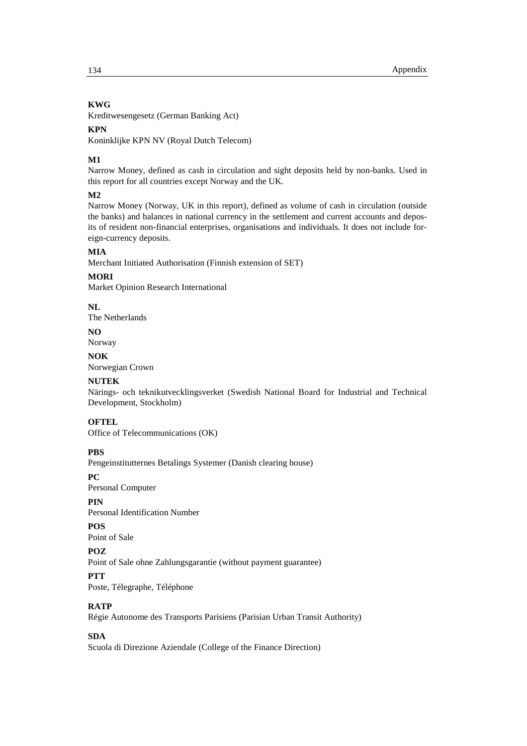**KWG**

Kreditwesengesetz (German Banking Act)

**KPN**

Koninklijke KPN NV (Royal Dutch Telecom)

**M1**

Narrow Money, defined as cash in circulation and sight deposits held by non-banks. Used in this report for all countries except Norway and the UK.

**M2**

Narrow Money (Norway, UK in this report), defined as volume of cash in circulation (outside the banks) and balances in national currency in the settlement and current accounts and deposits of resident non-financial enterprises, organisations and individuals. It does not include foreign-currency deposits.

**MIA**

Merchant Initiated Authorisation (Finnish extension of SET)

**MORI**

Market Opinion Research International

**NL**

The Netherlands

**NO**

Norway

**NOK**

Norwegian Crown

**NUTEK**

Närings- och teknikutvecklingsverket (Swedish National Board for Industrial and Technical Development, Stockholm)

**OFTEL**

Office of Telecommunications (OK)

**PBS**

Pengeinstitutternes Betalings Systemer (Danish clearing house)

**PC**

Personal Computer

**PIN**

Personal Identification Number

**POS**

Point of Sale

**POZ**

Point of Sale ohne Zahlungsgarantie (without payment guarantee)

**PTT**

Poste, Télegraphe, Téléphone

**RATP**

Régie Autonome des Transports Parisiens (Parisian Urban Transit Authority)

**SDA**

Scuola di Direzione Aziendale (College of the Finance Direction)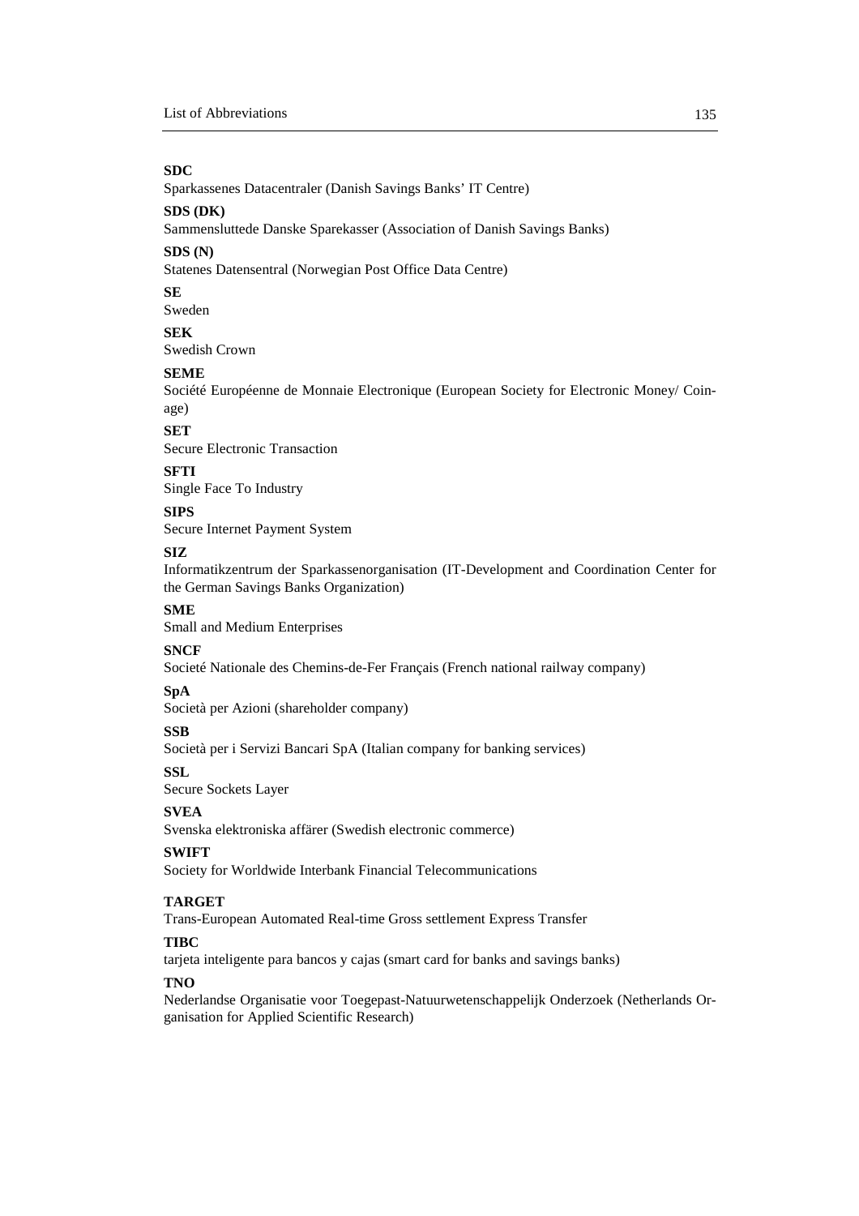**SDC**
Sparkassenes Datacentraler (Danish Savings Banks' IT Centre)

**SDS (DK)**
Sammensluttede Danske Sparekasser (Association of Danish Savings Banks)

**SDS (N)**
Statenes Datensentral (Norwegian Post Office Data Centre)

**SE**
Sweden

**SEK**
Swedish Crown

**SEME**
Société Européenne de Monnaie Electronique (European Society for Electronic Money/ Coinage)

**SET**
Secure Electronic Transaction

**SFTI**
Single Face To Industry

**SIPS**
Secure Internet Payment System

**SIZ**
Informatikzentrum der Sparkassenorganisation (IT-Development and Coordination Center for the German Savings Banks Organization)

**SME**
Small and Medium Enterprises

**SNCF**
Societé Nationale des Chemins-de-Fer Français (French national railway company)

**SpA**
Società per Azioni (shareholder company)

**SSB**
Società per i Servizi Bancari SpA (Italian company for banking services)

**SSL**
Secure Sockets Layer

**SVEA**
Svenska elektroniska affärer (Swedish electronic commerce)

**SWIFT**
Society for Worldwide Interbank Financial Telecommunications

**TARGET**
Trans-European Automated Real-time Gross settlement Express Transfer

**TIBC**
tarjeta inteligente para bancos y cajas (smart card for banks and savings banks)

**TNO**
Nederlandse Organisatie voor Toegepast-Natuurwetenschappelijk Onderzoek (Netherlands Organisation for Applied Scientific Research)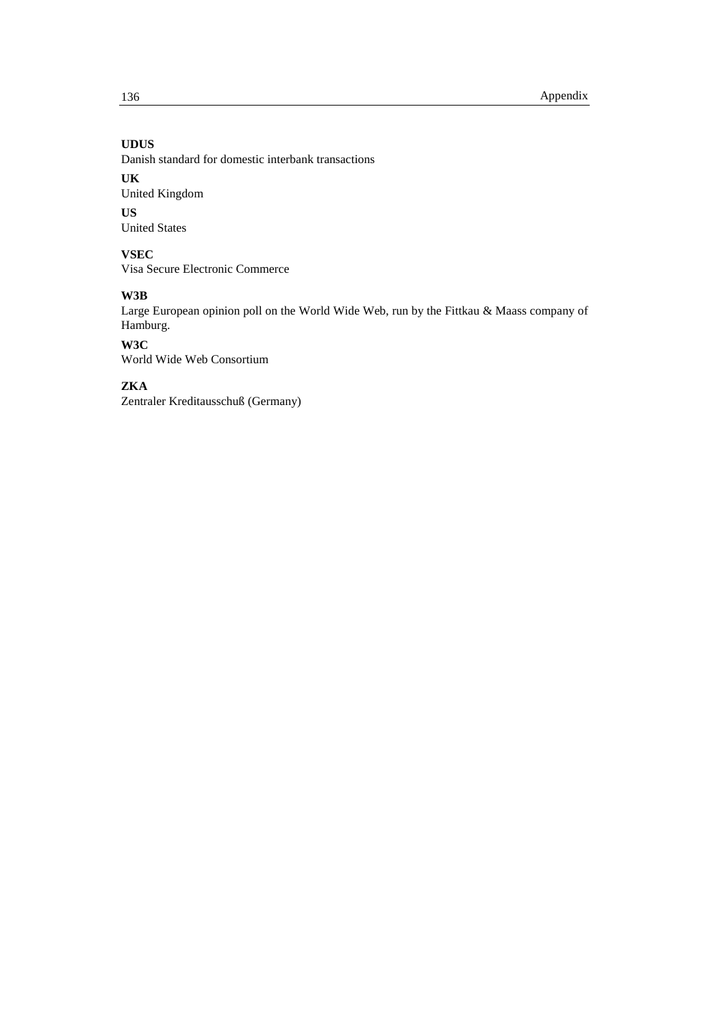**UDUS**
Danish standard for domestic interbank transactions

**UK**
United Kingdom

**US**
United States

**VSEC**
Visa Secure Electronic Commerce

**W3B**
Large European opinion poll on the World Wide Web, run by the Fittkau & Maass company of Hamburg.

**W3C**
World Wide Web Consortium

**ZKA**
Zentraler Kreditausschuß (Germany)